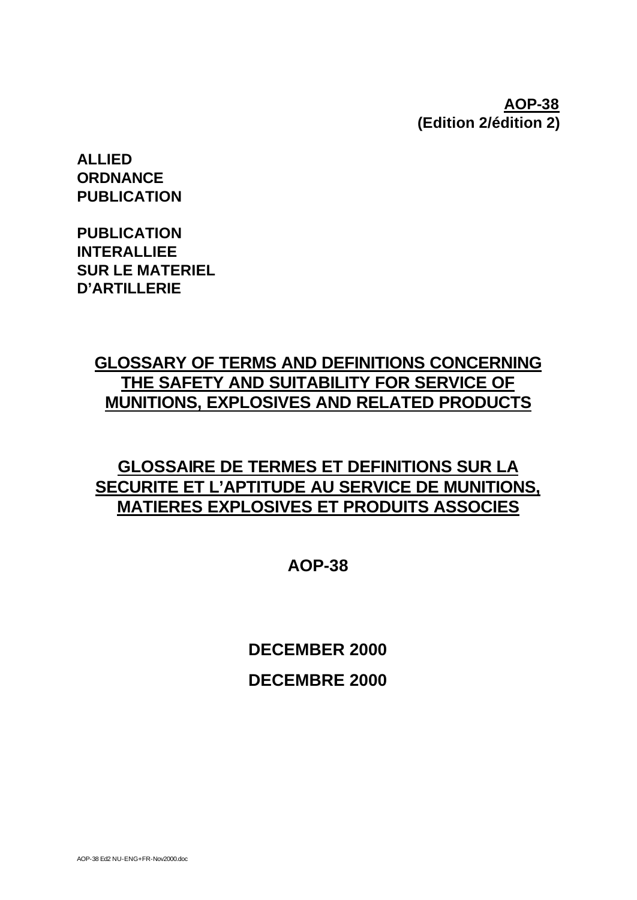**AOP-38**
**(Edition 2/édition 2)**

**ALLIED**
**ORDNANCE**
**PUBLICATION**

**PUBLICATION**
**INTERALLIEE**
**SUR LE MATERIEL**
**D'ARTILLERIE**

# GLOSSARY OF TERMS AND DEFINITIONS CONCERNING THE SAFETY AND SUITABILITY FOR SERVICE OF MUNITIONS, EXPLOSIVES AND RELATED PRODUCTS

# GLOSSAIRE DE TERMES ET DEFINITIONS SUR LA SECURITE ET L'APTITUDE AU SERVICE DE MUNITIONS, MATIERES EXPLOSIVES ET PRODUITS ASSOCIES

**AOP-38**

**DECEMBER 2000**

**DECEMBRE 2000**

AOP-38 Ed2 NU-ENG+FR-Nov2000.doc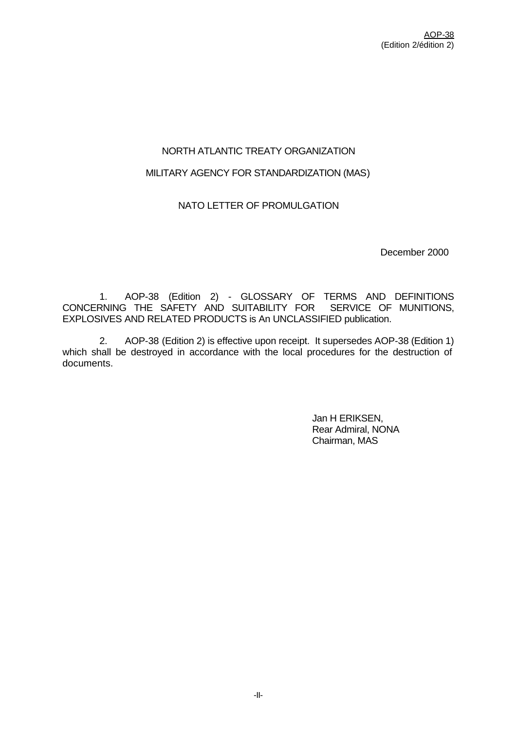NORTH ATLANTIC TREATY ORGANIZATION

MILITARY AGENCY FOR STANDARDIZATION (MAS)

NATO LETTER OF PROMULGATION

December 2000

1. AOP-38 (Edition 2) - GLOSSARY OF TERMS AND DEFINITIONS CONCERNING THE SAFETY AND SUITABILITY FOR SERVICE OF MUNITIONS, EXPLOSIVES AND RELATED PRODUCTS is An UNCLASSIFIED publication.

2. AOP-38 (Edition 2) is effective upon receipt. It supersedes AOP-38 (Edition 1) which shall be destroyed in accordance with the local procedures for the destruction of documents.

Jan H ERIKSEN,
Rear Admiral, NONA
Chairman, MAS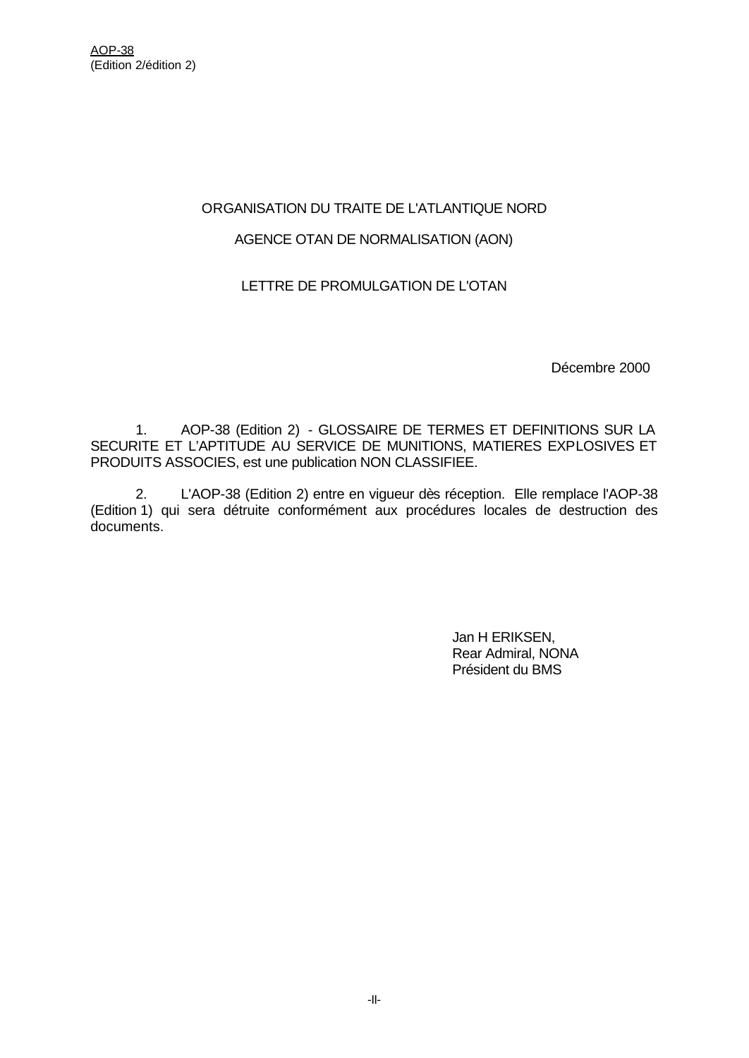ORGANISATION DU TRAITE DE L'ATLANTIQUE NORD

AGENCE OTAN DE NORMALISATION (AON)

LETTRE DE PROMULGATION DE L'OTAN

Décembre 2000

1. AOP-38 (Edition 2) - GLOSSAIRE DE TERMES ET DEFINITIONS SUR LA SECURITE ET L'APTITUDE AU SERVICE DE MUNITIONS, MATIERES EXPLOSIVES ET PRODUITS ASSOCIES, est une publication NON CLASSIFIEE.

2. L'AOP-38 (Edition 2) entre en vigueur dès réception. Elle remplace l'AOP-38 (Edition 1) qui sera détruite conformément aux procédures locales de destruction des documents.

Jan H ERIKSEN,
Rear Admiral, NONA
Président du BMS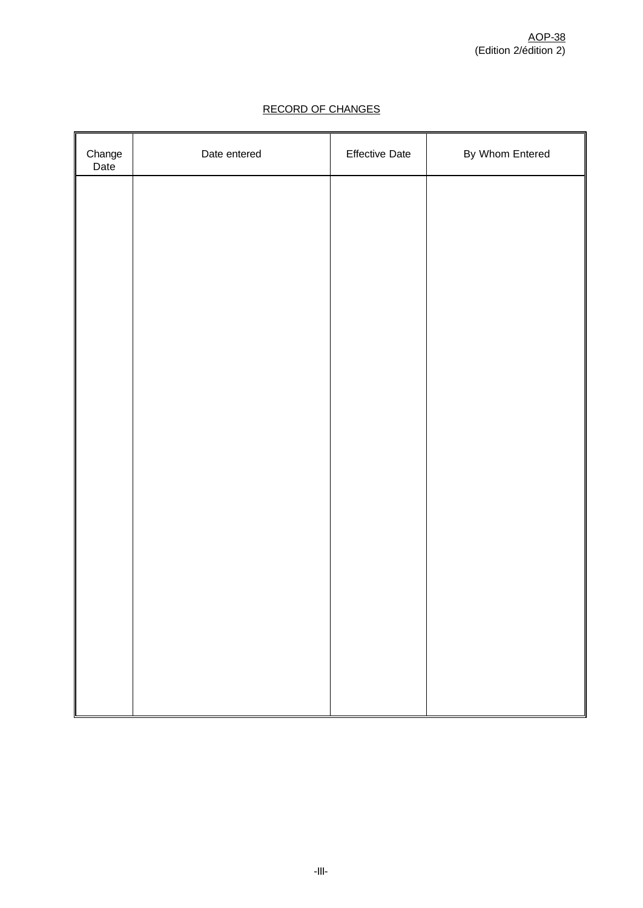## RECORD OF CHANGES

| Change Date | Date entered | Effective Date | By Whom Entered |
|---|---|---|---|
| | | | |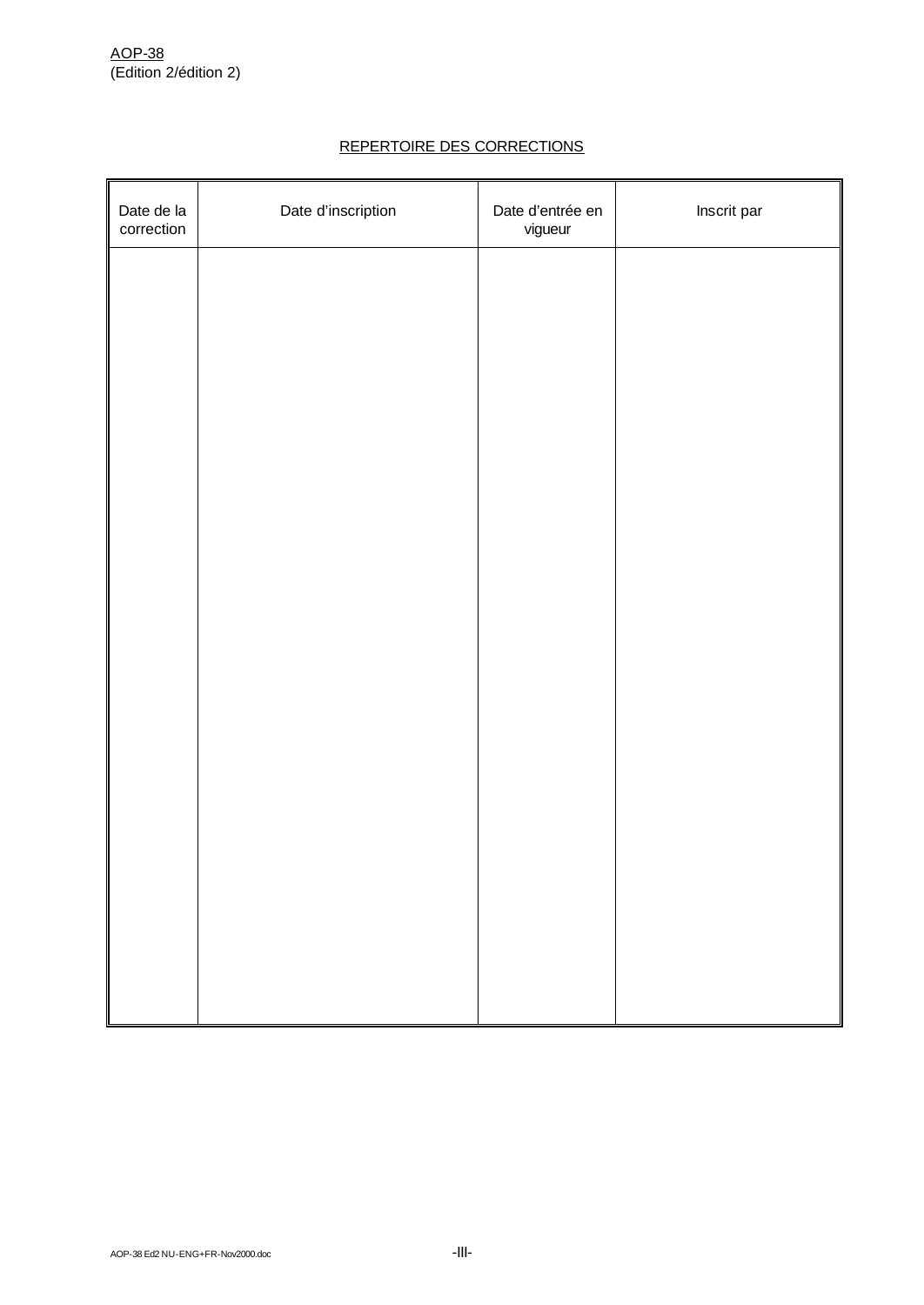REPERTOIRE DES CORRECTIONS

| Date de la correction | Date d'inscription | Date d'entrée en vigueur | Inscrit par |
|---|---|---|---|
| | | | |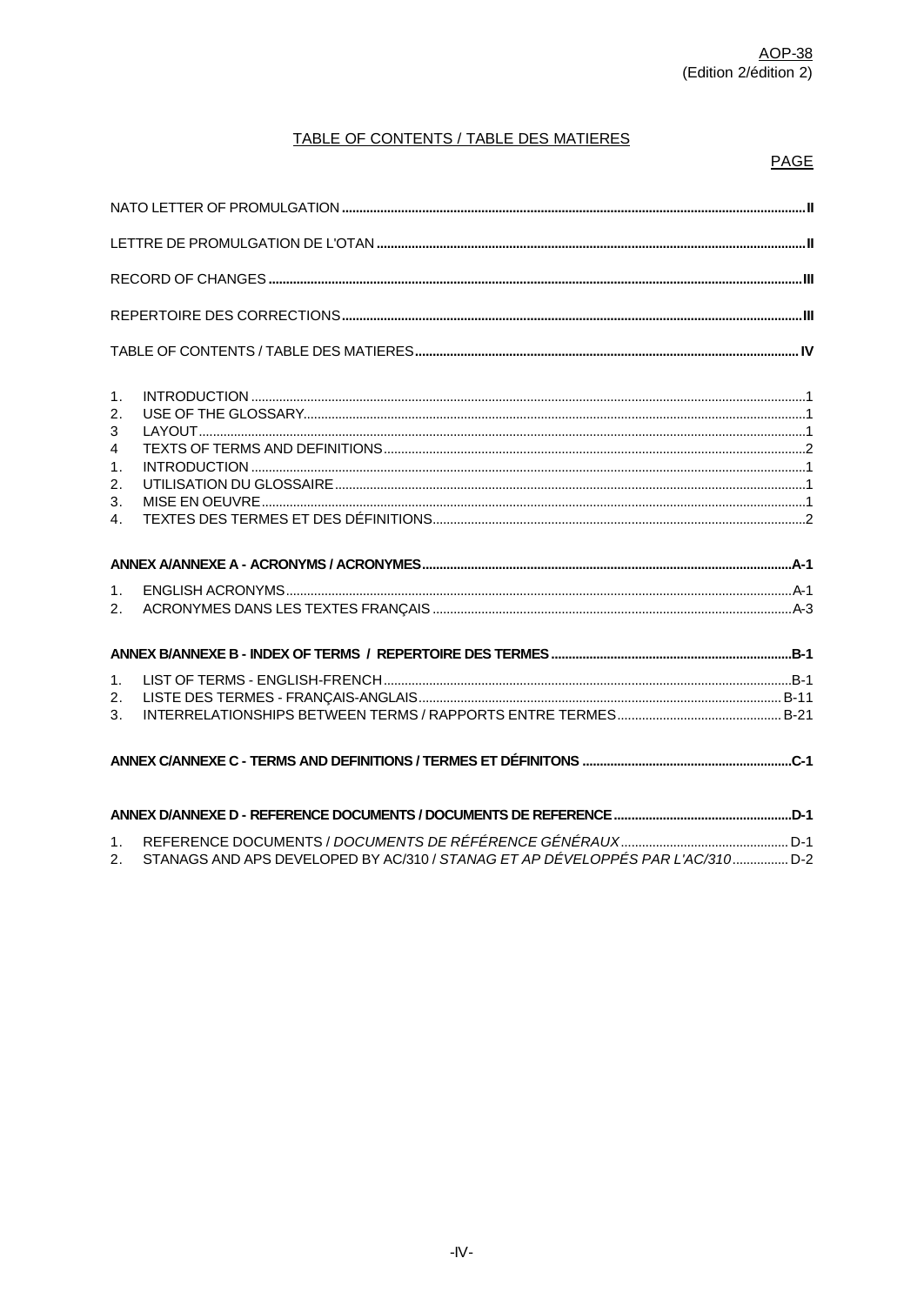## TABLE OF CONTENTS / TABLE DES MATIERES

PAGE

**NATO LETTER OF PROMULGATION** .......... **II**

**LETTRE DE PROMULGATION DE L'OTAN** .......... **II**

**RECORD OF CHANGES** .......... **III**

**REPERTOIRE DES CORRECTIONS** .......... **III**

**TABLE OF CONTENTS / TABLE DES MATIERES** .......... **IV**

1. INTRODUCTION .......... 1
2. USE OF THE GLOSSARY .......... 1
3 LAYOUT .......... 1
4 TEXTS OF TERMS AND DEFINITIONS .......... 2
1. INTRODUCTION .......... 1
2. UTILISATION DU GLOSSAIRE .......... 1
3. MISE EN OEUVRE .......... 1
4. TEXTES DES TERMES ET DES DÉFINITIONS .......... 2

**ANNEX A/ANNEXE A - ACRONYMS / ACRONYMES** .......... **A-1**

1. ENGLISH ACRONYMS .......... A-1
2. ACRONYMES DANS LES TEXTES FRANÇAIS .......... A-3

**ANNEX B/ANNEXE B - INDEX OF TERMS / REPERTOIRE DES TERMES** .......... **B-1**

1. LIST OF TERMS - ENGLISH-FRENCH .......... B-1
2. LISTE DES TERMES - FRANÇAIS-ANGLAIS .......... B-11
3. INTERRELATIONSHIPS BETWEEN TERMS / RAPPORTS ENTRE TERMES .......... B-21

**ANNEX C/ANNEXE C - TERMS AND DEFINITIONS / TERMES ET DÉFINITONS** .......... **C-1**

**ANNEX D/ANNEXE D - REFERENCE DOCUMENTS / DOCUMENTS DE REFERENCE** .......... **D-1**

1. REFERENCE DOCUMENTS / *DOCUMENTS DE RÉFÉRENCE GÉNÉRAUX* .......... D-1
2. STANAGS AND APS DEVELOPED BY AC/310 / *STANAG ET AP DÉVELOPPÉS PAR L'AC/310* .......... D-2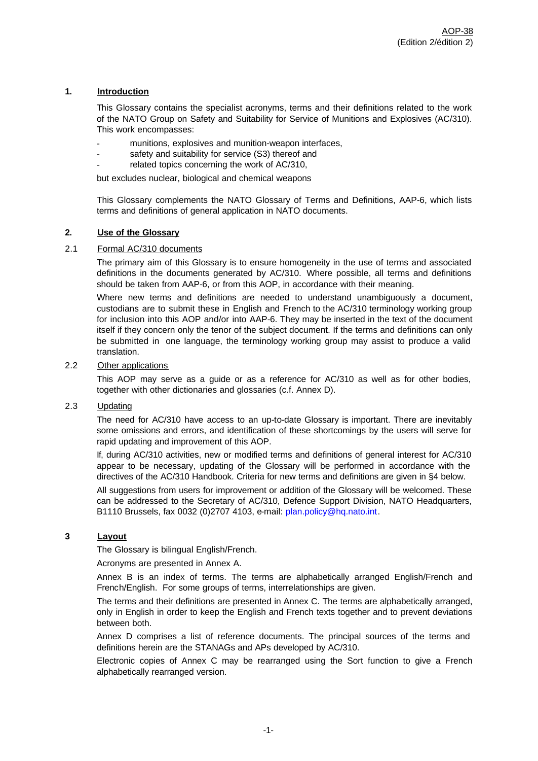## 1. Introduction

This Glossary contains the specialist acronyms, terms and their definitions related to the work of the NATO Group on Safety and Suitability for Service of Munitions and Explosives (AC/310). This work encompasses:

- munitions, explosives and munition-weapon interfaces,
- safety and suitability for service (S3) thereof and
- related topics concerning the work of AC/310,

but excludes nuclear, biological and chemical weapons

This Glossary complements the NATO Glossary of Terms and Definitions, AAP-6, which lists terms and definitions of general application in NATO documents.

## 2. Use of the Glossary

### 2.1 Formal AC/310 documents

The primary aim of this Glossary is to ensure homogeneity in the use of terms and associated definitions in the documents generated by AC/310. Where possible, all terms and definitions should be taken from AAP-6, or from this AOP, in accordance with their meaning.

Where new terms and definitions are needed to understand unambiguously a document, custodians are to submit these in English and French to the AC/310 terminology working group for inclusion into this AOP and/or into AAP-6. They may be inserted in the text of the document itself if they concern only the tenor of the subject document. If the terms and definitions can only be submitted in one language, the terminology working group may assist to produce a valid translation.

### 2.2 Other applications

This AOP may serve as a guide or as a reference for AC/310 as well as for other bodies, together with other dictionaries and glossaries (c.f. Annex D).

### 2.3 Updating

The need for AC/310 have access to an up-to-date Glossary is important. There are inevitably some omissions and errors, and identification of these shortcomings by the users will serve for rapid updating and improvement of this AOP.

If, during AC/310 activities, new or modified terms and definitions of general interest for AC/310 appear to be necessary, updating of the Glossary will be performed in accordance with the directives of the AC/310 Handbook. Criteria for new terms and definitions are given in §4 below.

All suggestions from users for improvement or addition of the Glossary will be welcomed. These can be addressed to the Secretary of AC/310, Defence Support Division, NATO Headquarters, B1110 Brussels, fax 0032 (0)2707 4103, e-mail: plan.policy@hq.nato.int.

## 3 Layout

The Glossary is bilingual English/French.

Acronyms are presented in Annex A.

Annex B is an index of terms. The terms are alphabetically arranged English/French and French/English. For some groups of terms, interrelationships are given.

The terms and their definitions are presented in Annex C. The terms are alphabetically arranged, only in English in order to keep the English and French texts together and to prevent deviations between both.

Annex D comprises a list of reference documents. The principal sources of the terms and definitions herein are the STANAGs and APs developed by AC/310.

Electronic copies of Annex C may be rearranged using the Sort function to give a French alphabetically rearranged version.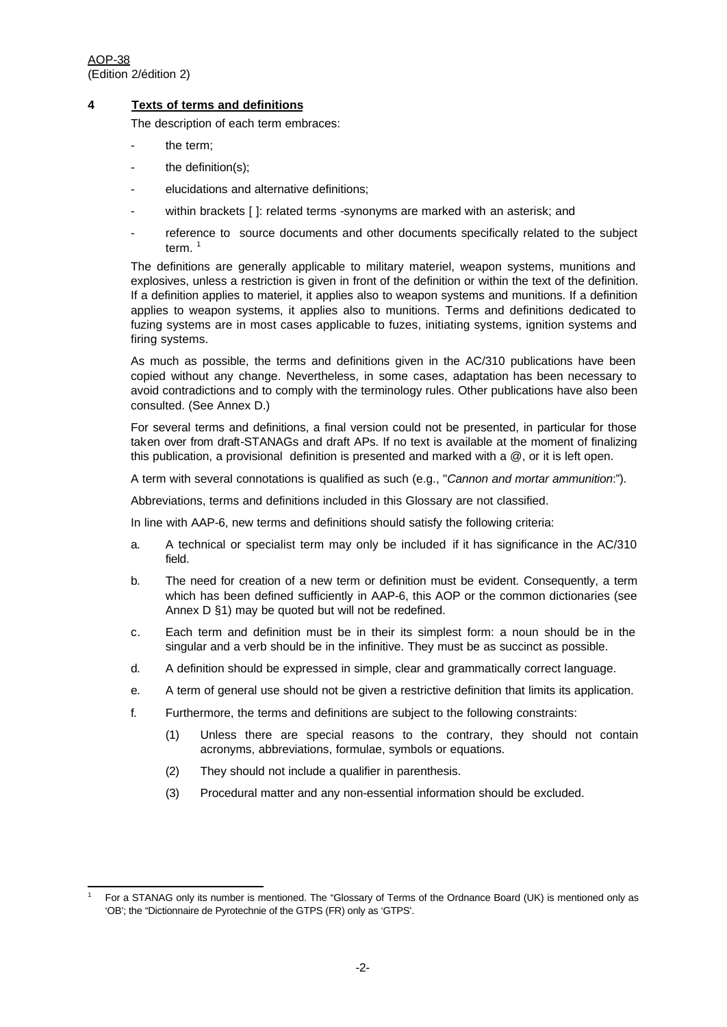## 4 Texts of terms and definitions

The description of each term embraces:

- the term;
- the definition(s);
- elucidations and alternative definitions;
- within brackets [ ]: related terms -synonyms are marked with an asterisk; and
- reference to source documents and other documents specifically related to the subject term. [1]

The definitions are generally applicable to military materiel, weapon systems, munitions and explosives, unless a restriction is given in front of the definition or within the text of the definition. If a definition applies to materiel, it applies also to weapon systems and munitions. If a definition applies to weapon systems, it applies also to munitions. Terms and definitions dedicated to fuzing systems are in most cases applicable to fuzes, initiating systems, ignition systems and firing systems.

As much as possible, the terms and definitions given in the AC/310 publications have been copied without any change. Nevertheless, in some cases, adaptation has been necessary to avoid contradictions and to comply with the terminology rules. Other publications have also been consulted. (See Annex D.)

For several terms and definitions, a final version could not be presented, in particular for those taken over from draft-STANAGs and draft APs. If no text is available at the moment of finalizing this publication, a provisional definition is presented and marked with a @, or it is left open.

A term with several connotations is qualified as such (e.g., "*Cannon and mortar ammunition:*").

Abbreviations, terms and definitions included in this Glossary are not classified.

In line with AAP-6, new terms and definitions should satisfy the following criteria:

a. A technical or specialist term may only be included if it has significance in the AC/310 field.

b. The need for creation of a new term or definition must be evident. Consequently, a term which has been defined sufficiently in AAP-6, this AOP or the common dictionaries (see Annex D §1) may be quoted but will not be redefined.

c. Each term and definition must be in their its simplest form: a noun should be in the singular and a verb should be in the infinitive. They must be as succinct as possible.

d. A definition should be expressed in simple, clear and grammatically correct language.

e. A term of general use should not be given a restrictive definition that limits its application.

f. Furthermore, the terms and definitions are subject to the following constraints:

   (1) Unless there are special reasons to the contrary, they should not contain acronyms, abbreviations, formulae, symbols or equations.

   (2) They should not include a qualifier in parenthesis.

   (3) Procedural matter and any non-essential information should be excluded.

---

[1] For a STANAG only its number is mentioned. The "Glossary of Terms of the Ordnance Board (UK) is mentioned only as 'OB'; the "Dictionnaire de Pyrotechnie of the GTPS (FR) only as 'GTPS'.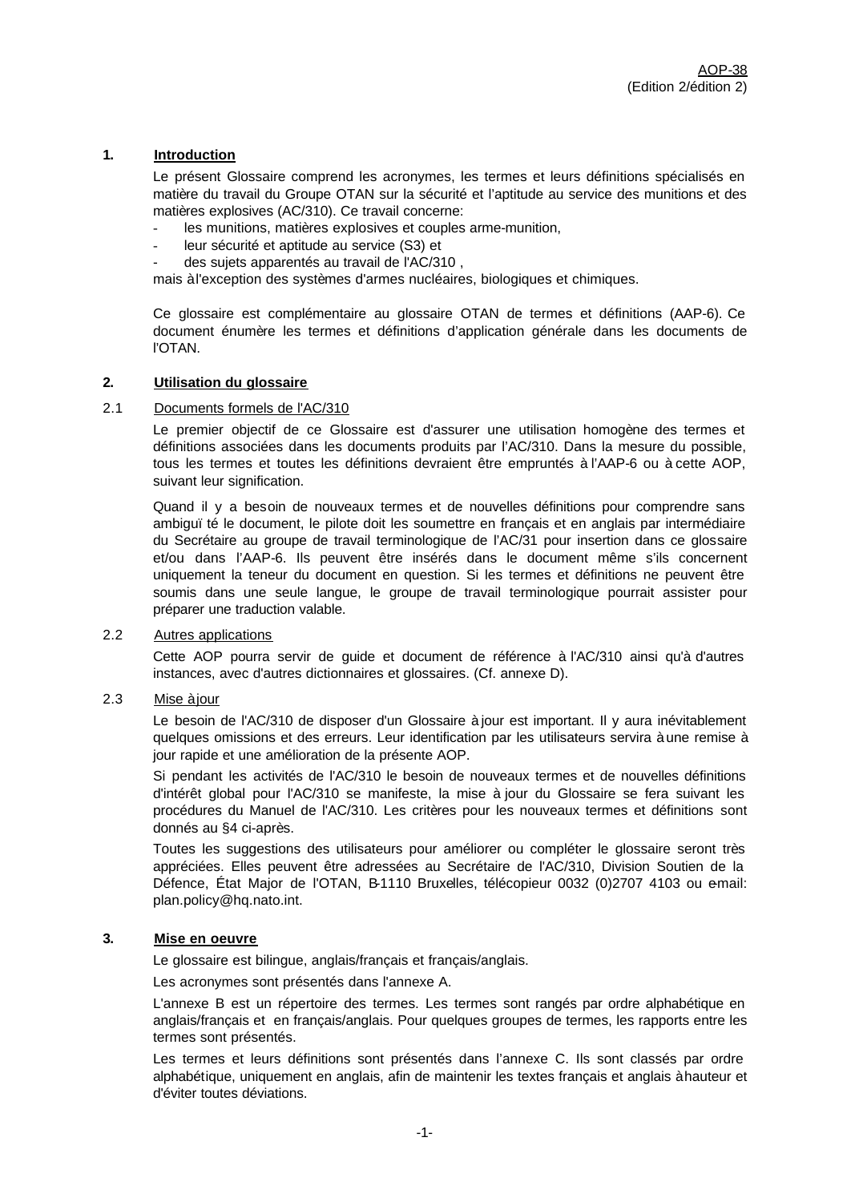## 1. Introduction

Le présent Glossaire comprend les acronymes, les termes et leurs définitions spécialisés en matière du travail du Groupe OTAN sur la sécurité et l'aptitude au service des munitions et des matières explosives (AC/310). Ce travail concerne:

- les munitions, matières explosives et couples arme-munition,
- leur sécurité et aptitude au service (S3) et
- des sujets apparentés au travail de l'AC/310 ,

mais à l'exception des systèmes d'armes nucléaires, biologiques et chimiques.

Ce glossaire est complémentaire au glossaire OTAN de termes et définitions (AAP-6). Ce document énumère les termes et définitions d'application générale dans les documents de l'OTAN.

## 2. Utilisation du glossaire

### 2.1 Documents formels de l'AC/310

Le premier objectif de ce Glossaire est d'assurer une utilisation homogène des termes et définitions associées dans les documents produits par l'AC/310. Dans la mesure du possible, tous les termes et toutes les définitions devraient être empruntés à l'AAP-6 ou à cette AOP, suivant leur signification.

Quand il y a besoin de nouveaux termes et de nouvelles définitions pour comprendre sans ambiguïté le document, le pilote doit les soumettre en français et en anglais par intermédiaire du Secrétaire au groupe de travail terminologique de l'AC/31 pour insertion dans ce glossaire et/ou dans l'AAP-6. Ils peuvent être insérés dans le document même s'ils concernent uniquement la teneur du document en question. Si les termes et définitions ne peuvent être soumis dans une seule langue, le groupe de travail terminologique pourrait assister pour préparer une traduction valable.

### 2.2 Autres applications

Cette AOP pourra servir de guide et document de référence à l'AC/310 ainsi qu'à d'autres instances, avec d'autres dictionnaires et glossaires. (Cf. annexe D).

### 2.3 Mise à jour

Le besoin de l'AC/310 de disposer d'un Glossaire à jour est important. Il y aura inévitablement quelques omissions et des erreurs. Leur identification par les utilisateurs servira à une remise à jour rapide et une amélioration de la présente AOP.

Si pendant les activités de l'AC/310 le besoin de nouveaux termes et de nouvelles définitions d'intérêt global pour l'AC/310 se manifeste, la mise à jour du Glossaire se fera suivant les procédures du Manuel de l'AC/310. Les critères pour les nouveaux termes et définitions sont donnés au §4 ci-après.

Toutes les suggestions des utilisateurs pour améliorer ou compléter le glossaire seront très appréciées. Elles peuvent être adressées au Secrétaire de l'AC/310, Division Soutien de la Défence, État Major de l'OTAN, B-1110 Bruxelles, télécopieur 0032 (0)2707 4103 ou e-mail: plan.policy@hq.nato.int.

## 3. Mise en oeuvre

Le glossaire est bilingue, anglais/français et français/anglais.

Les acronymes sont présentés dans l'annexe A.

L'annexe B est un répertoire des termes. Les termes sont rangés par ordre alphabétique en anglais/français et en français/anglais. Pour quelques groupes de termes, les rapports entre les termes sont présentés.

Les termes et leurs définitions sont présentés dans l'annexe C. Ils sont classés par ordre alphabétique, uniquement en anglais, afin de maintenir les textes français et anglais à hauteur et d'éviter toutes déviations.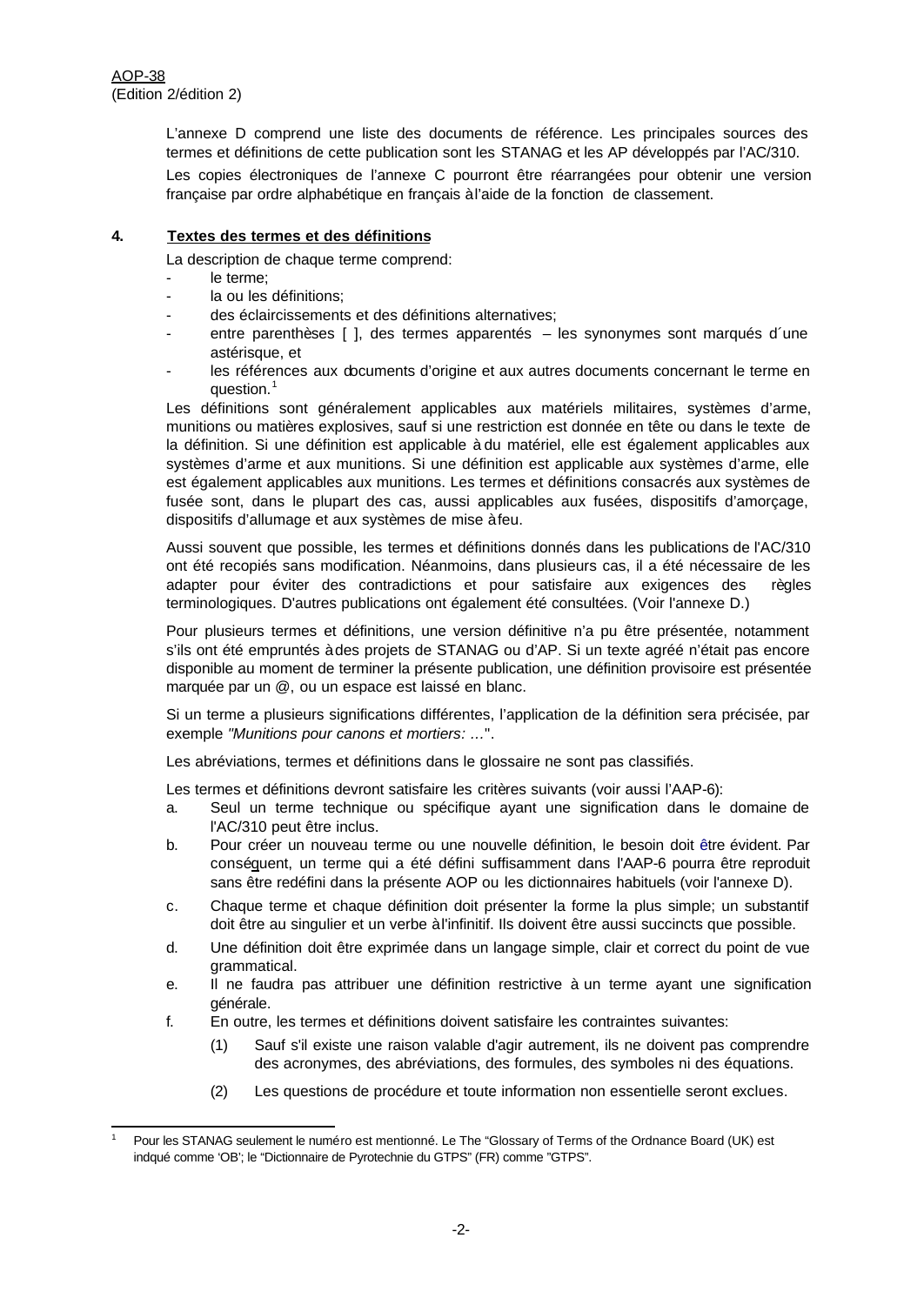L'annexe D comprend une liste des documents de référence. Les principales sources des termes et définitions de cette publication sont les STANAG et les AP développés par l'AC/310.

Les copies électroniques de l'annexe C pourront être réarrangées pour obtenir une version française par ordre alphabétique en français à l'aide de la fonction de classement.

**4. Textes des termes et des définitions**

La description de chaque terme comprend:

- le terme;
- la ou les définitions;
- des éclaircissements et des définitions alternatives;
- entre parenthèses [ ], des termes apparentés – les synonymes sont marqués d´une astérisque, et
- les références aux documents d'origine et aux autres documents concernant le terme en question.[1]

Les définitions sont généralement applicables aux matériels militaires, systèmes d'arme, munitions ou matières explosives, sauf si une restriction est donnée en tête ou dans le texte de la définition. Si une définition est applicable à du matériel, elle est également applicables aux systèmes d'arme et aux munitions. Si une définition est applicable aux systèmes d'arme, elle est également applicables aux munitions. Les termes et définitions consacrés aux systèmes de fusée sont, dans le plupart des cas, aussi applicables aux fusées, dispositifs d'amorçage, dispositifs d'allumage et aux systèmes de mise à feu.

Aussi souvent que possible, les termes et définitions donnés dans les publications de l'AC/310 ont été recopiés sans modification. Néanmoins, dans plusieurs cas, il a été nécessaire de les adapter pour éviter des contradictions et pour satisfaire aux exigences des règles terminologiques. D'autres publications ont également été consultées. (Voir l'annexe D.)

Pour plusieurs termes et définitions, une version définitive n'a pu être présentée, notamment s'ils ont été empruntés à des projets de STANAG ou d'AP. Si un texte agréé n'était pas encore disponible au moment de terminer la présente publication, une définition provisoire est présentée marquée par un @, ou un espace est laissé en blanc.

Si un terme a plusieurs significations différentes, l'application de la définition sera précisée, par exemple *"Munitions pour canons et mortiers: ..."*.

Les abréviations, termes et définitions dans le glossaire ne sont pas classifiés.

Les termes et définitions devront satisfaire les critères suivants (voir aussi l'AAP-6):

a. Seul un terme technique ou spécifique ayant une signification dans le domaine de l'AC/310 peut être inclus.

b. Pour créer un nouveau terme ou une nouvelle définition, le besoin doit être évident. Par conséquent, un terme qui a été défini suffisamment dans l'AAP-6 pourra être reproduit sans être redéfini dans la présente AOP ou les dictionnaires habituels (voir l'annexe D).

c. Chaque terme et chaque définition doit présenter la forme la plus simple; un substantif doit être au singulier et un verbe à l'infinitif. Ils doivent être aussi succincts que possible.

d. Une définition doit être exprimée dans un langage simple, clair et correct du point de vue grammatical.

e. Il ne faudra pas attribuer une définition restrictive à un terme ayant une signification générale.

f. En outre, les termes et définitions doivent satisfaire les contraintes suivantes:

   (1) Sauf s'il existe une raison valable d'agir autrement, ils ne doivent pas comprendre des acronymes, des abréviations, des formules, des symboles ni des équations.

   (2) Les questions de procédure et toute information non essentielle seront exclues.

---

[1] Pour les STANAG seulement le numéro est mentionné. Le The "Glossary of Terms of the Ordnance Board (UK) est indqué comme 'OB'; le "Dictionnaire de Pyrotechnie du GTPS" (FR) comme "GTPS".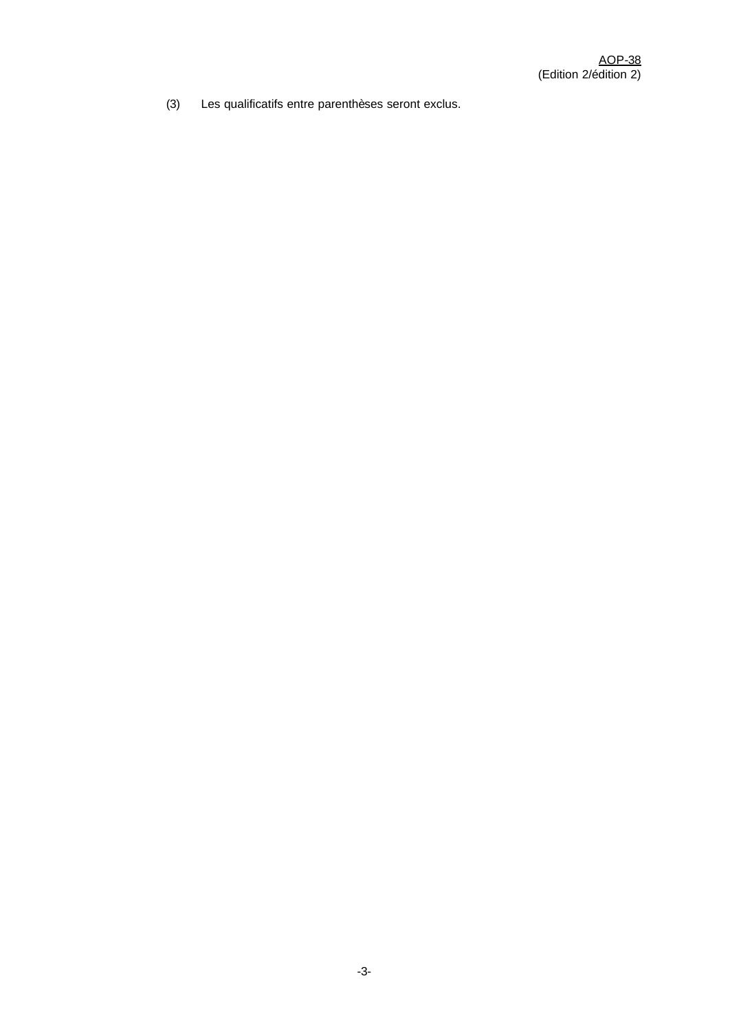(3) Les qualificatifs entre parenthèses seront exclus.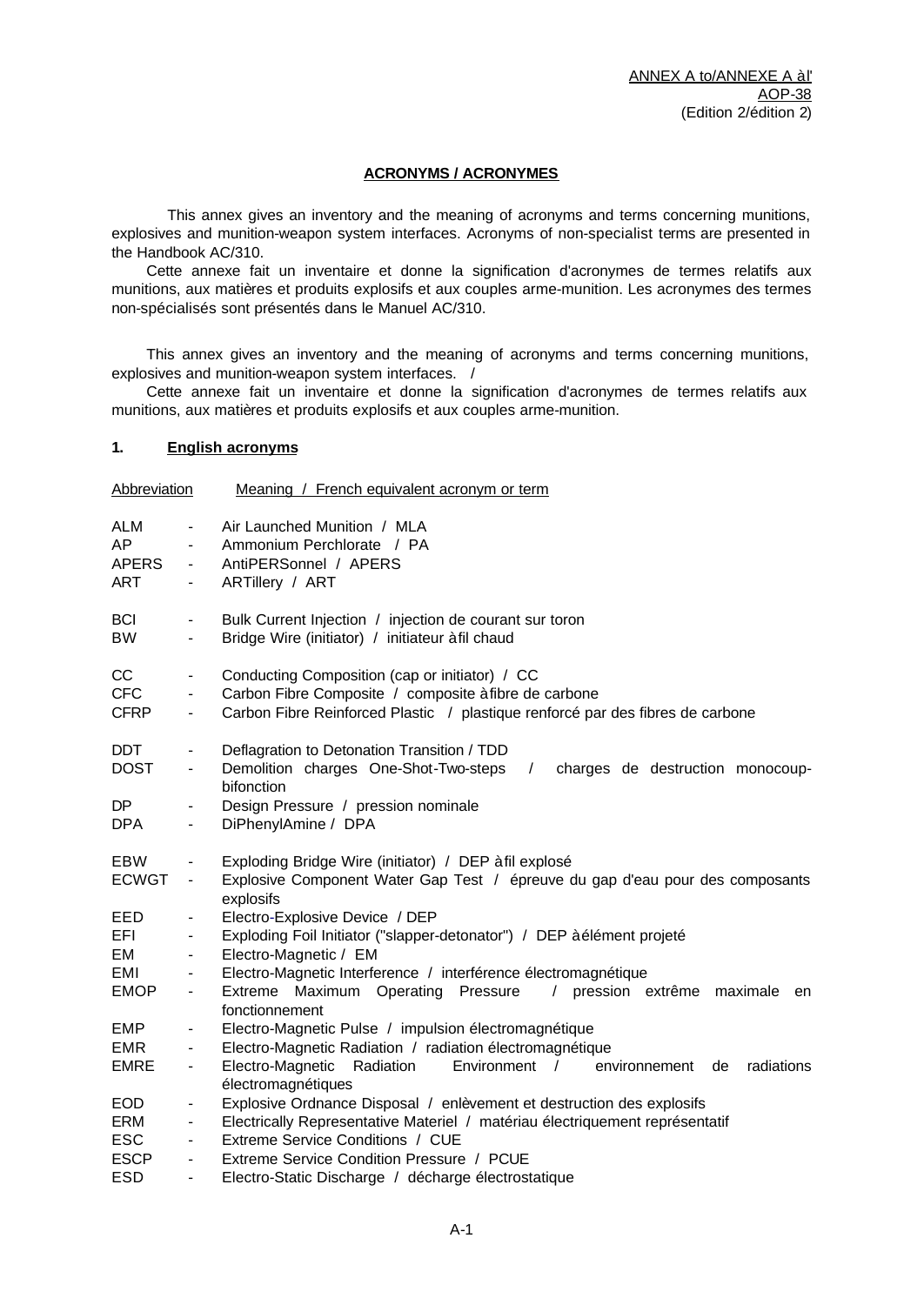ANNEX A to/ANNEXE A àl'
AOP-38
(Edition 2/édition 2)

## ACRONYMS / ACRONYMES

This annex gives an inventory and the meaning of acronyms and terms concerning munitions, explosives and munition-weapon system interfaces. Acronyms of non-specialist terms are presented in the Handbook AC/310.

Cette annexe fait un inventaire et donne la signification d'acronymes de termes relatifs aux munitions, aux matières et produits explosifs et aux couples arme-munition. Les acronymes des termes non-spécialisés sont présentés dans le Manuel AC/310.

This annex gives an inventory and the meaning of acronyms and terms concerning munitions, explosives and munition-weapon system interfaces. /

Cette annexe fait un inventaire et donne la signification d'acronymes de termes relatifs aux munitions, aux matières et produits explosifs et aux couples arme-munition.

### 1. English acronyms

| Abbreviation | | Meaning / French equivalent acronym or term |
|---|---|---|
| ALM | - | Air Launched Munition / MLA |
| AP | - | Ammonium Perchlorate / PA |
| APERS | - | AntiPERSonnel / APERS |
| ART | - | ARTillery / ART |
| BCI | - | Bulk Current Injection / injection de courant sur toron |
| BW | - | Bridge Wire (initiator) / initiateur àfil chaud |
| CC | - | Conducting Composition (cap or initiator) / CC |
| CFC | - | Carbon Fibre Composite / composite àfibre de carbone |
| CFRP | - | Carbon Fibre Reinforced Plastic / plastique renforcé par des fibres de carbone |
| DDT | - | Deflagration to Detonation Transition / TDD |
| DOST | - | Demolition charges One-Shot-Two-steps / charges de destruction monocoup-bifonction |
| DP | - | Design Pressure / pression nominale |
| DPA | - | DiPhenylAmine / DPA |
| EBW | - | Exploding Bridge Wire (initiator) / DEP àfil explosé |
| ECWGT | - | Explosive Component Water Gap Test / épreuve du gap d'eau pour des composants explosifs |
| EED | - | Electro-Explosive Device / DEP |
| EFI | - | Exploding Foil Initiator ("slapper-detonator") / DEP àélément projeté |
| EM | - | Electro-Magnetic / EM |
| EMI | - | Electro-Magnetic Interference / interférence électromagnétique |
| EMOP | - | Extreme Maximum Operating Pressure / pression extrême maximale en fonctionnement |
| EMP | - | Electro-Magnetic Pulse / impulsion électromagnétique |
| EMR | - | Electro-Magnetic Radiation / radiation électromagnétique |
| EMRE | - | Electro-Magnetic Radiation Environment / environnement de radiations électromagnétiques |
| EOD | - | Explosive Ordnance Disposal / enlèvement et destruction des explosifs |
| ERM | - | Electrically Representative Materiel / matériau électriquement représentatif |
| ESC | - | Extreme Service Conditions / CUE |
| ESCP | - | Extreme Service Condition Pressure / PCUE |
| ESD | - | Electro-Static Discharge / décharge électrostatique |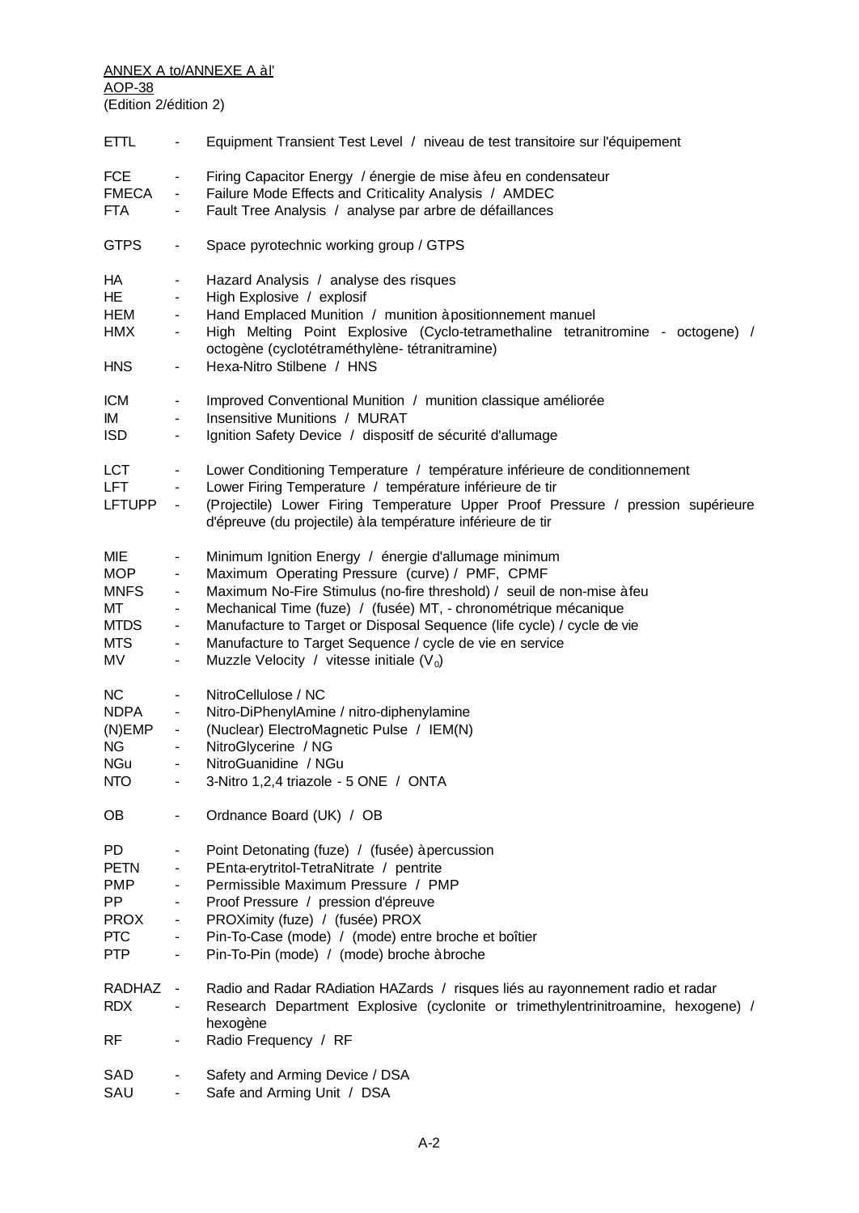ANNEX A to/ANNEXE A àl'
AOP-38
(Edition 2/édition 2)

| | | |
|---|---|---|
| ETTL | - | Equipment Transient Test Level / niveau de test transitoire sur l'équipement |
| FCE | - | Firing Capacitor Energy / énergie de mise àfeu en condensateur |
| FMECA | - | Failure Mode Effects and Criticality Analysis / AMDEC |
| FTA | - | Fault Tree Analysis / analyse par arbre de défaillances |
| GTPS | - | Space pyrotechnic working group / GTPS |
| HA | - | Hazard Analysis / analyse des risques |
| HE | - | High Explosive / explosif |
| HEM | - | Hand Emplaced Munition / munition àpositionnement manuel |
| HMX | - | High Melting Point Explosive (Cyclo-tetramethaline tetranitromine - octogene) / octogène (cyclotétraméthylène- tétranitramine) |
| HNS | - | Hexa-Nitro Stilbene / HNS |
| ICM | - | Improved Conventional Munition / munition classique améliorée |
| IM | - | Insensitive Munitions / MURAT |
| ISD | - | Ignition Safety Device / dispositf de sécurité d'allumage |
| LCT | - | Lower Conditioning Temperature / température inférieure de conditionnement |
| LFT | - | Lower Firing Temperature / température inférieure de tir |
| LFTUPP | - | (Projectile) Lower Firing Temperature Upper Proof Pressure / pression supérieure d'épreuve (du projectile) àla température inférieure de tir |
| MIE | - | Minimum Ignition Energy / énergie d'allumage minimum |
| MOP | - | Maximum Operating Pressure (curve) / PMF, CPMF |
| MNFS | - | Maximum No-Fire Stimulus (no-fire threshold) / seuil de non-mise àfeu |
| MT | - | Mechanical Time (fuze) / (fusée) MT, - chronométrique mécanique |
| MTDS | - | Manufacture to Target or Disposal Sequence (life cycle) / cycle de vie |
| MTS | - | Manufacture to Target Sequence / cycle de vie en service |
| MV | - | Muzzle Velocity / vitesse initiale ($V_0$) |
| NC | - | NitroCellulose / NC |
| NDPA | - | Nitro-DiPhenylAmine / nitro-diphenylamine |
| (N)EMP | - | (Nuclear) ElectroMagnetic Pulse / IEM(N) |
| NG | - | NitroGlycerine / NG |
| NGu | - | NitroGuanidine / NGu |
| NTO | - | 3-Nitro 1,2,4 triazole - 5 ONE / ONTA |
| OB | - | Ordnance Board (UK) / OB |
| PD | - | Point Detonating (fuze) / (fusée) àpercussion |
| PETN | - | PEnta-erytritol-TetraNitrate / pentrite |
| PMP | - | Permissible Maximum Pressure / PMP |
| PP | - | Proof Pressure / pression d'épreuve |
| PROX | - | PROXimity (fuze) / (fusée) PROX |
| PTC | - | Pin-To-Case (mode) / (mode) entre broche et boîtier |
| PTP | - | Pin-To-Pin (mode) / (mode) broche àbroche |
| RADHAZ | - | Radio and Radar RAdiation HAZards / risques liés au rayonnement radio et radar |
| RDX | - | Research Department Explosive (cyclonite or trimethylentrinitroamine, hexogene) / hexogène |
| RF | - | Radio Frequency / RF |
| SAD | - | Safety and Arming Device / DSA |
| SAU | - | Safe and Arming Unit / DSA |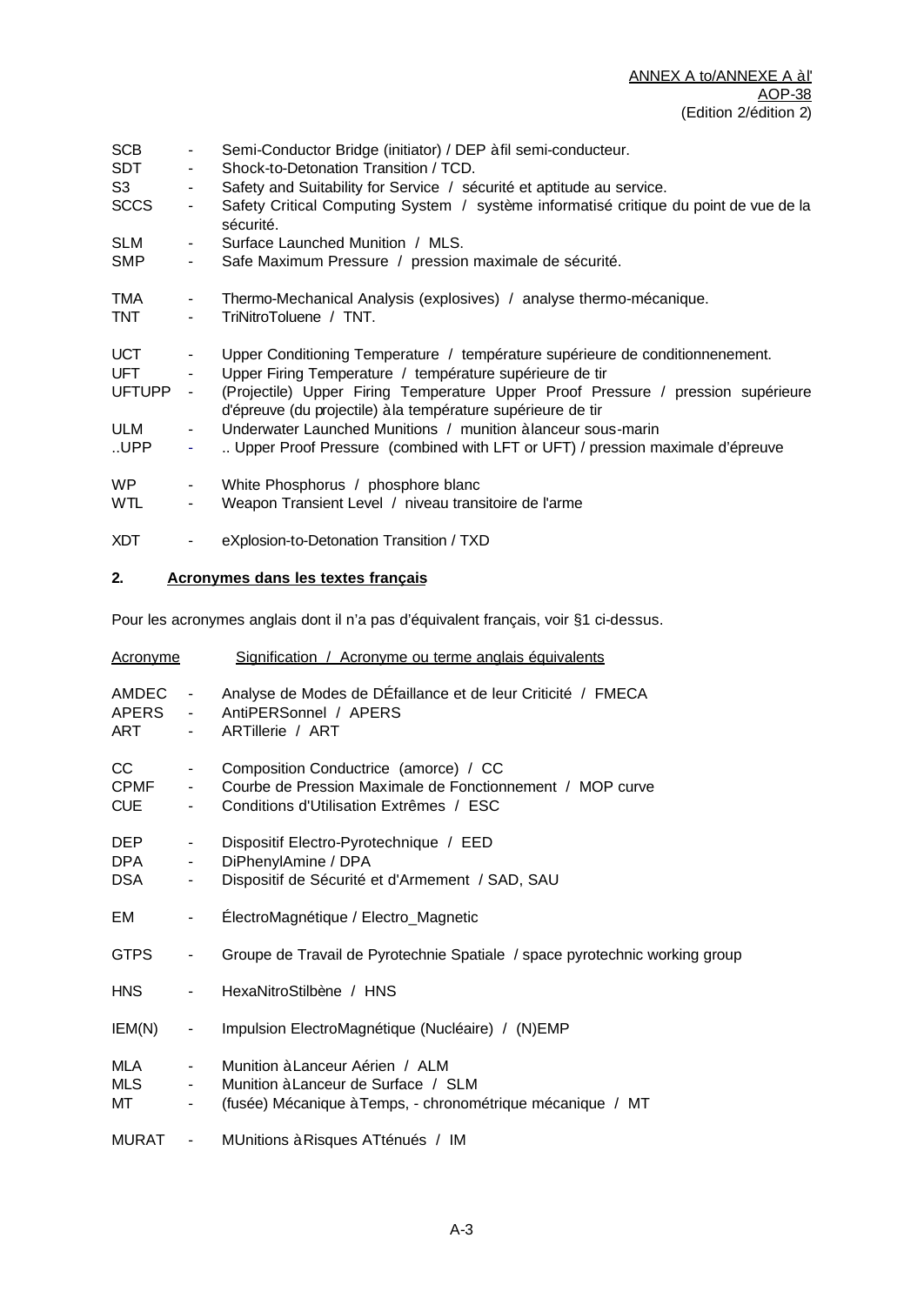| | | |
|---|---|---|
| SCB | - | Semi-Conductor Bridge (initiator) / DEP à fil semi-conducteur. |
| SDT | - | Shock-to-Detonation Transition / TCD. |
| S3 | - | Safety and Suitability for Service / sécurité et aptitude au service. |
| SCCS | - | Safety Critical Computing System / système informatisé critique du point de vue de la sécurité. |
| SLM | - | Surface Launched Munition / MLS. |
| SMP | - | Safe Maximum Pressure / pression maximale de sécurité. |
| TMA | - | Thermo-Mechanical Analysis (explosives) / analyse thermo-mécanique. |
| TNT | - | TriNitroToluene / TNT. |
| UCT | - | Upper Conditioning Temperature / température supérieure de conditionnenement. |
| UFT | - | Upper Firing Temperature / température supérieure de tir |
| UFTUPP | - | (Projectile) Upper Firing Temperature Upper Proof Pressure / pression supérieure d'épreuve (du projectile) à la température supérieure de tir |
| ULM | - | Underwater Launched Munitions / munition à lanceur sous-marin |
| ..UPP | - | .. Upper Proof Pressure (combined with LFT or UFT) / pression maximale d'épreuve |
| WP | - | White Phosphorus / phosphore blanc |
| WTL | - | Weapon Transient Level / niveau transitoire de l'arme |
| XDT | - | eXplosion-to-Detonation Transition / TXD |

## 2. Acronymes dans les textes français

Pour les acronymes anglais dont il n'a pas d'équivalent français, voir §1 ci-dessus.

| Acronyme | | Signification / Acronyme ou terme anglais équivalents |
|---|---|---|
| AMDEC | - | Analyse de Modes de DÉfaillance et de leur Criticité / FMECA |
| APERS | - | AntiPERSonnel / APERS |
| ART | - | ARTillerie / ART |
| CC | - | Composition Conductrice (amorce) / CC |
| CPMF | - | Courbe de Pression Maximale de Fonctionnement / MOP curve |
| CUE | - | Conditions d'Utilisation Extrêmes / ESC |
| DEP | - | Dispositif Electro-Pyrotechnique / EED |
| DPA | - | DiPhenylAmine / DPA |
| DSA | - | Dispositif de Sécurité et d'Armement / SAD, SAU |
| EM | - | ÉlectroMagnétique / Electro_Magnetic |
| GTPS | - | Groupe de Travail de Pyrotechnie Spatiale / space pyrotechnic working group |
| HNS | - | HexaNitroStilbène / HNS |
| IEM(N) | - | Impulsion ElectroMagnétique (Nucléaire) / (N)EMP |
| MLA | - | Munition à Lanceur Aérien / ALM |
| MLS | - | Munition à Lanceur de Surface / SLM |
| MT | - | (fusée) Mécanique à Temps, - chronométrique mécanique / MT |
| MURAT | - | MUnitions à Risques ATténués / IM |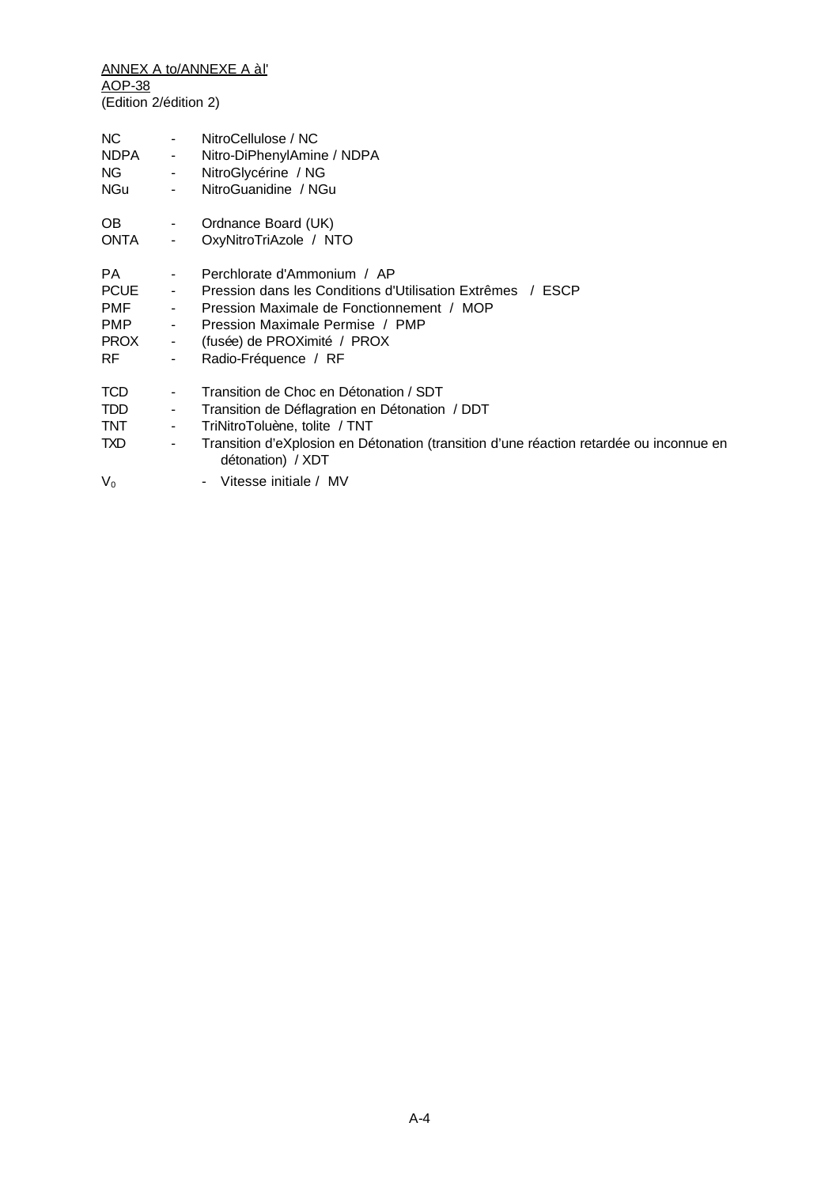NC - NitroCellulose / NC
NDPA - Nitro-DiPhenylAmine / NDPA
NG - NitroGlycérine / NG
NGu - NitroGuanidine / NGu

OB - Ordnance Board (UK)
ONTA - OxyNitroTriAzole / NTO

PA - Perchlorate d'Ammonium / AP
PCUE - Pression dans les Conditions d'Utilisation Extrêmes / ESCP
PMF - Pression Maximale de Fonctionnement / MOP
PMP - Pression Maximale Permise / PMP
PROX - (fusée) de PROXimité / PROX
RF - Radio-Fréquence / RF

TCD - Transition de Choc en Détonation / SDT
TDD - Transition de Déflagration en Détonation / DDT
TNT - TriNitroToluène, tolite / TNT
TXD - Transition d'eXplosion en Détonation (transition d'une réaction retardée ou inconnue en détonation) / XDT

$V_0$ - Vitesse initiale / MV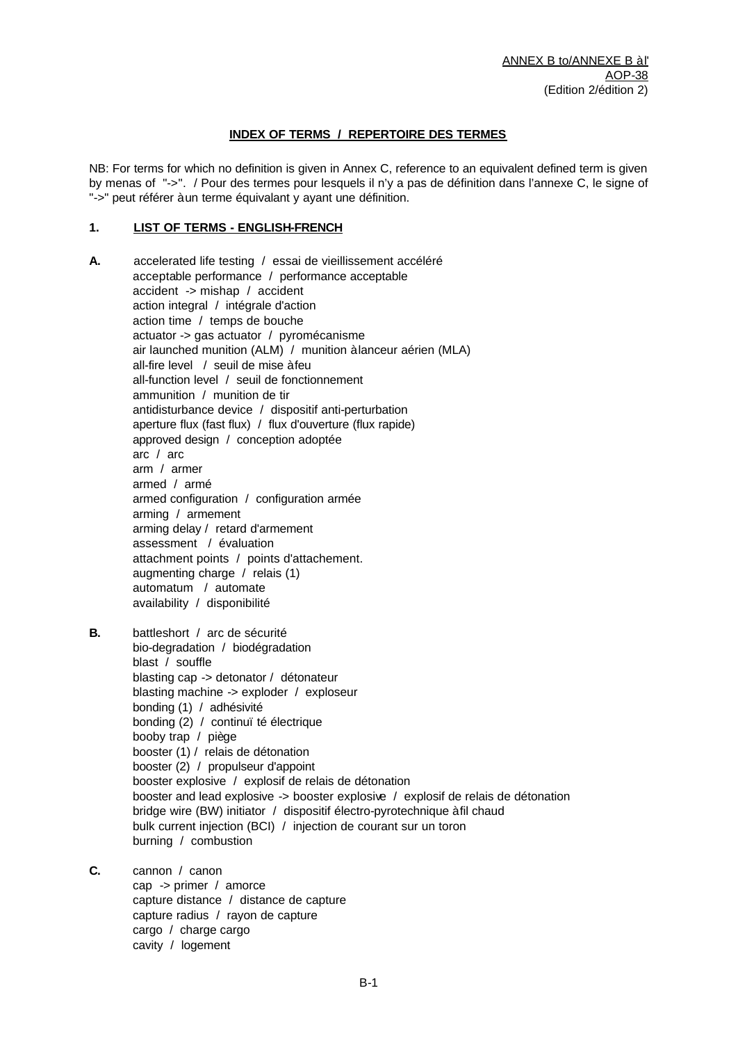ANNEX B to/ANNEXE B àl'
AOP-38
(Edition 2/édition 2)

## INDEX OF TERMS / REPERTOIRE DES TERMES

NB: For terms for which no definition is given in Annex C, reference to an equivalent defined term is given by menas of "->". / Pour des termes pour lesquels il n'y a pas de définition dans l'annexe C, le signe of "->" peut référer àun terme équivalant y ayant une définition.

### 1. LIST OF TERMS - ENGLISH-FRENCH

**A.**

accelerated life testing / essai de vieillissement accéléré
acceptable performance / performance acceptable
accident -> mishap / accident
action integral / intégrale d'action
action time / temps de bouche
actuator -> gas actuator / pyromécanisme
air launched munition (ALM) / munition àlanceur aérien (MLA)
all-fire level / seuil de mise àfeu
all-function level / seuil de fonctionnement
ammunition / munition de tir
antidisturbance device / dispositif anti-perturbation
aperture flux (fast flux) / flux d'ouverture (flux rapide)
approved design / conception adoptée
arc / arc
arm / armer
armed / armé
armed configuration / configuration armée
arming / armement
arming delay / retard d'armement
assessment / évaluation
attachment points / points d'attachement.
augmenting charge / relais (1)
automatum / automate
availability / disponibilité

**B.**

battleshort / arc de sécurité
bio-degradation / biodégradation
blast / souffle
blasting cap -> detonator / détonateur
blasting machine -> exploder / exploseur
bonding (1) / adhésivité
bonding (2) / continuï té électrique
booby trap / piège
booster (1) / relais de détonation
booster (2) / propulseur d'appoint
booster explosive / explosif de relais de détonation
booster and lead explosive -> booster explosive / explosif de relais de détonation
bridge wire (BW) initiator / dispositif électro-pyrotechnique àfil chaud
bulk current injection (BCI) / injection de courant sur un toron
burning / combustion

**C.**

cannon / canon
cap -> primer / amorce
capture distance / distance de capture
capture radius / rayon de capture
cargo / charge cargo
cavity / logement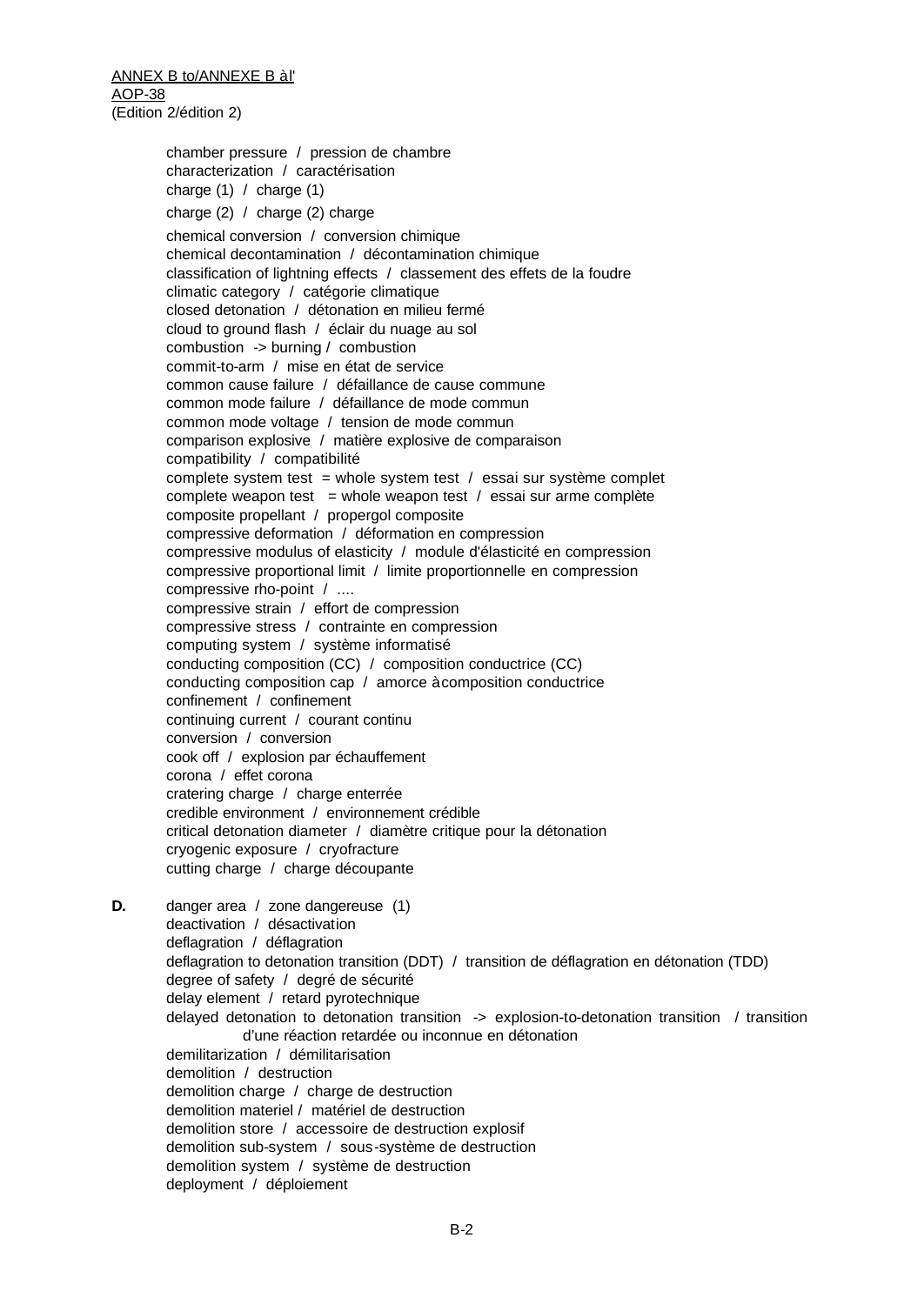chamber pressure / pression de chambre
characterization / caractérisation
charge (1) / charge (1)
charge (2) / charge (2) charge
chemical conversion / conversion chimique
chemical decontamination / décontamination chimique
classification of lightning effects / classement des effets de la foudre
climatic category / catégorie climatique
closed detonation / détonation en milieu fermé
cloud to ground flash / éclair du nuage au sol
combustion -> burning / combustion
commit-to-arm / mise en état de service
common cause failure / défaillance de cause commune
common mode failure / défaillance de mode commun
common mode voltage / tension de mode commun
comparison explosive / matière explosive de comparaison
compatibility / compatibilité
complete system test = whole system test / essai sur système complet
complete weapon test = whole weapon test / essai sur arme complète
composite propellant / propergol composite
compressive deformation / déformation en compression
compressive modulus of elasticity / module d'élasticité en compression
compressive proportional limit / limite proportionnelle en compression
compressive rho-point / ....
compressive strain / effort de compression
compressive stress / contrainte en compression
computing system / système informatisé
conducting composition (CC) / composition conductrice (CC)
conducting composition cap / amorce à composition conductrice
confinement / confinement
continuing current / courant continu
conversion / conversion
cook off / explosion par échauffement
corona / effet corona
cratering charge / charge enterrée
credible environment / environnement crédible
critical detonation diameter / diamètre critique pour la détonation
cryogenic exposure / cryofracture
cutting charge / charge découpante

**D.** danger area / zone dangereuse (1)
deactivation / désactivation
deflagration / déflagration
deflagration to detonation transition (DDT) / transition de déflagration en détonation (TDD)
degree of safety / degré de sécurité
delay element / retard pyrotechnique
delayed detonation to detonation transition -> explosion-to-detonation transition / transition d'une réaction retardée ou inconnue en détonation
demilitarization / démilitarisation
demolition / destruction
demolition charge / charge de destruction
demolition materiel / matériel de destruction
demolition store / accessoire de destruction explosif
demolition sub-system / sous-système de destruction
demolition system / système de destruction
deployment / déploiement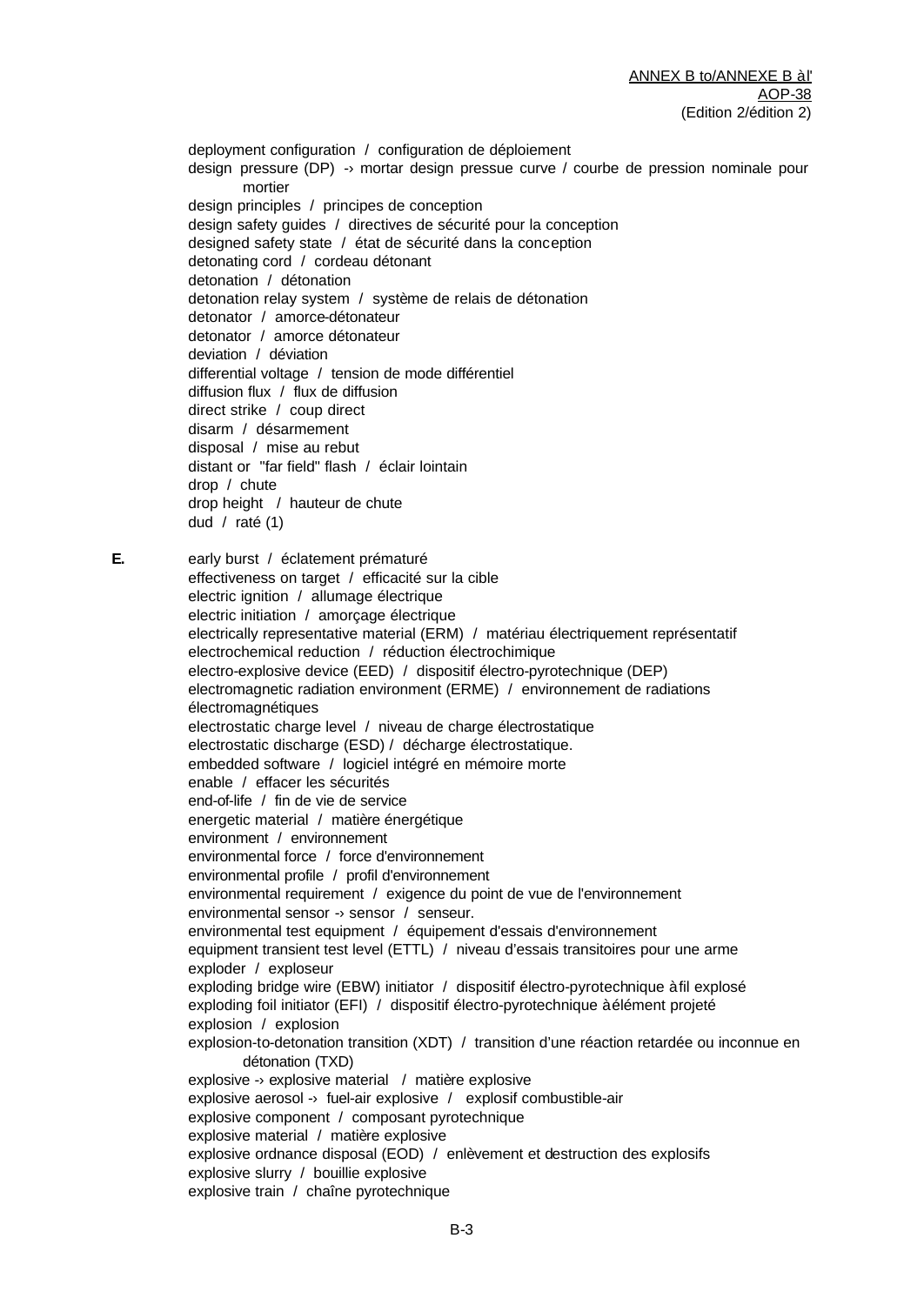deployment configuration / configuration de déploiement
design pressure (DP) -› mortar design pressue curve / courbe de pression nominale pour mortier
design principles / principes de conception
design safety guides / directives de sécurité pour la conception
designed safety state / état de sécurité dans la conception
detonating cord / cordeau détonant
detonation / détonation
detonation relay system / système de relais de détonation
detonator / amorce-détonateur
detonator / amorce détonateur
deviation / déviation
differential voltage / tension de mode différentiel
diffusion flux / flux de diffusion
direct strike / coup direct
disarm / désarmement
disposal / mise au rebut
distant or "far field" flash / éclair lointain
drop / chute
drop height / hauteur de chute
dud / raté (1)

**E.**

early burst / éclatement prématuré
effectiveness on target / efficacité sur la cible
electric ignition / allumage électrique
electric initiation / amorçage électrique
electrically representative material (ERM) / matériau électriquement représentatif
electrochemical reduction / réduction électrochimique
electro-explosive device (EED) / dispositif électro-pyrotechnique (DEP)
electromagnetic radiation environment (ERME) / environnement de radiations électromagnétiques
electrostatic charge level / niveau de charge électrostatique
electrostatic discharge (ESD) / décharge électrostatique.
embedded software / logiciel intégré en mémoire morte
enable / effacer les sécurités
end-of-life / fin de vie de service
energetic material / matière énergétique
environment / environnement
environmental force / force d'environnement
environmental profile / profil d'environnement
environmental requirement / exigence du point de vue de l'environnement
environmental sensor -› sensor / senseur.
environmental test equipment / équipement d'essais d'environnement
equipment transient test level (ETTL) / niveau d'essais transitoires pour une arme
exploder / exploseur
exploding bridge wire (EBW) initiator / dispositif électro-pyrotechnique à fil explosé
exploding foil initiator (EFI) / dispositif électro-pyrotechnique à élément projeté
explosion / explosion
explosion-to-detonation transition (XDT) / transition d'une réaction retardée ou inconnue en détonation (TXD)
explosive -› explosive material / matière explosive
explosive aerosol -› fuel-air explosive / explosif combustible-air
explosive component / composant pyrotechnique
explosive material / matière explosive
explosive ordnance disposal (EOD) / enlèvement et destruction des explosifs
explosive slurry / bouillie explosive
explosive train / chaîne pyrotechnique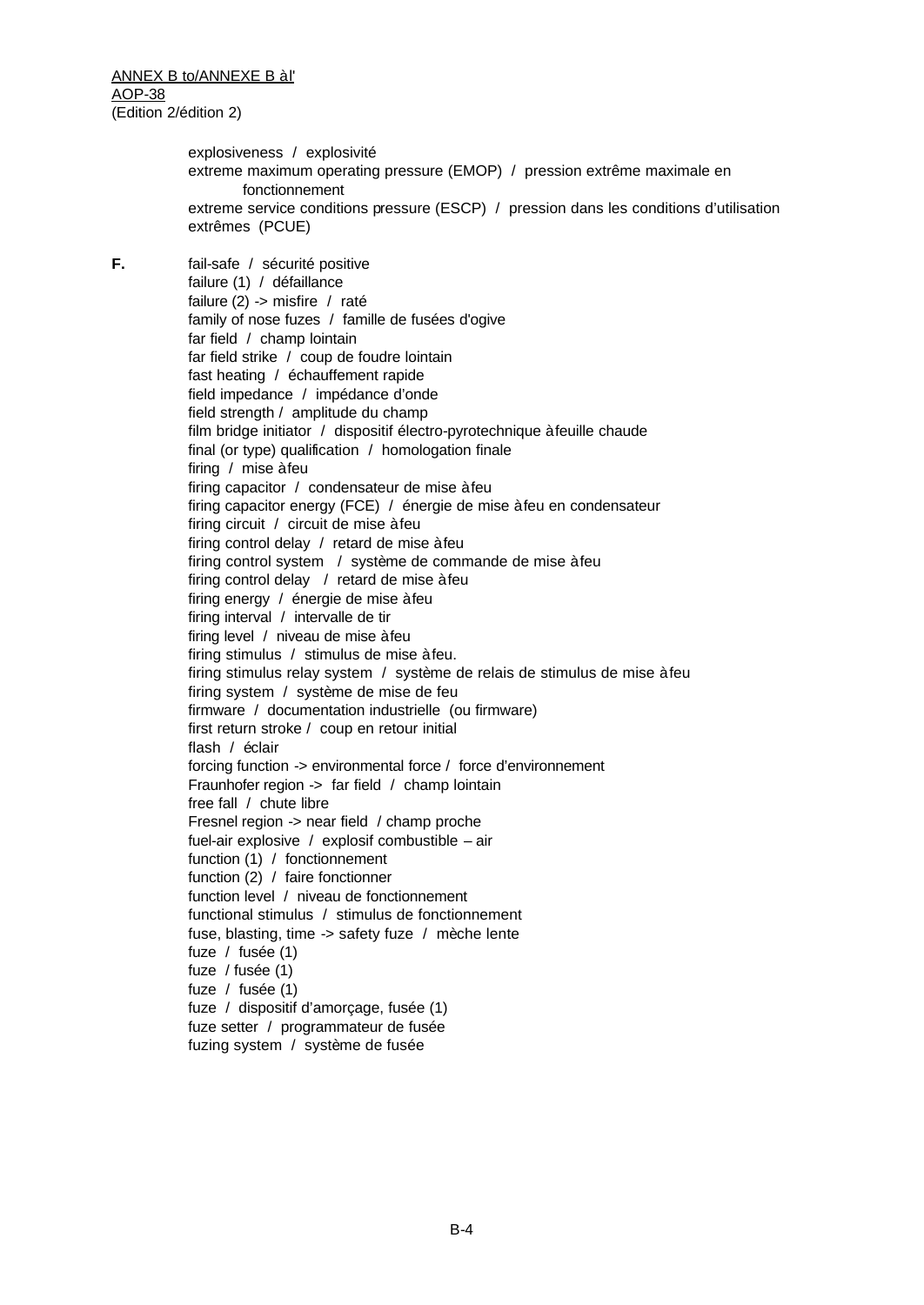explosiveness / explosivité
extreme maximum operating pressure (EMOP) / pression extrême maximale en fonctionnement
extreme service conditions pressure (ESCP) / pression dans les conditions d'utilisation extrêmes (PCUE)

**F.**

fail-safe / sécurité positive
failure (1) / défaillance
failure (2) -> misfire / raté
family of nose fuzes / famille de fusées d'ogive
far field / champ lointain
far field strike / coup de foudre lointain
fast heating / échauffement rapide
field impedance / impédance d'onde
field strength / amplitude du champ
film bridge initiator / dispositif électro-pyrotechnique à feuille chaude
final (or type) qualification / homologation finale
firing / mise à feu
firing capacitor / condensateur de mise à feu
firing capacitor energy (FCE) / énergie de mise à feu en condensateur
firing circuit / circuit de mise à feu
firing control delay / retard de mise à feu
firing control system / système de commande de mise à feu
firing control delay / retard de mise à feu
firing energy / énergie de mise à feu
firing interval / intervalle de tir
firing level / niveau de mise à feu
firing stimulus / stimulus de mise à feu.
firing stimulus relay system / système de relais de stimulus de mise à feu
firing system / système de mise de feu
firmware / documentation industrielle (ou firmware)
first return stroke / coup en retour initial
flash / éclair
forcing function -> environmental force / force d'environnement
Fraunhofer region -> far field / champ lointain
free fall / chute libre
Fresnel region -> near field / champ proche
fuel-air explosive / explosif combustible – air
function (1) / fonctionnement
function (2) / faire fonctionner
function level / niveau de fonctionnement
functional stimulus / stimulus de fonctionnement
fuse, blasting, time -> safety fuze / mèche lente
fuze / fusée (1)
fuze / fusée (1)
fuze / fusée (1)
fuze / dispositif d'amorçage, fusée (1)
fuze setter / programmateur de fusée
fuzing system / système de fusée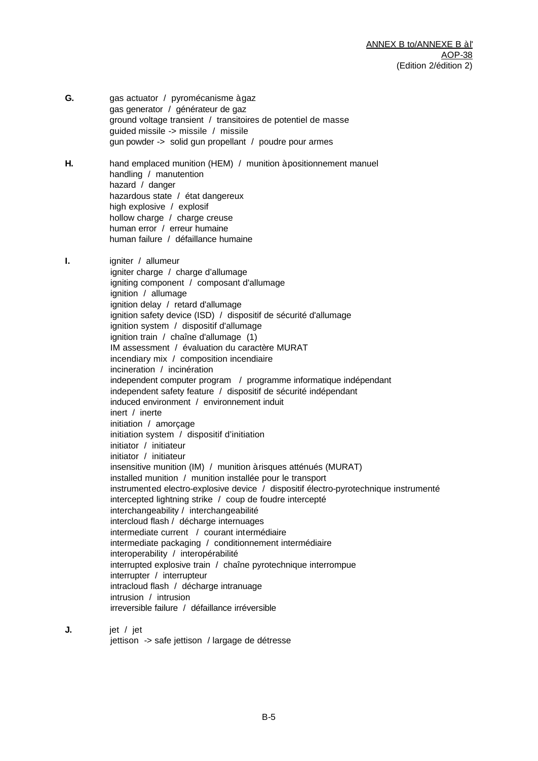**G.**

gas actuator / pyromécanisme à gaz
gas generator / générateur de gaz
ground voltage transient / transitoires de potentiel de masse
guided missile -> missile / missile
gun powder -> solid gun propellant / poudre pour armes

**H.**

hand emplaced munition (HEM) / munition à positionnement manuel
handling / manutention
hazard / danger
hazardous state / état dangereux
high explosive / explosif
hollow charge / charge creuse
human error / erreur humaine
human failure / défaillance humaine

**I.**

igniter / allumeur
igniter charge / charge d'allumage
igniting component / composant d'allumage
ignition / allumage
ignition delay / retard d'allumage
ignition safety device (ISD) / dispositif de sécurité d'allumage
ignition system / dispositif d'allumage
ignition train / chaîne d'allumage (1)
IM assessment / évaluation du caractère MURAT
incendiary mix / composition incendiaire
incineration / incinération
independent computer program / programme informatique indépendant
independent safety feature / dispositif de sécurité indépendant
induced environment / environnement induit
inert / inerte
initiation / amorçage
initiation system / dispositif d'initiation
initiator / initiateur
initiator / initiateur
insensitive munition (IM) / munition à risques atténués (MURAT)
installed munition / munition installée pour le transport
instrumented electro-explosive device / dispositif électro-pyrotechnique instrumenté
intercepted lightning strike / coup de foudre intercepté
interchangeability / interchangeabilité
intercloud flash / décharge internuages
intermediate current / courant intermédiaire
intermediate packaging / conditionnement intermédiaire
interoperability / interopérabilité
interrupted explosive train / chaîne pyrotechnique interrompue
interrupter / interrupteur
intracloud flash / décharge intranuage
intrusion / intrusion
irreversible failure / défaillance irréversible

**J.**

jet / jet
jettison -> safe jettison / largage de détresse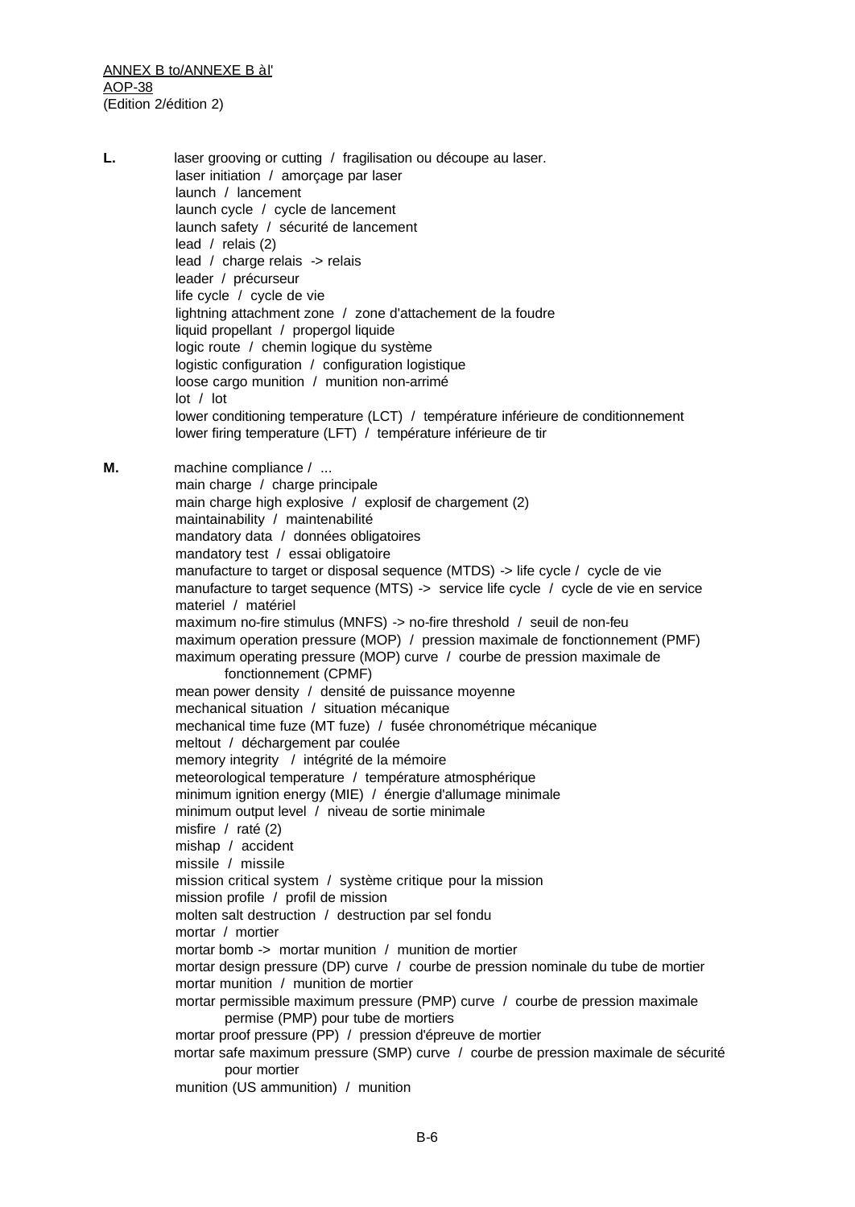**L.** laser grooving or cutting / fragilisation ou découpe au laser.
laser initiation / amorçage par laser
launch / lancement
launch cycle / cycle de lancement
launch safety / sécurité de lancement
lead / relais (2)
lead / charge relais -> relais
leader / précurseur
life cycle / cycle de vie
lightning attachment zone / zone d'attachement de la foudre
liquid propellant / propergol liquide
logic route / chemin logique du système
logistic configuration / configuration logistique
loose cargo munition / munition non-arrimé
lot / lot
lower conditioning temperature (LCT) / température inférieure de conditionnement
lower firing temperature (LFT) / température inférieure de tir

**M.** machine compliance / ...
main charge / charge principale
main charge high explosive / explosif de chargement (2)
maintainability / maintenabilité
mandatory data / données obligatoires
mandatory test / essai obligatoire
manufacture to target or disposal sequence (MTDS) -> life cycle / cycle de vie
manufacture to target sequence (MTS) -> service life cycle / cycle de vie en service
materiel / matériel
maximum no-fire stimulus (MNFS) -> no-fire threshold / seuil de non-feu
maximum operation pressure (MOP) / pression maximale de fonctionnement (PMF)
maximum operating pressure (MOP) curve / courbe de pression maximale de fonctionnement (CPMF)
mean power density / densité de puissance moyenne
mechanical situation / situation mécanique
mechanical time fuze (MT fuze) / fusée chronométrique mécanique
meltout / déchargement par coulée
memory integrity / intégrité de la mémoire
meteorological temperature / température atmosphérique
minimum ignition energy (MIE) / énergie d'allumage minimale
minimum output level / niveau de sortie minimale
misfire / raté (2)
mishap / accident
missile / missile
mission critical system / système critique pour la mission
mission profile / profil de mission
molten salt destruction / destruction par sel fondu
mortar / mortier
mortar bomb -> mortar munition / munition de mortier
mortar design pressure (DP) curve / courbe de pression nominale du tube de mortier
mortar munition / munition de mortier
mortar permissible maximum pressure (PMP) curve / courbe de pression maximale permise (PMP) pour tube de mortiers
mortar proof pressure (PP) / pression d'épreuve de mortier
mortar safe maximum pressure (SMP) curve / courbe de pression maximale de sécurité pour mortier
munition (US ammunition) / munition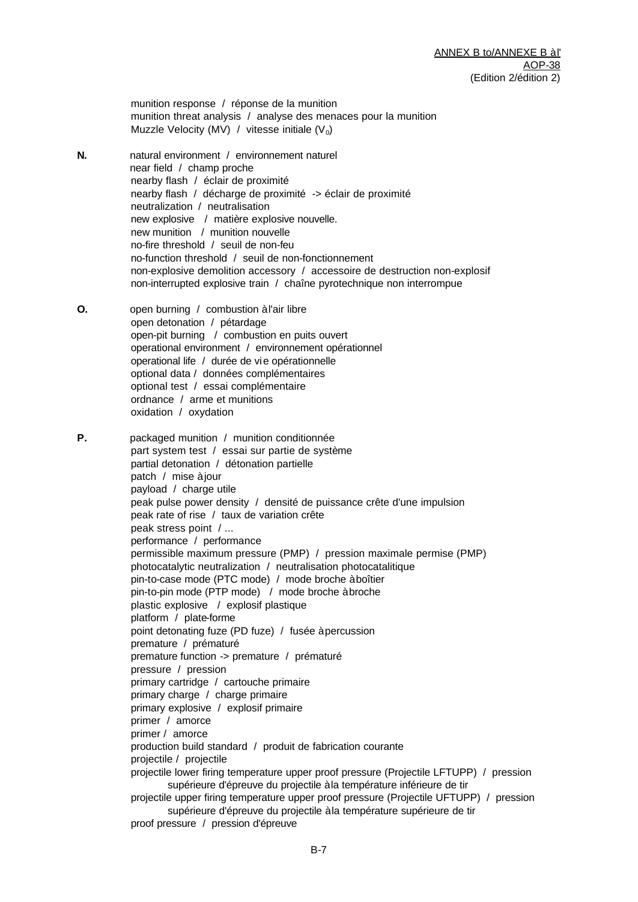munition response / réponse de la munition
munition threat analysis / analyse des menaces pour la munition
Muzzle Velocity (MV) / vitesse initiale ($V_0$)

**N.**

natural environment / environnement naturel
near field / champ proche
nearby flash / éclair de proximité
nearby flash / décharge de proximité -> éclair de proximité
neutralization / neutralisation
new explosive / matière explosive nouvelle.
new munition / munition nouvelle
no-fire threshold / seuil de non-feu
no-function threshold / seuil de non-fonctionnement
non-explosive demolition accessory / accessoire de destruction non-explosif
non-interrupted explosive train / chaîne pyrotechnique non interrompue

**O.**

open burning / combustion à l'air libre
open detonation / pétardage
open-pit burning / combustion en puits ouvert
operational environment / environnement opérationnel
operational life / durée de vie opérationnelle
optional data / données complémentaires
optional test / essai complémentaire
ordnance / arme et munitions
oxidation / oxydation

**P.**

packaged munition / munition conditionnée
part system test / essai sur partie de système
partial detonation / détonation partielle
patch / mise à jour
payload / charge utile
peak pulse power density / densité de puissance crête d'une impulsion
peak rate of rise / taux de variation crête
peak stress point / ...
performance / performance
permissible maximum pressure (PMP) / pression maximale permise (PMP)
photocatalytic neutralization / neutralisation photocatalitique
pin-to-case mode (PTC mode) / mode broche à boîtier
pin-to-pin mode (PTP mode) / mode broche à broche
plastic explosive / explosif plastique
platform / plate-forme
point detonating fuze (PD fuze) / fusée à percussion
premature / prématuré
premature function -> premature / prématuré
pressure / pression
primary cartridge / cartouche primaire
primary charge / charge primaire
primary explosive / explosif primaire
primer / amorce
primer / amorce
production build standard / produit de fabrication courante
projectile / projectile
projectile lower firing temperature upper proof pressure (Projectile LFTUPP) / pression supérieure d'épreuve du projectile à la température inférieure de tir
projectile upper firing temperature upper proof pressure (Projectile UFTUPP) / pression supérieure d'épreuve du projectile à la température supérieure de tir
proof pressure / pression d'épreuve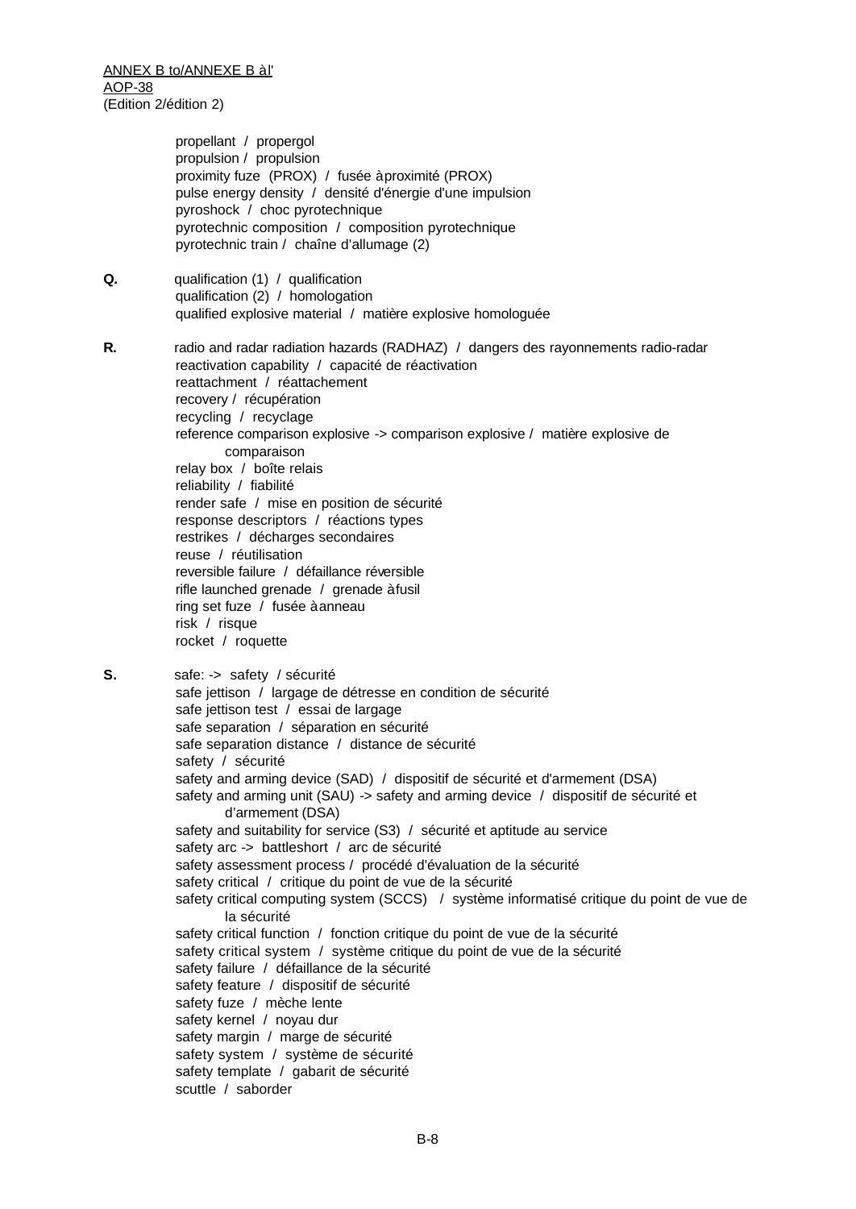propellant / propergol
propulsion / propulsion
proximity fuze (PROX) / fusée à proximité (PROX)
pulse energy density / densité d'énergie d'une impulsion
pyroshock / choc pyrotechnique
pyrotechnic composition / composition pyrotechnique
pyrotechnic train / chaîne d'allumage (2)

**Q.**

qualification (1) / qualification
qualification (2) / homologation
qualified explosive material / matière explosive homologuée

**R.**

radio and radar radiation hazards (RADHAZ) / dangers des rayonnements radio-radar
reactivation capability / capacité de réactivation
reattachment / réattachement
recovery / récupération
recycling / recyclage
reference comparison explosive -> comparison explosive / matière explosive de comparaison
relay box / boîte relais
reliability / fiabilité
render safe / mise en position de sécurité
response descriptors / réactions types
restrikes / décharges secondaires
reuse / réutilisation
reversible failure / défaillance réversible
rifle launched grenade / grenade à fusil
ring set fuze / fusée à anneau
risk / risque
rocket / roquette

**S.**

safe: -> safety / sécurité
safe jettison / largage de détresse en condition de sécurité
safe jettison test / essai de largage
safe separation / séparation en sécurité
safe separation distance / distance de sécurité
safety / sécurité
safety and arming device (SAD) / dispositif de sécurité et d'armement (DSA)
safety and arming unit (SAU) -> safety and arming device / dispositif de sécurité et d'armement (DSA)
safety and suitability for service (S3) / sécurité et aptitude au service
safety arc -> battleshort / arc de sécurité
safety assessment process / procédé d'évaluation de la sécurité
safety critical / critique du point de vue de la sécurité
safety critical computing system (SCCS) / système informatisé critique du point de vue de la sécurité
safety critical function / fonction critique du point de vue de la sécurité
safety critical system / système critique du point de vue de la sécurité
safety failure / défaillance de la sécurité
safety feature / dispositif de sécurité
safety fuze / mèche lente
safety kernel / noyau dur
safety margin / marge de sécurité
safety system / système de sécurité
safety template / gabarit de sécurité
scuttle / saborder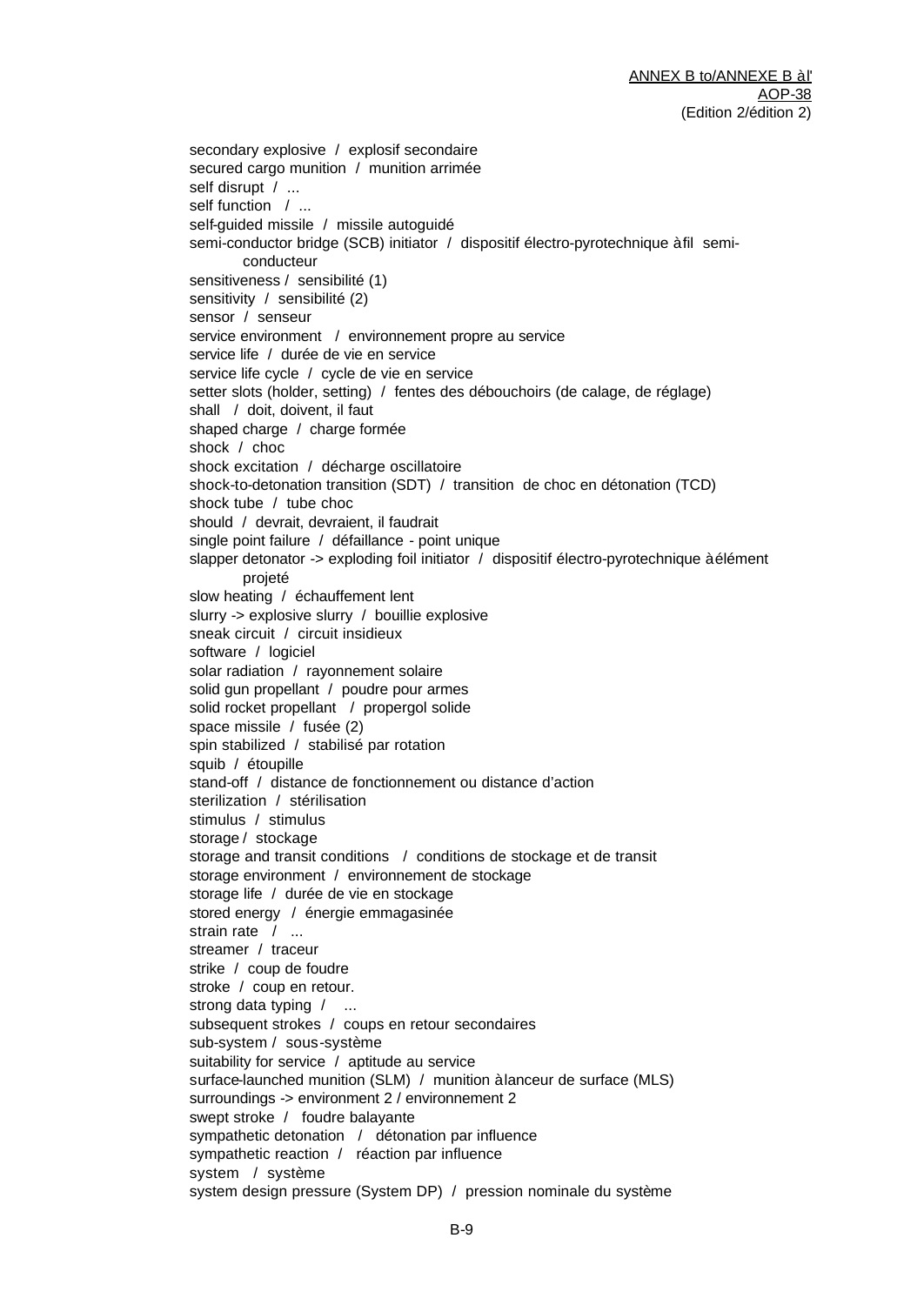secondary explosive / explosif secondaire
secured cargo munition / munition arrimée
self disrupt / ...
self function / ...
self-guided missile / missile autoguidé
semi-conductor bridge (SCB) initiator / dispositif électro-pyrotechnique à fil semi-conducteur
sensitiveness / sensibilité (1)
sensitivity / sensibilité (2)
sensor / senseur
service environment / environnement propre au service
service life / durée de vie en service
service life cycle / cycle de vie en service
setter slots (holder, setting) / fentes des débouchoirs (de calage, de réglage)
shall / doit, doivent, il faut
shaped charge / charge formée
shock / choc
shock excitation / décharge oscillatoire
shock-to-detonation transition (SDT) / transition de choc en détonation (TCD)
shock tube / tube choc
should / devrait, devraient, il faudrait
single point failure / défaillance - point unique
slapper detonator -> exploding foil initiator / dispositif électro-pyrotechnique à élément projeté
slow heating / échauffement lent
slurry -> explosive slurry / bouillie explosive
sneak circuit / circuit insidieux
software / logiciel
solar radiation / rayonnement solaire
solid gun propellant / poudre pour armes
solid rocket propellant / propergol solide
space missile / fusée (2)
spin stabilized / stabilisé par rotation
squib / étoupille
stand-off / distance de fonctionnement ou distance d'action
sterilization / stérilisation
stimulus / stimulus
storage / stockage
storage and transit conditions / conditions de stockage et de transit
storage environment / environnement de stockage
storage life / durée de vie en stockage
stored energy / énergie emmagasinée
strain rate / ...
streamer / traceur
strike / coup de foudre
stroke / coup en retour.
strong data typing / ...
subsequent strokes / coups en retour secondaires
sub-system / sous-système
suitability for service / aptitude au service
surface-launched munition (SLM) / munition à lanceur de surface (MLS)
surroundings -> environment 2 / environnement 2
swept stroke / foudre balayante
sympathetic detonation / détonation par influence
sympathetic reaction / réaction par influence
system / système
system design pressure (System DP) / pression nominale du système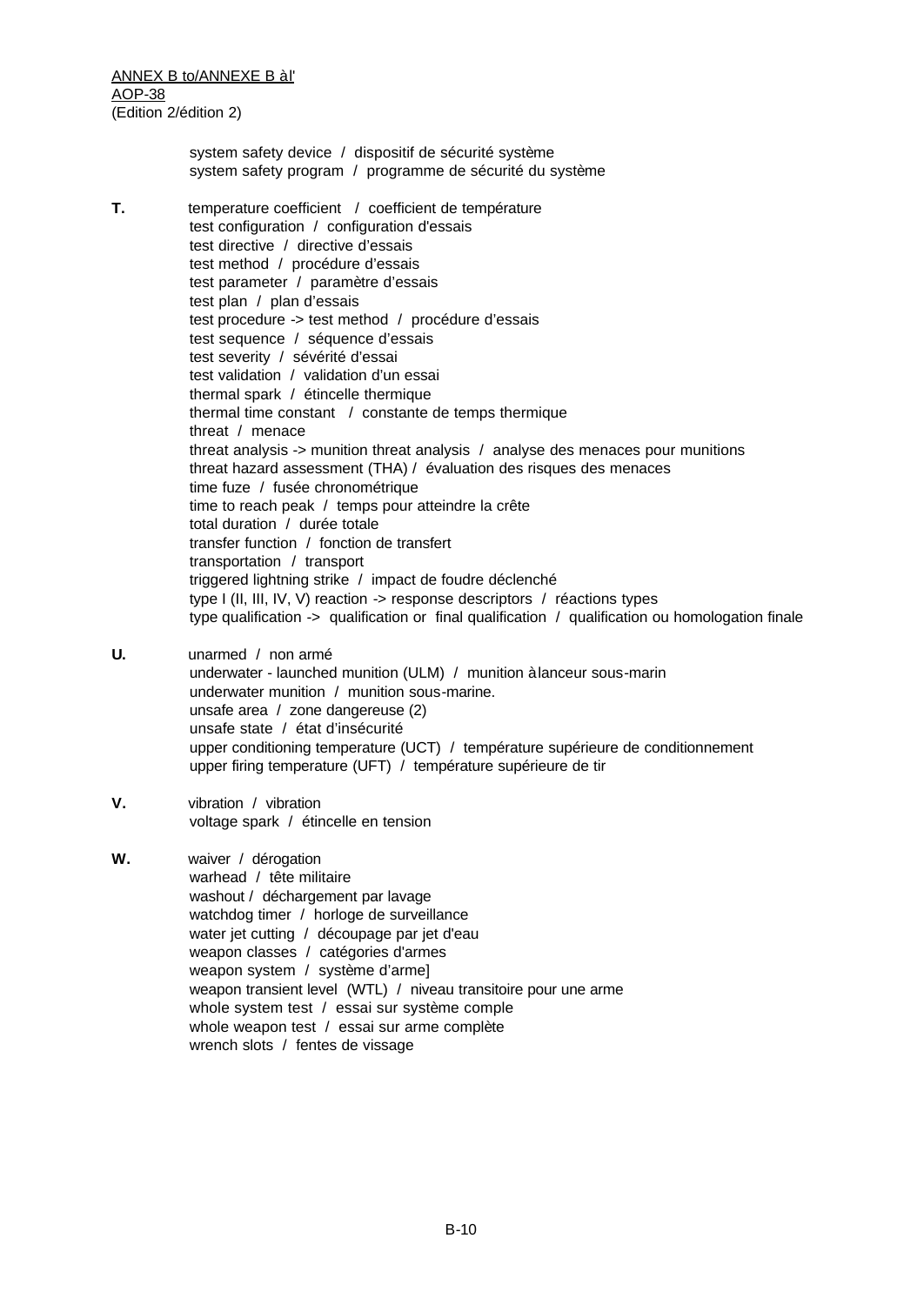system safety device / dispositif de sécurité système
system safety program / programme de sécurité du système

**T.** temperature coefficient / coefficient de température
test configuration / configuration d'essais
test directive / directive d'essais
test method / procédure d'essais
test parameter / paramètre d'essais
test plan / plan d'essais
test procedure -> test method / procédure d'essais
test sequence / séquence d'essais
test severity / sévérité d'essai
test validation / validation d'un essai
thermal spark / étincelle thermique
thermal time constant / constante de temps thermique
threat / menace
threat analysis -> munition threat analysis / analyse des menaces pour munitions
threat hazard assessment (THA) / évaluation des risques des menaces
time fuze / fusée chronométrique
time to reach peak / temps pour atteindre la crête
total duration / durée totale
transfer function / fonction de transfert
transportation / transport
triggered lightning strike / impact de foudre déclenché
type I (II, III, IV, V) reaction -> response descriptors / réactions types
type qualification -> qualification or final qualification / qualification ou homologation finale

**U.** unarmed / non armé
underwater - launched munition (ULM) / munition à lanceur sous-marin
underwater munition / munition sous-marine.
unsafe area / zone dangereuse (2)
unsafe state / état d'insécurité
upper conditioning temperature (UCT) / température supérieure de conditionnement
upper firing temperature (UFT) / température supérieure de tir

**V.** vibration / vibration
voltage spark / étincelle en tension

**W.** waiver / dérogation
warhead / tête militaire
washout / déchargement par lavage
watchdog timer / horloge de surveillance
water jet cutting / découpage par jet d'eau
weapon classes / catégories d'armes
weapon system / système d'arme]
weapon transient level (WTL) / niveau transitoire pour une arme
whole system test / essai sur système comple
whole weapon test / essai sur arme complète
wrench slots / fentes de vissage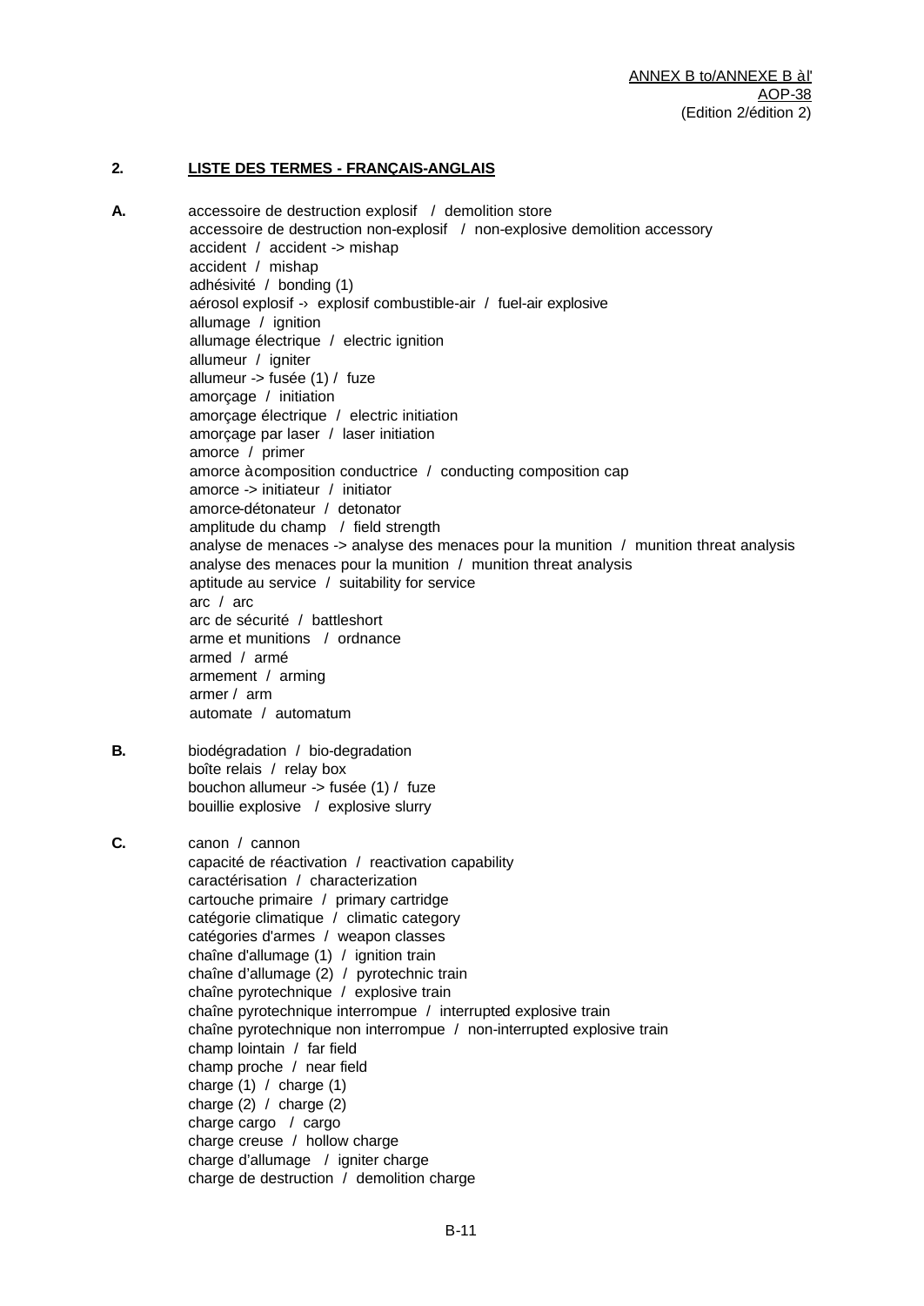## 2. LISTE DES TERMES - FRANÇAIS-ANGLAIS

**A.**

accessoire de destruction explosif / demolition store
accessoire de destruction non-explosif / non-explosive demolition accessory
accident / accident -> mishap
accident / mishap
adhésivité / bonding (1)
aérosol explosif -› explosif combustible-air / fuel-air explosive
allumage / ignition
allumage électrique / electric ignition
allumeur / igniter
allumeur -> fusée (1) / fuze
amorçage / initiation
amorçage électrique / electric initiation
amorçage par laser / laser initiation
amorce / primer
amorce à composition conductrice / conducting composition cap
amorce -> initiateur / initiator
amorce-détonateur / detonator
amplitude du champ / field strength
analyse de menaces -> analyse des menaces pour la munition / munition threat analysis
analyse des menaces pour la munition / munition threat analysis
aptitude au service / suitability for service
arc / arc
arc de sécurité / battleshort
arme et munitions / ordnance
armed / armé
armement / arming
armer / arm
automate / automatum

**B.**

biodégradation / bio-degradation
boîte relais / relay box
bouchon allumeur -> fusée (1) / fuze
bouillie explosive / explosive slurry

**C.**

canon / cannon
capacité de réactivation / reactivation capability
caractérisation / characterization
cartouche primaire / primary cartridge
catégorie climatique / climatic category
catégories d'armes / weapon classes
chaîne d'allumage (1) / ignition train
chaîne d'allumage (2) / pyrotechnic train
chaîne pyrotechnique / explosive train
chaîne pyrotechnique interrompue / interrupted explosive train
chaîne pyrotechnique non interrompue / non-interrupted explosive train
champ lointain / far field
champ proche / near field
charge (1) / charge (1)
charge (2) / charge (2)
charge cargo / cargo
charge creuse / hollow charge
charge d'allumage / igniter charge
charge de destruction / demolition charge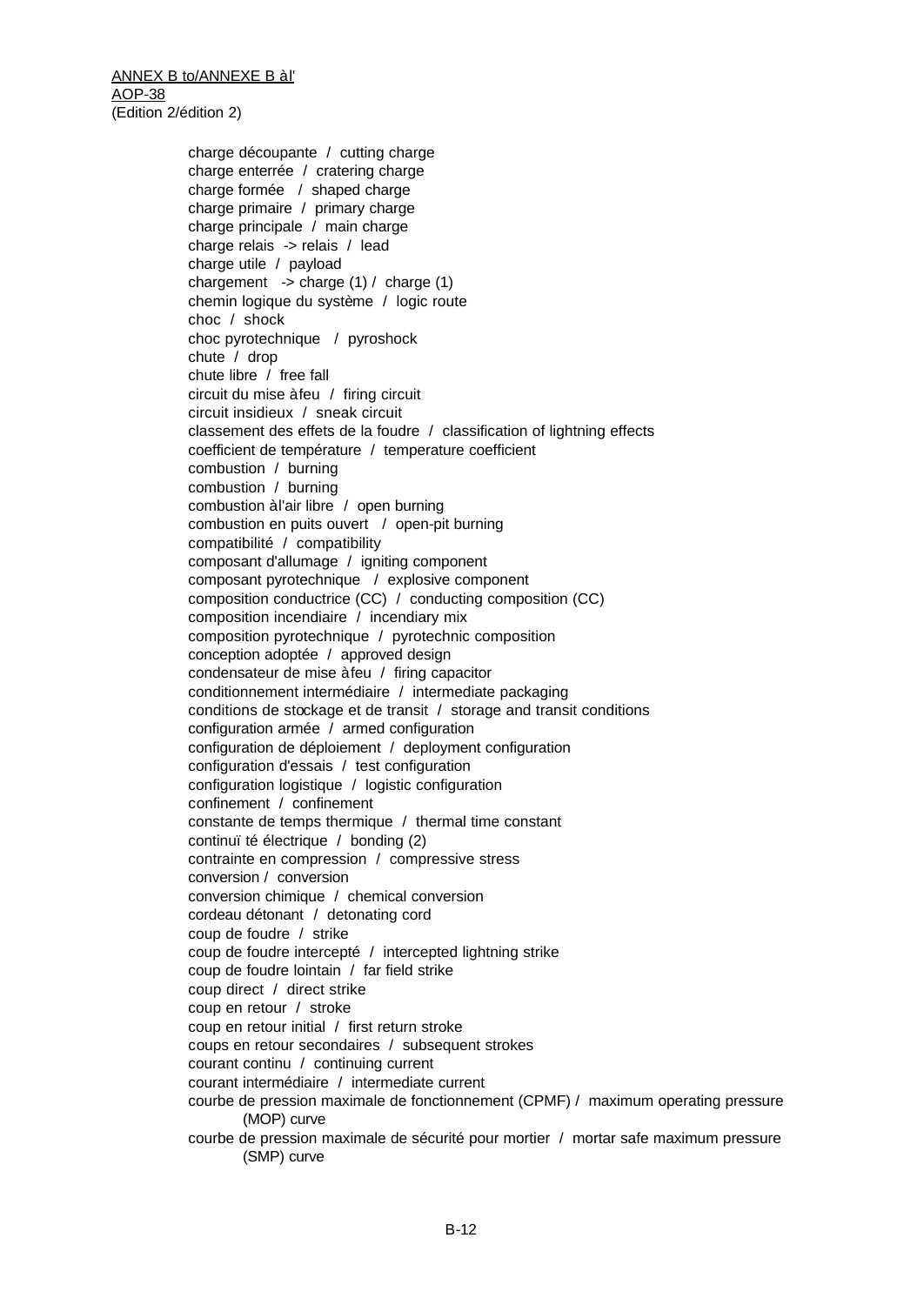charge découpante / cutting charge
charge enterrée / cratering charge
charge formée / shaped charge
charge primaire / primary charge
charge principale / main charge
charge relais -> relais / lead
charge utile / payload
chargement -> charge (1) / charge (1)
chemin logique du système / logic route
choc / shock
choc pyrotechnique / pyroshock
chute / drop
chute libre / free fall
circuit du mise à feu / firing circuit
circuit insidieux / sneak circuit
classement des effets de la foudre / classification of lightning effects
coefficient de température / temperature coefficient
combustion / burning
combustion / burning
combustion à l'air libre / open burning
combustion en puits ouvert / open-pit burning
compatibilité / compatibility
composant d'allumage / igniting component
composant pyrotechnique / explosive component
composition conductrice (CC) / conducting composition (CC)
composition incendiaire / incendiary mix
composition pyrotechnique / pyrotechnic composition
conception adoptée / approved design
condensateur de mise à feu / firing capacitor
conditionnement intermédiaire / intermediate packaging
conditions de stockage et de transit / storage and transit conditions
configuration armée / armed configuration
configuration de déploiement / deployment configuration
configuration d'essais / test configuration
configuration logistique / logistic configuration
confinement / confinement
constante de temps thermique / thermal time constant
continuïté électrique / bonding (2)
contrainte en compression / compressive stress
conversion / conversion
conversion chimique / chemical conversion
cordeau détonant / detonating cord
coup de foudre / strike
coup de foudre intercepté / intercepted lightning strike
coup de foudre lointain / far field strike
coup direct / direct strike
coup en retour / stroke
coup en retour initial / first return stroke
coups en retour secondaires / subsequent strokes
courant continu / continuing current
courant intermédiaire / intermediate current
courbe de pression maximale de fonctionnement (CPMF) / maximum operating pressure (MOP) curve
courbe de pression maximale de sécurité pour mortier / mortar safe maximum pressure (SMP) curve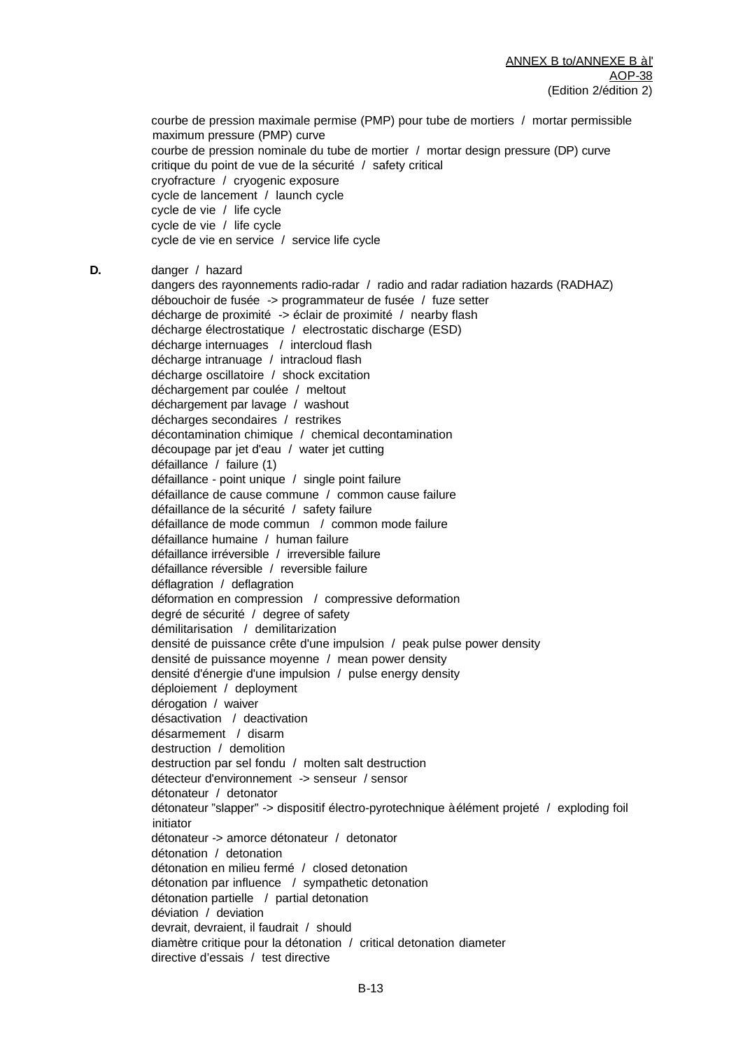courbe de pression maximale permise (PMP) pour tube de mortiers / mortar permissible maximum pressure (PMP) curve
courbe de pression nominale du tube de mortier / mortar design pressure (DP) curve
critique du point de vue de la sécurité / safety critical
cryofracture / cryogenic exposure
cycle de lancement / launch cycle
cycle de vie / life cycle
cycle de vie / life cycle
cycle de vie en service / service life cycle

**D.**

danger / hazard
dangers des rayonnements radio-radar / radio and radar radiation hazards (RADHAZ)
débouchoir de fusée -> programmateur de fusée / fuze setter
décharge de proximité -> éclair de proximité / nearby flash
décharge électrostatique / electrostatic discharge (ESD)
décharge internuages / intercloud flash
décharge intranuage / intracloud flash
décharge oscillatoire / shock excitation
déchargement par coulée / meltout
déchargement par lavage / washout
décharges secondaires / restrikes
décontamination chimique / chemical decontamination
découpage par jet d'eau / water jet cutting
défaillance / failure (1)
défaillance - point unique / single point failure
défaillance de cause commune / common cause failure
défaillance de la sécurité / safety failure
défaillance de mode commun / common mode failure
défaillance humaine / human failure
défaillance irréversible / irreversible failure
défaillance réversible / reversible failure
déflagration / deflagration
déformation en compression / compressive deformation
degré de sécurité / degree of safety
démilitarisation / demilitarization
densité de puissance crête d'une impulsion / peak pulse power density
densité de puissance moyenne / mean power density
densité d'énergie d'une impulsion / pulse energy density
déploiement / deployment
dérogation / waiver
désactivation / deactivation
désarmement / disarm
destruction / demolition
destruction par sel fondu / molten salt destruction
détecteur d'environnement -> senseur / sensor
détonateur / detonator
détonateur "slapper" -> dispositif électro-pyrotechnique à élément projeté / exploding foil initiator
détonateur -> amorce détonateur / detonator
détonation / detonation
détonation en milieu fermé / closed detonation
détonation par influence / sympathetic detonation
détonation partielle / partial detonation
déviation / deviation
devrait, devraient, il faudrait / should
diamètre critique pour la détonation / critical detonation diameter
directive d'essais / test directive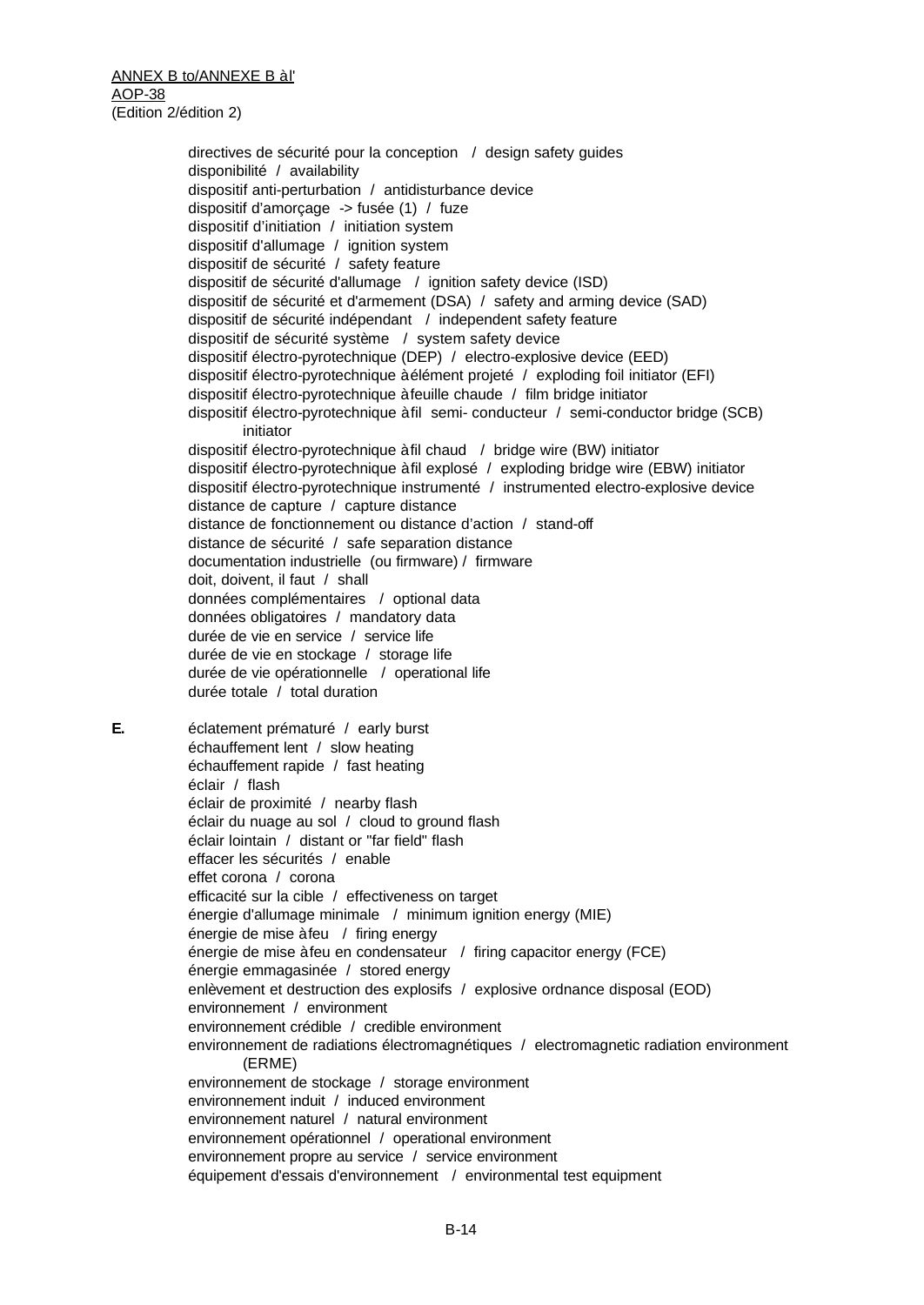directives de sécurité pour la conception / design safety guides
disponibilité / availability
dispositif anti-perturbation / antidisturbance device
dispositif d'amorçage -> fusée (1) / fuze
dispositif d'initiation / initiation system
dispositif d'allumage / ignition system
dispositif de sécurité / safety feature
dispositif de sécurité d'allumage / ignition safety device (ISD)
dispositif de sécurité et d'armement (DSA) / safety and arming device (SAD)
dispositif de sécurité indépendant / independent safety feature
dispositif de sécurité système / system safety device
dispositif électro-pyrotechnique (DEP) / electro-explosive device (EED)
dispositif électro-pyrotechnique à élément projeté / exploding foil initiator (EFI)
dispositif électro-pyrotechnique à feuille chaude / film bridge initiator
dispositif électro-pyrotechnique à fil semi- conducteur / semi-conductor bridge (SCB) initiator
dispositif électro-pyrotechnique à fil chaud / bridge wire (BW) initiator
dispositif électro-pyrotechnique à fil explosé / exploding bridge wire (EBW) initiator
dispositif électro-pyrotechnique instrumenté / instrumented electro-explosive device
distance de capture / capture distance
distance de fonctionnement ou distance d'action / stand-off
distance de sécurité / safe separation distance
documentation industrielle (ou firmware) / firmware
doit, doivent, il faut / shall
données complémentaires / optional data
données obligatoires / mandatory data
durée de vie en service / service life
durée de vie en stockage / storage life
durée de vie opérationnelle / operational life
durée totale / total duration

**E.**

éclatement prématuré / early burst
échauffement lent / slow heating
échauffement rapide / fast heating
éclair / flash
éclair de proximité / nearby flash
éclair du nuage au sol / cloud to ground flash
éclair lointain / distant or "far field" flash
effacer les sécurités / enable
effet corona / corona
efficacité sur la cible / effectiveness on target
énergie d'allumage minimale / minimum ignition energy (MIE)
énergie de mise à feu / firing energy
énergie de mise à feu en condensateur / firing capacitor energy (FCE)
énergie emmagasinée / stored energy
enlèvement et destruction des explosifs / explosive ordnance disposal (EOD)
environnement / environment
environnement crédible / credible environment
environnement de radiations électromagnétiques / electromagnetic radiation environment (ERME)
environnement de stockage / storage environment
environnement induit / induced environment
environnement naturel / natural environment
environnement opérationnel / operational environment
environnement propre au service / service environment
équipement d'essais d'environnement / environmental test equipment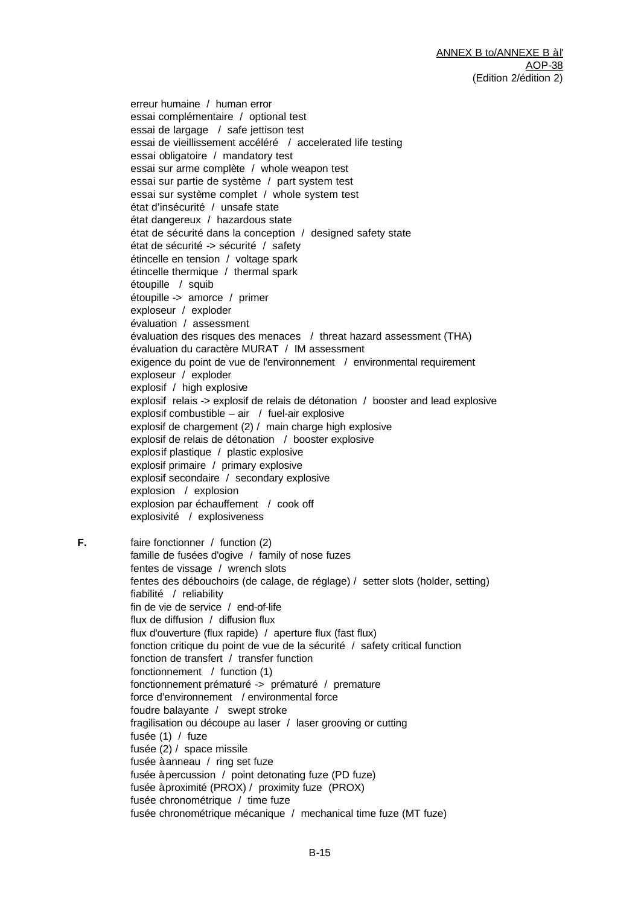erreur humaine / human error  
essai complémentaire / optional test  
essai de largage / safe jettison test  
essai de vieillissement accéléré / accelerated life testing  
essai obligatoire / mandatory test  
essai sur arme complète / whole weapon test  
essai sur partie de système / part system test  
essai sur système complet / whole system test  
état d'insécurité / unsafe state  
état dangereux / hazardous state  
état de sécurité dans la conception / designed safety state  
état de sécurité -> sécurité / safety  
étincelle en tension / voltage spark  
étincelle thermique / thermal spark  
étoupille / squib  
étoupille -> amorce / primer  
exploseur / exploder  
évaluation / assessment  
évaluation des risques des menaces / threat hazard assessment (THA)  
évaluation du caractère MURAT / IM assessment  
exigence du point de vue de l'environnement / environmental requirement  
exploseur / exploder  
explosif / high explosive  
explosif relais -> explosif de relais de détonation / booster and lead explosive  
explosif combustible – air / fuel-air explosive  
explosif de chargement (2) / main charge high explosive  
explosif de relais de détonation / booster explosive  
explosif plastique / plastic explosive  
explosif primaire / primary explosive  
explosif secondaire / secondary explosive  
explosion / explosion  
explosion par échauffement / cook off  
explosivité / explosiveness

**F.**

faire fonctionner / function (2)  
famille de fusées d'ogive / family of nose fuzes  
fentes de vissage / wrench slots  
fentes des débouchoirs (de calage, de réglage) / setter slots (holder, setting)  
fiabilité / reliability  
fin de vie de service / end-of-life  
flux de diffusion / diffusion flux  
flux d'ouverture (flux rapide) / aperture flux (fast flux)  
fonction critique du point de vue de la sécurité / safety critical function  
fonction de transfert / transfer function  
fonctionnement / function (1)  
fonctionnement prématuré -> prématuré / premature  
force d'environnement / environmental force  
foudre balayante / swept stroke  
fragilisation ou découpe au laser / laser grooving or cutting  
fusée (1) / fuze  
fusée (2) / space missile  
fusée à anneau / ring set fuze  
fusée à percussion / point detonating fuze (PD fuze)  
fusée à proximité (PROX) / proximity fuze (PROX)  
fusée chronométrique / time fuze  
fusée chronométrique mécanique / mechanical time fuze (MT fuze)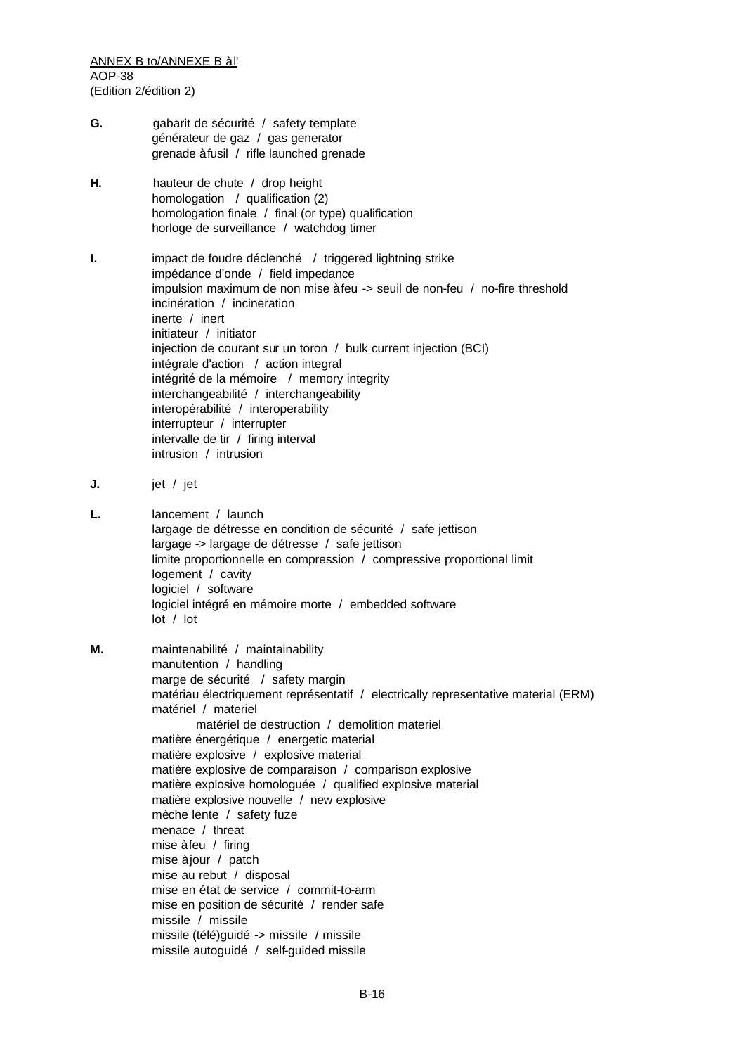ANNEX B to/ANNEXE B à l'
AOP-38
(Edition 2/édition 2)

**G.**
gabarit de sécurité / safety template
générateur de gaz / gas generator
grenade à fusil / rifle launched grenade

**H.**
hauteur de chute / drop height
homologation / qualification (2)
homologation finale / final (or type) qualification
horloge de surveillance / watchdog timer

**I.**
impact de foudre déclenché / triggered lightning strike
impédance d'onde / field impedance
impulsion maximum de non mise à feu -> seuil de non-feu / no-fire threshold
incinération / incineration
inerte / inert
initiateur / initiator
injection de courant sur un toron / bulk current injection (BCI)
intégrale d'action / action integral
intégrité de la mémoire / memory integrity
interchangeabilité / interchangeability
interopérabilité / interoperability
interrupteur / interrupter
intervalle de tir / firing interval
intrusion / intrusion

**J.**
jet / jet

**L.**
lancement / launch
largage de détresse en condition de sécurité / safe jettison
largage -> largage de détresse / safe jettison
limite proportionnelle en compression / compressive proportional limit
logement / cavity
logiciel / software
logiciel intégré en mémoire morte / embedded software
lot / lot

**M.**
maintenabilité / maintainability
manutention / handling
marge de sécurité / safety margin
matériau électriquement représentatif / electrically representative material (ERM)
matériel / materiel
    matériel de destruction / demolition materiel
matière énergétique / energetic material
matière explosive / explosive material
matière explosive de comparaison / comparison explosive
matière explosive homologuée / qualified explosive material
matière explosive nouvelle / new explosive
mèche lente / safety fuze
menace / threat
mise à feu / firing
mise à jour / patch
mise au rebut / disposal
mise en état de service / commit-to-arm
mise en position de sécurité / render safe
missile / missile
missile (télé)guidé -> missile / missile
missile autoguidé / self-guided missile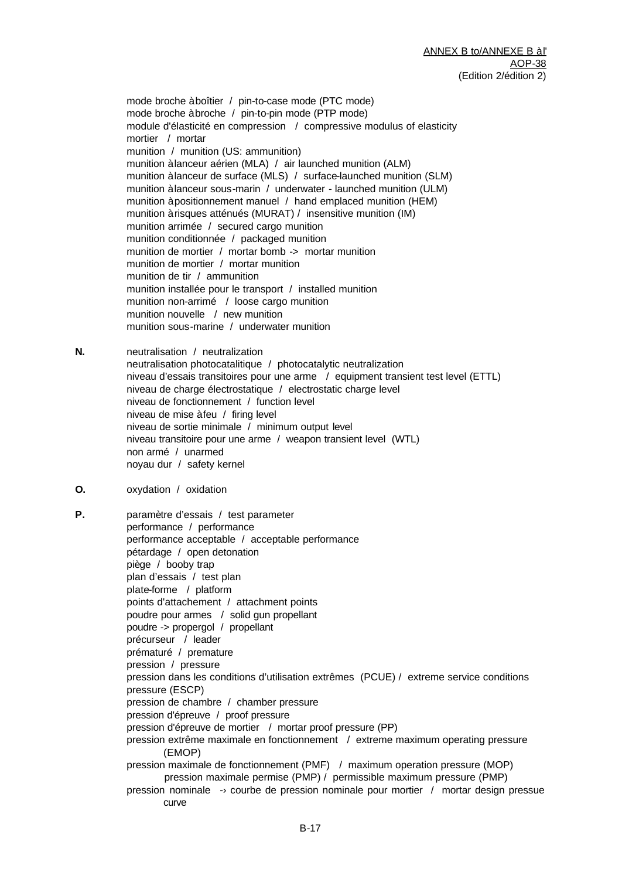mode broche à boîtier / pin-to-case mode (PTC mode)
mode broche à broche / pin-to-pin mode (PTP mode)
module d'élasticité en compression / compressive modulus of elasticity
mortier / mortar
munition / munition (US: ammunition)
munition à lanceur aérien (MLA) / air launched munition (ALM)
munition à lanceur de surface (MLS) / surface-launched munition (SLM)
munition à lanceur sous-marin / underwater - launched munition (ULM)
munition à positionnement manuel / hand emplaced munition (HEM)
munition à risques atténués (MURAT) / insensitive munition (IM)
munition arrimée / secured cargo munition
munition conditionnée / packaged munition
munition de mortier / mortar bomb -> mortar munition
munition de mortier / mortar munition
munition de tir / ammunition
munition installée pour le transport / installed munition
munition non-arrimé / loose cargo munition
munition nouvelle / new munition
munition sous-marine / underwater munition

**N.**

neutralisation / neutralization
neutralisation photocatalitique / photocatalytic neutralization
niveau d'essais transitoires pour une arme / equipment transient test level (ETTL)
niveau de charge électrostatique / electrostatic charge level
niveau de fonctionnement / function level
niveau de mise à feu / firing level
niveau de sortie minimale / minimum output level
niveau transitoire pour une arme / weapon transient level (WTL)
non armé / unarmed
noyau dur / safety kernel

**O.**

oxydation / oxidation

**P.**

paramètre d'essais / test parameter
performance / performance
performance acceptable / acceptable performance
pétardage / open detonation
piège / booby trap
plan d'essais / test plan
plate-forme / platform
points d'attachement / attachment points
poudre pour armes / solid gun propellant
poudre -> propergol / propellant
précurseur / leader
prématuré / premature
pression / pressure
pression dans les conditions d'utilisation extrêmes (PCUE) / extreme service conditions pressure (ESCP)
pression de chambre / chamber pressure
pression d'épreuve / proof pressure
pression d'épreuve de mortier / mortar proof pressure (PP)
pression extrême maximale en fonctionnement / extreme maximum operating pressure (EMOP)
pression maximale de fonctionnement (PMF) / maximum operation pressure (MOP)
pression maximale permise (PMP) / permissible maximum pressure (PMP)
pression nominale -> courbe de pression nominale pour mortier / mortar design pressue curve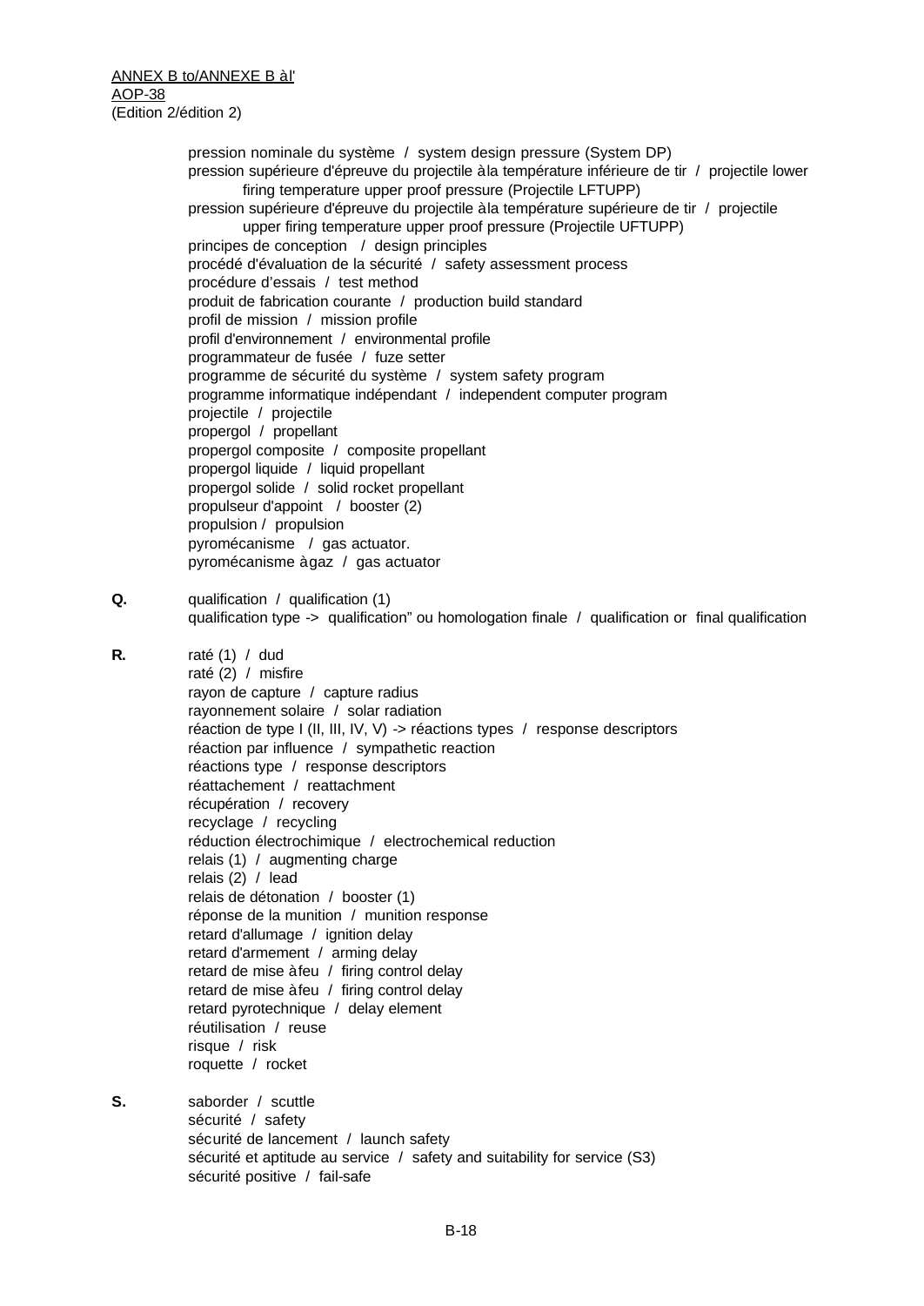pression nominale du système / system design pressure (System DP)
pression supérieure d'épreuve du projectile à la température inférieure de tir / projectile lower firing temperature upper proof pressure (Projectile LFTUPP)
pression supérieure d'épreuve du projectile à la température supérieure de tir / projectile upper firing temperature upper proof pressure (Projectile UFTUPP)
principes de conception / design principles
procédé d'évaluation de la sécurité / safety assessment process
procédure d'essais / test method
produit de fabrication courante / production build standard
profil de mission / mission profile
profil d'environnement / environmental profile
programmateur de fusée / fuze setter
programme de sécurité du système / system safety program
programme informatique indépendant / independent computer program
projectile / projectile
propergol / propellant
propergol composite / composite propellant
propergol liquide / liquid propellant
propergol solide / solid rocket propellant
propulseur d'appoint / booster (2)
propulsion / propulsion
pyromécanisme / gas actuator.
pyromécanisme à gaz / gas actuator

**Q.**

qualification / qualification (1)
qualification type -> qualification" ou homologation finale / qualification or final qualification

**R.**

raté (1) / dud
raté (2) / misfire
rayon de capture / capture radius
rayonnement solaire / solar radiation
réaction de type I (II, III, IV, V) -> réactions types / response descriptors
réaction par influence / sympathetic reaction
réactions type / response descriptors
réattachement / reattachment
récupération / recovery
recyclage / recycling
réduction électrochimique / electrochemical reduction
relais (1) / augmenting charge
relais (2) / lead
relais de détonation / booster (1)
réponse de la munition / munition response
retard d'allumage / ignition delay
retard d'armement / arming delay
retard de mise à feu / firing control delay
retard de mise à feu / firing control delay
retard pyrotechnique / delay element
réutilisation / reuse
risque / risk
roquette / rocket

**S.**

saborder / scuttle
sécurité / safety
sécurité de lancement / launch safety
sécurité et aptitude au service / safety and suitability for service (S3)
sécurité positive / fail-safe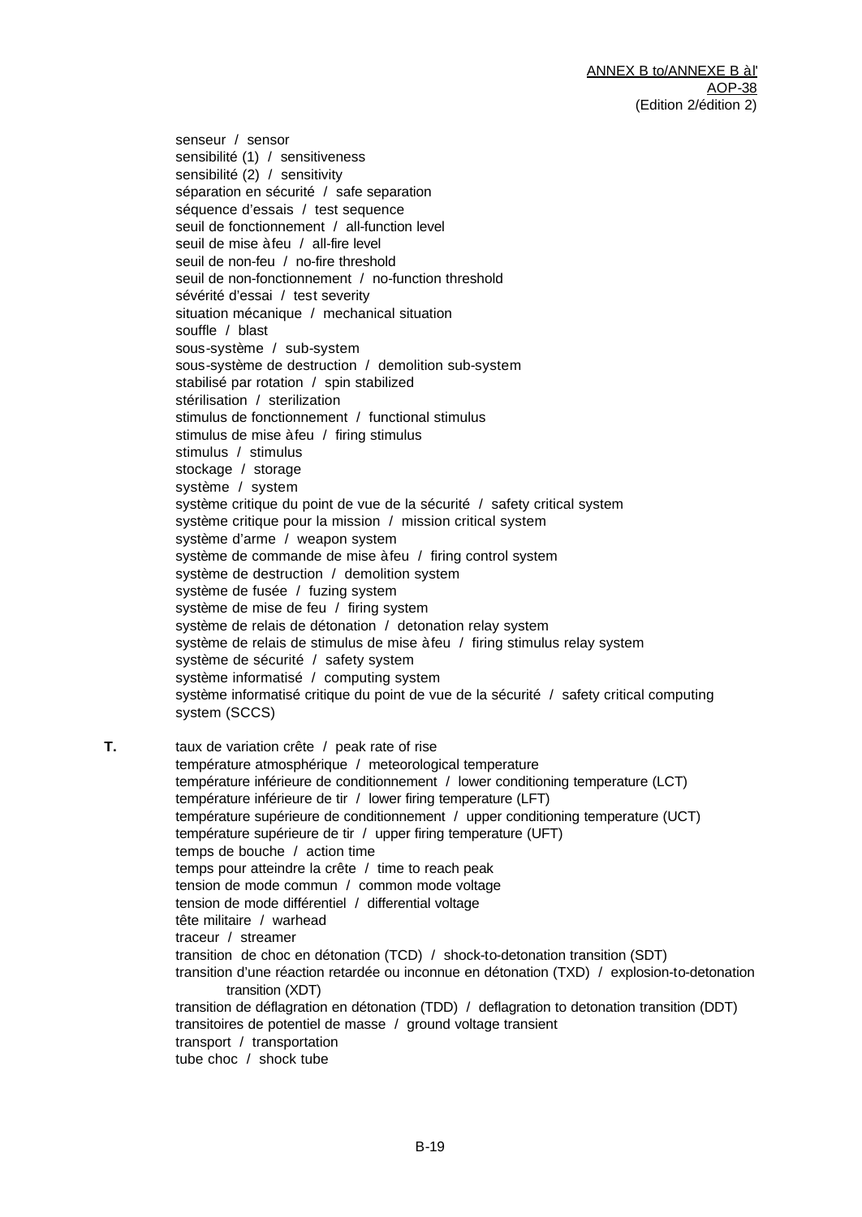senseur / sensor
sensibilité (1) / sensitiveness
sensibilité (2) / sensitivity
séparation en sécurité / safe separation
séquence d'essais / test sequence
seuil de fonctionnement / all-function level
seuil de mise à feu / all-fire level
seuil de non-feu / no-fire threshold
seuil de non-fonctionnement / no-function threshold
sévérité d'essai / test severity
situation mécanique / mechanical situation
souffle / blast
sous-système / sub-system
sous-système de destruction / demolition sub-system
stabilisé par rotation / spin stabilized
stérilisation / sterilization
stimulus de fonctionnement / functional stimulus
stimulus de mise à feu / firing stimulus
stimulus / stimulus
stockage / storage
système / system
système critique du point de vue de la sécurité / safety critical system
système critique pour la mission / mission critical system
système d'arme / weapon system
système de commande de mise à feu / firing control system
système de destruction / demolition system
système de fusée / fuzing system
système de mise de feu / firing system
système de relais de détonation / detonation relay system
système de relais de stimulus de mise à feu / firing stimulus relay system
système de sécurité / safety system
système informatisé / computing system
système informatisé critique du point de vue de la sécurité / safety critical computing system (SCCS)

**T.**

taux de variation crête / peak rate of rise
température atmosphérique / meteorological temperature
température inférieure de conditionnement / lower conditioning temperature (LCT)
température inférieure de tir / lower firing temperature (LFT)
température supérieure de conditionnement / upper conditioning temperature (UCT)
température supérieure de tir / upper firing temperature (UFT)
temps de bouche / action time
temps pour atteindre la crête / time to reach peak
tension de mode commun / common mode voltage
tension de mode différentiel / differential voltage
tête militaire / warhead
traceur / streamer
transition de choc en détonation (TCD) / shock-to-detonation transition (SDT)
transition d'une réaction retardée ou inconnue en détonation (TXD) / explosion-to-detonation transition (XDT)
transition de déflagration en détonation (TDD) / deflagration to detonation transition (DDT)
transitoires de potentiel de masse / ground voltage transient
transport / transportation
tube choc / shock tube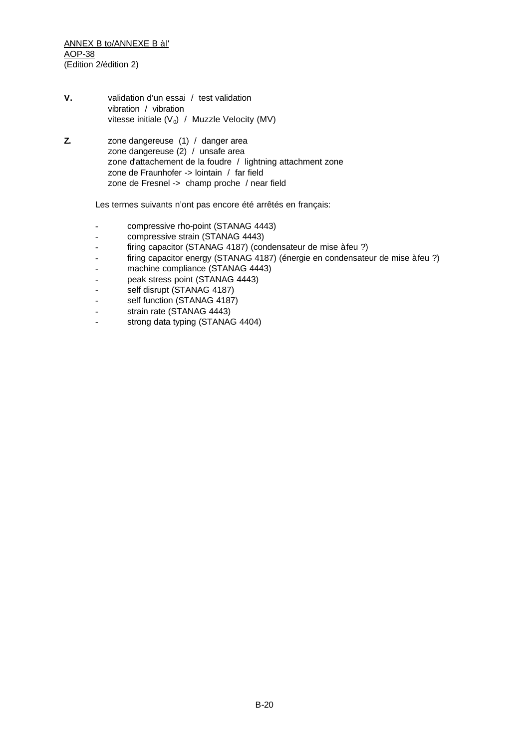**V.** validation d'un essai / test validation
vibration / vibration
vitesse initiale ($V_0$) / Muzzle Velocity (MV)

**Z.** zone dangereuse (1) / danger area
zone dangereuse (2) / unsafe area
zone d'attachement de la foudre / lightning attachment zone
zone de Fraunhofer -> lointain / far field
zone de Fresnel -> champ proche / near field

Les termes suivants n'ont pas encore été arrêtés en français:

- compressive rho-point (STANAG 4443)
- compressive strain (STANAG 4443)
- firing capacitor (STANAG 4187) (condensateur de mise à feu ?)
- firing capacitor energy (STANAG 4187) (énergie en condensateur de mise à feu ?)
- machine compliance (STANAG 4443)
- peak stress point (STANAG 4443)
- self disrupt (STANAG 4187)
- self function (STANAG 4187)
- strain rate (STANAG 4443)
- strong data typing (STANAG 4404)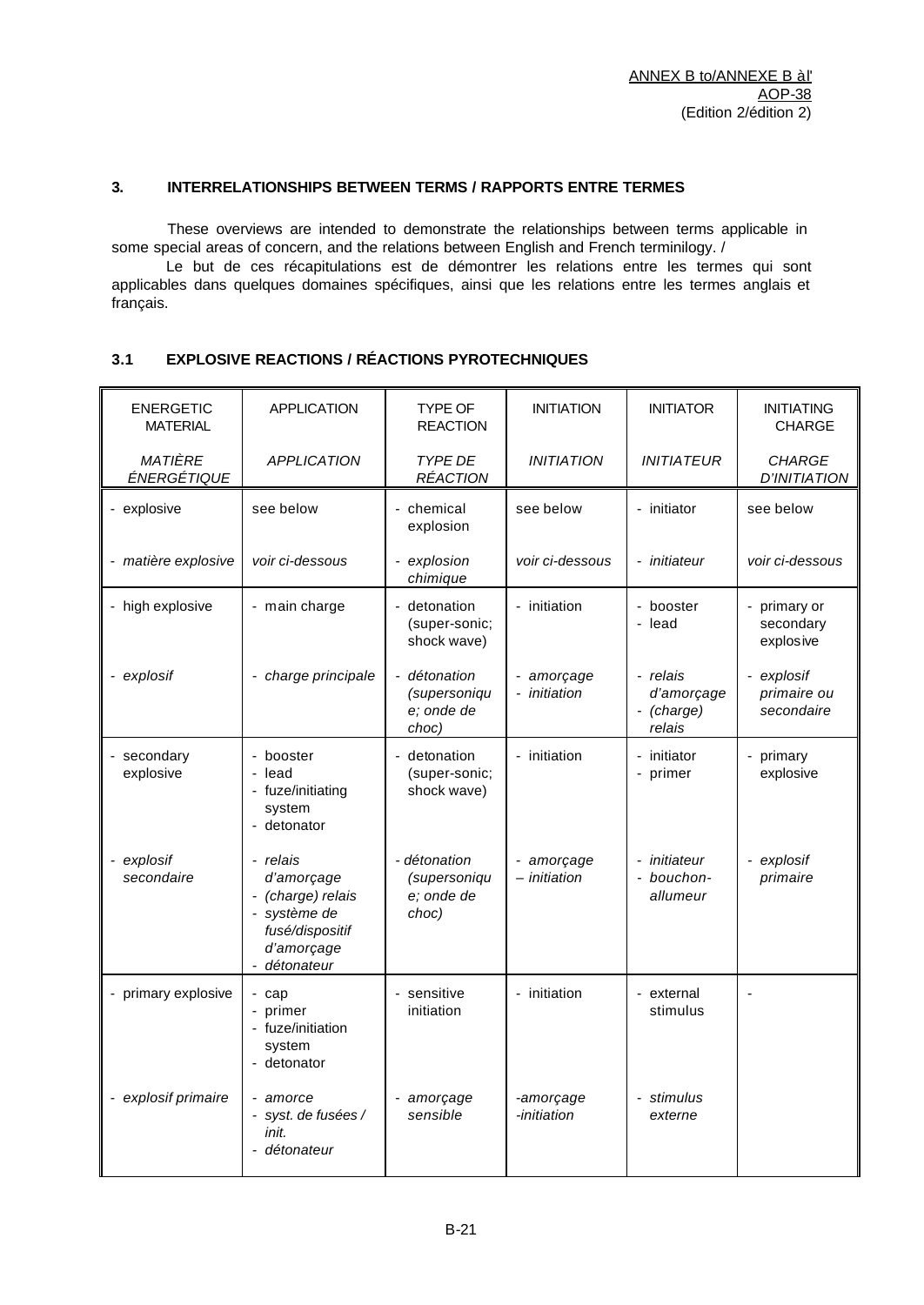### 3. INTERRELATIONSHIPS BETWEEN TERMS / RAPPORTS ENTRE TERMES

These overviews are intended to demonstrate the relationships between terms applicable in some special areas of concern, and the relations between English and French terminilogy. /

Le but de ces récapitulations est de démontrer les relations entre les termes qui sont applicables dans quelques domaines spécifiques, ainsi que les relations entre les termes anglais et français.

### 3.1 EXPLOSIVE REACTIONS / RÉACTIONS PYROTECHNIQUES

| ENERGETIC MATERIAL<br><br>*MATIÈRE ÉNERGÉTIQUE* | APPLICATION<br><br>*APPLICATION* | TYPE OF REACTION<br><br>*TYPE DE RÉACTION* | INITIATION<br><br>*INITIATION* | INITIATOR<br><br>*INITIATEUR* | INITIATING CHARGE<br><br>*CHARGE D'INITIATION* |
|---|---|---|---|---|---|
| - explosive<br><br>- *matière explosive* | see below<br><br>*voir ci-dessous* | - chemical explosion<br><br>- *explosion chimique* | see below<br><br>*voir ci-dessous* | - initiator<br><br>- *initiateur* | see below<br><br>*voir ci-dessous* |
| - high explosive<br><br>- *explosif* | - main charge<br><br>- *charge principale* | - detonation (super-sonic; shock wave)<br><br>- *détonation (supersonique; onde de choc)* | - initiation<br><br>- *amorçage*<br>- *initiation* | - booster<br>- lead<br><br>- *relais d'amorçage*<br>- *(charge) relais* | - primary or secondary explosive<br><br>- *explosif primaire ou secondaire* |
| - secondary explosive<br><br>- *explosif secondaire* | - booster<br>- lead<br>- fuze/initiating system<br>- detonator<br><br>- *relais d'amorçage*<br>- *(charge) relais*<br>- *système de fusé/dispositif d'amorçage*<br>- *détonateur* | - detonation (super-sonic; shock wave)<br><br>- *détonation (supersonique; onde de choc)* | - initiation<br><br>- *amorçage*<br>– *initiation* | - initiator<br>- primer<br><br>- *initiateur*<br>- *bouchon-allumeur* | - primary explosive<br><br>- *explosif primaire* |
| - primary explosive<br><br>- *explosif primaire* | - cap<br>- primer<br>- fuze/initiation system<br>- detonator<br><br>- *amorce*<br>- *syst. de fusées / init.*<br>- *détonateur* | - sensitive initiation<br><br>- *amorçage sensible* | - initiation<br><br>*-amorçage*<br>*-initiation* | - external stimulus<br><br>- *stimulus externe* | - |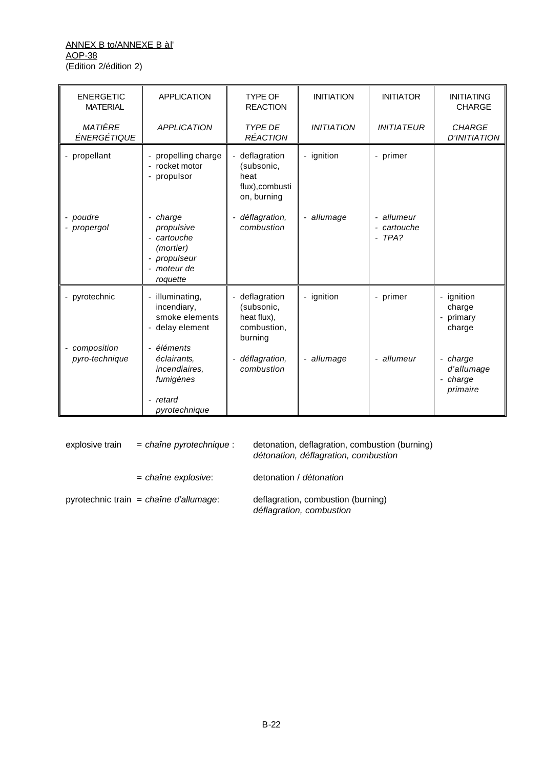| ENERGETIC MATERIAL<br><br>*MATIÈRE ÉNERGÉTIQUE* | APPLICATION<br><br>*APPLICATION* | TYPE OF REACTION<br><br>*TYPE DE RÉACTION* | INITIATION<br><br>*INITIATION* | INITIATOR<br><br>*INITIATEUR* | INITIATING CHARGE<br><br>*CHARGE D'INITIATION* |
|---|---|---|---|---|---|
| - propellant<br><br>- *poudre*<br>- *propergol* | - propelling charge<br>- rocket motor<br>- propulsor<br><br>- *charge propulsive*<br>- *cartouche (mortier)*<br>- *propulseur*<br>- *moteur de roquette* | - deflagration (subsonic, heat flux),combustion, burning<br><br>- *déflagration, combustion* | - ignition<br><br>- *allumage* | - primer<br><br>- *allumeur*<br>- *cartouche*<br>- *TPA?* | |
| - pyrotechnic<br><br>- *composition pyro-technique* | - illuminating, incendiary, smoke elements<br>- delay element<br><br>- *éléments éclairants, incendiaires, fumigènes*<br>- *retard pyrotechnique* | - deflagration (subsonic, heat flux), combustion, burning<br><br>- *déflagration, combustion* | - ignition<br><br>- *allumage* | - primer<br><br>- *allumeur* | - ignition charge<br>- primary charge<br><br>- *charge d'allumage*<br>- *charge primaire* |

explosive train = *chaîne pyrotechnique* : detonation, deflagration, combustion (burning)
*détonation, déflagration, combustion*

= *chaîne explosive*: detonation / *détonation*

pyrotechnic train = *chaîne d'allumage*: deflagration, combustion (burning)
*déflagration, combustion*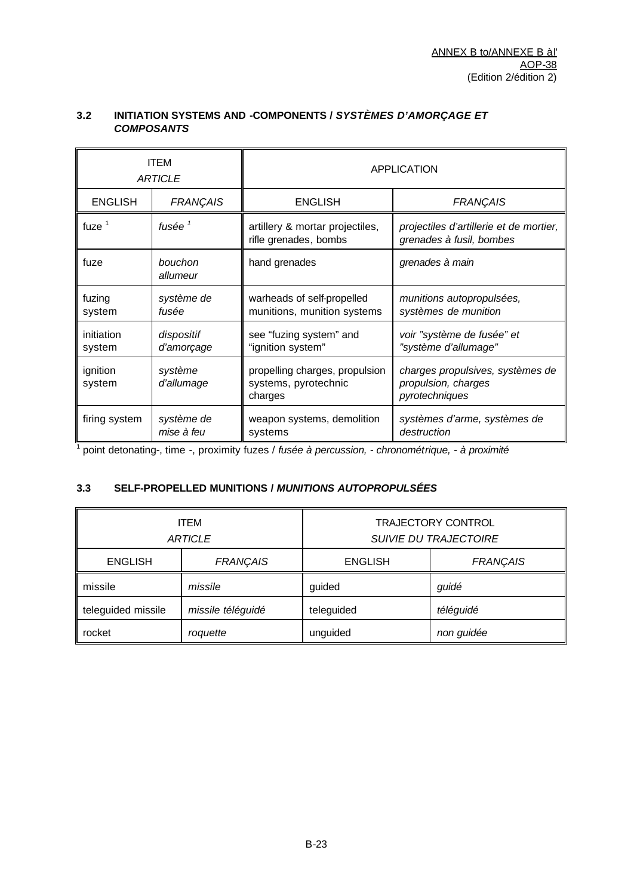### 3.2 INITIATION SYSTEMS AND -COMPONENTS / *SYSTÈMES D'AMORÇAGE ET COMPOSANTS*

| ITEM *ARTICLE* | | APPLICATION | |
|---|---|---|---|
| ENGLISH | *FRANÇAIS* | ENGLISH | *FRANÇAIS* |
| fuze [1] | *fusée* [1] | artillery & mortar projectiles, rifle grenades, bombs | *projectiles d'artillerie et de mortier, grenades à fusil, bombes* |
| fuze | *bouchon allumeur* | hand grenades | *grenades à main* |
| fuzing system | *système de fusée* | warheads of self-propelled munitions, munition systems | *munitions autopropulsées, systèmes de munition* |
| initiation system | *dispositif d'amorçage* | see "fuzing system" and "ignition system" | *voir "système de fusée" et "système d'allumage"* |
| ignition system | *système d'allumage* | propelling charges, propulsion systems, pyrotechnic charges | *charges propulsives, systèmes de propulsion, charges pyrotechniques* |
| firing system | *système de mise à feu* | weapon systems, demolition systems | *systèmes d'arme, systèmes de destruction* |

[1] point detonating-, time -, proximity fuzes / *fusée à percussion, - chronométrique, - à proximité*

### 3.3 SELF-PROPELLED MUNITIONS / *MUNITIONS AUTOPROPULSÉES*

| ITEM *ARTICLE* | | TRAJECTORY CONTROL *SUIVIE DU TRAJECTOIRE* | |
|---|---|---|---|
| ENGLISH | *FRANÇAIS* | ENGLISH | *FRANÇAIS* |
| missile | *missile* | guided | *guidé* |
| teleguided missile | *missile téléguidé* | teleguided | *téléguidé* |
| rocket | *roquette* | unguided | *non guidée* |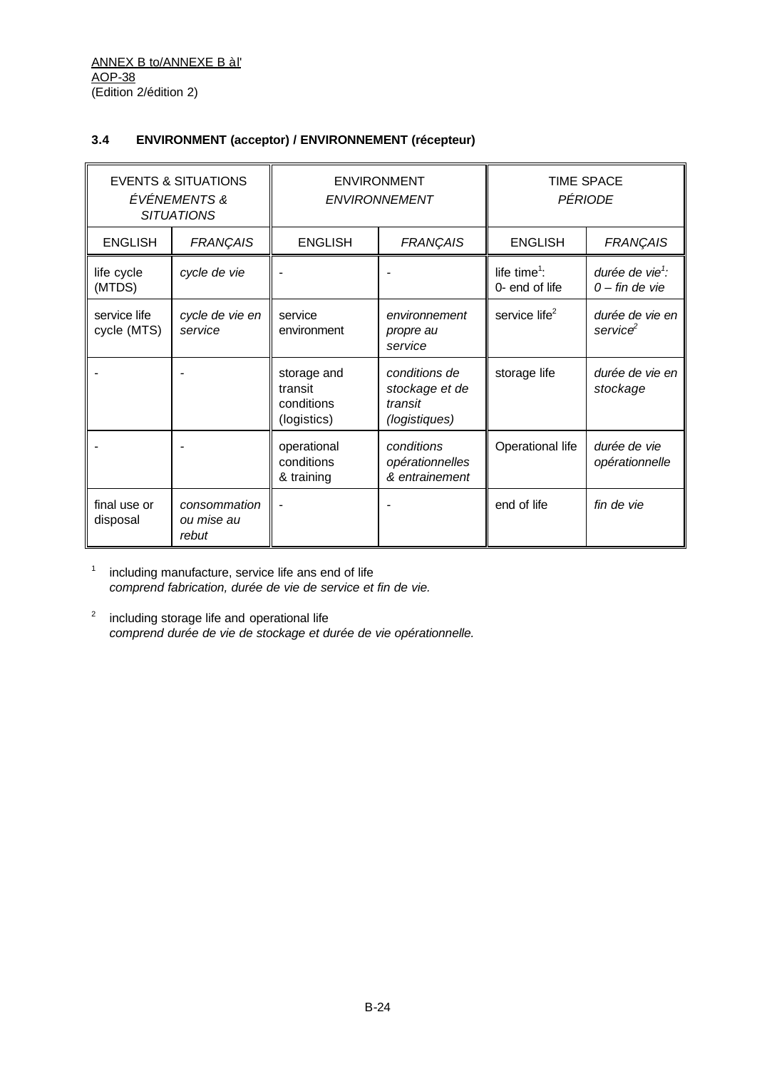### 3.4 ENVIRONMENT (acceptor) / ENVIRONNEMENT (récepteur)

| EVENTS & SITUATIONS *ÉVÉNEMENTS & SITUATIONS* | | ENVIRONMENT *ENVIRONNEMENT* | | TIME SPACE *PÉRIODE* | |
|---|---|---|---|---|---|
| ENGLISH | *FRANÇAIS* | ENGLISH | *FRANÇAIS* | ENGLISH | *FRANÇAIS* |
| life cycle (MTDS) | *cycle de vie* | - | - | life time[1]: 0- end of life | *durée de vie[1]: 0 – fin de vie* |
| service life cycle (MTS) | *cycle de vie en service* | service environment | *environnement propre au service* | service life[2] | *durée de vie en service[2]* |
| - | - | storage and transit conditions (logistics) | *conditions de stockage et de transit (logistiques)* | storage life | *durée de vie en stockage* |
| - | - | operational conditions & training | *conditions opérationnelles & entrainement* | Operational life | *durée de vie opérationnelle* |
| final use or disposal | *consommation ou mise au rebut* | - | - | end of life | *fin de vie* |

[1] including manufacture, service life ans end of life
*comprend fabrication, durée de vie de service et fin de vie.*

[2] including storage life and operational life
*comprend durée de vie de stockage et durée de vie opérationnelle.*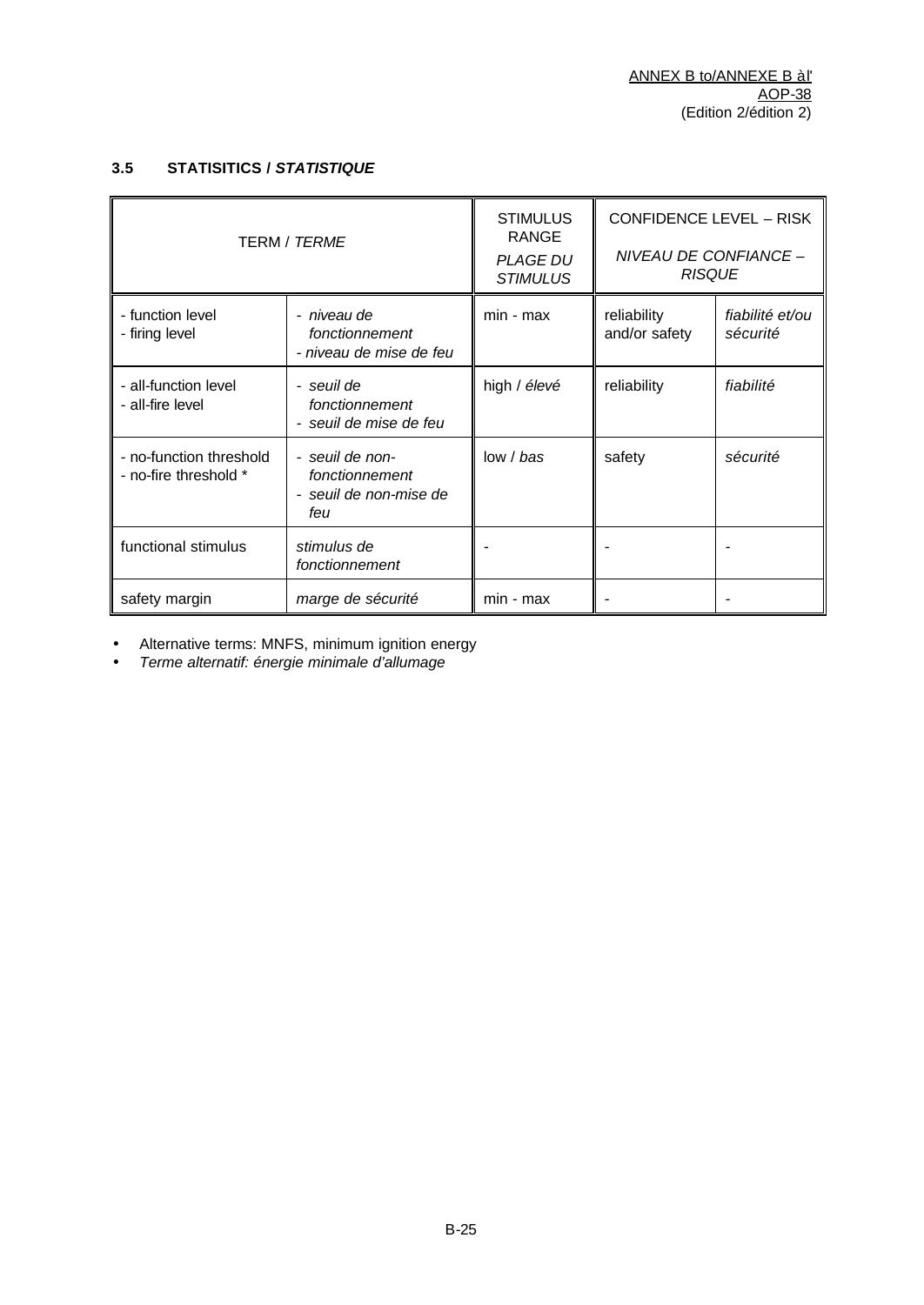### 3.5 STATISITICS / *STATISTIQUE*

| TERM / *TERME* | | STIMULUS RANGE *PLAGE DU STIMULUS* | CONFIDENCE LEVEL – RISK *NIVEAU DE CONFIANCE – RISQUE* | |
|---|---|---|---|---|
| - function level<br>- firing level | - *niveau de fonctionnement*<br>- *niveau de mise de feu* | min - max | reliability and/or safety | *fiabilité et/ou sécurité* |
| - all-function level<br>- all-fire level | - *seuil de fonctionnement*<br>- *seuil de mise de feu* | high / *élevé* | reliability | *fiabilité* |
| - no-function threshold<br>- no-fire threshold * | - *seuil de non-fonctionnement*<br>- *seuil de non-mise de feu* | low / *bas* | safety | *sécurité* |
| functional stimulus | *stimulus de fonctionnement* | - | - | - |
| safety margin | *marge de sécurité* | min - max | - | - |

- Alternative terms: MNFS, minimum ignition energy
- *Terme alternatif: énergie minimale d'allumage*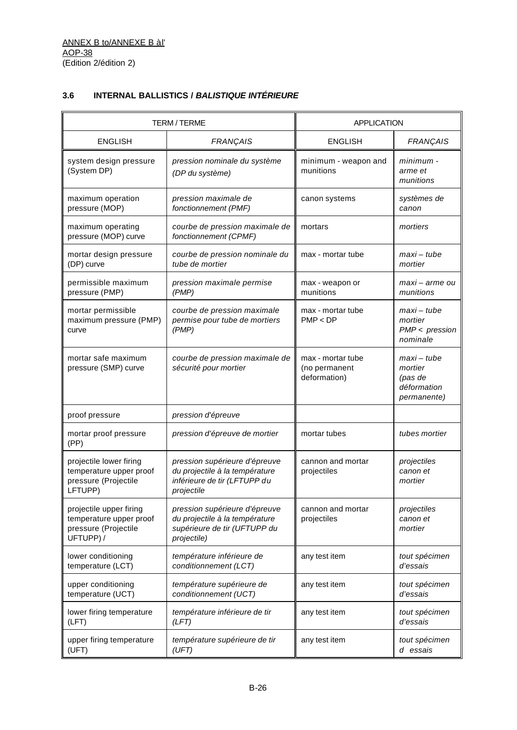### 3.6 INTERNAL BALLISTICS / *BALISTIQUE INTÉRIEURE*

| TERM / TERME | | APPLICATION | |
|---|---|---|---|
| ENGLISH | *FRANÇAIS* | ENGLISH | *FRANÇAIS* |
| system design pressure (System DP) | *pression nominale du système (DP du système)* | minimum - weapon and munitions | *minimum - arme et munitions* |
| maximum operation pressure (MOP) | *pression maximale de fonctionnement (PMF)* | canon systems | *systèmes de canon* |
| maximum operating pressure (MOP) curve | *courbe de pression maximale de fonctionnement (CPMF)* | mortars | *mortiers* |
| mortar design pressure (DP) curve | *courbe de pression nominale du tube de mortier* | max - mortar tube | *maxi – tube mortier* |
| permissible maximum pressure (PMP) | *pression maximale permise (PMP)* | max - weapon or munitions | *maxi – arme ou munitions* |
| mortar permissible maximum pressure (PMP) curve | *courbe de pression maximale permise pour tube de mortiers (PMP)* | max - mortar tube PMP < DP | *maxi – tube mortier PMP < pression nominale* |
| mortar safe maximum pressure (SMP) curve | *courbe de pression maximale de sécurité pour mortier* | max - mortar tube (no permanent deformation) | *maxi – tube mortier (pas de déformation permanente)* |
| proof pressure | *pression d'épreuve* | | |
| mortar proof pressure (PP) | *pression d'épreuve de mortier* | mortar tubes | *tubes mortier* |
| projectile lower firing temperature upper proof pressure (Projectile LFTUPP) | *pression supérieure d'épreuve du projectile à la température inférieure de tir (LFTUPP du projectile* | cannon and mortar projectiles | *projectiles canon et mortier* |
| projectile upper firing temperature upper proof pressure (Projectile UFTUPP) / | *pression supérieure d'épreuve du projectile à la température supérieure de tir (UFTUPP du projectile)* | cannon and mortar projectiles | *projectiles canon et mortier* |
| lower conditioning temperature (LCT) | *température inférieure de conditionnement (LCT)* | any test item | *tout spécimen d'essais* |
| upper conditioning temperature (UCT) | *température supérieure de conditionnement (UCT)* | any test item | *tout spécimen d'essais* |
| lower firing temperature (LFT) | *température inférieure de tir (LFT)* | any test item | *tout spécimen d'essais* |
| upper firing temperature (UFT) | *température supérieure de tir (UFT)* | any test item | *tout spécimen d essais* |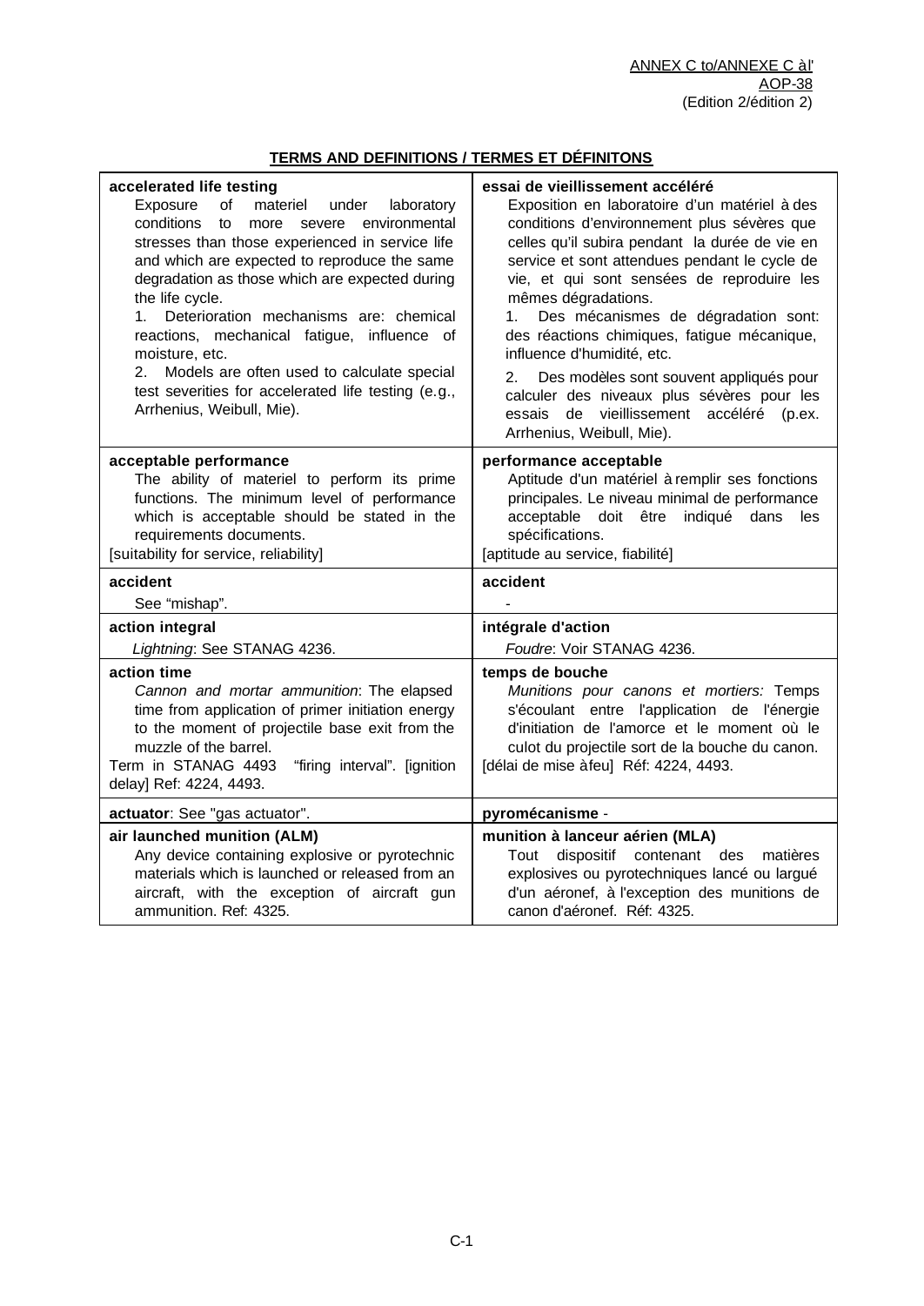## TERMS AND DEFINITIONS / TERMES ET DÉFINITONS

| English | Français |
|---|---|
| **accelerated life testing**<br>Exposure of materiel under laboratory conditions to more severe environmental stresses than those experienced in service life and which are expected to reproduce the same degradation as those which are expected during the life cycle.<br>1. Deterioration mechanisms are: chemical reactions, mechanical fatigue, influence of moisture, etc.<br>2. Models are often used to calculate special test severities for accelerated life testing (e.g., Arrhenius, Weibull, Mie). | **essai de vieillissement accéléré**<br>Exposition en laboratoire d'un matériel à des conditions d'environnement plus sévères que celles qu'il subira pendant la durée de vie en service et sont attendues pendant le cycle de vie, et qui sont sensées de reproduire les mêmes dégradations.<br>1. Des mécanismes de dégradation sont: des réactions chimiques, fatigue mécanique, influence d'humidité, etc.<br>2. Des modèles sont souvent appliqués pour calculer des niveaux plus sévères pour les essais de vieillissement accéléré (p.ex. Arrhenius, Weibull, Mie). |
| **acceptable performance**<br>The ability of materiel to perform its prime functions. The minimum level of performance which is acceptable should be stated in the requirements documents.<br>[suitability for service, reliability] | **performance acceptable**<br>Aptitude d'un matériel à remplir ses fonctions principales. Le niveau minimal de performance acceptable doit être indiqué dans les spécifications.<br>[aptitude au service, fiabilité] |
| **accident**<br>See "mishap". | **accident**<br>- |
| **action integral**<br>*Lightning*: See STANAG 4236. | **intégrale d'action**<br>*Foudre*: Voir STANAG 4236. |
| **action time**<br>*Cannon and mortar ammunition*: The elapsed time from application of primer initiation energy to the moment of projectile base exit from the muzzle of the barrel.<br>Term in STANAG 4493 "firing interval". [ignition delay] Ref: 4224, 4493. | **temps de bouche**<br>*Munitions pour canons et mortiers:* Temps s'écoulant entre l'application de l'énergie d'initiation de l'amorce et le moment où le culot du projectile sort de la bouche du canon.<br>[délai de mise à feu] Réf: 4224, 4493. |
| **actuator**: See "gas actuator". | **pyromécanisme** - |
| **air launched munition (ALM)**<br>Any device containing explosive or pyrotechnic materials which is launched or released from an aircraft, with the exception of aircraft gun ammunition. Ref: 4325. | **munition à lanceur aérien (MLA)**<br>Tout dispositif contenant des matières explosives ou pyrotechniques lancé ou largué d'un aéronef, à l'exception des munitions de canon d'aéronef. Réf: 4325. |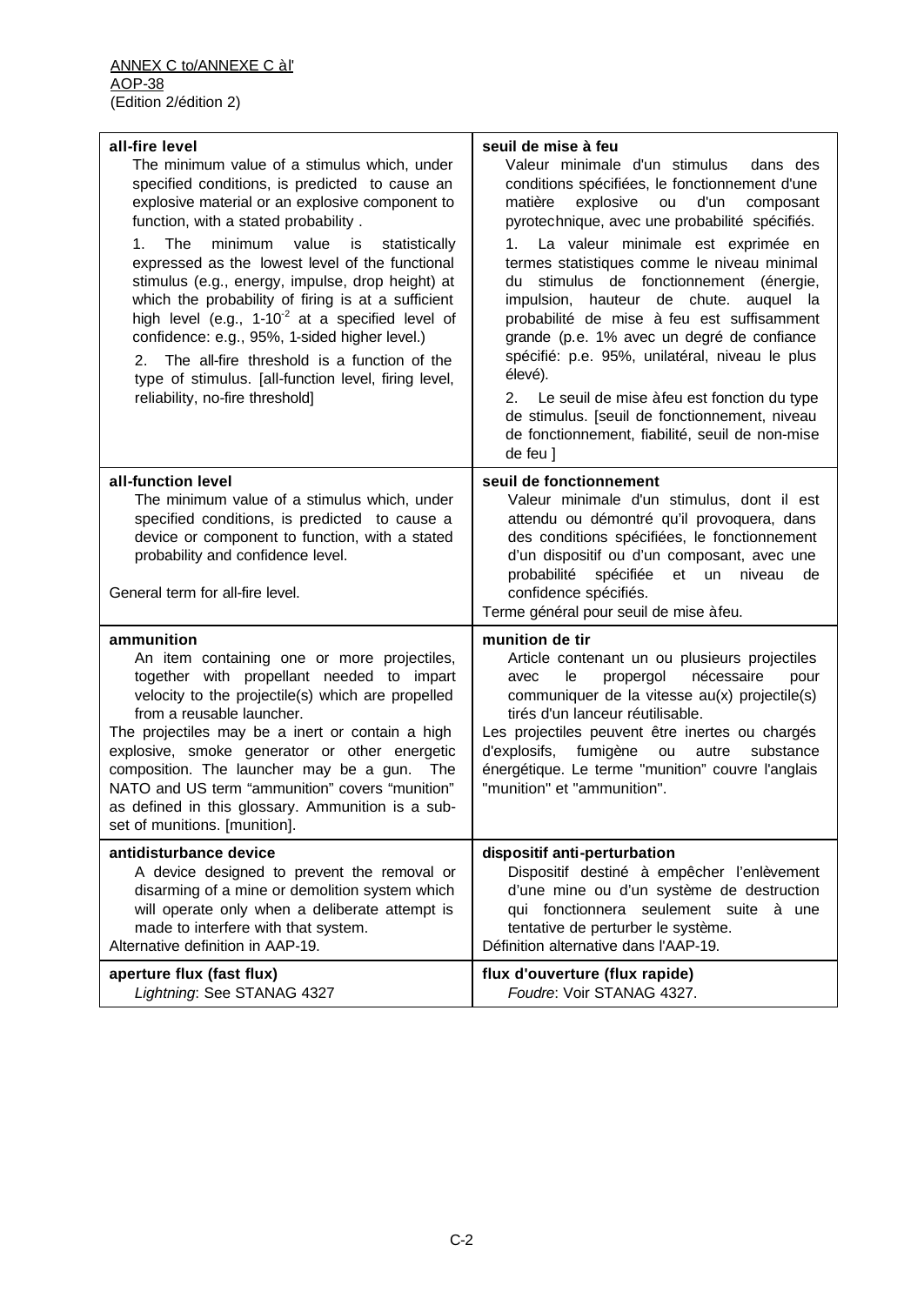| **all-fire level**<br>The minimum value of a stimulus which, under specified conditions, is predicted to cause an explosive material or an explosive component to function, with a stated probability .<br>1. The minimum value is statistically expressed as the lowest level of the functional stimulus (e.g., energy, impulse, drop height) at which the probability of firing is at a sufficient high level (e.g., $1\text{-}10^{-2}$ at a specified level of confidence: e.g., 95%, 1-sided higher level.)<br>2. The all-fire threshold is a function of the type of stimulus. [all-function level, firing level, reliability, no-fire threshold] | **seuil de mise à feu**<br>Valeur minimale d'un stimulus dans des conditions spécifiées, le fonctionnement d'une matière explosive ou d'un composant pyrotechnique, avec une probabilité spécifiés.<br>1. La valeur minimale est exprimée en termes statistiques comme le niveau minimal du stimulus de fonctionnement (énergie, impulsion, hauteur de chute. auquel la probabilité de mise à feu est suffisamment grande (p.e. 1% avec un degré de confiance spécifié: p.e. 95%, unilatéral, niveau le plus élevé).<br>2. Le seuil de mise àfeu est fonction du type de stimulus. [seuil de fonctionnement, niveau de fonctionnement, fiabilité, seuil de non-mise de feu ] |
|---|---|
| **all-function level**<br>The minimum value of a stimulus which, under specified conditions, is predicted to cause a device or component to function, with a stated probability and confidence level.<br><br>General term for all-fire level. | **seuil de fonctionnement**<br>Valeur minimale d'un stimulus, dont il est attendu ou démontré qu'il provoquera, dans des conditions spécifiées, le fonctionnement d'un dispositif ou d'un composant, avec une probabilité spécifiée et un niveau de confidence spécifiés.<br>Terme général pour seuil de mise àfeu. |
| **ammunition**<br>An item containing one or more projectiles, together with propellant needed to impart velocity to the projectile(s) which are propelled from a reusable launcher.<br>The projectiles may be a inert or contain a high explosive, smoke generator or other energetic composition. The launcher may be a gun. The NATO and US term "ammunition" covers "munition" as defined in this glossary. Ammunition is a sub-set of munitions. [munition]. | **munition de tir**<br>Article contenant un ou plusieurs projectiles avec le propergol nécessaire pour communiquer de la vitesse au(x) projectile(s) tirés d'un lanceur réutilisable.<br>Les projectiles peuvent être inertes ou chargés d'explosifs, fumigène ou autre substance énergétique. Le terme "munition" couvre l'anglais "munition" et "ammunition". |
| **antidisturbance device**<br>A device designed to prevent the removal or disarming of a mine or demolition system which will operate only when a deliberate attempt is made to interfere with that system.<br>Alternative definition in AAP-19. | **dispositif anti-perturbation**<br>Dispositif destiné à empêcher l'enlèvement d'une mine ou d'un système de destruction qui fonctionnera seulement suite à une tentative de perturber le système.<br>Définition alternative dans l'AAP-19. |
| **aperture flux (fast flux)**<br>*Lightning*: See STANAG 4327 | **flux d'ouverture (flux rapide)**<br>*Foudre*: Voir STANAG 4327. |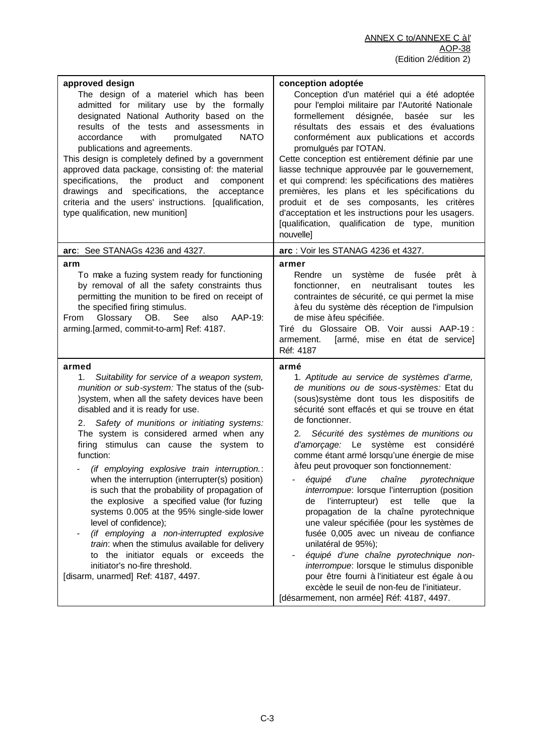| | |
|---|---|
| **approved design**<br>The design of a materiel which has been admitted for military use by the formally designated National Authority based on the results of the tests and assessments in accordance with promulgated NATO publications and agreements.<br>This design is completely defined by a government approved data package, consisting of: the material specifications, the product and component drawings and specifications, the acceptance criteria and the users' instructions. [qualification, type qualification, new munition] | **conception adoptée**<br>Conception d'un matériel qui a été adoptée pour l'emploi militaire par l'Autorité Nationale formellement désignée, basée sur les résultats des essais et des évaluations conformément aux publications et accords promulgués par l'OTAN.<br>Cette conception est entièrement définie par une liasse technique approuvée par le gouvernement, et qui comprend: les spécifications des matières premières, les plans et les spécifications du produit et de ses composants, les critères d'acceptation et les instructions pour les usagers. [qualification, qualification de type, munition nouvelle] |
| **arc**: See STANAGs 4236 and 4327. | **arc** : Voir les STANAG 4236 et 4327. |
| **arm**<br>To make a fuzing system ready for functioning by removal of all the safety constraints thus permitting the munition to be fired on receipt of the specified firing stimulus.<br>From Glossary OB. See also AAP-19: arming.[armed, commit-to-arm] Ref: 4187. | **armer**<br>Rendre un système de fusée prêt à fonctionner, en neutralisant toutes les contraintes de sécurité, ce qui permet la mise à feu du système dès réception de l'impulsion de mise à feu spécifiée.<br>Tiré du Glossaire OB. Voir aussi AAP-19 : armement. [armé, mise en état de service] Réf: 4187 |
| **armed**<br>1. *Suitability for service of a weapon system, munition or sub-system:* The status of the (sub-)system, when all the safety devices have been disabled and it is ready for use.<br>2. *Safety of munitions or initiating systems:* The system is considered armed when any firing stimulus can cause the system to function:<br>- *(if employing explosive train interruption.*: when the interruption (interrupter(s) position) is such that the probability of propagation of the explosive a specified value (for fuzing systems 0.005 at the 95% single-side lower level of confidence);<br>- *(if employing a non-interrupted explosive train*: when the stimulus available for delivery to the initiator equals or exceeds the initiator's no-fire threshold.<br>[disarm, unarmed] Ref: 4187, 4497. | **armé**<br>1. *Aptitude au service de systèmes d'arme, de munitions ou de sous-systèmes:* Etat du (sous)système dont tous les dispositifs de sécurité sont effacés et qui se trouve en état de fonctionner.<br>2. *Sécurité des systèmes de munitions ou d'amorçage:* Le système est considéré comme étant armé lorsqu'une énergie de mise à feu peut provoquer son fonctionnement*:*<br>- *équipé d'une chaîne pyrotechnique interrompue*: lorsque l'interruption (position de l'interrupteur) est telle que la propagation de la chaîne pyrotechnique une valeur spécifiée (pour les systèmes de fusée 0,005 avec un niveau de confiance unilatéral de 95%);<br>- *équipé d'une chaîne pyrotechnique non-interrompue*: lorsque le stimulus disponible pour être fourni à l'initiateur est égale à ou excède le seuil de non-feu de l'initiateur.<br>[désarmement, non armée] Réf: 4187, 4497. |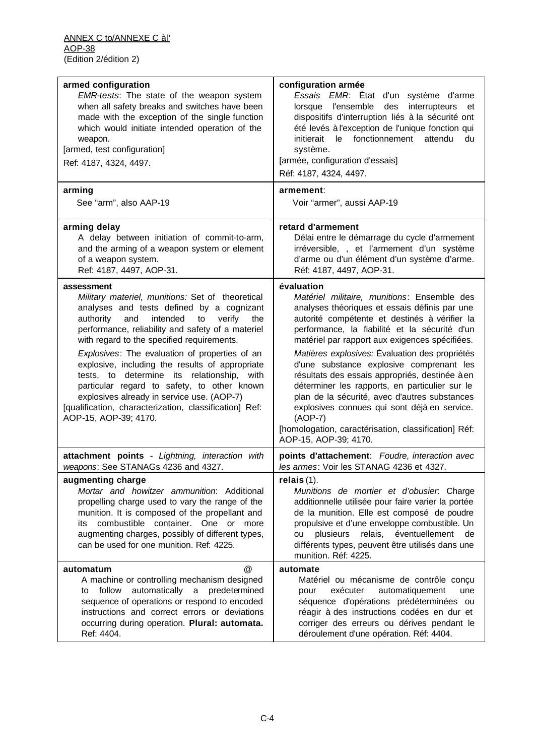| armed configuration | configuration armée |
|---|---|
| *EMR-tests*: The state of the weapon system when all safety breaks and switches have been made with the exception of the single function which would initiate intended operation of the weapon.<br>[armed, test configuration]<br>Ref: 4187, 4324, 4497. | *Essais EMR*: État d'un système d'arme lorsque l'ensemble des interrupteurs et dispositifs d'interruption liés à la sécurité ont été levés à l'exception de l'unique fonction qui initierait le fonctionnement attendu du système.<br>[armée, configuration d'essais]<br>Réf: 4187, 4324, 4497. |
| **arming**<br>See "arm", also AAP-19 | **armement**:<br>Voir "armer", aussi AAP-19 |
| **arming delay**<br>A delay between initiation of commit-to-arm, and the arming of a weapon system or element of a weapon system.<br>Ref: 4187, 4497, AOP-31. | **retard d'armement**<br>Délai entre le démarrage du cycle d'armement irréversible, , et l'armement d'un système d'arme ou d'un élément d'un système d'arme.<br>Réf: 4187, 4497, AOP-31. |
| **assessment**<br>*Military materiel, munitions:* Set of theoretical analyses and tests defined by a cognizant authority and intended to verify the performance, reliability and safety of a materiel with regard to the specified requirements.<br>*Explosives*: The evaluation of properties of an explosive, including the results of appropriate tests, to determine its relationship, with particular regard to safety, to other known explosives already in service use. (AOP-7)<br>[qualification, characterization, classification] Ref: AOP-15, AOP-39; 4170. | **évaluation**<br>*Matériel militaire, munitions*: Ensemble des analyses théoriques et essais définis par une autorité compétente et destinés à vérifier la performance, la fiabilité et la sécurité d'un matériel par rapport aux exigences spécifiées.<br>*Matières explosives:* Évaluation des propriétés d'une substance explosive comprenant les résultats des essais appropriés, destinée à en déterminer les rapports, en particulier sur le plan de la sécurité, avec d'autres substances explosives connues qui sont déjà en service. (AOP-7)<br>[homologation, caractérisation, classification] Réf: AOP-15, AOP-39; 4170. |
| **attachment points** - *Lightning, interaction with weapons*: See STANAGs 4236 and 4327. | **points d'attachement**: *Foudre, interaction avec les armes*: Voir les STANAG 4236 et 4327. |
| **augmenting charge**<br>*Mortar and howitzer ammunition*: Additional propelling charge used to vary the range of the munition. It is composed of the propellant and its combustible container. One or more augmenting charges, possibly of different types, can be used for one munition. Ref: 4225. | **relais** (1).<br>*Munitions de mortier et d'obusier*: Charge additionnelle utilisée pour faire varier la portée de la munition. Elle est composé de poudre propulsive et d'une enveloppe combustible. Un ou plusieurs relais, éventuellement de différents types, peuvent être utilisés dans une munition. Réf: 4225. |
| **automatum** @<br>A machine or controlling mechanism designed to follow automatically a predetermined sequence of operations or respond to encoded instructions and correct errors or deviations occurring during operation. **Plural: automata.** Ref: 4404. | **automate**<br>Matériel ou mécanisme de contrôle conçu pour exécuter automatiquement une séquence d'opérations prédéterminées ou réagir à des instructions codées en dur et corriger des erreurs ou dérives pendant le déroulement d'une opération. Réf: 4404. |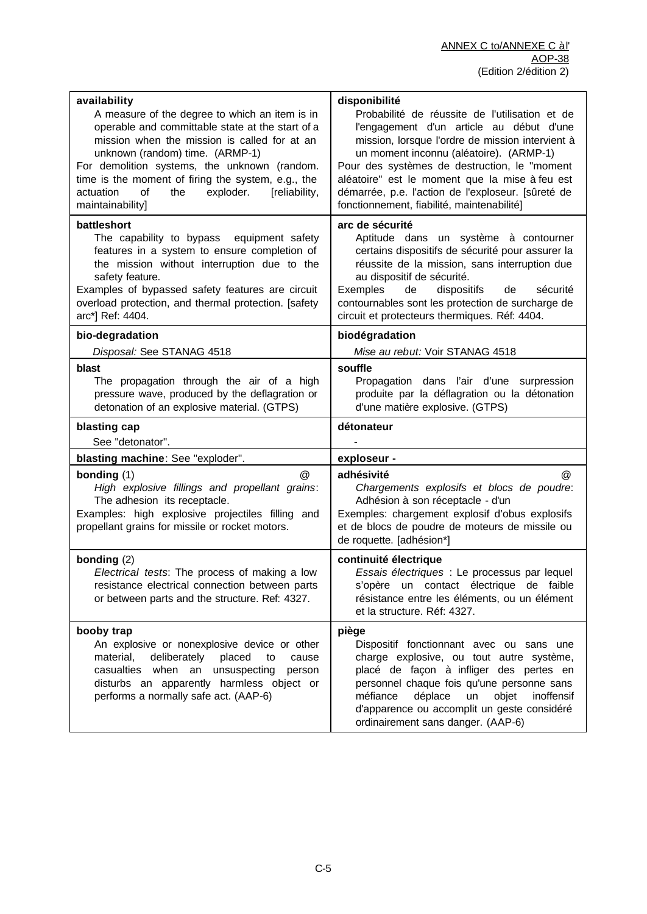| English | Français |
|---|---|
| **availability**<br>A measure of the degree to which an item is in operable and committable state at the start of a mission when the mission is called for at an unknown (random) time. (ARMP-1)<br>For demolition systems, the unknown (random. time is the moment of firing the system, e.g., the actuation of the exploder. [reliability, maintainability] | **disponibilité**<br>Probabilité de réussite de l'utilisation et de l'engagement d'un article au début d'une mission, lorsque l'ordre de mission intervient à un moment inconnu (aléatoire). (ARMP-1)<br>Pour des systèmes de destruction, le "moment aléatoire" est le moment que la mise à feu est démarrée, p.e. l'action de l'exploseur. [sûreté de fonctionnement, fiabilité, maintenabilité] |
| **battleshort**<br>The capability to bypass equipment safety features in a system to ensure completion of the mission without interruption due to the safety feature.<br>Examples of bypassed safety features are circuit overload protection, and thermal protection. [safety arc*] Ref: 4404. | **arc de sécurité**<br>Aptitude dans un système à contourner certains dispositifs de sécurité pour assurer la réussite de la mission, sans interruption due au dispositif de sécurité.<br>Exemples de dispositifs de sécurité contournables sont les protection de surcharge de circuit et protecteurs thermiques. Réf: 4404. |
| **bio-degradation**<br>*Disposal:* See STANAG 4518 | **biodégradation**<br>*Mise au rebut:* Voir STANAG 4518 |
| **blast**<br>The propagation through the air of a high pressure wave, produced by the deflagration or detonation of an explosive material. (GTPS) | **souffle**<br>Propagation dans l'air d'une surpression produite par la déflagration ou la détonation d'une matière explosive. (GTPS) |
| **blasting cap**<br>See "detonator". | **détonateur**<br>- |
| **blasting machine**: See "exploder". | **exploseur -** |
| **bonding** (1) @<br>*High explosive fillings and propellant grains*: The adhesion its receptacle.<br>Examples: high explosive projectiles filling and propellant grains for missile or rocket motors. | **adhésivité** @<br>*Chargements explosifs et blocs de poudre*: Adhésion à son réceptacle - d'un<br>Exemples: chargement explosif d'obus explosifs et de blocs de poudre de moteurs de missile ou de roquette. [adhésion*] |
| **bonding** (2)<br>*Electrical tests*: The process of making a low resistance electrical connection between parts or between parts and the structure. Ref: 4327. | **continuité électrique**<br>*Essais électriques* : Le processus par lequel s'opère un contact électrique de faible résistance entre les éléments, ou un élément et la structure. Réf: 4327. |
| **booby trap**<br>An explosive or nonexplosive device or other material, deliberately placed to cause casualties when an unsuspecting person disturbs an apparently harmless object or performs a normally safe act. (AAP-6) | **piège**<br>Dispositif fonctionnant avec ou sans une charge explosive, ou tout autre système, placé de façon à infliger des pertes en personnel chaque fois qu'une personne sans méfiance déplace un objet inoffensif d'apparence ou accomplit un geste considéré ordinairement sans danger. (AAP-6) |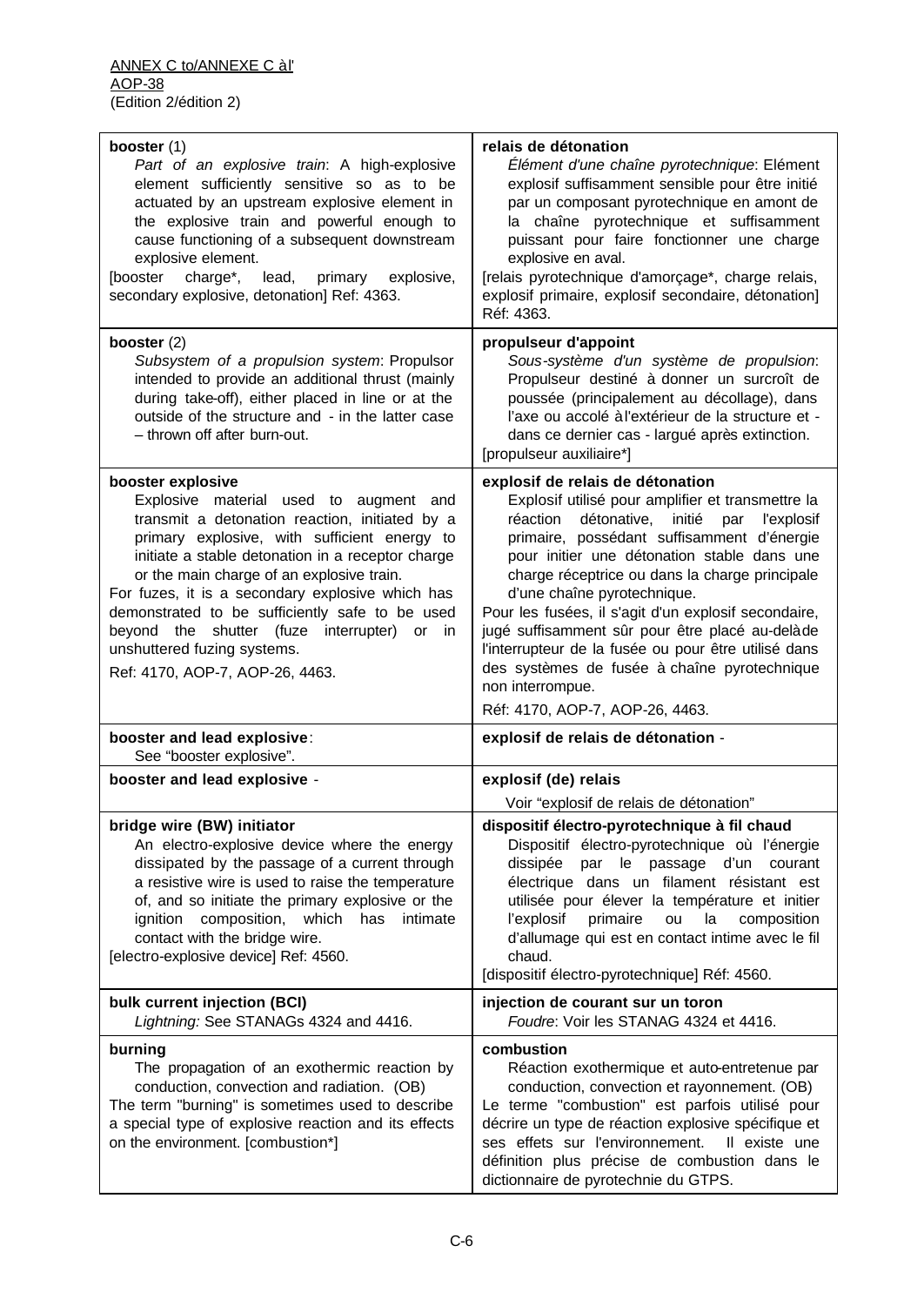| | |
|---|---|
| **booster** (1)<br>*Part of an explosive train*: A high-explosive element sufficiently sensitive so as to be actuated by an upstream explosive element in the explosive train and powerful enough to cause functioning of a subsequent downstream explosive element.<br>[booster charge*, lead, primary explosive, secondary explosive, detonation] Ref: 4363. | **relais de détonation**<br>*Élément d'une chaîne pyrotechnique*: Elément explosif suffisamment sensible pour être initié par un composant pyrotechnique en amont de la chaîne pyrotechnique et suffisamment puissant pour faire fonctionner une charge explosive en aval.<br>[relais pyrotechnique d'amorçage*, charge relais, explosif primaire, explosif secondaire, détonation] Réf: 4363. |
| **booster** (2)<br>*Subsystem of a propulsion system*: Propulsor intended to provide an additional thrust (mainly during take-off), either placed in line or at the outside of the structure and - in the latter case – thrown off after burn-out. | **propulseur d'appoint**<br>*Sous-système d'un système de propulsion*: Propulseur destiné à donner un surcroît de poussée (principalement au décollage), dans l'axe ou accolé à l'extérieur de la structure et - dans ce dernier cas - largué après extinction.<br>[propulseur auxiliaire*] |
| **booster explosive**<br>Explosive material used to augment and transmit a detonation reaction, initiated by a primary explosive, with sufficient energy to initiate a stable detonation in a receptor charge or the main charge of an explosive train.<br>For fuzes, it is a secondary explosive which has demonstrated to be sufficiently safe to be used beyond the shutter (fuze interrupter) or in unshuttered fuzing systems.<br>Ref: 4170, AOP-7, AOP-26, 4463. | **explosif de relais de détonation**<br>Explosif utilisé pour amplifier et transmettre la réaction détonative, initié par l'explosif primaire, possédant suffisamment d'énergie pour initier une détonation stable dans une charge réceptrice ou dans la charge principale d'une chaîne pyrotechnique.<br>Pour les fusées, il s'agit d'un explosif secondaire, jugé suffisamment sûr pour être placé au-delà de l'interrupteur de la fusée ou pour être utilisé dans des systèmes de fusée à chaîne pyrotechnique non interrompue.<br>Réf: 4170, AOP-7, AOP-26, 4463. |
| **booster and lead explosive**:<br>See "booster explosive". | **explosif de relais de détonation** - |
| **booster and lead explosive** - | **explosif (de) relais**<br>Voir "explosif de relais de détonation" |
| **bridge wire (BW) initiator**<br>An electro-explosive device where the energy dissipated by the passage of a current through a resistive wire is used to raise the temperature of, and so initiate the primary explosive or the ignition composition, which has intimate contact with the bridge wire.<br>[electro-explosive device] Ref: 4560. | **dispositif électro-pyrotechnique à fil chaud**<br>Dispositif électro-pyrotechnique où l'énergie dissipée par le passage d'un courant électrique dans un filament résistant est utilisée pour élever la température et initier l'explosif primaire ou la composition d'allumage qui est en contact intime avec le fil chaud.<br>[dispositif électro-pyrotechnique] Réf: 4560. |
| **bulk current injection (BCI)**<br>*Lightning:* See STANAGs 4324 and 4416. | **injection de courant sur un toron**<br>*Foudre*: Voir les STANAG 4324 et 4416. |
| **burning**<br>The propagation of an exothermic reaction by conduction, convection and radiation. (OB)<br>The term "burning" is sometimes used to describe a special type of explosive reaction and its effects on the environment. [combustion*] | **combustion**<br>Réaction exothermique et auto-entretenue par conduction, convection et rayonnement. (OB)<br>Le terme "combustion" est parfois utilisé pour décrire un type de réaction explosive spécifique et ses effets sur l'environnement. Il existe une définition plus précise de combustion dans le dictionnaire de pyrotechnie du GTPS. |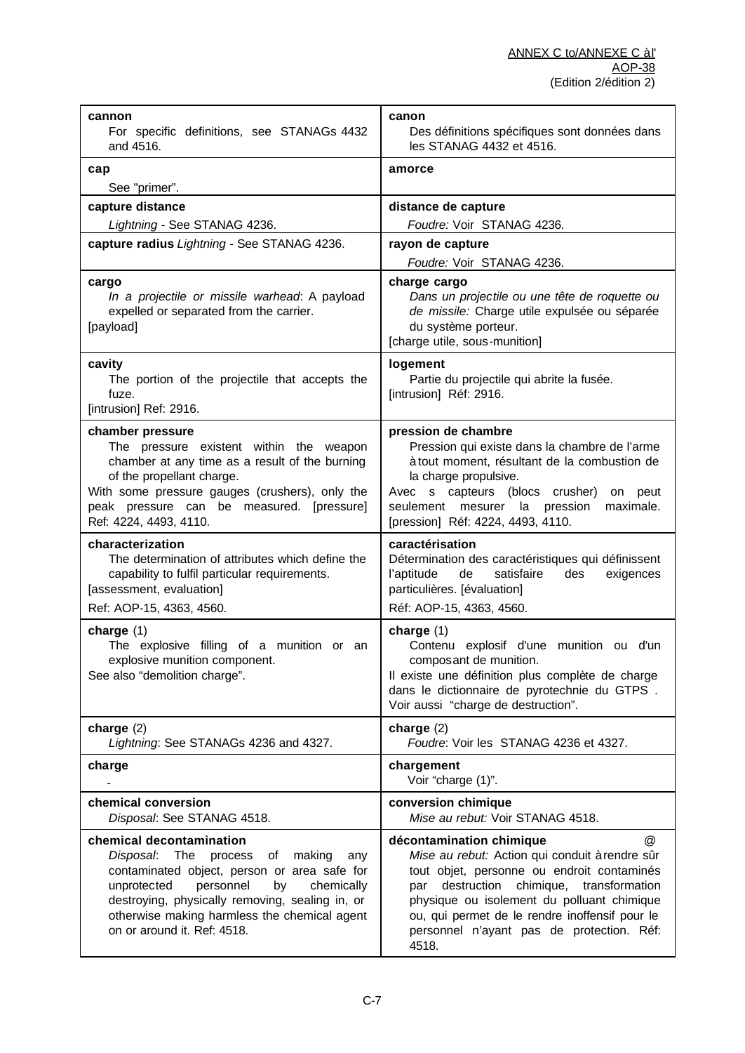| | |
|---|---|
| **cannon**<br>For specific definitions, see STANAGs 4432 and 4516. | **canon**<br>Des définitions spécifiques sont données dans les STANAG 4432 et 4516. |
| **cap**<br>See "primer". | **amorce** |
| **capture distance**<br>*Lightning* - See STANAG 4236. | **distance de capture**<br>*Foudre:* Voir STANAG 4236. |
| **capture radius** *Lightning* - See STANAG 4236. | **rayon de capture**<br>*Foudre:* Voir STANAG 4236. |
| **cargo**<br>*In a projectile or missile warhead*: A payload expelled or separated from the carrier.<br>[payload] | **charge cargo**<br>*Dans un projectile ou une tête de roquette ou de missile:* Charge utile expulsée ou séparée du système porteur.<br>[charge utile, sous-munition] |
| **cavity**<br>The portion of the projectile that accepts the fuze.<br>[intrusion] Ref: 2916. | **logement**<br>Partie du projectile qui abrite la fusée.<br>[intrusion] Réf: 2916. |
| **chamber pressure**<br>The pressure existent within the weapon chamber at any time as a result of the burning of the propellant charge.<br>With some pressure gauges (crushers), only the peak pressure can be measured. [pressure] Ref: 4224, 4493, 4110. | **pression de chambre**<br>Pression qui existe dans la chambre de l'arme à tout moment, résultant de la combustion de la charge propulsive.<br>Avec s capteurs (blocs crusher) on peut seulement mesurer la pression maximale. [pression] Réf: 4224, 4493, 4110. |
| **characterization**<br>The determination of attributes which define the capability to fulfil particular requirements.<br>[assessment, evaluation]<br>Ref: AOP-15, 4363, 4560. | **caractérisation**<br>Détermination des caractéristiques qui définissent l'aptitude de satisfaire des exigences particulières. [évaluation]<br>Réf: AOP-15, 4363, 4560. |
| **charge** (1)<br>The explosive filling of a munition or an explosive munition component.<br>See also "demolition charge". | **charge** (1)<br>Contenu explosif d'une munition ou d'un composant de munition.<br>Il existe une définition plus complète de charge dans le dictionnaire de pyrotechnie du GTPS .<br>Voir aussi "charge de destruction". |
| **charge** (2)<br>*Lightning*: See STANAGs 4236 and 4327. | **charge** (2)<br>*Foudre*: Voir les STANAG 4236 et 4327. |
| **charge**<br>- | **chargement**<br>Voir "charge (1)". |
| **chemical conversion**<br>*Disposal*: See STANAG 4518. | **conversion chimique**<br>*Mise au rebut:* Voir STANAG 4518. |
| **chemical decontamination**<br>*Disposal*: The process of making any contaminated object, person or area safe for unprotected personnel by chemically destroying, physically removing, sealing in, or otherwise making harmless the chemical agent on or around it. Ref: 4518. | **décontamination chimique** @<br>*Mise au rebut:* Action qui conduit à rendre sûr tout objet, personne ou endroit contaminés par destruction chimique, transformation physique ou isolement du polluant chimique ou, qui permet de le rendre inoffensif pour le personnel n'ayant pas de protection. Réf: 4518. |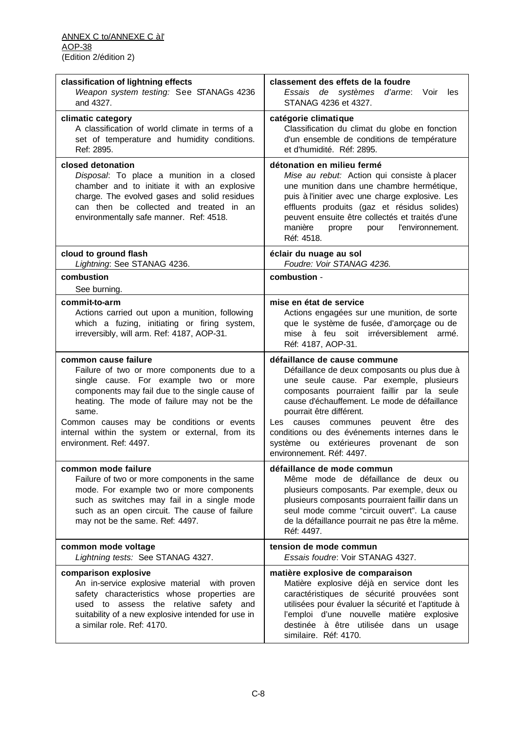| | |
|---|---|
| **classification of lightning effects**<br>*Weapon system testing:* See STANAGs 4236 and 4327. | **classement des effets de la foudre**<br>*Essais de systèmes d'arme*: Voir les STANAG 4236 et 4327. |
| **climatic category**<br>A classification of world climate in terms of a set of temperature and humidity conditions. Ref: 2895. | **catégorie climatique**<br>Classification du climat du globe en fonction d'un ensemble de conditions de température et d'humidité. Réf: 2895. |
| **closed detonation**<br>*Disposal*: To place a munition in a closed chamber and to initiate it with an explosive charge. The evolved gases and solid residues can then be collected and treated in an environmentally safe manner. Ref: 4518. | **détonation en milieu fermé**<br>*Mise au rebut:* Action qui consiste à placer une munition dans une chambre hermétique, puis à l'initier avec une charge explosive. Les effluents produits (gaz et résidus solides) peuvent ensuite être collectés et traités d'une manière propre pour l'environnement. Réf: 4518. |
| **cloud to ground flash**<br>*Lightning*: See STANAG 4236. | **éclair du nuage au sol**<br>*Foudre: Voir STANAG 4236.* |
| **combustion**<br>See burning. | **combustion** - |
| **commit-to-arm**<br>Actions carried out upon a munition, following which a fuzing, initiating or firing system, irreversibly, will arm. Ref: 4187, AOP-31. | **mise en état de service**<br>Actions engagées sur une munition, de sorte que le système de fusée, d'amorçage ou de mise à feu soit irréversiblement armé. Réf: 4187, AOP-31. |
| **common cause failure**<br>Failure of two or more components due to a single cause. For example two or more components may fail due to the single cause of heating. The mode of failure may not be the same.<br>Common causes may be conditions or events internal within the system or external, from its environment. Ref: 4497. | **défaillance de cause commune**<br>Défaillance de deux composants ou plus due à une seule cause. Par exemple, plusieurs composants pourraient faillir par la seule cause d'échauffement. Le mode de défaillance pourrait être différent.<br>Les causes communes peuvent être des conditions ou des événements internes dans le système ou extérieures provenant de son environnement. Réf: 4497. |
| **common mode failure**<br>Failure of two or more components in the same mode. For example two or more components such as switches may fail in a single mode such as an open circuit. The cause of failure may not be the same. Ref: 4497. | **défaillance de mode commun**<br>Même mode de défaillance de deux ou plusieurs composants. Par exemple, deux ou plusieurs composants pourraient faillir dans un seul mode comme "circuit ouvert". La cause de la défaillance pourrait ne pas être la même. Réf: 4497. |
| **common mode voltage**<br>*Lightning tests:* See STANAG 4327. | **tension de mode commun**<br>*Essais foudre*: Voir STANAG 4327. |
| **comparison explosive**<br>An in-service explosive material with proven safety characteristics whose properties are used to assess the relative safety and suitability of a new explosive intended for use in a similar role. Ref: 4170. | **matière explosive de comparaison**<br>Matière explosive déjà en service dont les caractéristiques de sécurité prouvées sont utilisées pour évaluer la sécurité et l'aptitude à l'emploi d'une nouvelle matière explosive destinée à être utilisée dans un usage similaire. Réf: 4170. |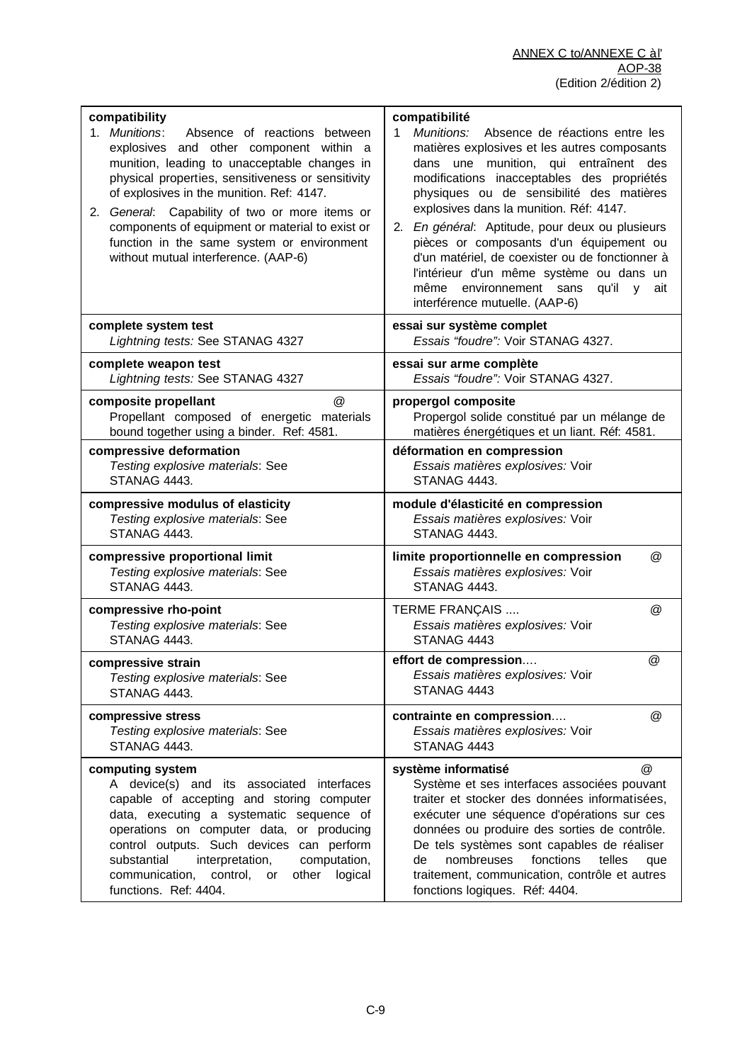| English | Français |
|---|---|
| **compatibility**<br>1. *Munitions*: Absence of reactions between explosives and other component within a munition, leading to unacceptable changes in physical properties, sensitiveness or sensitivity of explosives in the munition. Ref: 4147.<br>2. *General*: Capability of two or more items or components of equipment or material to exist or function in the same system or environment without mutual interference. (AAP-6) | **compatibilité**<br>1 *Munitions:* Absence de réactions entre les matières explosives et les autres composants dans une munition, qui entraînent des modifications inacceptables des propriétés physiques ou de sensibilité des matières explosives dans la munition. Réf: 4147.<br>2. *En général*: Aptitude, pour deux ou plusieurs pièces or composants d'un équipement ou d'un matériel, de coexister ou de fonctionner à l'intérieur d'un même système ou dans un même environnement sans qu'il y ait interférence mutuelle. (AAP-6) |
| **complete system test**<br>*Lightning tests:* See STANAG 4327 | **essai sur système complet**<br>*Essais "foudre":* Voir STANAG 4327. |
| **complete weapon test**<br>*Lightning tests:* See STANAG 4327 | **essai sur arme complète**<br>*Essais "foudre":* Voir STANAG 4327. |
| **composite propellant** @<br>Propellant composed of energetic materials bound together using a binder. Ref: 4581. | **propergol composite**<br>Propergol solide constitué par un mélange de matières énergétiques et un liant. Réf: 4581. |
| **compressive deformation**<br>*Testing explosive materials*: See STANAG 4443. | **déformation en compression**<br>*Essais matières explosives:* Voir STANAG 4443. |
| **compressive modulus of elasticity**<br>*Testing explosive materials*: See STANAG 4443. | **module d'élasticité en compression**<br>*Essais matières explosives:* Voir STANAG 4443. |
| **compressive proportional limit**<br>*Testing explosive materials*: See STANAG 4443. | **limite proportionnelle en compression** @<br>*Essais matières explosives:* Voir STANAG 4443. |
| **compressive rho-point**<br>*Testing explosive materials*: See STANAG 4443. | TERME FRANÇAIS .... @<br>*Essais matières explosives:* Voir STANAG 4443 |
| **compressive strain**<br>*Testing explosive materials*: See STANAG 4443. | **effort de compression**.... @<br>*Essais matières explosives:* Voir STANAG 4443 |
| **compressive stress**<br>*Testing explosive materials*: See STANAG 4443. | **contrainte en compression**.... @<br>*Essais matières explosives:* Voir STANAG 4443 |
| **computing system**<br>A device(s) and its associated interfaces capable of accepting and storing computer data, executing a systematic sequence of operations on computer data, or producing control outputs. Such devices can perform substantial interpretation, computation, communication, control, or other logical functions. Ref: 4404. | **système informatisé** @<br>Système et ses interfaces associées pouvant traiter et stocker des données informatisées, exécuter une séquence d'opérations sur ces données ou produire des sorties de contrôle. De tels systèmes sont capables de réaliser de nombreuses fonctions telles que traitement, communication, contrôle et autres fonctions logiques. Réf: 4404. |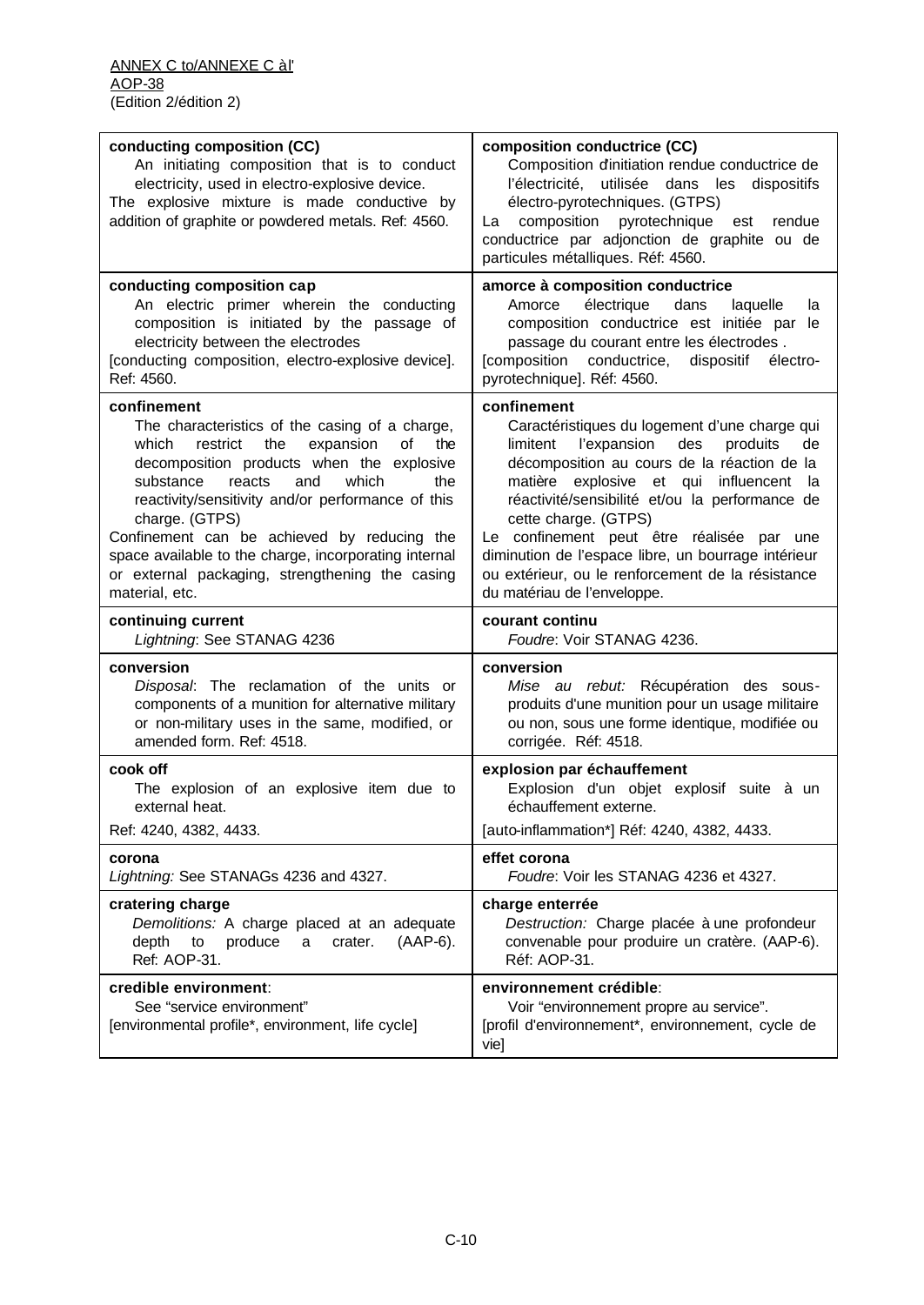| English | Français |
| --- | --- |
| **conducting composition (CC)**<br>An initiating composition that is to conduct electricity, used in electro-explosive device.<br>The explosive mixture is made conductive by addition of graphite or powdered metals. Ref: 4560. | **composition conductrice (CC)**<br>Composition d'initiation rendue conductrice de l'électricité, utilisée dans les dispositifs électro-pyrotechniques. (GTPS)<br>La composition pyrotechnique est rendue conductrice par adjonction de graphite ou de particules métalliques. Réf: 4560. |
| **conducting composition cap**<br>An electric primer wherein the conducting composition is initiated by the passage of electricity between the electrodes<br>[conducting composition, electro-explosive device]. Ref: 4560. | **amorce à composition conductrice**<br>Amorce électrique dans laquelle la composition conductrice est initiée par le passage du courant entre les électrodes .<br>[composition conductrice, dispositif électro-pyrotechnique]. Réf: 4560. |
| **confinement**<br>The characteristics of the casing of a charge, which restrict the expansion of the decomposition products when the explosive substance reacts and which the reactivity/sensitivity and/or performance of this charge. (GTPS)<br>Confinement can be achieved by reducing the space available to the charge, incorporating internal or external packaging, strengthening the casing material, etc. | **confinement**<br>Caractéristiques du logement d'une charge qui limitent l'expansion des produits de décomposition au cours de la réaction de la matière explosive et qui influencent la réactivité/sensibilité et/ou la performance de cette charge. (GTPS)<br>Le confinement peut être réalisée par une diminution de l'espace libre, un bourrage intérieur ou extérieur, ou le renforcement de la résistance du matériau de l'enveloppe. |
| **continuing current**<br>*Lightning*: See STANAG 4236 | **courant continu**<br>*Foudre*: Voir STANAG 4236. |
| **conversion**<br>*Disposal*: The reclamation of the units or components of a munition for alternative military or non-military uses in the same, modified, or amended form. Ref: 4518. | **conversion**<br>*Mise au rebut:* Récupération des sous-produits d'une munition pour un usage militaire ou non, sous une forme identique, modifiée ou corrigée. Réf: 4518. |
| **cook off**<br>The explosion of an explosive item due to external heat.<br>Ref: 4240, 4382, 4433. | **explosion par échauffement**<br>Explosion d'un objet explosif suite à un échauffement externe.<br>[auto-inflammation*] Réf: 4240, 4382, 4433. |
| **corona**<br>*Lightning:* See STANAGs 4236 and 4327. | **effet corona**<br>*Foudre*: Voir les STANAG 4236 et 4327. |
| **cratering charge**<br>*Demolitions:* A charge placed at an adequate depth to produce a crater. (AAP-6). Ref: AOP-31. | **charge enterrée**<br>*Destruction:* Charge placée à une profondeur convenable pour produire un cratère. (AAP-6). Réf: AOP-31. |
| **credible environment**:<br>See "service environment"<br>[environmental profile*, environment, life cycle] | **environnement crédible**:<br>Voir "environnement propre au service".<br>[profil d'environnement*, environnement, cycle de vie] |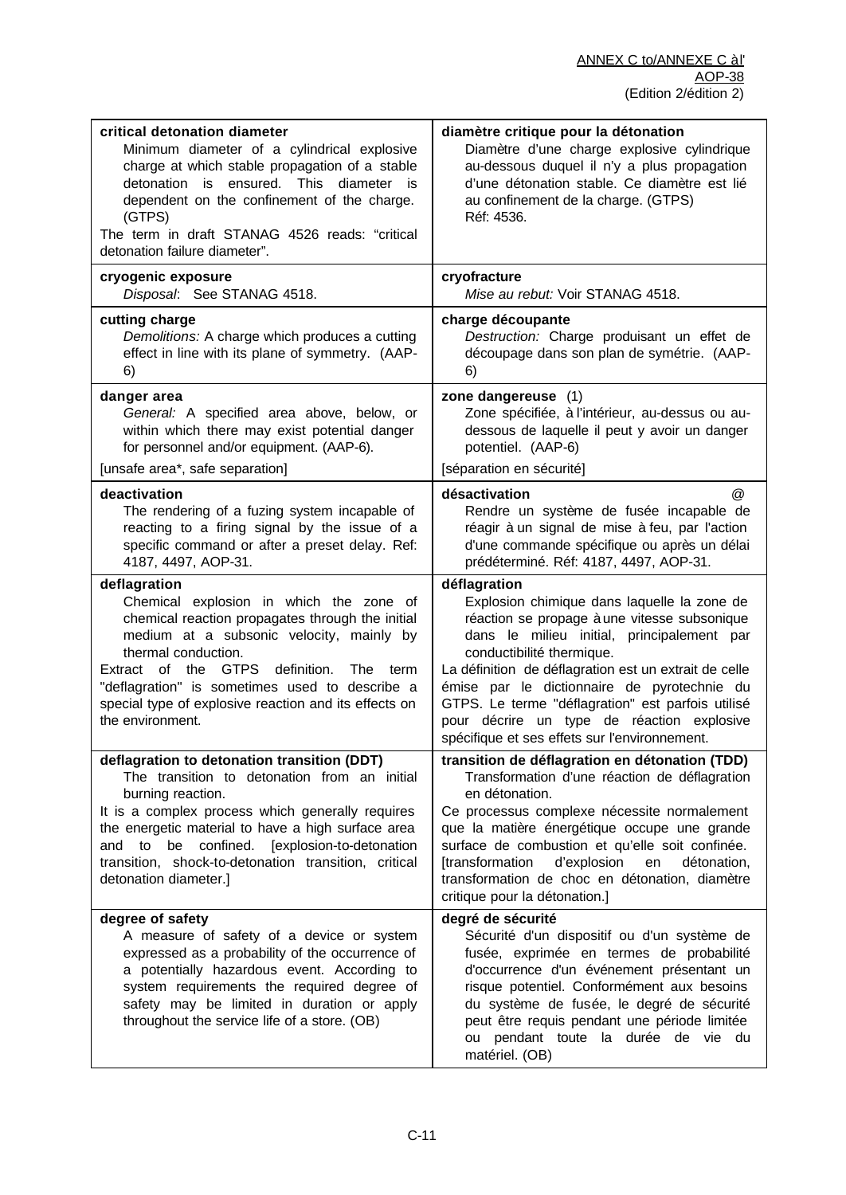| | |
|---|---|
| **critical detonation diameter**<br>Minimum diameter of a cylindrical explosive charge at which stable propagation of a stable detonation is ensured. This diameter is dependent on the confinement of the charge. (GTPS)<br>The term in draft STANAG 4526 reads: "critical detonation failure diameter". | **diamètre critique pour la détonation**<br>Diamètre d'une charge explosive cylindrique au-dessous duquel il n'y a plus propagation d'une détonation stable. Ce diamètre est lié au confinement de la charge. (GTPS)<br>Réf: 4536. |
| **cryogenic exposure**<br>*Disposal*: See STANAG 4518. | **cryofracture**<br>*Mise au rebut:* Voir STANAG 4518. |
| **cutting charge**<br>*Demolitions:* A charge which produces a cutting effect in line with its plane of symmetry. (AAP-6) | **charge découpante**<br>*Destruction:* Charge produisant un effet de découpage dans son plan de symétrie. (AAP-6) |
| **danger area**<br>*General:* A specified area above, below, or within which there may exist potential danger for personnel and/or equipment. (AAP-6).<br>[unsafe area*, safe separation] | **zone dangereuse** (1)<br>Zone spécifiée, à l'intérieur, au-dessus ou au-dessous de laquelle il peut y avoir un danger potentiel. (AAP-6)<br>[séparation en sécurité] |
| **deactivation**<br>The rendering of a fuzing system incapable of reacting to a firing signal by the issue of a specific command or after a preset delay. Ref: 4187, 4497, AOP-31. | **désactivation** @<br>Rendre un système de fusée incapable de réagir à un signal de mise à feu, par l'action d'une commande spécifique ou après un délai prédéterminé. Réf: 4187, 4497, AOP-31. |
| **deflagration**<br>Chemical explosion in which the zone of chemical reaction propagates through the initial medium at a subsonic velocity, mainly by thermal conduction.<br>Extract of the GTPS definition. The term "deflagration" is sometimes used to describe a special type of explosive reaction and its effects on the environment. | **déflagration**<br>Explosion chimique dans laquelle la zone de réaction se propage à une vitesse subsonique dans le milieu initial, principalement par conductibilité thermique.<br>La définition de déflagration est un extrait de celle émise par le dictionnaire de pyrotechnie du GTPS. Le terme "déflagration" est parfois utilisé pour décrire un type de réaction explosive spécifique et ses effets sur l'environnement. |
| **deflagration to detonation transition (DDT)**<br>The transition to detonation from an initial burning reaction.<br>It is a complex process which generally requires the energetic material to have a high surface area and to be confined. [explosion-to-detonation transition, shock-to-detonation transition, critical detonation diameter.] | **transition de déflagration en détonation (TDD)**<br>Transformation d'une réaction de déflagration en détonation.<br>Ce processus complexe nécessite normalement que la matière énergétique occupe une grande surface de combustion et qu'elle soit confinée. [transformation d'explosion en détonation, transformation de choc en détonation, diamètre critique pour la détonation.] |
| **degree of safety**<br>A measure of safety of a device or system expressed as a probability of the occurrence of a potentially hazardous event. According to system requirements the required degree of safety may be limited in duration or apply throughout the service life of a store. (OB) | **degré de sécurité**<br>Sécurité d'un dispositif ou d'un système de fusée, exprimée en termes de probabilité d'occurrence d'un événement présentant un risque potentiel. Conformément aux besoins du système de fusée, le degré de sécurité peut être requis pendant une période limitée ou pendant toute la durée de vie du matériel. (OB) |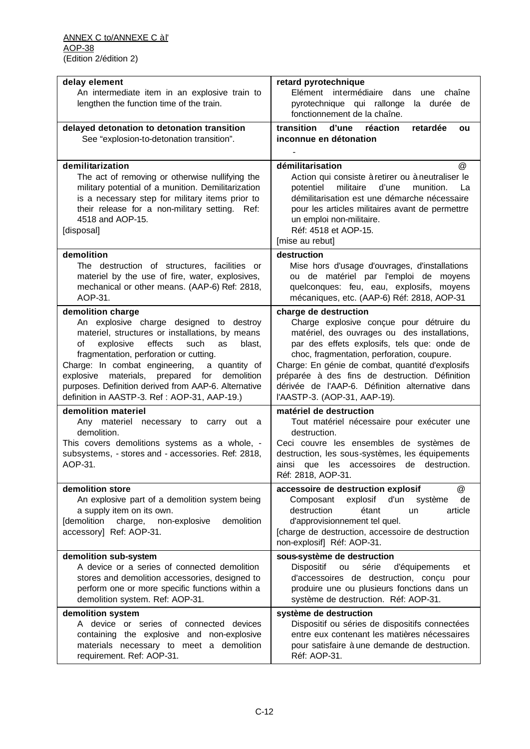| delay element | retard pyrotechnique |
|---|---|
| **delay element**<br>An intermediate item in an explosive train to lengthen the function time of the train. | **retard pyrotechnique**<br>Elément intermédiaire dans une chaîne pyrotechnique qui rallonge la durée de fonctionnement de la chaîne. |
| **delayed detonation to detonation transition**<br>See "explosion-to-detonation transition". | **transition d'une réaction retardée ou inconnue en détonation**<br>- |
| **demilitarization**<br>The act of removing or otherwise nullifying the military potential of a munition. Demilitarization is a necessary step for military items prior to their release for a non-military setting. Ref: 4518 and AOP-15.<br>[disposal] | **démilitarisation** @<br>Action qui consiste à retirer ou à neutraliser le potentiel militaire d'une munition. La démilitarisation est une démarche nécessaire pour les articles militaires avant de permettre un emploi non-militaire.<br>Réf: 4518 et AOP-15.<br>[mise au rebut] |
| **demolition**<br>The destruction of structures, facilities or materiel by the use of fire, water, explosives, mechanical or other means. (AAP-6) Ref: 2818, AOP-31. | **destruction**<br>Mise hors d'usage d'ouvrages, d'installations ou de matériel par l'emploi de moyens quelconques: feu, eau, explosifs, moyens mécaniques, etc. (AAP-6) Réf: 2818, AOP-31 |
| **demolition charge**<br>An explosive charge designed to destroy materiel, structures or installations, by means of explosive effects such as blast, fragmentation, perforation or cutting.<br>Charge: In combat engineering, a quantity of explosive materials, prepared for demolition purposes. Definition derived from AAP-6. Alternative definition in AASTP-3. Ref : AOP-31, AAP-19.) | **charge de destruction**<br>Charge explosive conçue pour détruire du matériel, des ouvrages ou des installations, par des effets explosifs, tels que: onde de choc, fragmentation, perforation, coupure.<br>Charge: En génie de combat, quantité d'explosifs préparée à des fins de destruction. Définition dérivée de l'AAP-6. Définition alternative dans l'AASTP-3. (AOP-31, AAP-19). |
| **demolition materiel**<br>Any materiel necessary to carry out a demolition.<br>This covers demolitions systems as a whole, -subsystems, - stores and - accessories. Ref: 2818, AOP-31. | **matériel de destruction**<br>Tout matériel nécessaire pour exécuter une destruction.<br>Ceci couvre les ensembles de systèmes de destruction, les sous-systèmes, les équipements ainsi que les accessoires de destruction. Réf: 2818, AOP-31. |
| **demolition store**<br>An explosive part of a demolition system being a supply item on its own.<br>[demolition charge, non-explosive demolition accessory] Ref: AOP-31. | **accessoire de destruction explosif** @<br>Composant explosif d'un système de destruction étant un article d'approvisionnement tel quel.<br>[charge de destruction, accessoire de destruction non-explosif] Réf: AOP-31. |
| **demolition sub-system**<br>A device or a series of connected demolition stores and demolition accessories, designed to perform one or more specific functions within a demolition system. Ref: AOP-31. | **sous-système de destruction**<br>Dispositif ou série d'équipements et d'accessoires de destruction, conçu pour produire une ou plusieurs fonctions dans un système de destruction. Réf: AOP-31. |
| **demolition system**<br>A device or series of connected devices containing the explosive and non-explosive materials necessary to meet a demolition requirement. Ref: AOP-31. | **système de destruction**<br>Dispositif ou séries de dispositifs connectées entre eux contenant les matières nécessaires pour satisfaire à une demande de destruction. Réf: AOP-31. |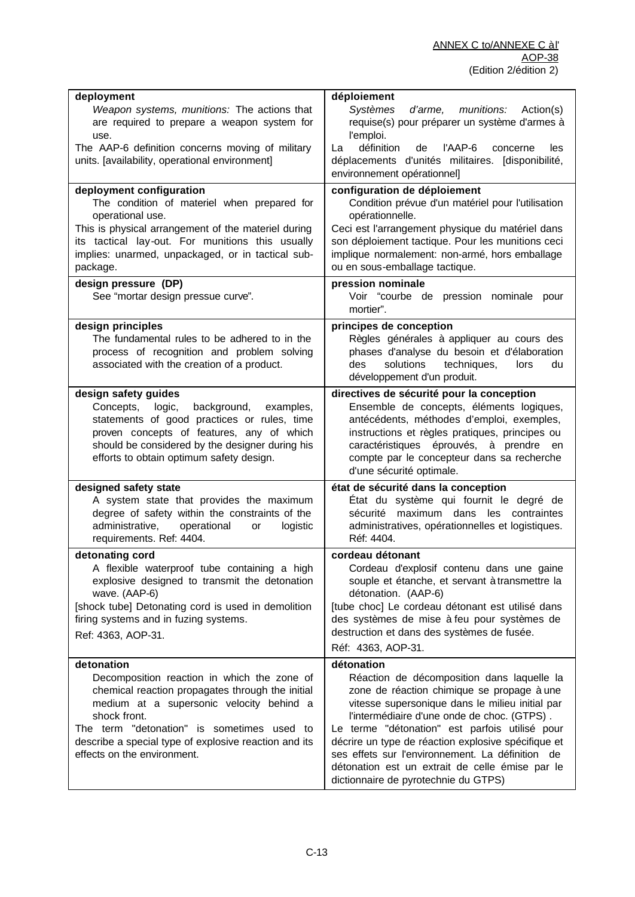| deployment | déploiement |
|---|---|
| **deployment**<br>*Weapon systems, munitions:* The actions that are required to prepare a weapon system for use.<br>The AAP-6 definition concerns moving of military units. [availability, operational environment] | **déploiement**<br>*Systèmes d'arme, munitions:* Action(s) requise(s) pour préparer un système d'armes à l'emploi.<br>La définition de l'AAP-6 concerne les déplacements d'unités militaires. [disponibilité, environnement opérationnel] |
| **deployment configuration**<br>The condition of materiel when prepared for operational use.<br>This is physical arrangement of the materiel during its tactical lay-out. For munitions this usually implies: unarmed, unpackaged, or in tactical sub-package. | **configuration de déploiement**<br>Condition prévue d'un matériel pour l'utilisation opérationnelle.<br>Ceci est l'arrangement physique du matériel dans son déploiement tactique. Pour les munitions ceci implique normalement: non-armé, hors emballage ou en sous-emballage tactique. |
| **design pressure (DP)**<br>See "mortar design pressue curve". | **pression nominale**<br>Voir "courbe de pression nominale pour mortier". |
| **design principles**<br>The fundamental rules to be adhered to in the process of recognition and problem solving associated with the creation of a product. | **principes de conception**<br>Règles générales à appliquer au cours des phases d'analyse du besoin et d'élaboration des solutions techniques, lors du développement d'un produit. |
| **design safety guides**<br>Concepts, logic, background, examples, statements of good practices or rules, time proven concepts of features, any of which should be considered by the designer during his efforts to obtain optimum safety design. | **directives de sécurité pour la conception**<br>Ensemble de concepts, éléments logiques, antécédents, méthodes d'emploi, exemples, instructions et règles pratiques, principes ou caractéristiques éprouvés, à prendre en compte par le concepteur dans sa recherche d'une sécurité optimale. |
| **designed safety state**<br>A system state that provides the maximum degree of safety within the constraints of the administrative, operational or logistic requirements. Ref: 4404. | **état de sécurité dans la conception**<br>État du système qui fournit le degré de sécurité maximum dans les contraintes administratives, opérationnelles et logistiques. Réf: 4404. |
| **detonating cord**<br>A flexible waterproof tube containing a high explosive designed to transmit the detonation wave. (AAP-6)<br>[shock tube] Detonating cord is used in demolition firing systems and in fuzing systems.<br>Ref: 4363, AOP-31. | **cordeau détonant**<br>Cordeau d'explosif contenu dans une gaine souple et étanche, et servant à transmettre la détonation. (AAP-6)<br>[tube choc] Le cordeau détonant est utilisé dans des systèmes de mise à feu pour systèmes de destruction et dans des systèmes de fusée.<br>Réf: 4363, AOP-31. |
| **detonation**<br>Decomposition reaction in which the zone of chemical reaction propagates through the initial medium at a supersonic velocity behind a shock front.<br>The term "detonation" is sometimes used to describe a special type of explosive reaction and its effects on the environment. | **détonation**<br>Réaction de décomposition dans laquelle la zone de réaction chimique se propage à une vitesse supersonique dans le milieu initial par l'intermédiaire d'une onde de choc. (GTPS) .<br>Le terme "détonation" est parfois utilisé pour décrire un type de réaction explosive spécifique et ses effets sur l'environnement. La définition de détonation est un extrait de celle émise par le dictionnaire de pyrotechnie du GTPS) |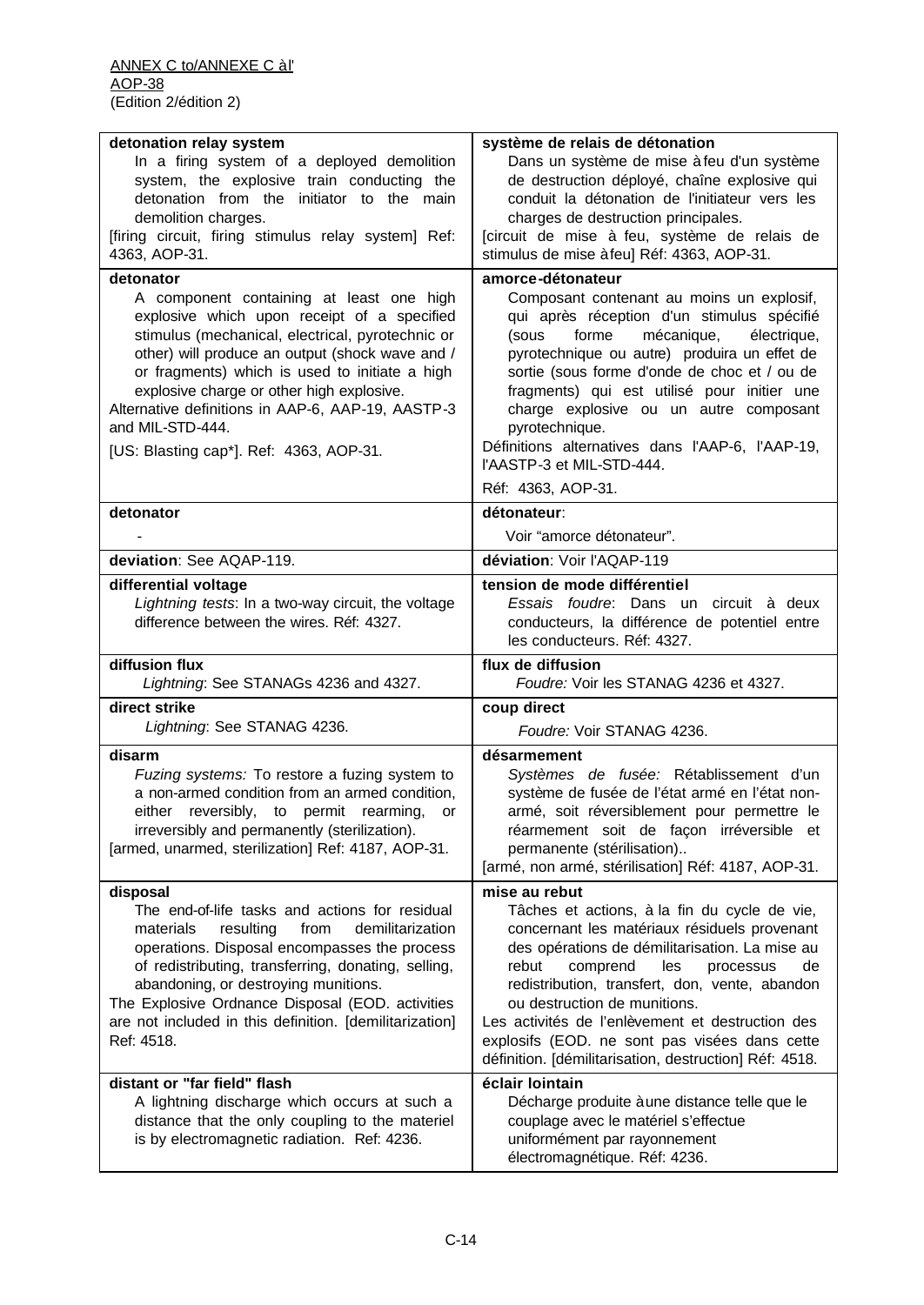ANNEX C to/ANNEXE C à l'
AOP-38
(Edition 2/édition 2)

| English | Français |
|---|---|
| **detonation relay system**<br>In a firing system of a deployed demolition system, the explosive train conducting the detonation from the initiator to the main demolition charges.<br>[firing circuit, firing stimulus relay system] Ref: 4363, AOP-31. | **système de relais de détonation**<br>Dans un système de mise à feu d'un système de destruction déployé, chaîne explosive qui conduit la détonation de l'initiateur vers les charges de destruction principales.<br>[circuit de mise à feu, système de relais de stimulus de mise à feu] Réf: 4363, AOP-31. |
| **detonator**<br>A component containing at least one high explosive which upon receipt of a specified stimulus (mechanical, electrical, pyrotechnic or other) will produce an output (shock wave and / or fragments) which is used to initiate a high explosive charge or other high explosive.<br>Alternative definitions in AAP-6, AAP-19, AASTP-3 and MIL-STD-444.<br>[US: Blasting cap*]. Ref: 4363, AOP-31. | **amorce-détonateur**<br>Composant contenant au moins un explosif, qui après réception d'un stimulus spécifié (sous forme mécanique, électrique, pyrotechnique ou autre) produira un effet de sortie (sous forme d'onde de choc et / ou de fragments) qui est utilisé pour initier une charge explosive ou un autre composant pyrotechnique.<br>Définitions alternatives dans l'AAP-6, l'AAP-19, l'AASTP-3 et MIL-STD-444.<br>Réf: 4363, AOP-31. |
| **detonator**<br>- | **détonateur**:<br>Voir "amorce détonateur". |
| **deviation**: See AQAP-119. | **déviation**: Voir l'AQAP-119 |
| **differential voltage**<br>*Lightning tests*: In a two-way circuit, the voltage difference between the wires. Réf: 4327. | **tension de mode différentiel**<br>*Essais foudre*: Dans un circuit à deux conducteurs, la différence de potentiel entre les conducteurs. Réf: 4327. |
| **diffusion flux**<br>*Lightning*: See STANAGs 4236 and 4327. | **flux de diffusion**<br>*Foudre:* Voir les STANAG 4236 et 4327. |
| **direct strike**<br>*Lightning*: See STANAG 4236. | **coup direct**<br>*Foudre:* Voir STANAG 4236. |
| **disarm**<br>*Fuzing systems:* To restore a fuzing system to a non-armed condition from an armed condition, either reversibly, to permit rearming, or irreversibly and permanently (sterilization).<br>[armed, unarmed, sterilization] Ref: 4187, AOP-31. | **désarmement**<br>*Systèmes de fusée:* Rétablissement d'un système de fusée de l'état armé en l'état non-armé, soit réversiblement pour permettre le réarmement soit de façon irréversible et permanente (stérilisation)..<br>[armé, non armé, stérilisation] Réf: 4187, AOP-31. |
| **disposal**<br>The end-of-life tasks and actions for residual materials resulting from demilitarization operations. Disposal encompasses the process of redistributing, transferring, donating, selling, abandoning, or destroying munitions.<br>The Explosive Ordnance Disposal (EOD. activities are not included in this definition. [demilitarization] Ref: 4518. | **mise au rebut**<br>Tâches et actions, à la fin du cycle de vie, concernant les matériaux résiduels provenant des opérations de démilitarisation. La mise au rebut comprend les processus de redistribution, transfert, don, vente, abandon ou destruction de munitions.<br>Les activités de l'enlèvement et destruction des explosifs (EOD. ne sont pas visées dans cette définition. [démilitarisation, destruction] Réf: 4518. |
| **distant or "far field" flash**<br>A lightning discharge which occurs at such a distance that the only coupling to the materiel is by electromagnetic radiation. Ref: 4236. | **éclair lointain**<br>Décharge produite à une distance telle que le couplage avec le matériel s'effectue uniformément par rayonnement électromagnétique. Réf: 4236. |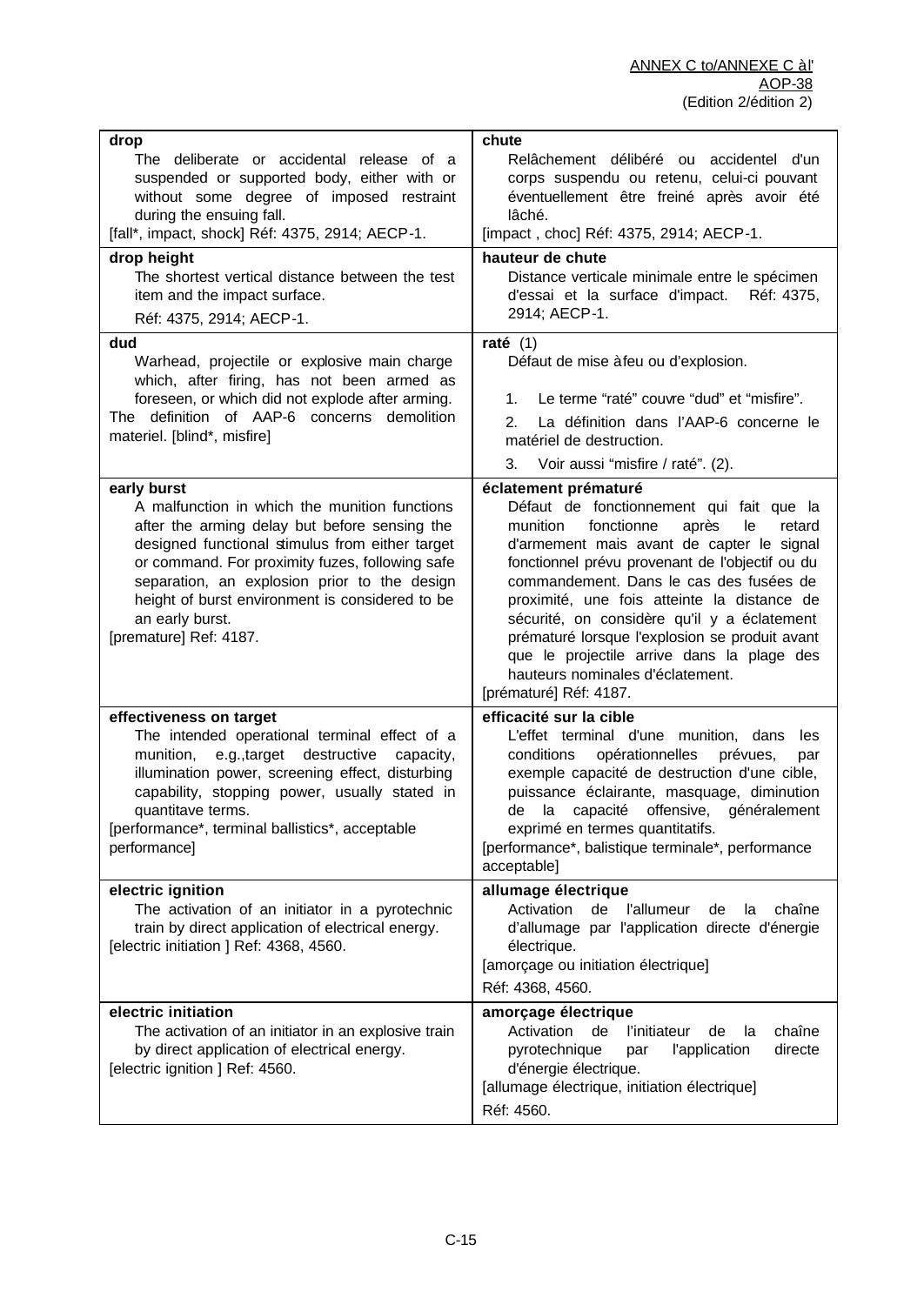| | |
|---|---|
| **drop**<br>The deliberate or accidental release of a suspended or supported body, either with or without some degree of imposed restraint during the ensuing fall.<br>[fall*, impact, shock] Réf: 4375, 2914; AECP-1. | **chute**<br>Relâchement délibéré ou accidentel d'un corps suspendu ou retenu, celui-ci pouvant éventuellement être freiné après avoir été lâché.<br>[impact , choc] Réf: 4375, 2914; AECP-1. |
| **drop height**<br>The shortest vertical distance between the test item and the impact surface.<br>Réf: 4375, 2914; AECP-1. | **hauteur de chute**<br>Distance verticale minimale entre le spécimen d'essai et la surface d'impact. Réf: 4375, 2914; AECP-1. |
| **dud**<br>Warhead, projectile or explosive main charge which, after firing, has not been armed as foreseen, or which did not explode after arming.<br>The definition of AAP-6 concerns demolition materiel. [blind*, misfire] | **raté** (1)<br>Défaut de mise à feu ou d'explosion.<br>1. Le terme "raté" couvre "dud" et "misfire".<br>2. La définition dans l'AAP-6 concerne le matériel de destruction.<br>3. Voir aussi "misfire / raté". (2). |
| **early burst**<br>A malfunction in which the munition functions after the arming delay but before sensing the designed functional stimulus from either target or command. For proximity fuzes, following safe separation, an explosion prior to the design height of burst environment is considered to be an early burst.<br>[premature] Ref: 4187. | **éclatement prématuré**<br>Défaut de fonctionnement qui fait que la munition fonctionne après le retard d'armement mais avant de capter le signal fonctionnel prévu provenant de l'objectif ou du commandement. Dans le cas des fusées de proximité, une fois atteinte la distance de sécurité, on considère qu'il y a éclatement prématuré lorsque l'explosion se produit avant que le projectile arrive dans la plage des hauteurs nominales d'éclatement.<br>[prématuré] Réf: 4187. |
| **effectiveness on target**<br>The intended operational terminal effect of a munition, e.g.,target destructive capacity, illumination power, screening effect, disturbing capability, stopping power, usually stated in quantitave terms.<br>[performance*, terminal ballistics*, acceptable performance] | **efficacité sur la cible**<br>L'effet terminal d'une munition, dans les conditions opérationnelles prévues, par exemple capacité de destruction d'une cible, puissance éclairante, masquage, diminution de la capacité offensive, généralement exprimé en termes quantitatifs.<br>[performance*, balistique terminale*, performance acceptable] |
| **electric ignition**<br>The activation of an initiator in a pyrotechnic train by direct application of electrical energy.<br>[electric initiation ] Ref: 4368, 4560. | **allumage électrique**<br>Activation de l'allumeur de la chaîne d'allumage par l'application directe d'énergie électrique.<br>[amorçage ou initiation électrique]<br>Réf: 4368, 4560. |
| **electric initiation**<br>The activation of an initiator in an explosive train by direct application of electrical energy.<br>[electric ignition ] Ref: 4560. | **amorçage électrique**<br>Activation de l'initiateur de la chaîne pyrotechnique par l'application directe d'énergie électrique.<br>[allumage électrique, initiation électrique]<br>Réf: 4560. |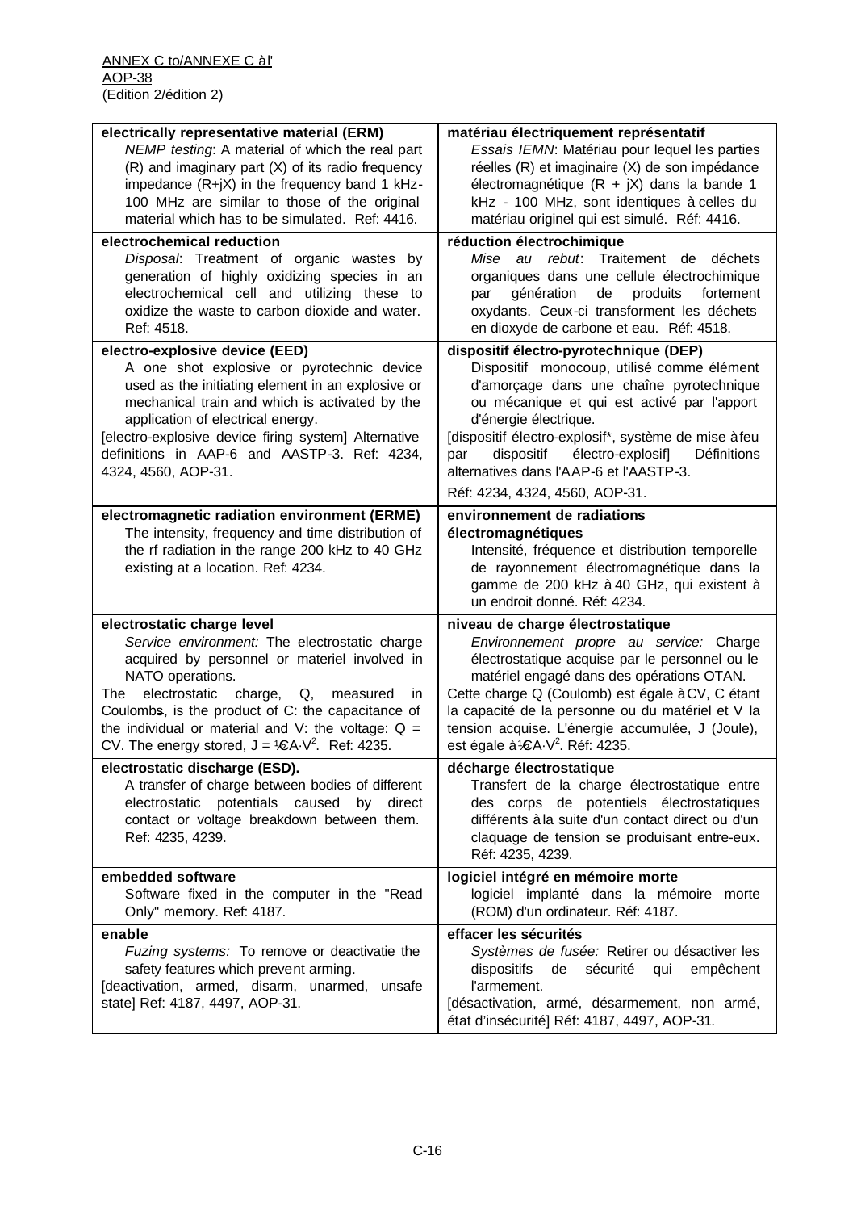| electrically representative material (ERM) | matériau électriquement représentatif |
|---|---|
| *NEMP testing*: A material of which the real part (R) and imaginary part (X) of its radio frequency impedance (R+jX) in the frequency band 1 kHz-100 MHz are similar to those of the original material which has to be simulated. Ref: 4416. | *Essais IEMN*: Matériau pour lequel les parties réelles (R) et imaginaire (X) de son impédance électromagnétique (R + jX) dans la bande 1 kHz - 100 MHz, sont identiques à celles du matériau originel qui est simulé. Réf: 4416. |
| **electrochemical reduction**<br>*Disposal*: Treatment of organic wastes by generation of highly oxidizing species in an electrochemical cell and utilizing these to oxidize the waste to carbon dioxide and water. Ref: 4518. | **réduction électrochimique**<br>*Mise au rebut*: Traitement de déchets organiques dans une cellule électrochimique par génération de produits fortement oxydants. Ceux-ci transforment les déchets en dioxyde de carbone et eau. Réf: 4518. |
| **electro-explosive device (EED)**<br>A one shot explosive or pyrotechnic device used as the initiating element in an explosive or mechanical train and which is activated by the application of electrical energy.<br>[electro-explosive device firing system] Alternative definitions in AAP-6 and AASTP-3. Ref: 4234, 4324, 4560, AOP-31. | **dispositif électro-pyrotechnique (DEP)**<br>Dispositif monocoup, utilisé comme élément d'amorçage dans une chaîne pyrotechnique ou mécanique et qui est activé par l'apport d'énergie électrique.<br>[dispositif électro-explosif*, système de mise à feu par dispositif électro-explosif] Définitions alternatives dans l'AAP-6 et l'AASTP-3.<br>Réf: 4234, 4324, 4560, AOP-31. |
| **electromagnetic radiation environment (ERME)**<br>The intensity, frequency and time distribution of the rf radiation in the range 200 kHz to 40 GHz existing at a location. Ref: 4234. | **environnement de radiations électromagnétiques**<br>Intensité, fréquence et distribution temporelle de rayonnement électromagnétique dans la gamme de 200 kHz à 40 GHz, qui existent à un endroit donné. Réf: 4234. |
| **electrostatic charge level**<br>*Service environment:* The electrostatic charge acquired by personnel or materiel involved in NATO operations.<br>The electrostatic charge, Q, measured in Coulombs, is the product of C: the capacitance of the individual or material and V: the voltage: Q = CV. The energy stored, $J = ½ CA{\cdot}V^2$. Ref: 4235. | **niveau de charge électrostatique**<br>*Environnement propre au service:* Charge électrostatique acquise par le personnel ou le matériel engagé dans des opérations OTAN.<br>Cette charge Q (Coulomb) est égale à CV, C étant la capacité de la personne ou du matériel et V la tension acquise. L'énergie accumulée, J (Joule), est égale à $½ CA{\cdot}V^2$. Réf: 4235. |
| **electrostatic discharge (ESD).**<br>A transfer of charge between bodies of different electrostatic potentials caused by direct contact or voltage breakdown between them. Ref: 4235, 4239. | **décharge électrostatique**<br>Transfert de la charge électrostatique entre des corps de potentiels électrostatiques différents à la suite d'un contact direct ou d'un claquage de tension se produisant entre-eux. Réf: 4235, 4239. |
| **embedded software**<br>Software fixed in the computer in the "Read Only" memory. Ref: 4187. | **logiciel intégré en mémoire morte**<br>logiciel implanté dans la mémoire morte (ROM) d'un ordinateur. Réf: 4187. |
| **enable**<br>*Fuzing systems:* To remove or deactivatie the safety features which prevent arming.<br>[deactivation, armed, disarm, unarmed, unsafe state] Ref: 4187, 4497, AOP-31. | **effacer les sécurités**<br>*Systèmes de fusée:* Retirer ou désactiver les dispositifs de sécurité qui empêchent l'armement.<br>[désactivation, armé, désarmement, non armé, état d'insécurité] Réf: 4187, 4497, AOP-31. |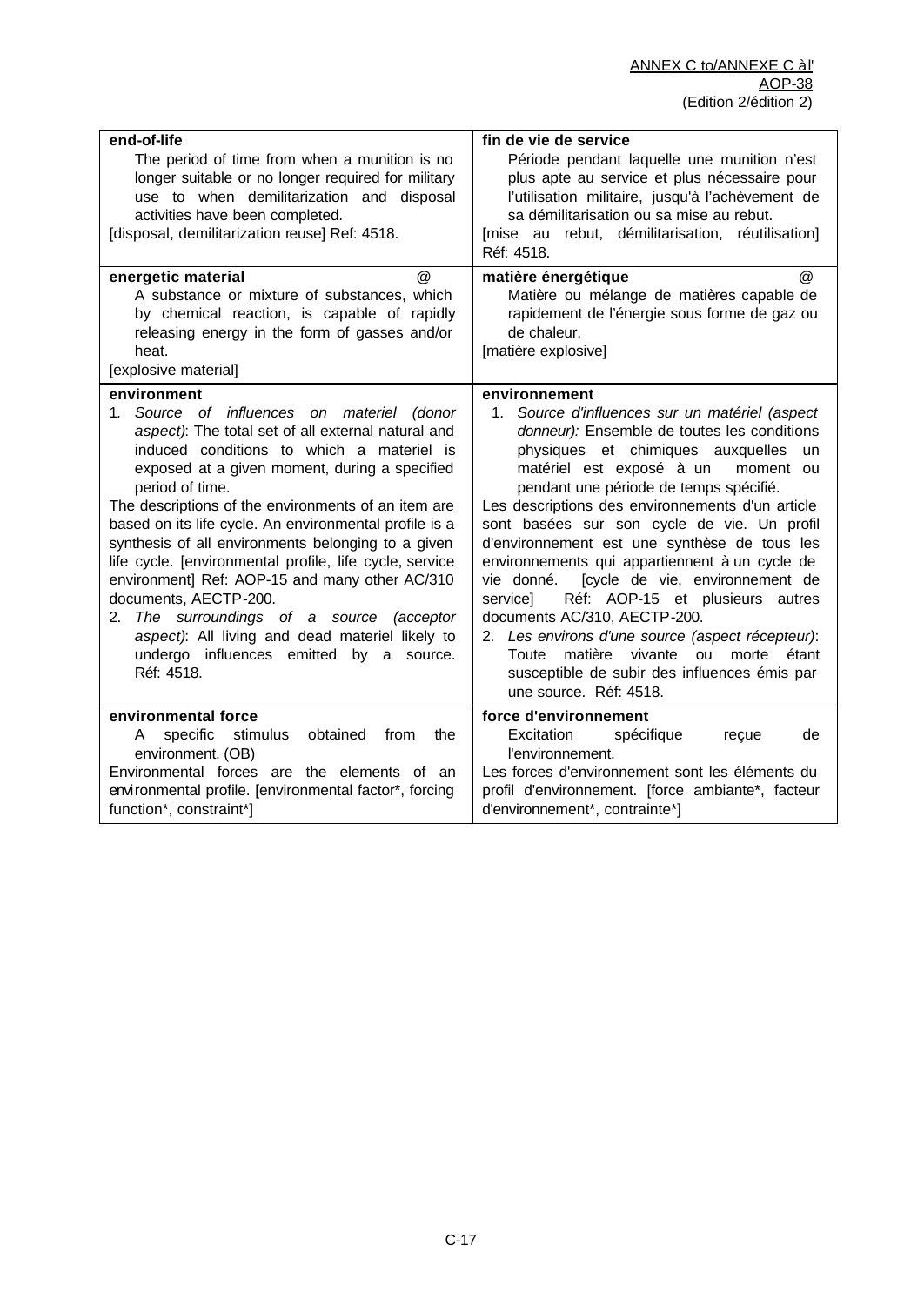| | |
|---|---|
| **end-of-life**<br>The period of time from when a munition is no longer suitable or no longer required for military use to when demilitarization and disposal activities have been completed.<br>[disposal, demilitarization reuse] Ref: 4518. | **fin de vie de service**<br>Période pendant laquelle une munition n'est plus apte au service et plus nécessaire pour l'utilisation militaire, jusqu'à l'achèvement de sa démilitarisation ou sa mise au rebut.<br>[mise au rebut, démilitarisation, réutilisation] Réf: 4518. |
| **energetic material** @<br>A substance or mixture of substances, which by chemical reaction, is capable of rapidly releasing energy in the form of gasses and/or heat.<br>[explosive material] | **matière énergétique** @<br>Matière ou mélange de matières capable de rapidement de l'énergie sous forme de gaz ou de chaleur.<br>[matière explosive] |
| **environment**<br>1. *Source of influences on materiel (donor aspect)*: The total set of all external natural and induced conditions to which a materiel is exposed at a given moment, during a specified period of time.<br>The descriptions of the environments of an item are based on its life cycle. An environmental profile is a synthesis of all environments belonging to a given life cycle. [environmental profile, life cycle, service environment] Ref: AOP-15 and many other AC/310 documents, AECTP-200.<br>2. *The surroundings of a source (acceptor aspect)*: All living and dead materiel likely to undergo influences emitted by a source. Réf: 4518. | **environnement**<br>1. *Source d'influences sur un matériel (aspect donneur):* Ensemble de toutes les conditions physiques et chimiques auxquelles un matériel est exposé à un moment ou pendant une période de temps spécifié.<br>Les descriptions des environnements d'un article sont basées sur son cycle de vie. Un profil d'environnement est une synthèse de tous les environnements qui appartiennent à un cycle de vie donné. [cycle de vie, environnement de service] Réf: AOP-15 et plusieurs autres documents AC/310, AECTP-200.<br>2. *Les environs d'une source (aspect récepteur)*: Toute matière vivante ou morte étant susceptible de subir des influences émis par une source. Réf: 4518. |
| **environmental force**<br>A specific stimulus obtained from the environment. (OB)<br>Environmental forces are the elements of an environmental profile. [environmental factor*, forcing function*, constraint*] | **force d'environnement**<br>Excitation spécifique reçue de l'environnement.<br>Les forces d'environnement sont les éléments du profil d'environnement. [force ambiante*, facteur d'environnement*, contrainte*] |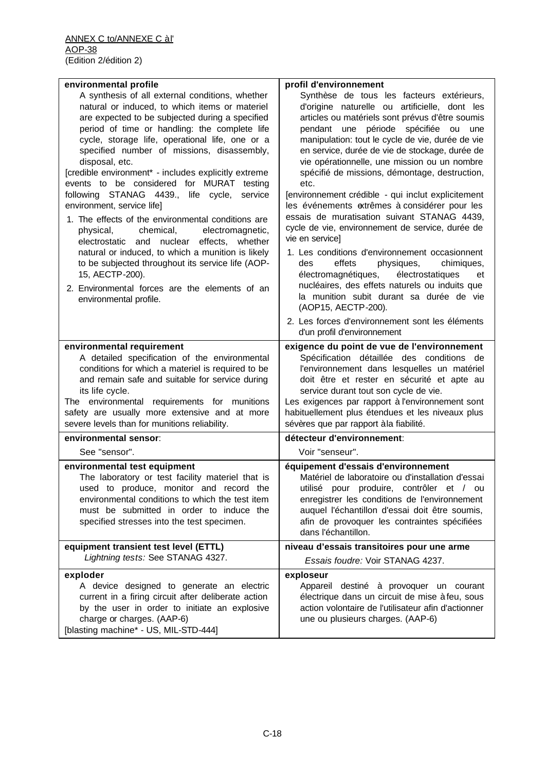| | |
|---|---|
| **environmental profile**<br>A synthesis of all external conditions, whether natural or induced, to which items or materiel are expected to be subjected during a specified period of time or handling: the complete life cycle, storage life, operational life, one or a specified number of missions, disassembly, disposal, etc.<br>[credible environment* - includes explicitly extreme events to be considered for MURAT testing following STANAG 4439., life cycle, service environment, service life]<br>1. The effects of the environmental conditions are physical, chemical, electromagnetic, electrostatic and nuclear effects, whether natural or induced, to which a munition is likely to be subjected throughout its service life (AOP-15, AECTP-200).<br>2. Environmental forces are the elements of an environmental profile. | **profil d'environnement**<br>Synthèse de tous les facteurs extérieurs, d'origine naturelle ou artificielle, dont les articles ou matériels sont prévus d'être soumis pendant une période spécifiée ou une manipulation: tout le cycle de vie, durée de vie en service, durée de vie de stockage, durée de vie opérationnelle, une mission ou un nombre spécifié de missions, démontage, destruction, etc.<br>[environnement crédible - qui inclut explicitement les événements extrêmes à considérer pour les essais de muratisation suivant STANAG 4439, cycle de vie, environnement de service, durée de vie en service]<br>1. Les conditions d'environnement occasionnent des effets physiques, chimiques, électromagnétiques, électrostatiques et nucléaires, des effets naturels ou induits que la munition subit durant sa durée de vie (AOP15, AECTP-200).<br>2. Les forces d'environnement sont les éléments d'un profil d'environnement |
| **environmental requirement**<br>A detailed specification of the environmental conditions for which a materiel is required to be and remain safe and suitable for service during its life cycle.<br>The environmental requirements for munitions safety are usually more extensive and at more severe levels than for munitions reliability. | **exigence du point de vue de l'environnement**<br>Spécification détaillée des conditions de l'environnement dans lesquelles un matériel doit être et rester en sécurité et apte au service durant tout son cycle de vie.<br>Les exigences par rapport à l'environnement sont habituellement plus étendues et les niveaux plus sévères que par rapport à la fiabilité. |
| **environmental sensor**:<br>See "sensor". | **détecteur d'environnement**:<br>Voir "senseur". |
| **environmental test equipment**<br>The laboratory or test facility materiel that is used to produce, monitor and record the environmental conditions to which the test item must be submitted in order to induce the specified stresses into the test specimen. | **équipement d'essais d'environnement**<br>Matériel de laboratoire ou d'installation d'essai utilisé pour produire, contrôler et / ou enregistrer les conditions de l'environnement auquel l'échantillon d'essai doit être soumis, afin de provoquer les contraintes spécifiées dans l'échantillon. |
| **equipment transient test level (ETTL)**<br>*Lightning tests:* See STANAG 4327. | **niveau d'essais transitoires pour une arme**<br>*Essais foudre:* Voir STANAG 4237. |
| **exploder**<br>A device designed to generate an electric current in a firing circuit after deliberate action by the user in order to initiate an explosive charge or charges. (AAP-6)<br>[blasting machine* - US, MIL-STD-444] | **exploseur**<br>Appareil destiné à provoquer un courant électrique dans un circuit de mise à feu, sous action volontaire de l'utilisateur afin d'actionner une ou plusieurs charges. (AAP-6) |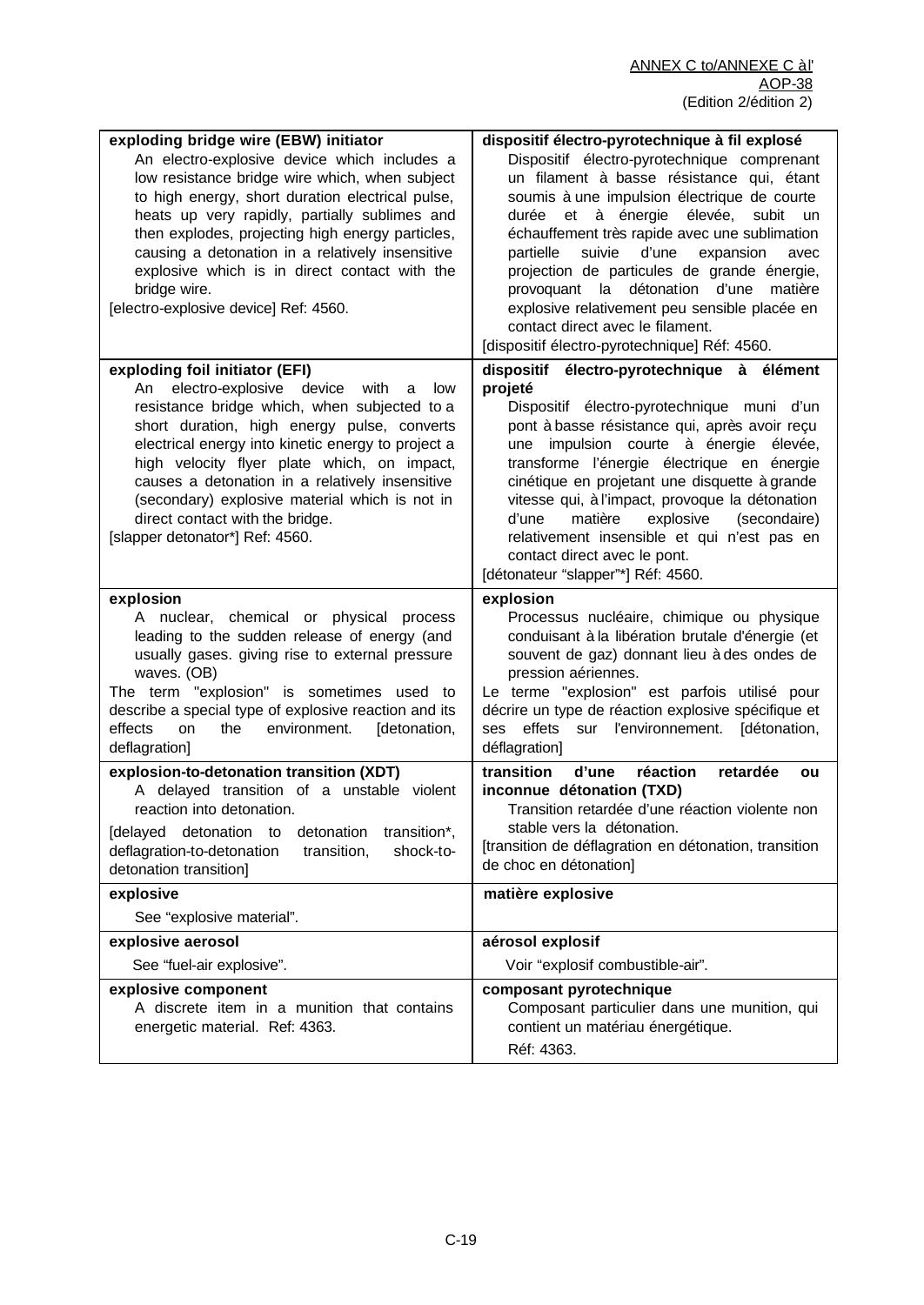| | |
|---|---|
| **exploding bridge wire (EBW) initiator**<br>An electro-explosive device which includes a low resistance bridge wire which, when subject to high energy, short duration electrical pulse, heats up very rapidly, partially sublimes and then explodes, projecting high energy particles, causing a detonation in a relatively insensitive explosive which is in direct contact with the bridge wire.<br>[electro-explosive device] Ref: 4560. | **dispositif électro-pyrotechnique à fil explosé**<br>Dispositif électro-pyrotechnique comprenant un filament à basse résistance qui, étant soumis à une impulsion électrique de courte durée et à énergie élevée, subit un échauffement très rapide avec une sublimation partielle suivie d'une expansion avec projection de particules de grande énergie, provoquant la détonation d'une matière explosive relativement peu sensible placée en contact direct avec le filament.<br>[dispositif électro-pyrotechnique] Réf: 4560. |
| **exploding foil initiator (EFI)**<br>An electro-explosive device with a low resistance bridge which, when subjected to a short duration, high energy pulse, converts electrical energy into kinetic energy to project a high velocity flyer plate which, on impact, causes a detonation in a relatively insensitive (secondary) explosive material which is not in direct contact with the bridge.<br>[slapper detonator*] Ref: 4560. | **dispositif électro-pyrotechnique à élément projeté**<br>Dispositif électro-pyrotechnique muni d'un pont à basse résistance qui, après avoir reçu une impulsion courte à énergie élevée, transforme l'énergie électrique en énergie cinétique en projetant une disquette à grande vitesse qui, à l'impact, provoque la détonation d'une matière explosive (secondaire) relativement insensible et qui n'est pas en contact direct avec le pont.<br>[détonateur "slapper"*] Réf: 4560. |
| **explosion**<br>A nuclear, chemical or physical process leading to the sudden release of energy (and usually gases. giving rise to external pressure waves. (OB)<br>The term "explosion" is sometimes used to describe a special type of explosive reaction and its effects on the environment. [detonation, deflagration] | **explosion**<br>Processus nucléaire, chimique ou physique conduisant à la libération brutale d'énergie (et souvent de gaz) donnant lieu à des ondes de pression aériennes.<br>Le terme "explosion" est parfois utilisé pour décrire un type de réaction explosive spécifique et ses effets sur l'environnement. [détonation, déflagration] |
| **explosion-to-detonation transition (XDT)**<br>A delayed transition of a unstable violent reaction into detonation.<br>[delayed detonation to detonation transition*, deflagration-to-detonation transition, shock-to-detonation transition] | **transition d'une réaction retardée ou inconnue détonation (TXD)**<br>Transition retardée d'une réaction violente non stable vers la détonation.<br>[transition de déflagration en détonation, transition de choc en détonation] |
| **explosive**<br>See "explosive material". | **matière explosive** |
| **explosive aerosol**<br>See "fuel-air explosive". | **aérosol explosif**<br>Voir "explosif combustible-air". |
| **explosive component**<br>A discrete item in a munition that contains energetic material. Ref: 4363. | **composant pyrotechnique**<br>Composant particulier dans une munition, qui contient un matériau énergétique.<br>Réf: 4363. |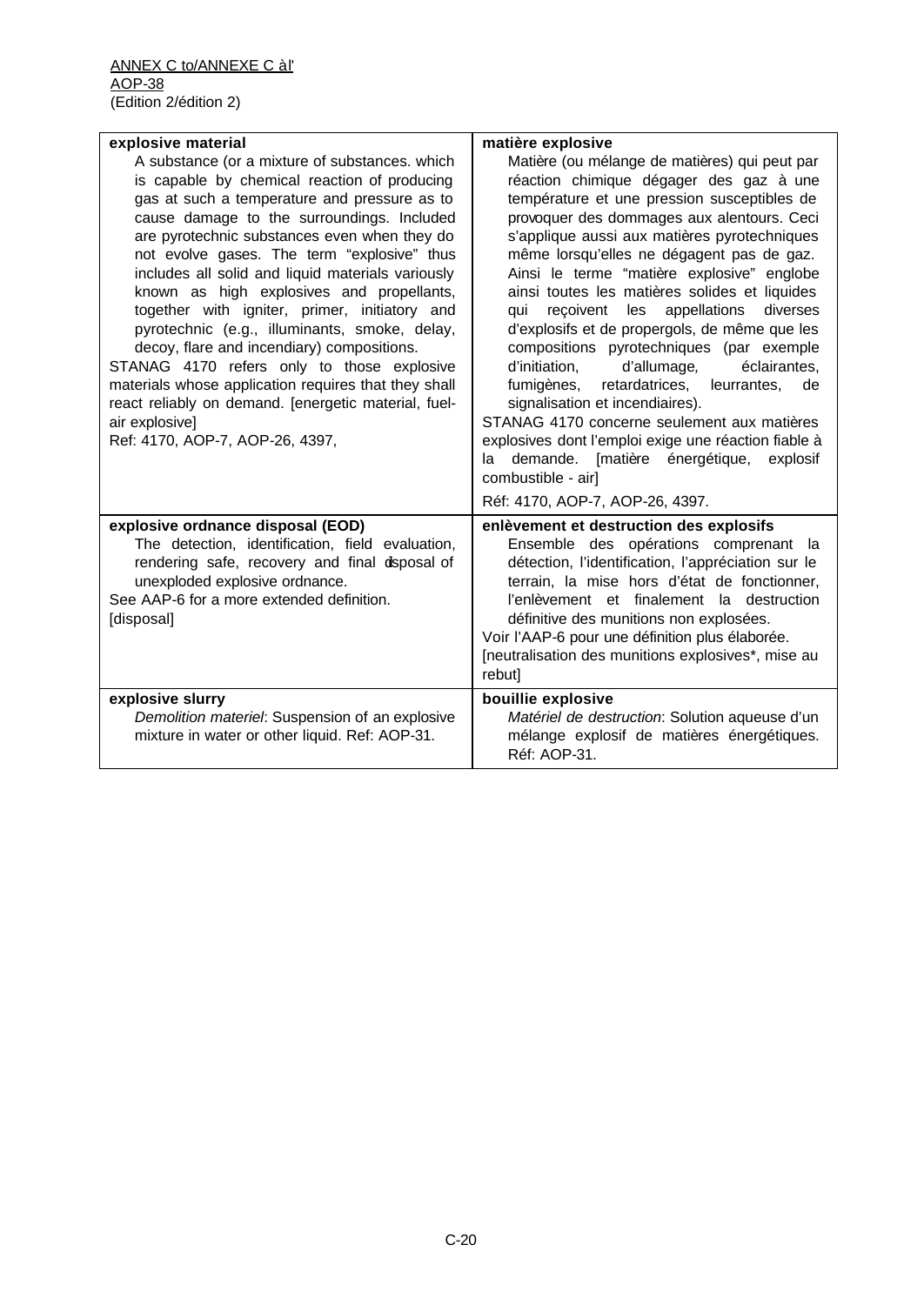| **explosive material** | **matière explosive** |
|---|---|
| A substance (or a mixture of substances. which is capable by chemical reaction of producing gas at such a temperature and pressure as to cause damage to the surroundings. Included are pyrotechnic substances even when they do not evolve gases. The term "explosive" thus includes all solid and liquid materials variously known as high explosives and propellants, together with igniter, primer, initiatory and pyrotechnic (e.g., illuminants, smoke, delay, decoy, flare and incendiary) compositions.<br>STANAG 4170 refers only to those explosive materials whose application requires that they shall react reliably on demand. [energetic material, fuel-air explosive]<br>Ref: 4170, AOP-7, AOP-26, 4397, | Matière (ou mélange de matières) qui peut par réaction chimique dégager des gaz à une température et une pression susceptibles de provoquer des dommages aux alentours. Ceci s'applique aussi aux matières pyrotechniques même lorsqu'elles ne dégagent pas de gaz. Ainsi le terme "matière explosive" englobe ainsi toutes les matières solides et liquides qui reçoivent les appellations diverses d'explosifs et de propergols, de même que les compositions pyrotechniques (par exemple d'initiation, d'allumage, éclairantes, fumigènes, retardatrices, leurrantes, de signalisation et incendiaires).<br>STANAG 4170 concerne seulement aux matières explosives dont l'emploi exige une réaction fiable à la demande. [matière énergétique, explosif combustible - air]<br>Réf: 4170, AOP-7, AOP-26, 4397. |
| **explosive ordnance disposal (EOD)**<br>The detection, identification, field evaluation, rendering safe, recovery and final disposal of unexploded explosive ordnance.<br>See AAP-6 for a more extended definition.<br>[disposal] | **enlèvement et destruction des explosifs**<br>Ensemble des opérations comprenant la détection, l'identification, l'appréciation sur le terrain, la mise hors d'état de fonctionner, l'enlèvement et finalement la destruction définitive des munitions non explosées.<br>Voir l'AAP-6 pour une définition plus élaborée.<br>[neutralisation des munitions explosives*, mise au rebut] |
| **explosive slurry**<br>*Demolition materiel*: Suspension of an explosive mixture in water or other liquid. Ref: AOP-31. | **bouillie explosive**<br>*Matériel de destruction*: Solution aqueuse d'un mélange explosif de matières énergétiques. Réf: AOP-31. |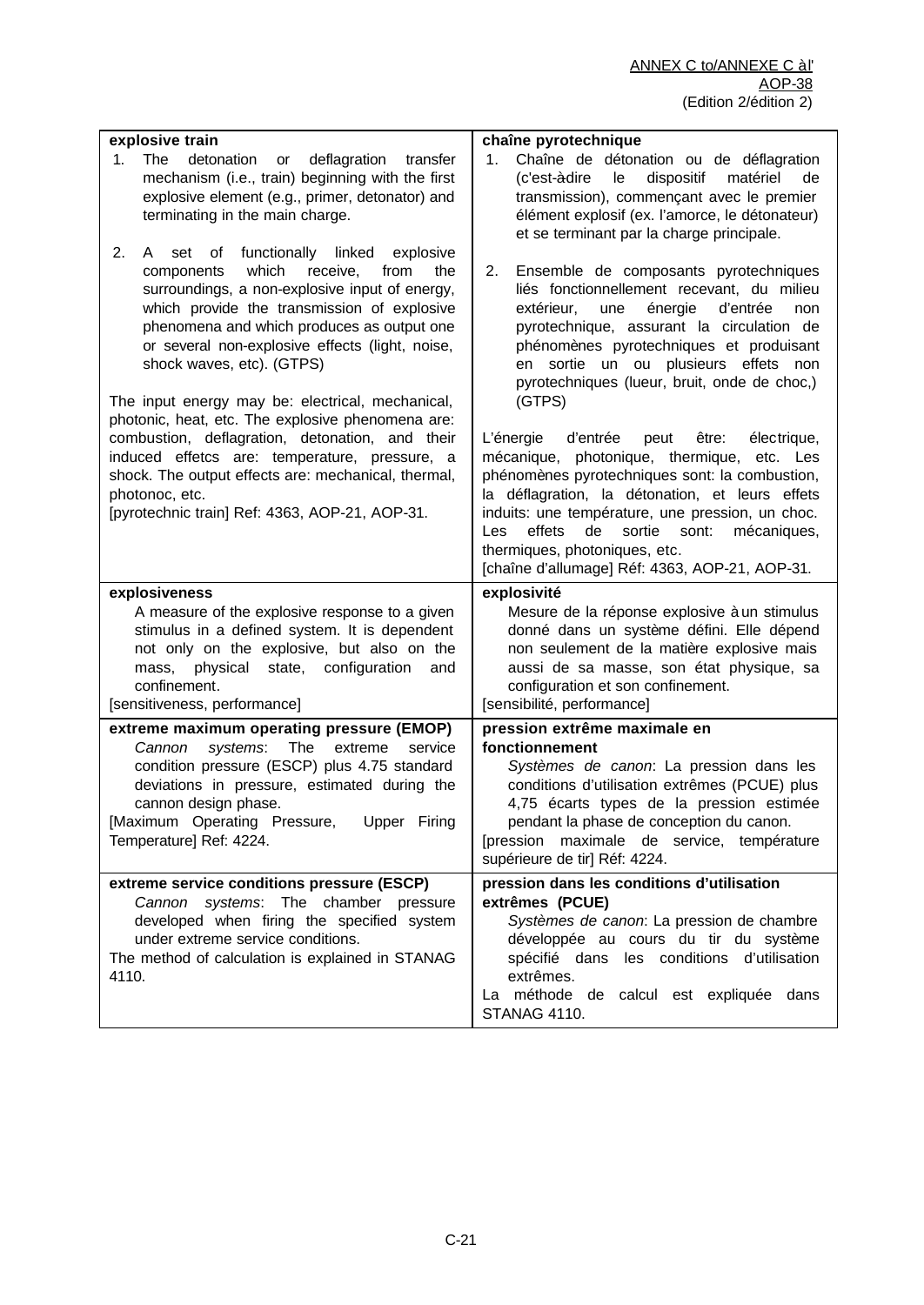| explosive train | chaîne pyrotechnique |
|---|---|
| 1. The detonation or deflagration transfer mechanism (i.e., train) beginning with the first explosive element (e.g., primer, detonator) and terminating in the main charge.<br><br>2. A set of functionally linked explosive components which receive, from the surroundings, a non-explosive input of energy, which provide the transmission of explosive phenomena and which produces as output one or several non-explosive effects (light, noise, shock waves, etc). (GTPS)<br><br>The input energy may be: electrical, mechanical, photonic, heat, etc. The explosive phenomena are: combustion, deflagration, detonation, and their induced effetcs are: temperature, pressure, a shock. The output effects are: mechanical, thermal, photonoc, etc.<br>[pyrotechnic train] Ref: 4363, AOP-21, AOP-31. | 1. Chaîne de détonation ou de déflagration (c'est-à dire le dispositif matériel de transmission), commençant avec le premier élément explosif (ex. l'amorce, le détonateur) et se terminant par la charge principale.<br><br>2. Ensemble de composants pyrotechniques liés fonctionnellement recevant, du milieu extérieur, une énergie d'entrée non pyrotechnique, assurant la circulation de phénomènes pyrotechniques et produisant en sortie un ou plusieurs effets non pyrotechniques (lueur, bruit, onde de choc,) (GTPS)<br><br>L'énergie d'entrée peut être: électrique, mécanique, photonique, thermique, etc. Les phénomènes pyrotechniques sont: la combustion, la déflagration, la détonation, et leurs effets induits: une température, une pression, un choc. Les effets de sortie sont: mécaniques, thermiques, photoniques, etc.<br>[chaîne d'allumage] Réf: 4363, AOP-21, AOP-31. |
| **explosiveness**<br>A measure of the explosive response to a given stimulus in a defined system. It is dependent not only on the explosive, but also on the mass, physical state, configuration and confinement.<br>[sensitiveness, performance] | **explosivité**<br>Mesure de la réponse explosive à un stimulus donné dans un système défini. Elle dépend non seulement de la matière explosive mais aussi de sa masse, son état physique, sa configuration et son confinement.<br>[sensibilité, performance] |
| **extreme maximum operating pressure (EMOP)**<br>*Cannon systems*: The extreme service condition pressure (ESCP) plus 4.75 standard deviations in pressure, estimated during the cannon design phase.<br>[Maximum Operating Pressure, Upper Firing Temperature] Ref: 4224. | **pression extrême maximale en fonctionnement**<br>*Systèmes de canon*: La pression dans les conditions d'utilisation extrêmes (PCUE) plus 4,75 écarts types de la pression estimée pendant la phase de conception du canon.<br>[pression maximale de service, température supérieure de tir] Réf: 4224. |
| **extreme service conditions pressure (ESCP)**<br>*Cannon systems*: The chamber pressure developed when firing the specified system under extreme service conditions.<br>The method of calculation is explained in STANAG 4110. | **pression dans les conditions d'utilisation extrêmes (PCUE)**<br>*Systèmes de canon*: La pression de chambre développée au cours du tir du système spécifié dans les conditions d'utilisation extrêmes.<br>La méthode de calcul est expliquée dans STANAG 4110. |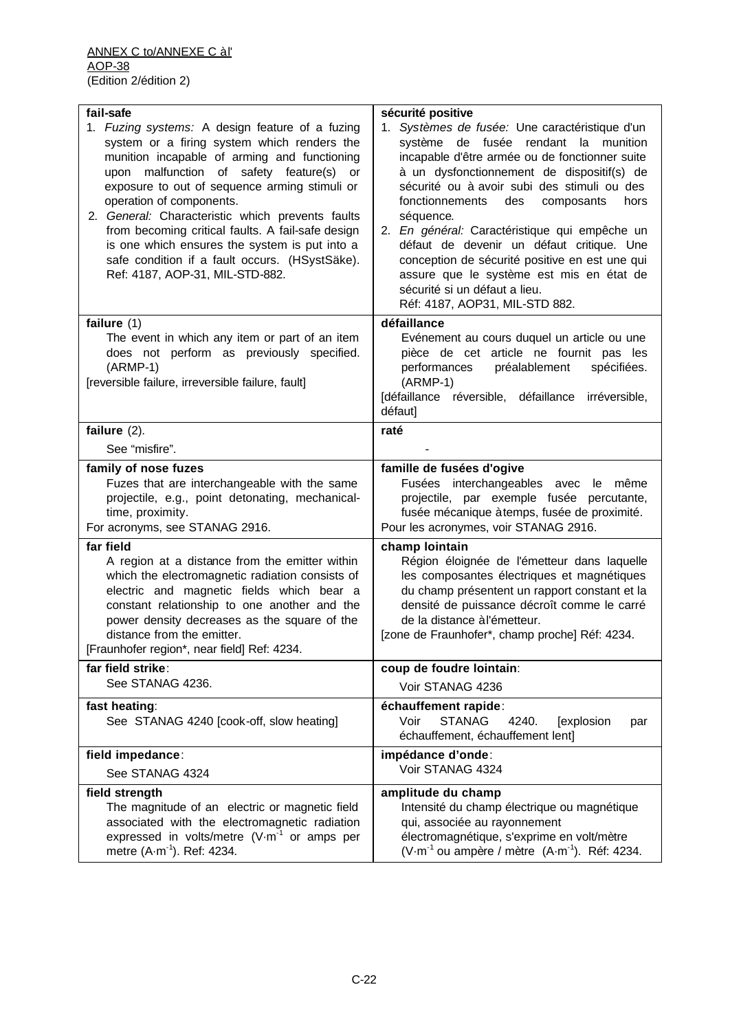| | |
|---|---|
| **fail-safe**<br>1. *Fuzing systems:* A design feature of a fuzing system or a firing system which renders the munition incapable of arming and functioning upon malfunction of safety feature(s) or exposure to out of sequence arming stimuli or operation of components.<br>2. *General:* Characteristic which prevents faults from becoming critical faults. A fail-safe design is one which ensures the system is put into a safe condition if a fault occurs. (HSystSäke). Ref: 4187, AOP-31, MIL-STD-882. | **sécurité positive**<br>1. *Systèmes de fusée:* Une caractéristique d'un système de fusée rendant la munition incapable d'être armée ou de fonctionner suite à un dysfonctionnement de dispositif(s) de sécurité ou à avoir subi des stimuli ou des fonctionnements des composants hors séquence.<br>2. *En général:* Caractéristique qui empêche un défaut de devenir un défaut critique. Une conception de sécurité positive en est une qui assure que le système est mis en état de sécurité si un défaut a lieu.<br>Réf: 4187, AOP31, MIL-STD 882. |
| **failure** (1)<br>The event in which any item or part of an item does not perform as previously specified. (ARMP-1)<br>[reversible failure, irreversible failure, fault] | **défaillance**<br>Evénement au cours duquel un article ou une pièce de cet article ne fournit pas les performances préalablement spécifiées. (ARMP-1)<br>[défaillance réversible, défaillance irréversible, défaut] |
| **failure** (2).<br>See "misfire". | **raté**<br>- |
| **family of nose fuzes**<br>Fuzes that are interchangeable with the same projectile, e.g., point detonating, mechanical-time, proximity.<br>For acronyms, see STANAG 2916. | **famille de fusées d'ogive**<br>Fusées interchangeables avec le même projectile, par exemple fusée percutante, fusée mécanique à temps, fusée de proximité.<br>Pour les acronymes, voir STANAG 2916. |
| **far field**<br>A region at a distance from the emitter within which the electromagnetic radiation consists of electric and magnetic fields which bear a constant relationship to one another and the power density decreases as the square of the distance from the emitter.<br>[Fraunhofer region*, near field] Ref: 4234. | **champ lointain**<br>Région éloignée de l'émetteur dans laquelle les composantes électriques et magnétiques du champ présentent un rapport constant et la densité de puissance décroît comme le carré de la distance à l'émetteur.<br>[zone de Fraunhofer*, champ proche] Réf: 4234. |
| **far field strike**:<br>See STANAG 4236. | **coup de foudre lointain**:<br>Voir STANAG 4236 |
| **fast heating**:<br>See STANAG 4240 [cook-off, slow heating] | **échauffement rapide**:<br>Voir STANAG 4240. [explosion par échauffement, échauffement lent] |
| **field impedance**:<br>See STANAG 4324 | **impédance d'onde**:<br>Voir STANAG 4324 |
| **field strength**<br>The magnitude of an electric or magnetic field associated with the electromagnetic radiation expressed in volts/metre ($V{\cdot}m^{-1}$ or amps per metre ($A{\cdot}m^{-1}$). Ref: 4234. | **amplitude du champ**<br>Intensité du champ électrique ou magnétique qui, associée au rayonnement électromagnétique, s'exprime en volt/mètre ($V{\cdot}m^{-1}$ ou ampère / mètre ($A{\cdot}m^{-1}$). Réf: 4234. |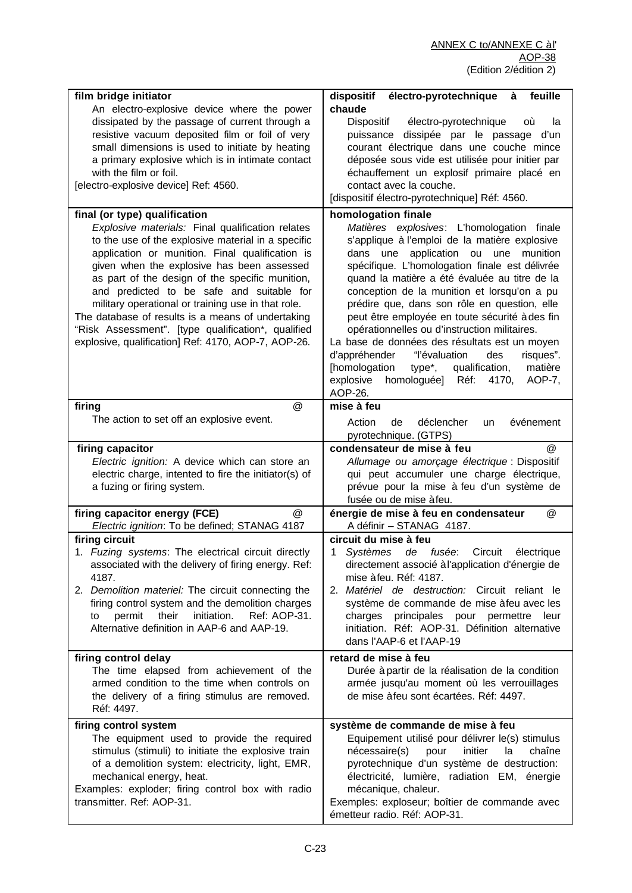| English | Français |
|---|---|
| **film bridge initiator**<br>An electro-explosive device where the power dissipated by the passage of current through a resistive vacuum deposited film or foil of very small dimensions is used to initiate by heating a primary explosive which is in intimate contact with the film or foil.<br>[electro-explosive device] Ref: 4560. | **dispositif électro-pyrotechnique à feuille chaude**<br>Dispositif électro-pyrotechnique où la puissance dissipée par le passage d'un courant électrique dans une couche mince déposée sous vide est utilisée pour initier par échauffement un explosif primaire placé en contact avec la couche.<br>[dispositif électro-pyrotechnique] Réf: 4560. |
| **final (or type) qualification**<br>*Explosive materials:* Final qualification relates to the use of the explosive material in a specific application or munition. Final qualification is given when the explosive has been assessed as part of the design of the specific munition, and predicted to be safe and suitable for military operational or training use in that role.<br>The database of results is a means of undertaking "Risk Assessment". [type qualification*, qualified explosive, qualification] Ref: 4170, AOP-7, AOP-26. | **homologation finale**<br>*Matières explosives*: L'homologation finale s'applique à l'emploi de la matière explosive dans une application ou une munition spécifique. L'homologation finale est délivrée quand la matière a été évaluée au titre de la conception de la munition et lorsqu'on a pu prédire que, dans son rôle en question, elle peut être employée en toute sécurité à des fin opérationnelles ou d'instruction militaires.<br>La base de données des résultats est un moyen d'appréhender "l'évaluation des risques". [homologation type*, qualification, matière explosive homologuée] Réf: 4170, AOP-7, AOP-26. |
| **firing** @<br>The action to set off an explosive event. | **mise à feu**<br>Action de déclencher un événement pyrotechnique. (GTPS) |
| **firing capacitor**<br>*Electric ignition:* A device which can store an electric charge, intented to fire the initiator(s) of a fuzing or firing system. | **condensateur de mise à feu** @<br>*Allumage ou amorçage électrique* : Dispositif qui peut accumuler une charge électrique, prévue pour la mise à feu d'un système de fusée ou de mise à feu. |
| **firing capacitor energy (FCE)** @<br>*Electric ignition*: To be defined; STANAG 4187 | **énergie de mise à feu en condensateur** @<br>A définir – STANAG 4187. |
| **firing circuit**<br>1. *Fuzing systems*: The electrical circuit directly associated with the delivery of firing energy. Ref: 4187.<br>2. *Demolition materiel:* The circuit connecting the firing control system and the demolition charges to permit their initiation. Ref: AOP-31. Alternative definition in AAP-6 and AAP-19. | **circuit du mise à feu**<br>1 *Systèmes de fusée*: Circuit électrique directement associé à l'application d'énergie de mise à feu. Réf: 4187.<br>2. *Matériel de destruction:* Circuit reliant le système de commande de mise à feu avec les charges principales pour permettre leur initiation. Réf: AOP-31. Définition alternative dans l'AAP-6 et l'AAP-19 |
| **firing control delay**<br>The time elapsed from achievement of the armed condition to the time when controls on the delivery of a firing stimulus are removed. Réf: 4497. | **retard de mise à feu**<br>Durée à partir de la réalisation de la condition armée jusqu'au moment où les verrouillages de mise à feu sont écartées. Réf: 4497. |
| **firing control system**<br>The equipment used to provide the required stimulus (stimuli) to initiate the explosive train of a demolition system: electricity, light, EMR, mechanical energy, heat.<br>Examples: exploder; firing control box with radio transmitter. Ref: AOP-31. | **système de commande de mise à feu**<br>Equipement utilisé pour délivrer le(s) stimulus nécessaire(s) pour initier la chaîne pyrotechnique d'un système de destruction: électricité, lumière, radiation EM, énergie mécanique, chaleur.<br>Exemples: exploseur; boîtier de commande avec émetteur radio. Réf: AOP-31. |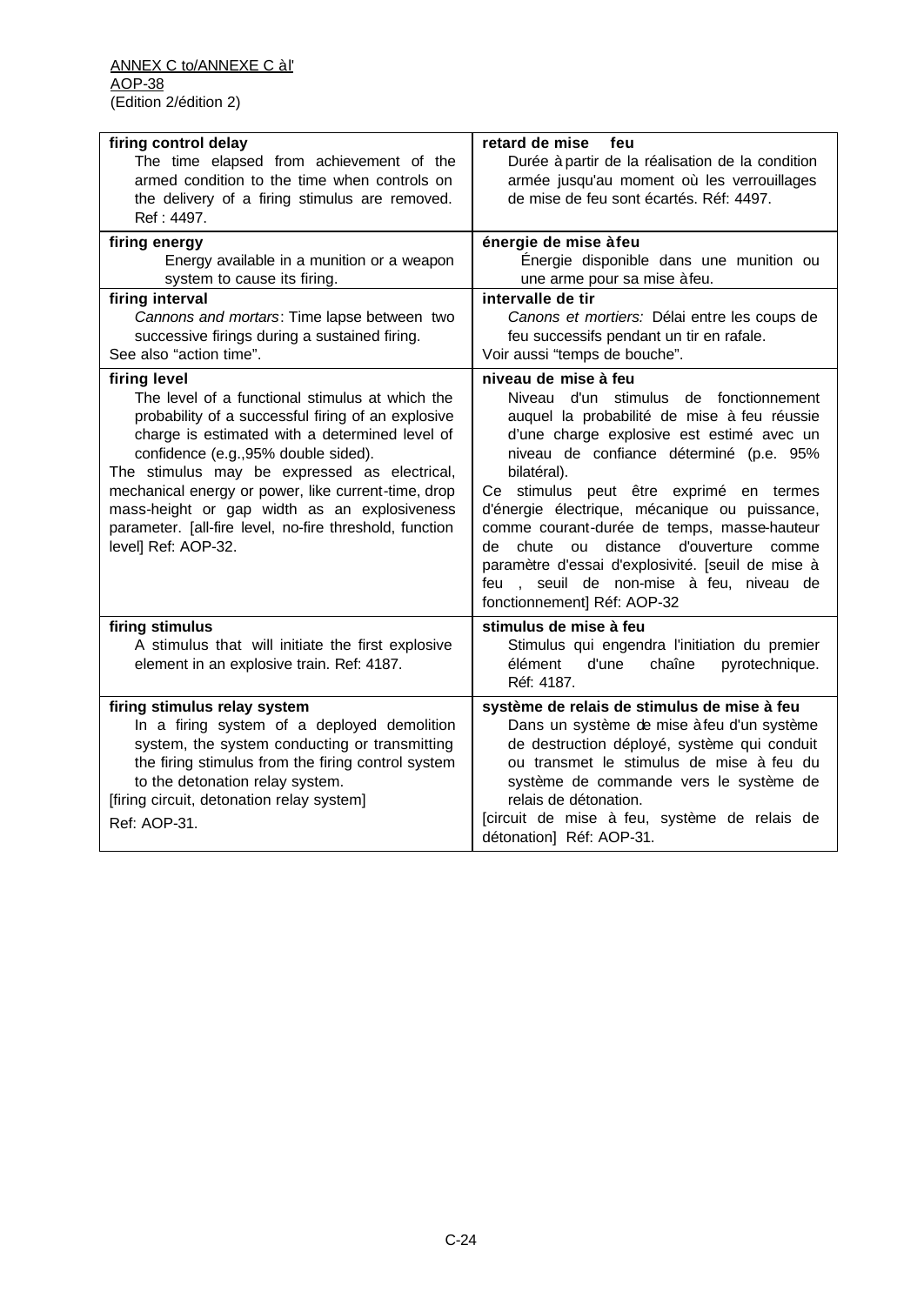| firing control delay<br>The time elapsed from achievement of the armed condition to the time when controls on the delivery of a firing stimulus are removed. Ref : 4497. | retard de mise feu<br>Durée à partir de la réalisation de la condition armée jusqu'au moment où les verrouillages de mise de feu sont écartés. Réf: 4497. |
|---|---|
| **firing energy**<br>Energy available in a munition or a weapon system to cause its firing. | **énergie de mise à feu**<br>Énergie disponible dans une munition ou une arme pour sa mise à feu. |
| **firing interval**<br>*Cannons and mortars*: Time lapse between two successive firings during a sustained firing.<br>See also "action time". | **intervalle de tir**<br>*Canons et mortiers:* Délai entre les coups de feu successifs pendant un tir en rafale.<br>Voir aussi "temps de bouche". |
| **firing level**<br>The level of a functional stimulus at which the probability of a successful firing of an explosive charge is estimated with a determined level of confidence (e.g.,95% double sided).<br>The stimulus may be expressed as electrical, mechanical energy or power, like current-time, drop mass-height or gap width as an explosiveness parameter. [all-fire level, no-fire threshold, function level] Ref: AOP-32. | **niveau de mise à feu**<br>Niveau d'un stimulus de fonctionnement auquel la probabilité de mise à feu réussie d'une charge explosive est estimé avec un niveau de confiance déterminé (p.e. 95% bilatéral).<br>Ce stimulus peut être exprimé en termes d'énergie électrique, mécanique ou puissance, comme courant-durée de temps, masse-hauteur de chute ou distance d'ouverture comme paramètre d'essai d'explosivité. [seuil de mise à feu , seuil de non-mise à feu, niveau de fonctionnement] Réf: AOP-32 |
| **firing stimulus**<br>A stimulus that will initiate the first explosive element in an explosive train. Ref: 4187. | **stimulus de mise à feu**<br>Stimulus qui engendra l'initiation du premier élément d'une chaîne pyrotechnique. Réf: 4187. |
| **firing stimulus relay system**<br>In a firing system of a deployed demolition system, the system conducting or transmitting the firing stimulus from the firing control system to the detonation relay system.<br>[firing circuit, detonation relay system]<br>Ref: AOP-31. | **système de relais de stimulus de mise à feu**<br>Dans un système de mise à feu d'un système de destruction déployé, système qui conduit ou transmet le stimulus de mise à feu du système de commande vers le système de relais de détonation.<br>[circuit de mise à feu, système de relais de détonation] Réf: AOP-31. |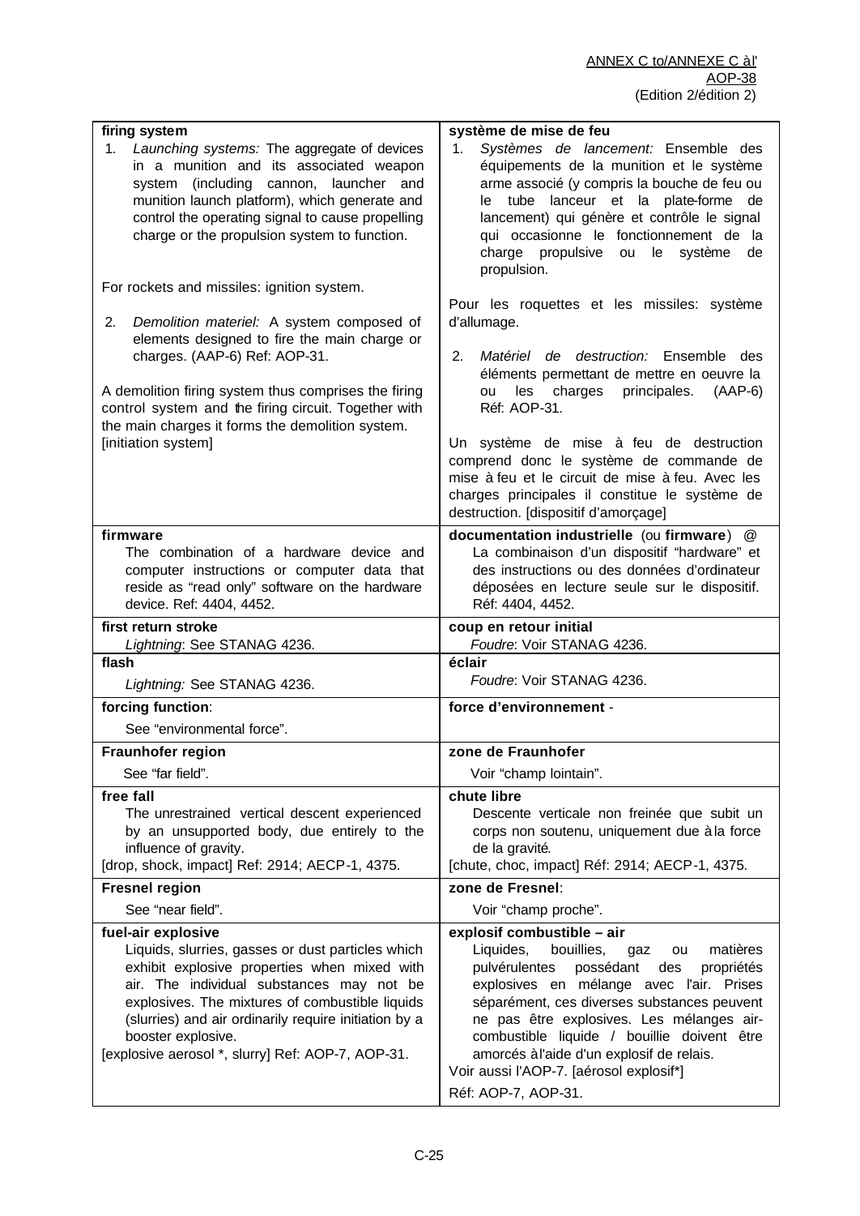| firing system | système de mise de feu |
|---|---|
| 1. *Launching systems:* The aggregate of devices in a munition and its associated weapon system (including cannon, launcher and munition launch platform), which generate and control the operating signal to cause propelling charge or the propulsion system to function.<br><br>For rockets and missiles: ignition system.<br><br>2. *Demolition materiel:* A system composed of elements designed to fire the main charge or charges. (AAP-6) Ref: AOP-31.<br><br>A demolition firing system thus comprises the firing control system and the firing circuit. Together with the main charges it forms the demolition system.<br>[initiation system] | 1. *Systèmes de lancement:* Ensemble des équipements de la munition et le système arme associé (y compris la bouche de feu ou le tube lanceur et la plate-forme de lancement) qui génère et contrôle le signal qui occasionne le fonctionnement de la charge propulsive ou le système de propulsion.<br><br>Pour les roquettes et les missiles: système d'allumage.<br><br>2. *Matériel de destruction:* Ensemble des éléments permettant de mettre en oeuvre la ou les charges principales. (AAP-6) Réf: AOP-31.<br><br>Un système de mise à feu de destruction comprend donc le système de commande de mise à feu et le circuit de mise à feu. Avec les charges principales il constitue le système de destruction. [dispositif d'amorçage] |
| **firmware**<br>The combination of a hardware device and computer instructions or computer data that reside as "read only" software on the hardware device. Ref: 4404, 4452. | **documentation industrielle** (ou **firmware**) @<br>La combinaison d'un dispositif "hardware" et des instructions ou des données d'ordinateur déposées en lecture seule sur le dispositif. Réf: 4404, 4452. |
| **first return stroke**<br>*Lightning*: See STANAG 4236. | **coup en retour initial**<br>*Foudre*: Voir STANAG 4236. |
| **flash**<br>*Lightning:* See STANAG 4236. | **éclair**<br>*Foudre*: Voir STANAG 4236. |
| **forcing function**:<br>See "environmental force". | **force d'environnement** - |
| **Fraunhofer region**<br>See "far field". | **zone de Fraunhofer**<br>Voir "champ lointain". |
| **free fall**<br>The unrestrained vertical descent experienced by an unsupported body, due entirely to the influence of gravity.<br>[drop, shock, impact] Ref: 2914; AECP-1, 4375. | **chute libre**<br>Descente verticale non freinée que subit un corps non soutenu, uniquement due à la force de la gravité.<br>[chute, choc, impact] Réf: 2914; AECP-1, 4375. |
| **Fresnel region**<br>See "near field". | **zone de Fresnel**:<br>Voir "champ proche". |
| **fuel-air explosive**<br>Liquids, slurries, gasses or dust particles which exhibit explosive properties when mixed with air. The individual substances may not be explosives. The mixtures of combustible liquids (slurries) and air ordinarily require initiation by a booster explosive.<br>[explosive aerosol *, slurry] Ref: AOP-7, AOP-31. | **explosif combustible – air**<br>Liquides, bouillies, gaz ou matières pulvérulentes possédant des propriétés explosives en mélange avec l'air. Prises séparément, ces diverses substances peuvent ne pas être explosives. Les mélanges air-combustible liquide / bouillie doivent être amorcés à l'aide d'un explosif de relais.<br>Voir aussi l'AOP-7. [aérosol explosif*]<br>Réf: AOP-7, AOP-31. |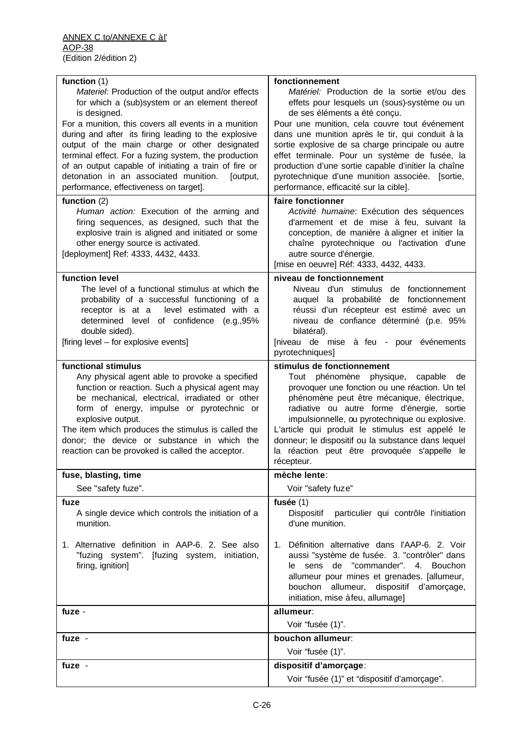| English | Français |
|---|---|
| **function** (1)<br>*Materiel*: Production of the output and/or effects for which a (sub)system or an element thereof is designed.<br>For a munition, this covers all events in a munition during and after its firing leading to the explosive output of the main charge or other designated terminal effect. For a fuzing system, the production of an output capable of initiating a train of fire or detonation in an associated munition. [output, performance, effectiveness on target]. | **fonctionnement**<br>*Matériel:* Production de la sortie et/ou des effets pour lesquels un (sous)-système ou un de ses éléments a été conçu.<br>Pour une munition, cela couvre tout événement dans une munition après le tir, qui conduit à la sortie explosive de sa charge principale ou autre effet terminale. Pour un système de fusée, la production d'une sortie capable d'initier la chaîne pyrotechnique d'une munition associée. [sortie, performance, efficacité sur la cible]. |
| **function** (2)<br>*Human action:* Execution of the arming and firing sequences, as designed, such that the explosive train is aligned and initiated or some other energy source is activated.<br>[deployment] Ref: 4333, 4432, 4433. | **faire fonctionner**<br>*Activité humaine*: Exécution des séquences d'armement et de mise à feu, suivant la conception, de manière à aligner et initier la chaîne pyrotechnique ou l'activation d'une autre source d'énergie.<br>[mise en oeuvre] Réf: 4333, 4432, 4433. |
| **function level**<br>The level of a functional stimulus at which the probability of a successful functioning of a receptor is at a level estimated with a determined level of confidence (e.g.,95% double sided).<br>[firing level – for explosive events] | **niveau de fonctionnement**<br>Niveau d'un stimulus de fonctionnement auquel la probabilité de fonctionnement réussi d'un récepteur est estimé avec un niveau de confiance déterminé (p.e. 95% bilatéral).<br>[niveau de mise à feu - pour événements pyrotechniques] |
| **functional stimulus**<br>Any physical agent able to provoke a specified function or reaction. Such a physical agent may be mechanical, electrical, irradiated or other form of energy, impulse or pyrotechnic or explosive output.<br>The item which produces the stimulus is called the donor; the device or substance in which the reaction can be provoked is called the acceptor. | **stimulus de fonctionnement**<br>Tout phénomène physique, capable de provoquer une fonction ou une réaction. Un tel phénomène peut être mécanique, électrique, radiative ou autre forme d'énergie, sortie impulsionnelle, ou pyrotechnique ou explosive.<br>L'article qui produit le stimulus est appelé le donneur; le dispositif ou la substance dans lequel la réaction peut être provoquée s'appelle le récepteur. |
| **fuse, blasting, time**<br>See "safety fuze". | **mèche lente**:<br>Voir "safety fuze" |
| **fuze**<br>A single device which controls the initiation of a munition.<br><br>1. Alternative definition in AAP-6. 2. See also "fuzing system". [fuzing system, initiation, firing, ignition] | **fusée** (1)<br>Dispositif particulier qui contrôle l'initiation d'une munition.<br><br>1. Définition alternative dans l'AAP-6. 2. Voir aussi "système de fusée. 3. "contrôler" dans le sens de "commander". 4. Bouchon allumeur pour mines et grenades. [allumeur, bouchon allumeur, dispositif d'amorçage, initiation, mise à feu, allumage] |
| **fuze** - | **allumeur**:<br>Voir "fusée (1)". |
| **fuze** - | **bouchon allumeur**:<br>Voir "fusée (1)". |
| **fuze** - | **dispositif d'amorçage**:<br>Voir "fusée (1)" et "dispositif d'amorçage". |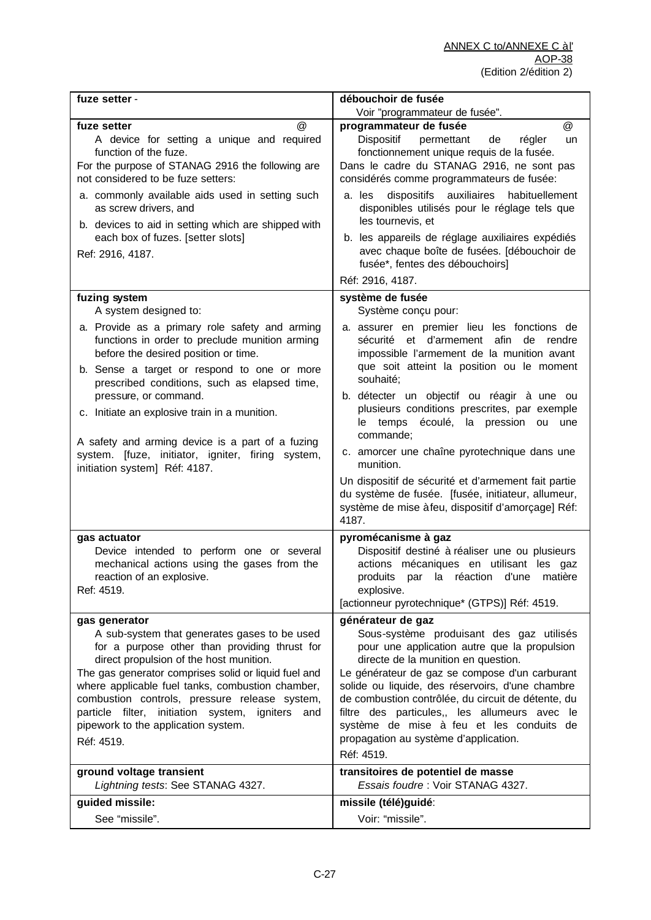| | |
|---|---|
| **fuze setter** - | **débouchoir de fusée**<br>Voir "programmateur de fusée". |
| **fuze setter** @<br>A device for setting a unique and required function of the fuze.<br>For the purpose of STANAG 2916 the following are not considered to be fuze setters:<br>a. commonly available aids used in setting such as screw drivers, and<br>b. devices to aid in setting which are shipped with each box of fuzes. [setter slots]<br>Ref: 2916, 4187. | **programmateur de fusée** @<br>Dispositif permettant de régler un fonctionnement unique requis de la fusée.<br>Dans le cadre du STANAG 2916, ne sont pas considérés comme programmateurs de fusée:<br>a. les dispositifs auxiliaires habituellement disponibles utilisés pour le réglage tels que les tournevis, et<br>b. les appareils de réglage auxiliaires expédiés avec chaque boîte de fusées. [débouchoir de fusée*, fentes des débouchoirs]<br>Réf: 2916, 4187. |
| **fuzing system**<br>A system designed to:<br>a. Provide as a primary role safety and arming functions in order to preclude munition arming before the desired position or time.<br>b. Sense a target or respond to one or more prescribed conditions, such as elapsed time, pressure, or command.<br>c. Initiate an explosive train in a munition.<br>A safety and arming device is a part of a fuzing system. [fuze, initiator, igniter, firing system, initiation system] Réf: 4187. | **système de fusée**<br>Système conçu pour:<br>a. assurer en premier lieu les fonctions de sécurité et d'armement afin de rendre impossible l'armement de la munition avant que soit atteint la position ou le moment souhaité;<br>b. détecter un objectif ou réagir à une ou plusieurs conditions prescrites, par exemple le temps écoulé, la pression ou une commande;<br>c. amorcer une chaîne pyrotechnique dans une munition.<br>Un dispositif de sécurité et d'armement fait partie du système de fusée. [fusée, initiateur, allumeur, système de mise à feu, dispositif d'amorçage] Réf: 4187. |
| **gas actuator**<br>Device intended to perform one or several mechanical actions using the gases from the reaction of an explosive.<br>Ref: 4519. | **pyromécanisme à gaz**<br>Dispositif destiné à réaliser une ou plusieurs actions mécaniques en utilisant les gaz produits par la réaction d'une matière explosive.<br>[actionneur pyrotechnique* (GTPS)] Réf: 4519. |
| **gas generator**<br>A sub-system that generates gases to be used for a purpose other than providing thrust for direct propulsion of the host munition.<br>The gas generator comprises solid or liquid fuel and where applicable fuel tanks, combustion chamber, combustion controls, pressure release system, particle filter, initiation system, igniters and pipework to the application system.<br>Réf: 4519. | **générateur de gaz**<br>Sous-système produisant des gaz utilisés pour une application autre que la propulsion directe de la munition en question.<br>Le générateur de gaz se compose d'un carburant solide ou liquide, des réservoirs, d'une chambre de combustion contrôlée, du circuit de détente, du filtre des particules,, les allumeurs avec le système de mise à feu et les conduits de propagation au système d'application.<br>Réf: 4519. |
| **ground voltage transient**<br>*Lightning tests*: See STANAG 4327. | **transitoires de potentiel de masse**<br>*Essais foudre* : Voir STANAG 4327. |
| **guided missile:**<br>See "missile". | **missile (télé)guidé**:<br>Voir: "missile". |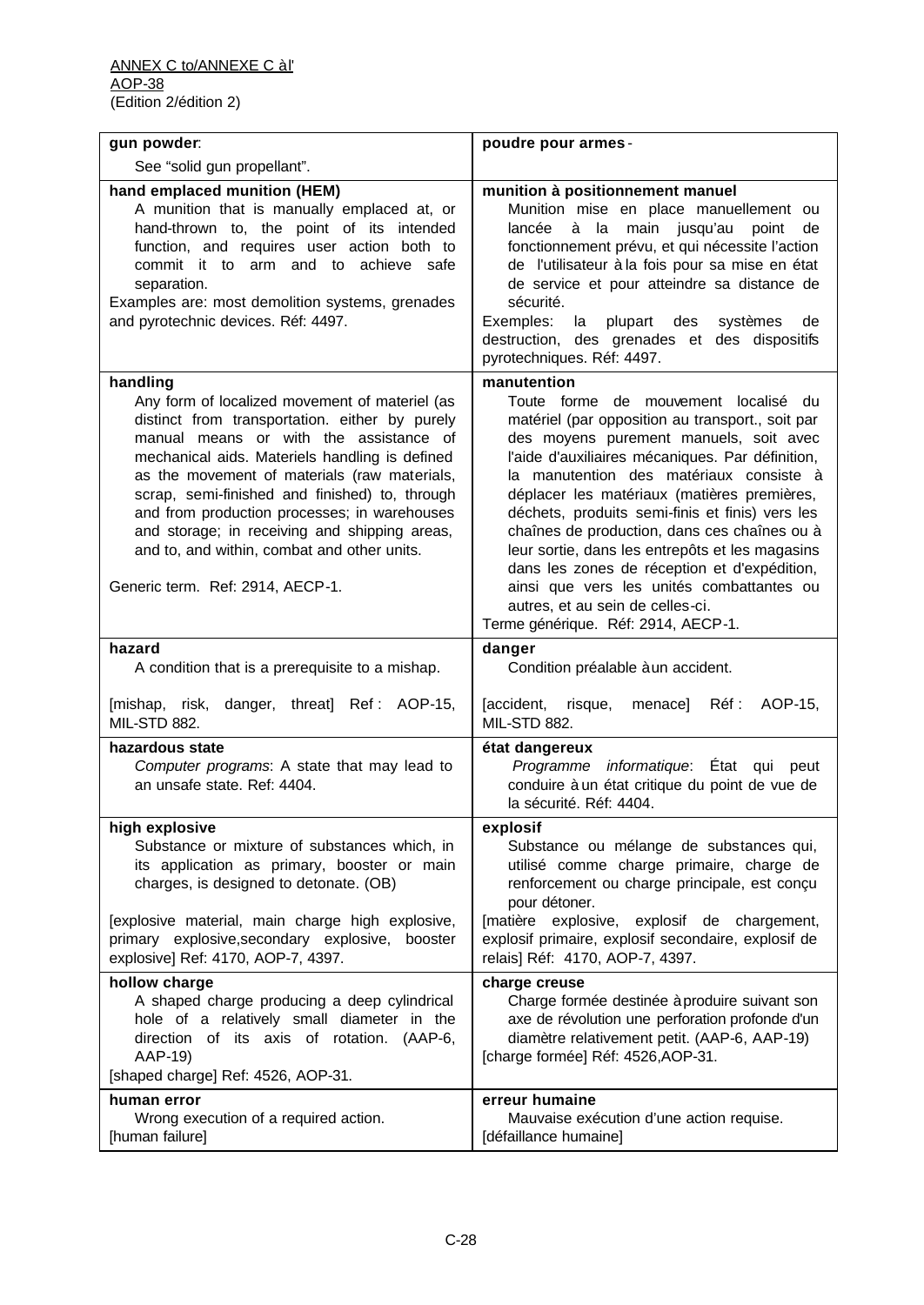| gun powder: | poudre pour armes - |
|---|---|
| See “solid gun propellant”. | |
| **hand emplaced munition (HEM)**<br>A munition that is manually emplaced at, or hand-thrown to, the point of its intended function, and requires user action both to commit it to arm and to achieve safe separation.<br>Examples are: most demolition systems, grenades and pyrotechnic devices. Réf: 4497. | **munition à positionnement manuel**<br>Munition mise en place manuellement ou lancée à la main jusqu'au point de fonctionnement prévu, et qui nécessite l'action de l'utilisateur à la fois pour sa mise en état de service et pour atteindre sa distance de sécurité.<br>Exemples: la plupart des systèmes de destruction, des grenades et des dispositifs pyrotechniques. Réf: 4497. |
| **handling**<br>Any form of localized movement of materiel (as distinct from transportation. either by purely manual means or with the assistance of mechanical aids. Materiels handling is defined as the movement of materials (raw materials, scrap, semi-finished and finished) to, through and from production processes; in warehouses and storage; in receiving and shipping areas, and to, and within, combat and other units.<br><br>Generic term. Ref: 2914, AECP-1. | **manutention**<br>Toute forme de mouvement localisé du matériel (par opposition au transport., soit par des moyens purement manuels, soit avec l'aide d'auxiliaires mécaniques. Par définition, la manutention des matériaux consiste à déplacer les matériaux (matières premières, déchets, produits semi-finis et finis) vers les chaînes de production, dans ces chaînes ou à leur sortie, dans les entrepôts et les magasins dans les zones de réception et d'expédition, ainsi que vers les unités combattantes ou autres, et au sein de celles-ci.<br>Terme générique. Réf: 2914, AECP-1. |
| **hazard**<br>A condition that is a prerequisite to a mishap.<br><br>[mishap, risk, danger, threat] Ref: AOP-15, MIL-STD 882. | **danger**<br>Condition préalable à un accident.<br><br>[accident, risque, menace] Réf: AOP-15, MIL-STD 882. |
| **hazardous state**<br>*Computer programs*: A state that may lead to an unsafe state. Ref: 4404. | **état dangereux**<br>*Programme informatique*: État qui peut conduire à un état critique du point de vue de la sécurité. Réf: 4404. |
| **high explosive**<br>Substance or mixture of substances which, in its application as primary, booster or main charges, is designed to detonate. (OB)<br><br>[explosive material, main charge high explosive, primary explosive,secondary explosive, booster explosive] Ref: 4170, AOP-7, 4397. | **explosif**<br>Substance ou mélange de substances qui, utilisé comme charge primaire, charge de renforcement ou charge principale, est conçu pour détoner.<br>[matière explosive, explosif de chargement, explosif primaire, explosif secondaire, explosif de relais] Réf: 4170, AOP-7, 4397. |
| **hollow charge**<br>A shaped charge producing a deep cylindrical hole of a relatively small diameter in the direction of its axis of rotation. (AAP-6, AAP-19)<br>[shaped charge] Ref: 4526, AOP-31. | **charge creuse**<br>Charge formée destinée à produire suivant son axe de révolution une perforation profonde d'un diamètre relativement petit. (AAP-6, AAP-19)<br>[charge formée] Réf: 4526,AOP-31. |
| **human error**<br>Wrong execution of a required action.<br>[human failure] | **erreur humaine**<br>Mauvaise exécution d'une action requise.<br>[défaillance humaine] |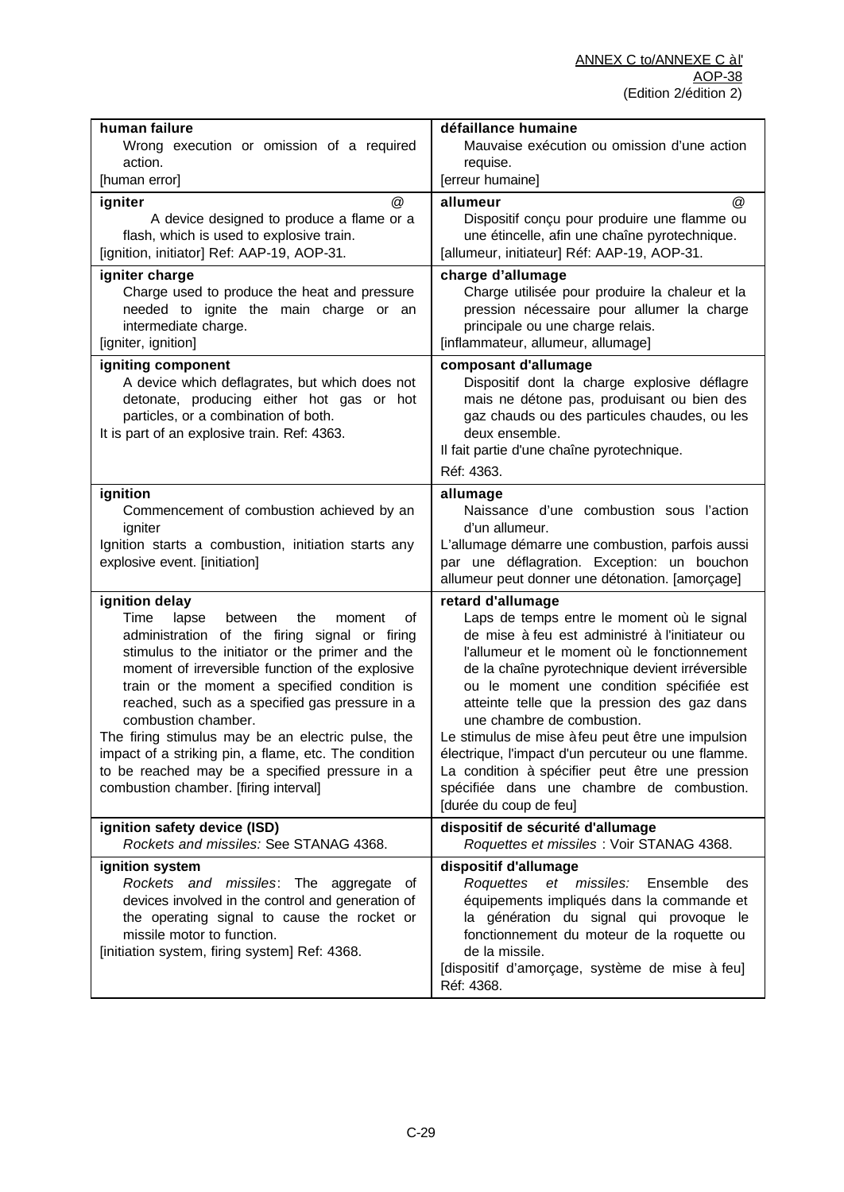| English | Français |
|---|---|
| **human failure**<br>Wrong execution or omission of a required action.<br>[human error] | **défaillance humaine**<br>Mauvaise exécution ou omission d'une action requise.<br>[erreur humaine] |
| **igniter** @<br>A device designed to produce a flame or a flash, which is used to explosive train.<br>[ignition, initiator] Ref: AAP-19, AOP-31. | **allumeur** @<br>Dispositif conçu pour produire une flamme ou une étincelle, afin une chaîne pyrotechnique.<br>[allumeur, initiateur] Réf: AAP-19, AOP-31. |
| **igniter charge**<br>Charge used to produce the heat and pressure needed to ignite the main charge or an intermediate charge.<br>[igniter, ignition] | **charge d'allumage**<br>Charge utilisée pour produire la chaleur et la pression nécessaire pour allumer la charge principale ou une charge relais.<br>[inflammateur, allumeur, allumage] |
| **igniting component**<br>A device which deflagrates, but which does not detonate, producing either hot gas or hot particles, or a combination of both.<br>It is part of an explosive train. Ref: 4363. | **composant d'allumage**<br>Dispositif dont la charge explosive déflagre mais ne détone pas, produisant ou bien des gaz chauds ou des particules chaudes, ou les deux ensemble.<br>Il fait partie d'une chaîne pyrotechnique.<br>Réf: 4363. |
| **ignition**<br>Commencement of combustion achieved by an igniter<br>Ignition starts a combustion, initiation starts any explosive event. [initiation] | **allumage**<br>Naissance d'une combustion sous l'action d'un allumeur.<br>L'allumage démarre une combustion, parfois aussi par une déflagration. Exception: un bouchon allumeur peut donner une détonation. [amorçage] |
| **ignition delay**<br>Time lapse between the moment of administration of the firing signal or firing stimulus to the initiator or the primer and the moment of irreversible function of the explosive train or the moment a specified condition is reached, such as a specified gas pressure in a combustion chamber.<br>The firing stimulus may be an electric pulse, the impact of a striking pin, a flame, etc. The condition to be reached may be a specified pressure in a combustion chamber. [firing interval] | **retard d'allumage**<br>Laps de temps entre le moment où le signal de mise à feu est administré à l'initiateur ou l'allumeur et le moment où le fonctionnement de la chaîne pyrotechnique devient irréversible ou le moment une condition spécifiée est atteinte telle que la pression des gaz dans une chambre de combustion.<br>Le stimulus de mise à feu peut être une impulsion électrique, l'impact d'un percuteur ou une flamme. La condition à spécifier peut être une pression spécifiée dans une chambre de combustion. [durée du coup de feu] |
| **ignition safety device (ISD)**<br>*Rockets and missiles:* See STANAG 4368. | **dispositif de sécurité d'allumage**<br>*Roquettes et missiles* : Voir STANAG 4368. |
| **ignition system**<br>*Rockets and missiles*: The aggregate of devices involved in the control and generation of the operating signal to cause the rocket or missile motor to function.<br>[initiation system, firing system] Ref: 4368. | **dispositif d'allumage**<br>*Roquettes et missiles:* Ensemble des équipements impliqués dans la commande et la génération du signal qui provoque le fonctionnement du moteur de la roquette ou de la missile.<br>[dispositif d'amorçage, système de mise à feu] Réf: 4368. |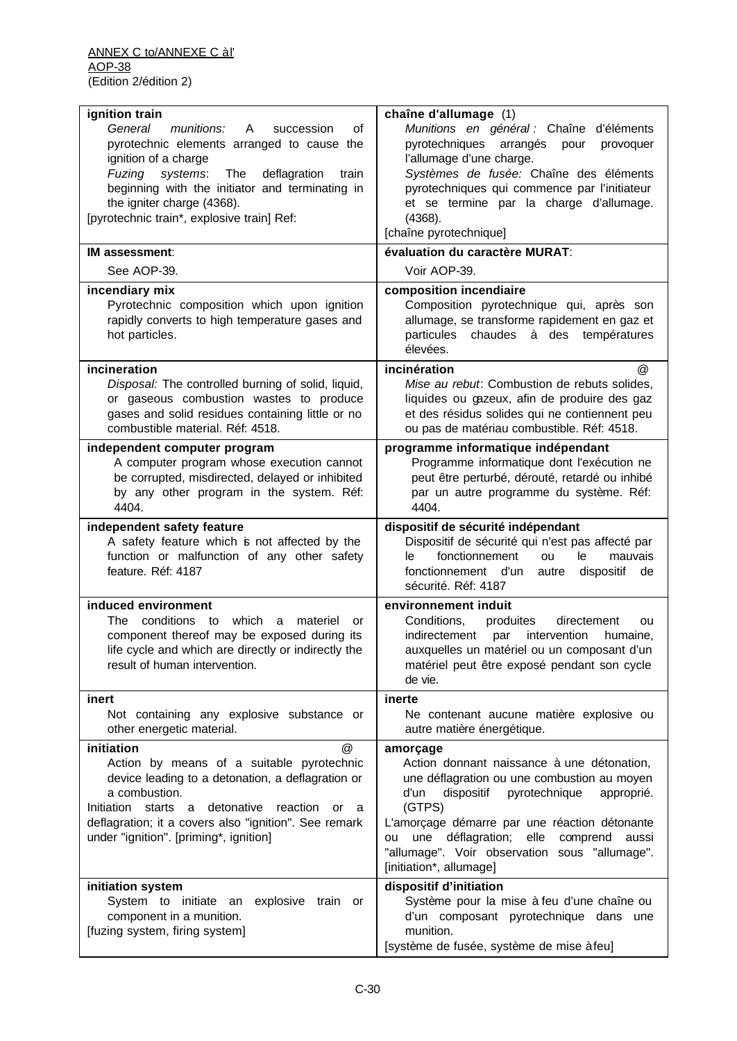| **ignition train**<br>*General munitions:* A succession of pyrotechnic elements arranged to cause the ignition of a charge<br>*Fuzing systems*: The deflagration train beginning with the initiator and terminating in the igniter charge (4368).<br>[pyrotechnic train*, explosive train] Ref: | **chaîne d'allumage** (1)<br>*Munitions en général :* Chaîne d'éléments pyrotechniques arrangés pour provoquer l'allumage d'une charge.<br>*Systèmes de fusée:* Chaîne des éléments pyrotechniques qui commence par l'initiateur et se termine par la charge d'allumage. (4368).<br>[chaîne pyrotechnique] |
|---|---|
| **IM assessment**:<br>See AOP-39. | **évaluation du caractère MURAT**:<br>Voir AOP-39. |
| **incendiary mix**<br>Pyrotechnic composition which upon ignition rapidly converts to high temperature gases and hot particles. | **composition incendiaire**<br>Composition pyrotechnique qui, après son allumage, se transforme rapidement en gaz et particules chaudes à des températures élevées. |
| **incineration**<br>*Disposal:* The controlled burning of solid, liquid, or gaseous combustion wastes to produce gases and solid residues containing little or no combustible material. Réf: 4518. | **incinération** @<br>*Mise au rebut*: Combustion de rebuts solides, liquides ou gazeux, afin de produire des gaz et des résidus solides qui ne contiennent peu ou pas de matériau combustible. Réf: 4518. |
| **independent computer program**<br>A computer program whose execution cannot be corrupted, misdirected, delayed or inhibited by any other program in the system. Réf: 4404. | **programme informatique indépendant**<br>Programme informatique dont l'exécution ne peut être perturbé, dérouté, retardé ou inhibé par un autre programme du système. Réf: 4404. |
| **independent safety feature**<br>A safety feature which is not affected by the function or malfunction of any other safety feature. Réf: 4187 | **dispositif de sécurité indépendant**<br>Dispositif de sécurité qui n'est pas affecté par le fonctionnement ou le mauvais fonctionnement d'un autre dispositif de sécurité. Réf: 4187 |
| **induced environment**<br>The conditions to which a materiel or component thereof may be exposed during its life cycle and which are directly or indirectly the result of human intervention. | **environnement induit**<br>Conditions, produites directement ou indirectement par intervention humaine, auxquelles un matériel ou un composant d'un matériel peut être exposé pendant son cycle de vie. |
| **inert**<br>Not containing any explosive substance or other energetic material. | **inerte**<br>Ne contenant aucune matière explosive ou autre matière énergétique. |
| **initiation** @<br>Action by means of a suitable pyrotechnic device leading to a detonation, a deflagration or a combustion.<br>Initiation starts a detonative reaction or a deflagration; it a covers also "ignition". See remark under "ignition". [priming*, ignition] | **amorçage**<br>Action donnant naissance à une détonation, une déflagration ou une combustion au moyen d'un dispositif pyrotechnique approprié. (GTPS)<br>L'amorçage démarre par une réaction détonante ou une déflagration; elle comprend aussi "allumage". Voir observation sous "allumage". [initiation*, allumage] |
| **initiation system**<br>System to initiate an explosive train or component in a munition.<br>[fuzing system, firing system] | **dispositif d'initiation**<br>Système pour la mise à feu d'une chaîne ou d'un composant pyrotechnique dans une munition.<br>[système de fusée, système de mise à feu] |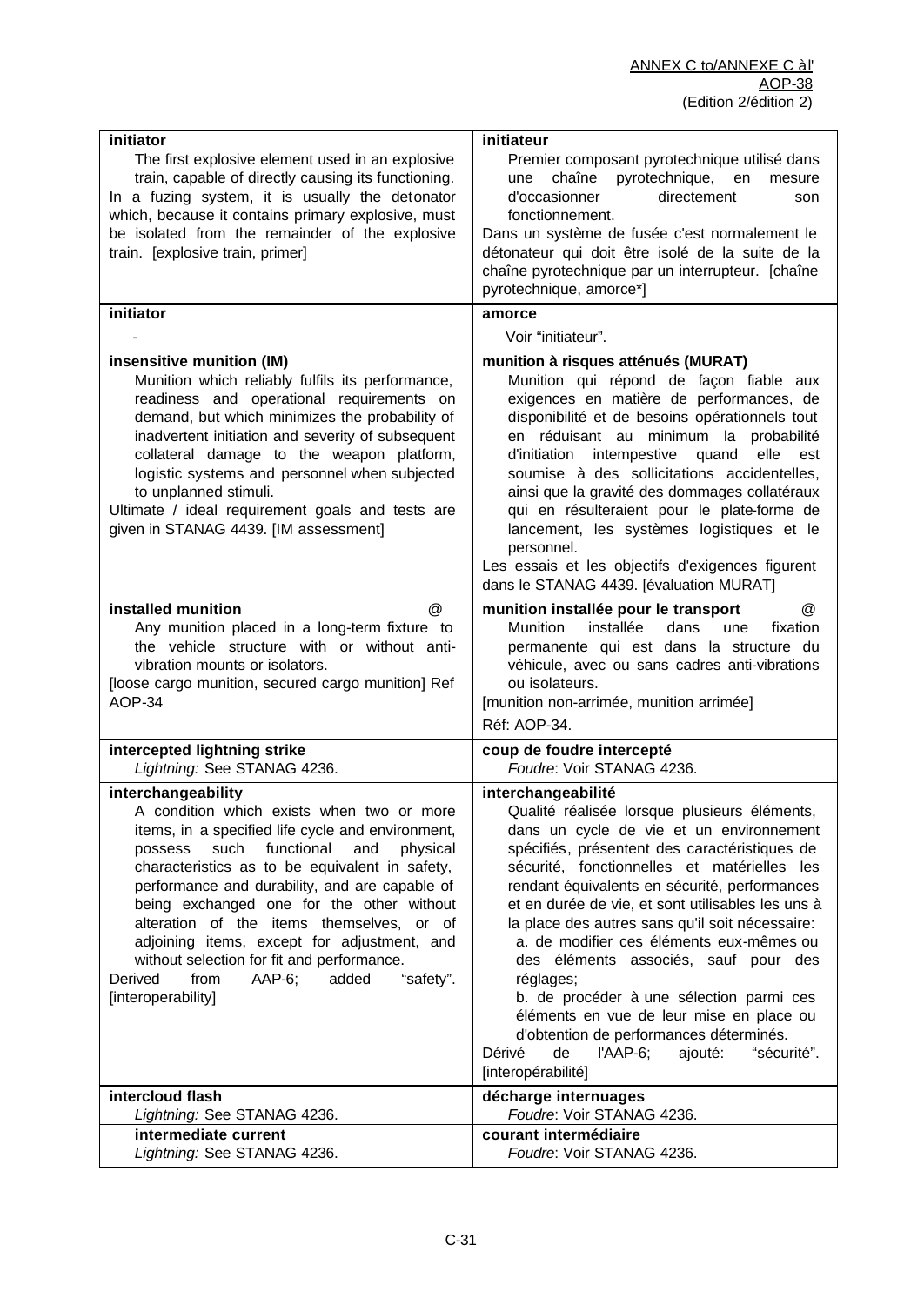| **initiator** | **initiateur** |
|---|---|
| The first explosive element used in an explosive train, capable of directly causing its functioning. In a fuzing system, it is usually the detonator which, because it contains primary explosive, must be isolated from the remainder of the explosive train. [explosive train, primer] | Premier composant pyrotechnique utilisé dans une chaîne pyrotechnique, en mesure d'occasionner directement son fonctionnement. Dans un système de fusée c'est normalement le détonateur qui doit être isolé de la suite de la chaîne pyrotechnique par un interrupteur. [chaîne pyrotechnique, amorce*] |
| **initiator** | **amorce** |
| - | Voir "initiateur". |
| **insensitive munition (IM)** | **munition à risques atténués (MURAT)** |
| Munition which reliably fulfils its performance, readiness and operational requirements on demand, but which minimizes the probability of inadvertent initiation and severity of subsequent collateral damage to the weapon platform, logistic systems and personnel when subjected to unplanned stimuli. Ultimate / ideal requirement goals and tests are given in STANAG 4439. [IM assessment] | Munition qui répond de façon fiable aux exigences en matière de performances, de disponibilité et de besoins opérationnels tout en réduisant au minimum la probabilité d'initiation intempestive quand elle est soumise à des sollicitations accidentelles, ainsi que la gravité des dommages collatéraux qui en résulteraient pour le plate-forme de lancement, les systèmes logistiques et le personnel. Les essais et les objectifs d'exigences figurent dans le STANAG 4439. [évaluation MURAT] |
| **installed munition** @ | **munition installée pour le transport** @ |
| Any munition placed in a long-term fixture to the vehicle structure with or without anti-vibration mounts or isolators. [loose cargo munition, secured cargo munition] Ref AOP-34 | Munition installée dans une fixation permanente qui est dans la structure du véhicule, avec ou sans cadres anti-vibrations ou isolateurs. [munition non-arrimée, munition arrimée] Réf: AOP-34. |
| **intercepted lightning strike** | **coup de foudre intercepté** |
| *Lightning:* See STANAG 4236. | *Foudre*: Voir STANAG 4236. |
| **interchangeability** | **interchangeabilité** |
| A condition which exists when two or more items, in a specified life cycle and environment, possess such functional and physical characteristics as to be equivalent in safety, performance and durability, and are capable of being exchanged one for the other without alteration of the items themselves, or of adjoining items, except for adjustment, and without selection for fit and performance. Derived from AAP-6; added "safety". [interoperability] | Qualité réalisée lorsque plusieurs éléments, dans un cycle de vie et un environnement spécifiés, présentent des caractéristiques de sécurité, fonctionnelles et matérielles les rendant équivalents en sécurité, performances et en durée de vie, et sont utilisables les uns à la place des autres sans qu'il soit nécessaire: a. de modifier ces éléments eux-mêmes ou des éléments associés, sauf pour des réglages; b. de procéder à une sélection parmi ces éléments en vue de leur mise en place ou d'obtention de performances déterminés. Dérivé de l'AAP-6; ajouté: "sécurité". [interopérabilité] |
| **intercloud flash** | **décharge internuages** |
| *Lightning:* See STANAG 4236. | *Foudre*: Voir STANAG 4236. |
| **intermediate current** | **courant intermédiaire** |
| *Lightning:* See STANAG 4236. | *Foudre*: Voir STANAG 4236. |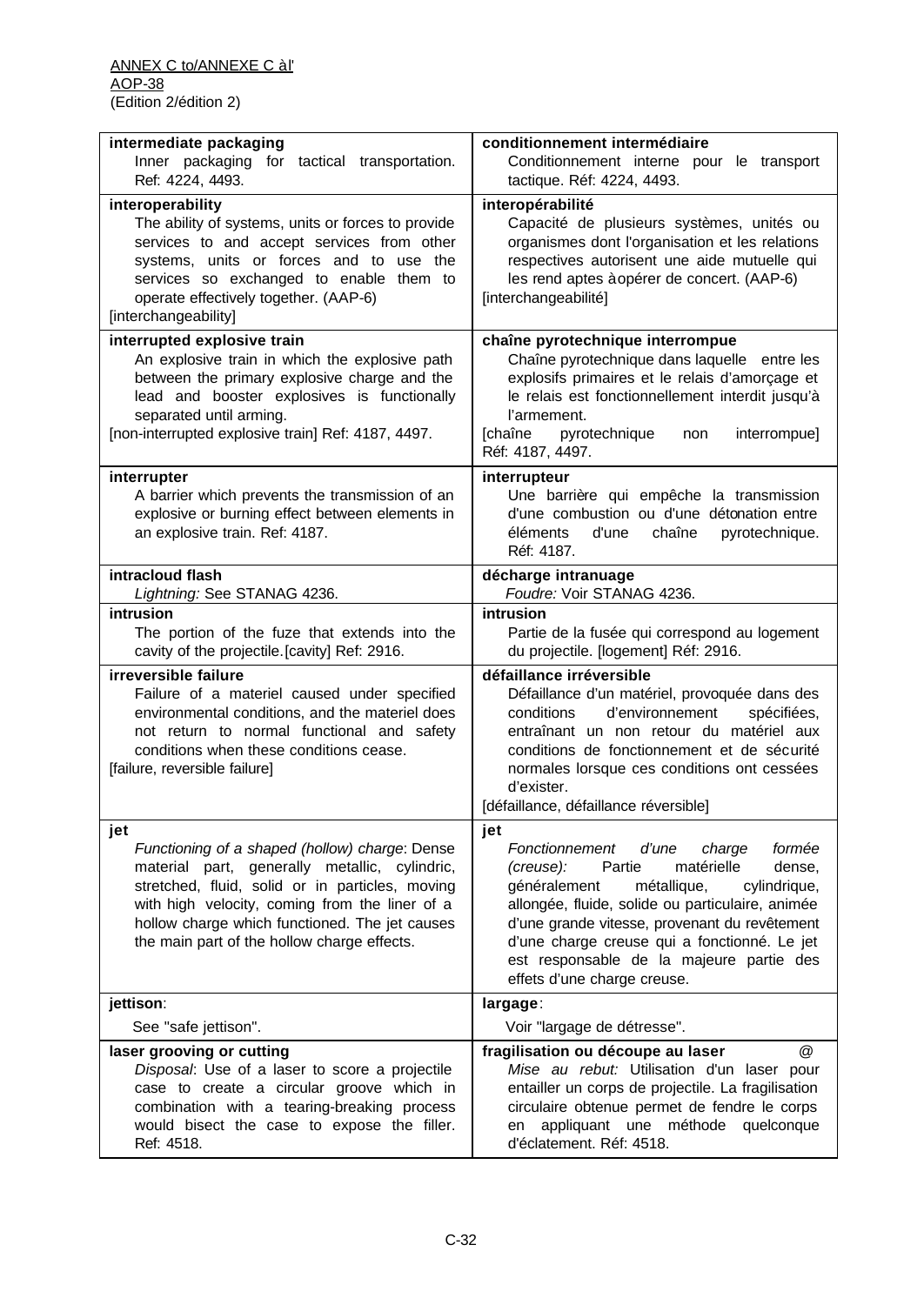| | |
|---|---|
| **intermediate packaging**<br>Inner packaging for tactical transportation. Ref: 4224, 4493. | **conditionnement intermédiaire**<br>Conditionnement interne pour le transport tactique. Réf: 4224, 4493. |
| **interoperability**<br>The ability of systems, units or forces to provide services to and accept services from other systems, units or forces and to use the services so exchanged to enable them to operate effectively together. (AAP-6)<br>[interchangeability] | **interopérabilité**<br>Capacité de plusieurs systèmes, unités ou organismes dont l'organisation et les relations respectives autorisent une aide mutuelle qui les rend aptes à opérer de concert. (AAP-6)<br>[interchangeabilité] |
| **interrupted explosive train**<br>An explosive train in which the explosive path between the primary explosive charge and the lead and booster explosives is functionally separated until arming.<br>[non-interrupted explosive train] Ref: 4187, 4497. | **chaîne pyrotechnique interrompue**<br>Chaîne pyrotechnique dans laquelle entre les explosifs primaires et le relais d'amorçage et le relais est fonctionnellement interdit jusqu'à l'armement.<br>[chaîne pyrotechnique non interrompue] Réf: 4187, 4497. |
| **interrupter**<br>A barrier which prevents the transmission of an explosive or burning effect between elements in an explosive train. Ref: 4187. | **interrupteur**<br>Une barrière qui empêche la transmission d'une combustion ou d'une détonation entre éléments d'une chaîne pyrotechnique. Réf: 4187. |
| **intracloud flash**<br>*Lightning:* See STANAG 4236. | **décharge intranuage**<br>*Foudre:* Voir STANAG 4236. |
| **intrusion**<br>The portion of the fuze that extends into the cavity of the projectile. [cavity] Ref: 2916. | **intrusion**<br>Partie de la fusée qui correspond au logement du projectile. [logement] Réf: 2916. |
| **irreversible failure**<br>Failure of a materiel caused under specified environmental conditions, and the materiel does not return to normal functional and safety conditions when these conditions cease.<br>[failure, reversible failure] | **défaillance irréversible**<br>Défaillance d'un matériel, provoquée dans des conditions d'environnement spécifiées, entraînant un non retour du matériel aux conditions de fonctionnement et de sécurité normales lorsque ces conditions ont cessées d'exister.<br>[défaillance, défaillance réversible] |
| **jet**<br>*Functioning of a shaped (hollow) charge*: Dense material part, generally metallic, cylindric, stretched, fluid, solid or in particles, moving with high velocity, coming from the liner of a hollow charge which functioned. The jet causes the main part of the hollow charge effects. | **jet**<br>*Fonctionnement d'une charge formée (creuse):* Partie matérielle dense, généralement métallique, cylindrique, allongée, fluide, solide ou particulaire, animée d'une grande vitesse, provenant du revêtement d'une charge creuse qui a fonctionné. Le jet est responsable de la majeure partie des effets d'une charge creuse. |
| **jettison**:<br>See "safe jettison". | **largage**:<br>Voir "largage de détresse". |
| **laser grooving or cutting**<br>*Disposal*: Use of a laser to score a projectile case to create a circular groove which in combination with a tearing-breaking process would bisect the case to expose the filler. Ref: 4518. | **fragilisation ou découpe au laser** @<br>*Mise au rebut:* Utilisation d'un laser pour entailler un corps de projectile. La fragilisation circulaire obtenue permet de fendre le corps en appliquant une méthode quelconque d'éclatement. Réf: 4518. |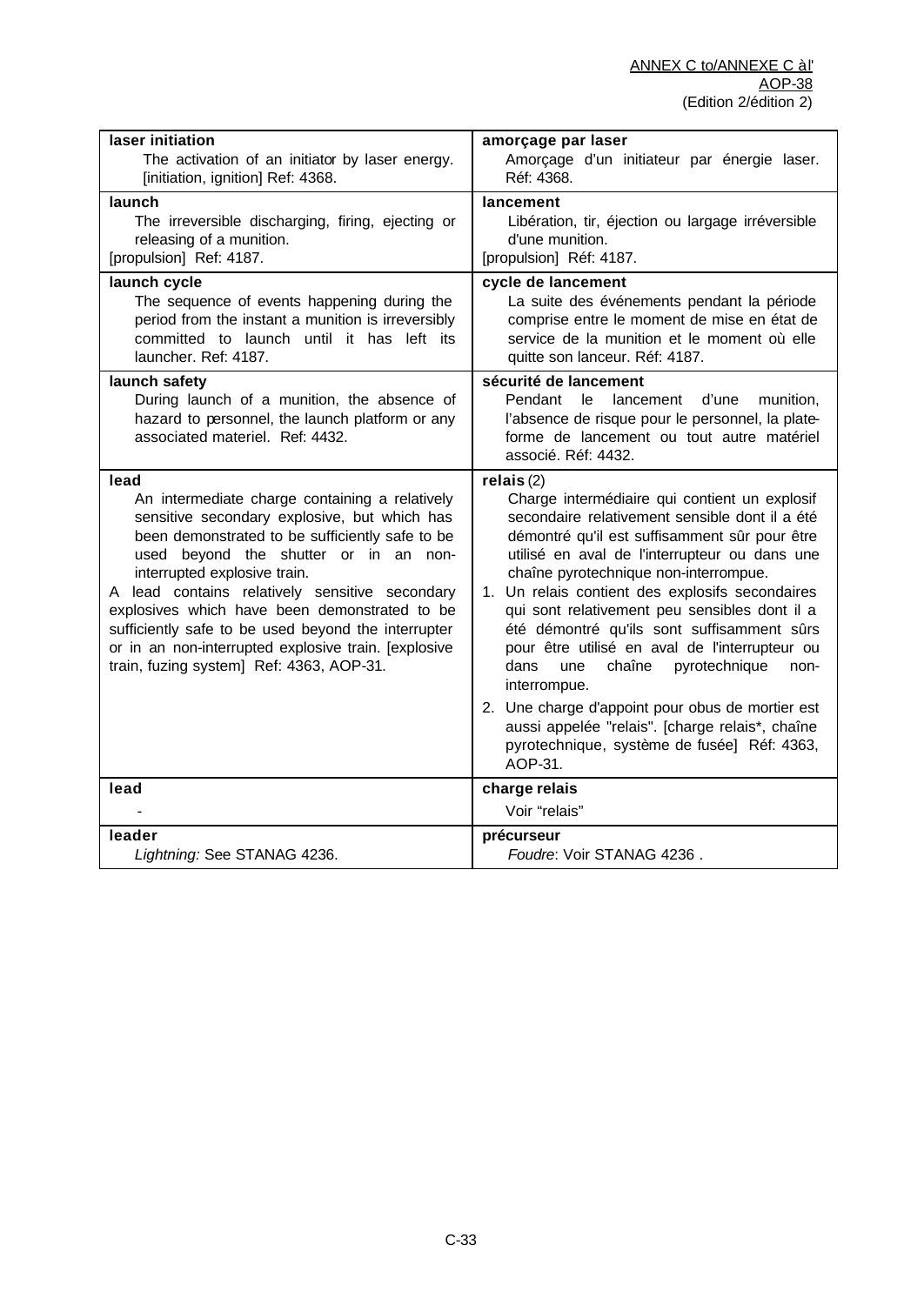| | |
|---|---|
| **laser initiation**<br>The activation of an initiator by laser energy. [initiation, ignition] Ref: 4368. | **amorçage par laser**<br>Amorçage d'un initiateur par énergie laser. Réf: 4368. |
| **launch**<br>The irreversible discharging, firing, ejecting or releasing of a munition.<br>[propulsion] Ref: 4187. | **lancement**<br>Libération, tir, éjection ou largage irréversible d'une munition.<br>[propulsion] Réf: 4187. |
| **launch cycle**<br>The sequence of events happening during the period from the instant a munition is irreversibly committed to launch until it has left its launcher. Ref: 4187. | **cycle de lancement**<br>La suite des événements pendant la période comprise entre le moment de mise en état de service de la munition et le moment où elle quitte son lanceur. Réf: 4187. |
| **launch safety**<br>During launch of a munition, the absence of hazard to personnel, the launch platform or any associated materiel. Ref: 4432. | **sécurité de lancement**<br>Pendant le lancement d'une munition, l'absence de risque pour le personnel, la plate-forme de lancement ou tout autre matériel associé. Réf: 4432. |
| **lead**<br>An intermediate charge containing a relatively sensitive secondary explosive, but which has been demonstrated to be sufficiently safe to be used beyond the shutter or in an non-interrupted explosive train.<br>A lead contains relatively sensitive secondary explosives which have been demonstrated to be sufficiently safe to be used beyond the interrupter or in an non-interrupted explosive train. [explosive train, fuzing system] Ref: 4363, AOP-31. | **relais** (2)<br>Charge intermédiaire qui contient un explosif secondaire relativement sensible dont il a été démontré qu'il est suffisamment sûr pour être utilisé en aval de l'interrupteur ou dans une chaîne pyrotechnique non-interrompue.<br>1. Un relais contient des explosifs secondaires qui sont relativement peu sensibles dont il a été démontré qu'ils sont suffisamment sûrs pour être utilisé en aval de l'interrupteur ou dans une chaîne pyrotechnique non-interrompue.<br>2. Une charge d'appoint pour obus de mortier est aussi appelée "relais". [charge relais*, chaîne pyrotechnique, système de fusée] Réf: 4363, AOP-31. |
| **lead**<br>- | **charge relais**<br>Voir "relais" |
| **leader**<br>*Lightning:* See STANAG 4236. | **précurseur**<br>*Foudre*: Voir STANAG 4236 . |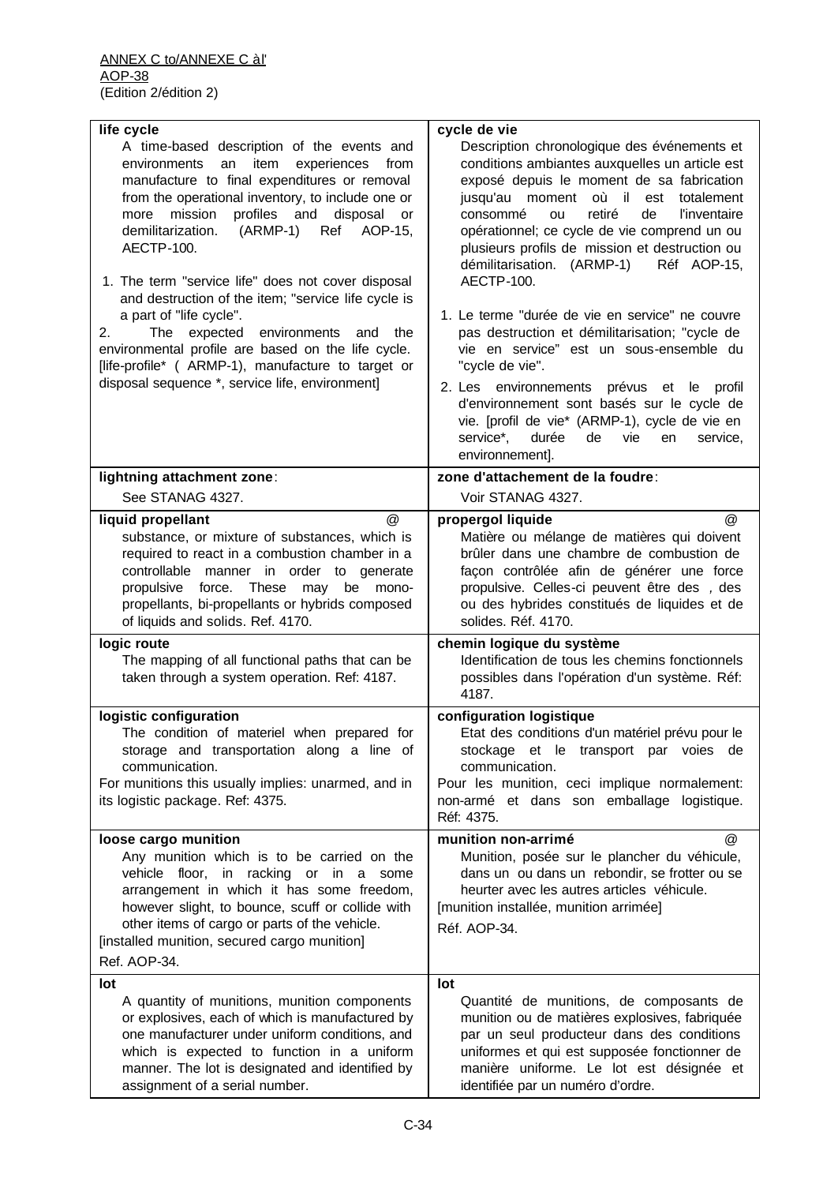ANNEX C to/ANNEXE C àl'
AOP-38
(Edition 2/édition 2)

| | |
|---|---|
| **life cycle**<br>A time-based description of the events and environments an item experiences from manufacture to final expenditures or removal from the operational inventory, to include one or more mission profiles and disposal or demilitarization. (ARMP-1) Ref AOP-15, AECTP-100.<br>1. The term "service life" does not cover disposal and destruction of the item; "service life cycle is a part of "life cycle".<br>2. The expected environments and the environmental profile are based on the life cycle. [life-profile* ( ARMP-1), manufacture to target or disposal sequence *, service life, environment] | **cycle de vie**<br>Description chronologique des événements et conditions ambiantes auxquelles un article est exposé depuis le moment de sa fabrication jusqu'au moment où il est totalement consommé ou retiré de l'inventaire opérationnel; ce cycle de vie comprend un ou plusieurs profils de mission et destruction ou démilitarisation. (ARMP-1) Réf AOP-15, AECTP-100.<br>1. Le terme "durée de vie en service" ne couvre pas destruction et démilitarisation; "cycle de vie en service" est un sous-ensemble du "cycle de vie".<br>2. Les environnements prévus et le profil d'environnement sont basés sur le cycle de vie. [profil de vie* (ARMP-1), cycle de vie en service*, durée de vie en service, environnement]. |
| **lightning attachment zone**:<br>See STANAG 4327. | **zone d'attachement de la foudre**:<br>Voir STANAG 4327. |
| **liquid propellant** @<br>substance, or mixture of substances, which is required to react in a combustion chamber in a controllable manner in order to generate propulsive force. These may be mono-propellants, bi-propellants or hybrids composed of liquids and solids. Ref. 4170. | **propergol liquide** @<br>Matière ou mélange de matières qui doivent brûler dans une chambre de combustion de façon contrôlée afin de générer une force propulsive. Celles-ci peuvent être des , des ou des hybrides constitués de liquides et de solides. Réf. 4170. |
| **logic route**<br>The mapping of all functional paths that can be taken through a system operation. Ref: 4187. | **chemin logique du système**<br>Identification de tous les chemins fonctionnels possibles dans l'opération d'un système. Réf: 4187. |
| **logistic configuration**<br>The condition of materiel when prepared for storage and transportation along a line of communication.<br>For munitions this usually implies: unarmed, and in its logistic package. Ref: 4375. | **configuration logistique**<br>Etat des conditions d'un matériel prévu pour le stockage et le transport par voies de communication.<br>Pour les munition, ceci implique normalement: non-armé et dans son emballage logistique. Réf: 4375. |
| **loose cargo munition**<br>Any munition which is to be carried on the vehicle floor, in racking or in a some arrangement in which it has some freedom, however slight, to bounce, scuff or collide with other items of cargo or parts of the vehicle.<br>[installed munition, secured cargo munition]<br>Ref. AOP-34. | **munition non-arrimé** @<br>Munition, posée sur le plancher du véhicule, dans un ou dans un rebondir, se frotter ou se heurter avec les autres articles véhicule.<br>[munition installée, munition arrimée]<br>Réf. AOP-34. |
| **lot**<br>A quantity of munitions, munition components or explosives, each of which is manufactured by one manufacturer under uniform conditions, and which is expected to function in a uniform manner. The lot is designated and identified by assignment of a serial number. | **lot**<br>Quantité de munitions, de composants de munition ou de matières explosives, fabriquée par un seul producteur dans des conditions uniformes et qui est supposée fonctionner de manière uniforme. Le lot est désignée et identifiée par un numéro d'ordre. |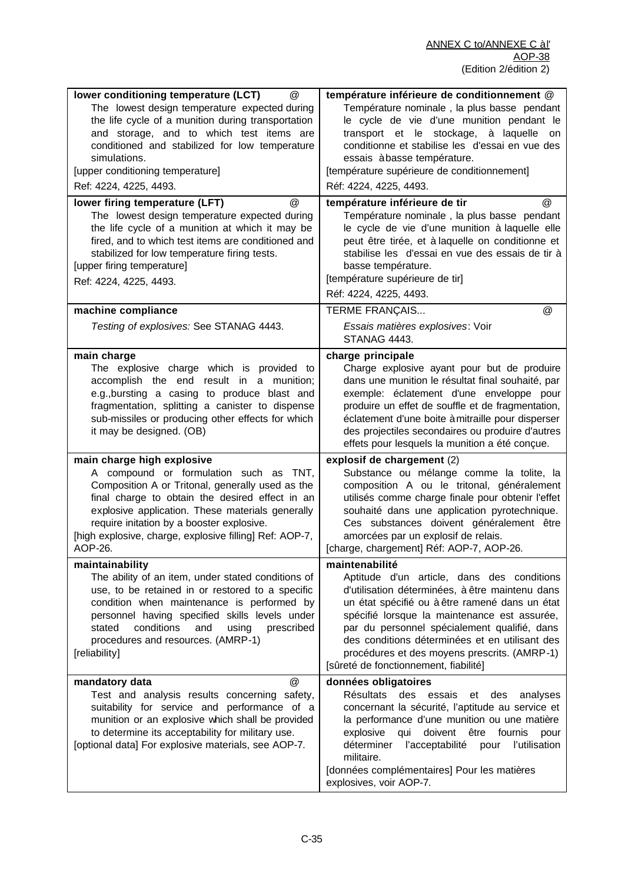| | |
|---|---|
| **lower conditioning temperature (LCT)** @<br>The lowest design temperature expected during the life cycle of a munition during transportation and storage, and to which test items are conditioned and stabilized for low temperature simulations.<br>[upper conditioning temperature]<br>Ref: 4224, 4225, 4493. | **température inférieure de conditionnement** @<br>Température nominale , la plus basse pendant le cycle de vie d'une munition pendant le transport et le stockage, à laquelle on conditionne et stabilise les d'essai en vue des essais à basse température.<br>[température supérieure de conditionnement]<br>Réf: 4224, 4225, 4493. |
| **lower firing temperature (LFT)** @<br>The lowest design temperature expected during the life cycle of a munition at which it may be fired, and to which test items are conditioned and stabilized for low temperature firing tests.<br>[upper firing temperature]<br>Ref: 4224, 4225, 4493. | **température inférieure de tir** @<br>Température nominale , la plus basse pendant le cycle de vie d'une munition à laquelle elle peut être tirée, et à laquelle on conditionne et stabilise les d'essai en vue des essais de tir à basse température.<br>[température supérieure de tir]<br>Réf: 4224, 4225, 4493. |
| **machine compliance**<br>*Testing of explosives:* See STANAG 4443. | TERME FRANÇAIS... @<br>*Essais matières explosives*: Voir STANAG 4443. |
| **main charge**<br>The explosive charge which is provided to accomplish the end result in a munition; e.g.,bursting a casing to produce blast and fragmentation, splitting a canister to dispense sub-missiles or producing other effects for which it may be designed. (OB) | **charge principale**<br>Charge explosive ayant pour but de produire dans une munition le résultat final souhaité, par exemple: éclatement d'une enveloppe pour produire un effet de souffle et de fragmentation, éclatement d'une boite à mitraille pour disperser des projectiles secondaires ou produire d'autres effets pour lesquels la munition a été conçue. |
| **main charge high explosive**<br>A compound or formulation such as TNT, Composition A or Tritonal, generally used as the final charge to obtain the desired effect in an explosive application. These materials generally require initation by a booster explosive.<br>[high explosive, charge, explosive filling] Ref: AOP-7, AOP-26. | **explosif de chargement** (2)<br>Substance ou mélange comme la tolite, la composition A ou le tritonal, généralement utilisés comme charge finale pour obtenir l'effet souhaité dans une application pyrotechnique. Ces substances doivent généralement être amorcées par un explosif de relais.<br>[charge, chargement] Réf: AOP-7, AOP-26. |
| **maintainability**<br>The ability of an item, under stated conditions of use, to be retained in or restored to a specific condition when maintenance is performed by personnel having specified skills levels under stated conditions and using prescribed procedures and resources. (AMRP-1)<br>[reliability] | **maintenabilité**<br>Aptitude d'un article, dans des conditions d'utilisation déterminées, à être maintenu dans un état spécifié ou à être ramené dans un état spécifié lorsque la maintenance est assurée, par du personnel spécialement qualifié, dans des conditions déterminées et en utilisant des procédures et des moyens prescrits. (AMRP-1)<br>[sûreté de fonctionnement, fiabilité] |
| **mandatory data** @<br>Test and analysis results concerning safety, suitability for service and performance of a munition or an explosive which shall be provided to determine its acceptability for military use.<br>[optional data] For explosive materials, see AOP-7. | **données obligatoires**<br>Résultats des essais et des analyses concernant la sécurité, l'aptitude au service et la performance d'une munition ou une matière explosive qui doivent être fournis pour déterminer l'acceptabilité pour l'utilisation militaire.<br>[données complémentaires] Pour les matières explosives, voir AOP-7. |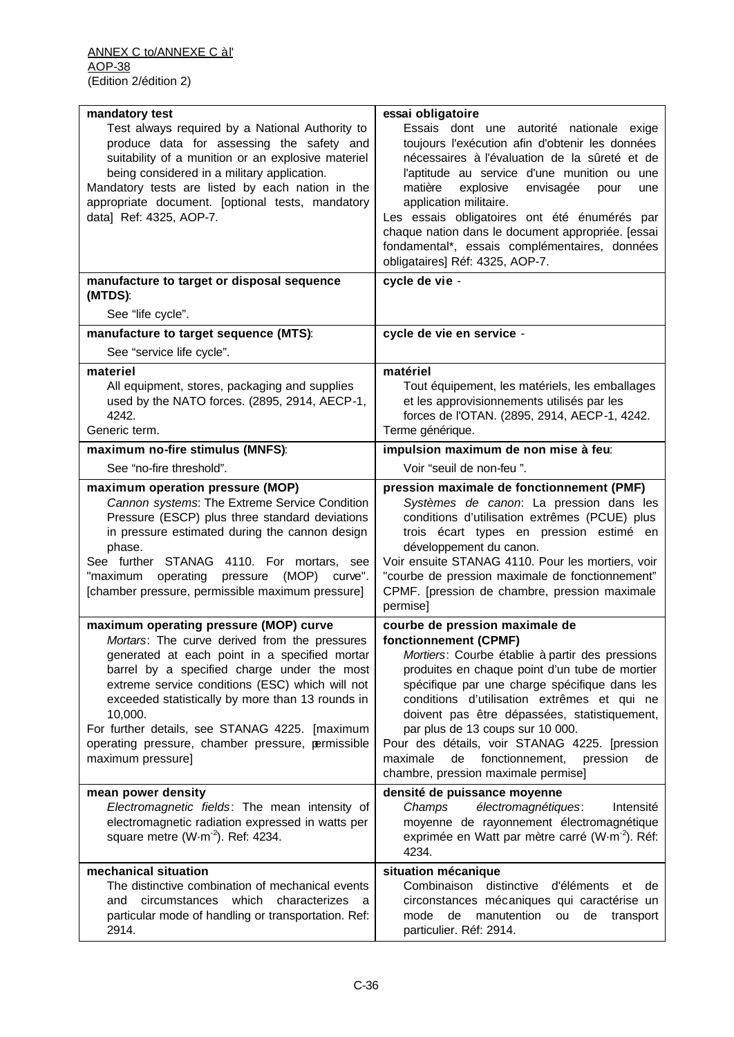| **mandatory test**<br>Test always required by a National Authority to produce data for assessing the safety and suitability of a munition or an explosive materiel being considered in a military application.<br>Mandatory tests are listed by each nation in the appropriate document. [optional tests, mandatory data] Ref: 4325, AOP-7. | **essai obligatoire**<br>Essais dont une autorité nationale exige toujours l'exécution afin d'obtenir les données nécessaires à l'évaluation de la sûreté et de l'aptitude au service d'une munition ou une matière explosive envisagée pour une application militaire.<br>Les essais obligatoires ont été énumérés par chaque nation dans le document appropriée. [essai fondamental*, essais complémentaires, données obligataires] Réf: 4325, AOP-7. |
|---|---|
| **manufacture to target or disposal sequence (MTDS)**:<br>See "life cycle". | **cycle de vie** - |
| **manufacture to target sequence (MTS)**:<br>See "service life cycle". | **cycle de vie en service** - |
| **materiel**<br>All equipment, stores, packaging and supplies used by the NATO forces. (2895, 2914, AECP-1, 4242.<br>Generic term. | **matériel**<br>Tout équipement, les matériels, les emballages et les approvisionnements utilisés par les forces de l'OTAN. (2895, 2914, AECP-1, 4242.<br>Terme générique. |
| **maximum no-fire stimulus (MNFS)**:<br>See "no-fire threshold". | **impulsion maximum de non mise à feu**:<br>Voir "seuil de non-feu ". |
| **maximum operation pressure (MOP)**<br>*Cannon systems*: The Extreme Service Condition Pressure (ESCP) plus three standard deviations in pressure estimated during the cannon design phase.<br>See further STANAG 4110. For mortars, see "maximum operating pressure (MOP) curve". [chamber pressure, permissible maximum pressure] | **pression maximale de fonctionnement (PMF)**<br>*Systèmes de canon*: La pression dans les conditions d'utilisation extrêmes (PCUE) plus trois écart types en pression estimé en développement du canon.<br>Voir ensuite STANAG 4110. Pour les mortiers, voir "courbe de pression maximale de fonctionnement" CPMF. [pression de chambre, pression maximale permise] |
| **maximum operating pressure (MOP) curve**<br>*Mortars*: The curve derived from the pressures generated at each point in a specified mortar barrel by a specified charge under the most extreme service conditions (ESC) which will not exceeded statistically by more than 13 rounds in 10,000.<br>For further details, see STANAG 4225. [maximum operating pressure, chamber pressure, permissible maximum pressure] | **courbe de pression maximale de fonctionnement (CPMF)**<br>*Mortiers*: Courbe établie à partir des pressions produites en chaque point d'un tube de mortier spécifique par une charge spécifique dans les conditions d'utilisation extrêmes et qui ne doivent pas être dépassées, statistiquement, par plus de 13 coups sur 10 000.<br>Pour des détails, voir STANAG 4225. [pression maximale de fonctionnement, pression de chambre, pression maximale permise] |
| **mean power density**<br>*Electromagnetic fields*: The mean intensity of electromagnetic radiation expressed in watts per square metre ($W{\cdot}m^{-2}$). Ref: 4234. | **densité de puissance moyenne**<br>*Champs électromagnétiques*: Intensité moyenne de rayonnement électromagnétique exprimée en Watt par mètre carré ($W{\cdot}m^{-2}$). Réf: 4234. |
| **mechanical situation**<br>The distinctive combination of mechanical events and circumstances which characterizes a particular mode of handling or transportation. Ref: 2914. | **situation mécanique**<br>Combinaison distinctive d'éléments et de circonstances mécaniques qui caractérise un mode de manutention ou de transport particulier. Réf: 2914. |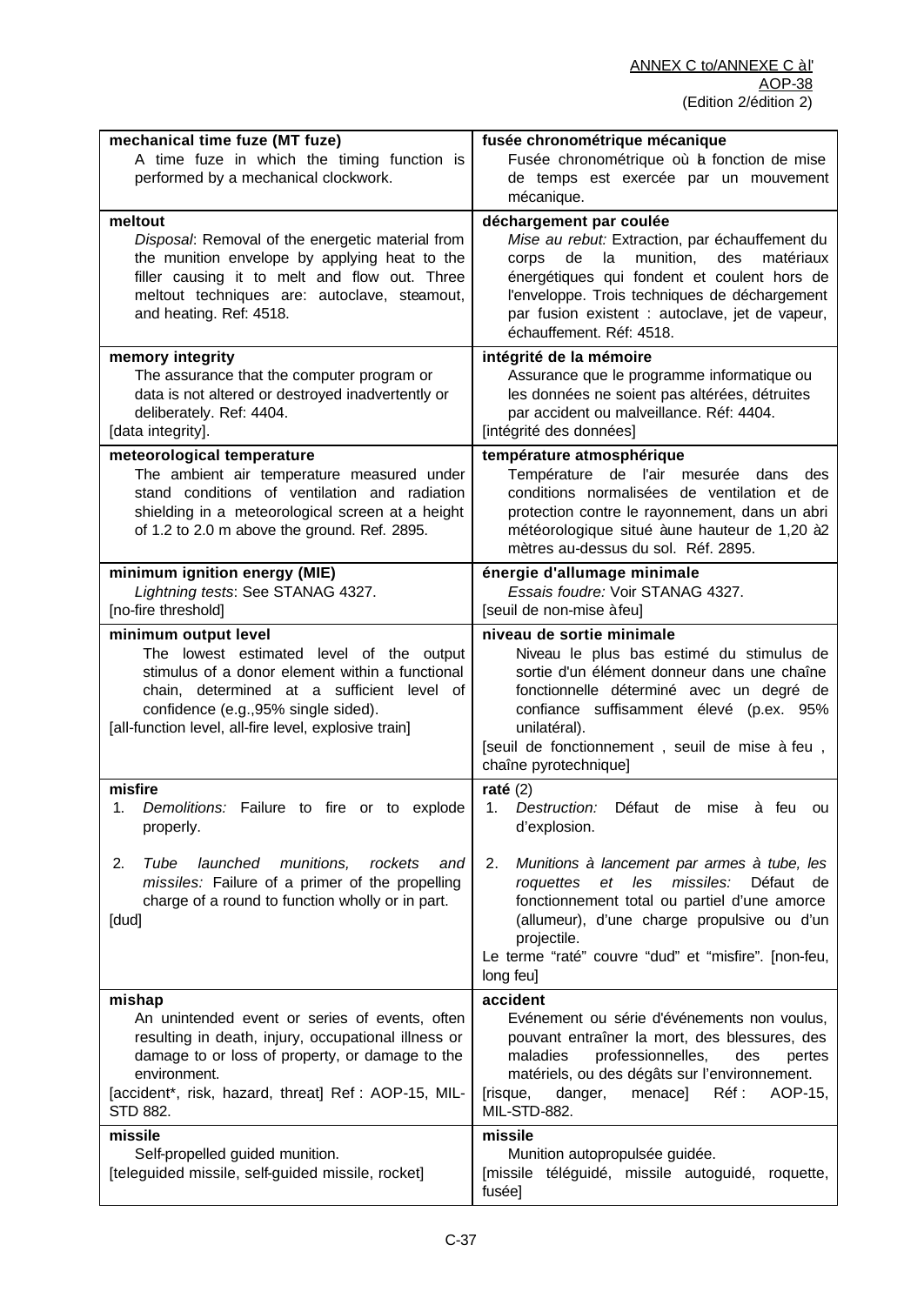| | |
|---|---|
| **mechanical time fuze (MT fuze)**<br>A time fuze in which the timing function is performed by a mechanical clockwork. | **fusée chronométrique mécanique**<br>Fusée chronométrique où la fonction de mise de temps est exercée par un mouvement mécanique. |
| **meltout**<br>*Disposal*: Removal of the energetic material from the munition envelope by applying heat to the filler causing it to melt and flow out. Three meltout techniques are: autoclave, steamout, and heating. Ref: 4518. | **déchargement par coulée**<br>*Mise au rebut:* Extraction, par échauffement du corps de la munition, des matériaux énergétiques qui fondent et coulent hors de l'enveloppe. Trois techniques de déchargement par fusion existent : autoclave, jet de vapeur, échauffement. Réf: 4518. |
| **memory integrity**<br>The assurance that the computer program or data is not altered or destroyed inadvertently or deliberately. Ref: 4404.<br>[data integrity]. | **intégrité de la mémoire**<br>Assurance que le programme informatique ou les données ne soient pas altérées, détruites par accident ou malveillance. Réf: 4404.<br>[intégrité des données] |
| **meteorological temperature**<br>The ambient air temperature measured under stand conditions of ventilation and radiation shielding in a meteorological screen at a height of 1.2 to 2.0 m above the ground. Ref. 2895. | **température atmosphérique**<br>Température de l'air mesurée dans des conditions normalisées de ventilation et de protection contre le rayonnement, dans un abri météorologique situé à une hauteur de 1,20 à 2 mètres au-dessus du sol. Réf. 2895. |
| **minimum ignition energy (MIE)**<br>*Lightning tests*: See STANAG 4327.<br>[no-fire threshold] | **énergie d'allumage minimale**<br>*Essais foudre:* Voir STANAG 4327.<br>[seuil de non-mise à feu] |
| **minimum output level**<br>The lowest estimated level of the output stimulus of a donor element within a functional chain, determined at a sufficient level of confidence (e.g.,95% single sided).<br>[all-function level, all-fire level, explosive train] | **niveau de sortie minimale**<br>Niveau le plus bas estimé du stimulus de sortie d'un élément donneur dans une chaîne fonctionnelle déterminé avec un degré de confiance suffisamment élevé (p.ex. 95% unilatéral).<br>[seuil de fonctionnement , seuil de mise à feu , chaîne pyrotechnique] |
| **misfire**<br>1. *Demolitions:* Failure to fire or to explode properly.<br>2. *Tube launched munitions, rockets and missiles:* Failure of a primer of the propelling charge of a round to function wholly or in part.<br>[dud] | **raté** (2)<br>1. *Destruction:* Défaut de mise à feu ou d'explosion.<br>2. *Munitions à lancement par armes à tube, les roquettes et les missiles:* Défaut de fonctionnement total ou partiel d'une amorce (allumeur), d'une charge propulsive ou d'un projectile.<br>Le terme "raté" couvre "dud" et "misfire". [non-feu, long feu] |
| **mishap**<br>An unintended event or series of events, often resulting in death, injury, occupational illness or damage to or loss of property, or damage to the environment.<br>[accident*, risk, hazard, threat] Ref : AOP-15, MIL-STD 882. | **accident**<br>Evénement ou série d'événements non voulus, pouvant entraîner la mort, des blessures, des maladies professionnelles, des pertes matériels, ou des dégâts sur l'environnement.<br>[risque, danger, menace] Réf : AOP-15, MIL-STD-882. |
| **missile**<br>Self-propelled guided munition.<br>[teleguided missile, self-guided missile, rocket] | **missile**<br>Munition autopropulsée guidée.<br>[missile téléguidé, missile autoguidé, roquette, fusée] |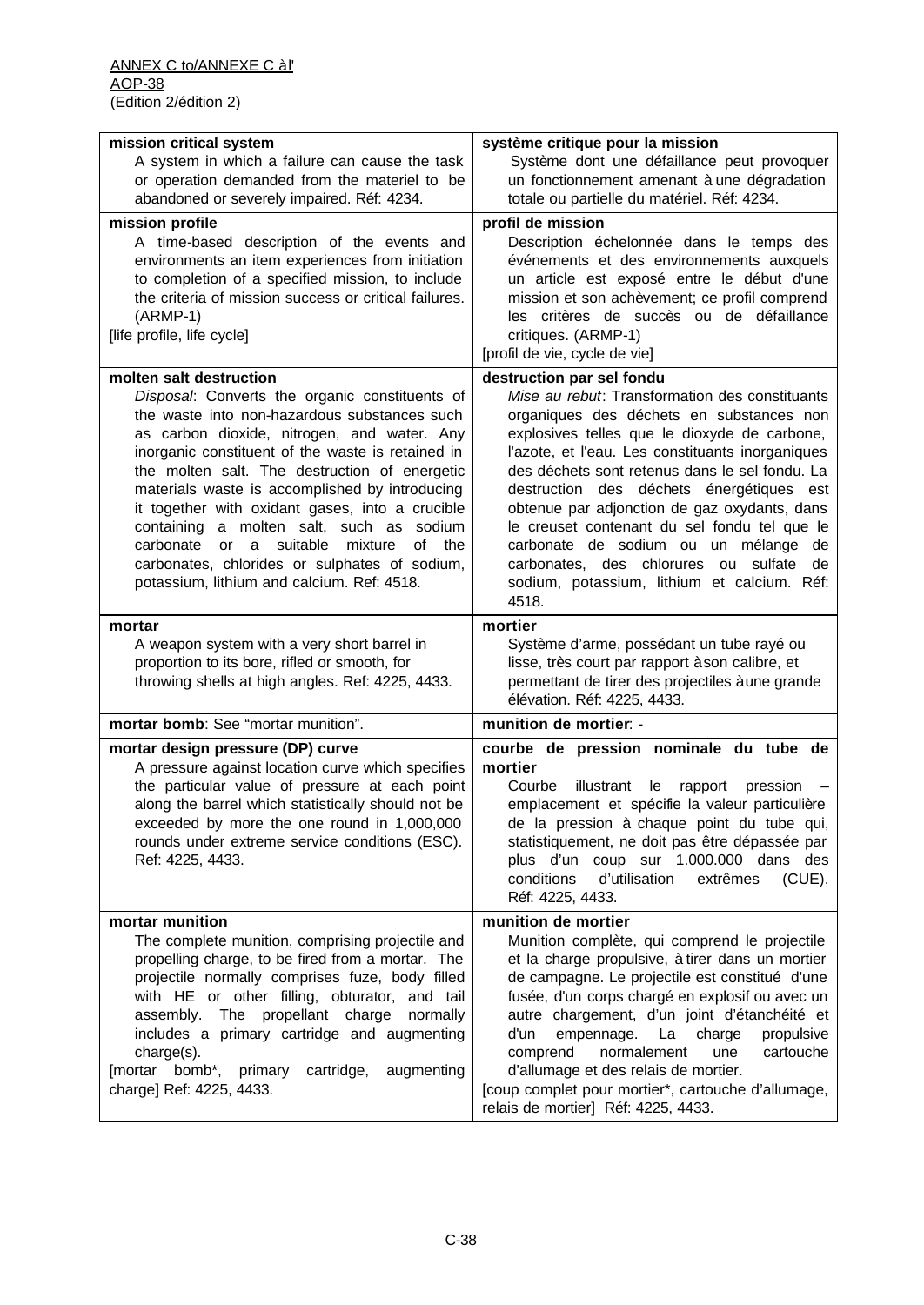| mission critical system | système critique pour la mission |
|---|---|
| **mission critical system**<br>A system in which a failure can cause the task or operation demanded from the materiel to be abandoned or severely impaired. Réf: 4234. | **système critique pour la mission**<br>Système dont une défaillance peut provoquer un fonctionnement amenant à une dégradation totale ou partielle du matériel. Réf: 4234. |
| **mission profile**<br>A time-based description of the events and environments an item experiences from initiation to completion of a specified mission, to include the criteria of mission success or critical failures. (ARMP-1)<br>[life profile, life cycle] | **profil de mission**<br>Description échelonnée dans le temps des événements et des environnements auxquels un article est exposé entre le début d'une mission et son achèvement; ce profil comprend les critères de succès ou de défaillance critiques. (ARMP-1)<br>[profil de vie, cycle de vie] |
| **molten salt destruction**<br>*Disposal*: Converts the organic constituents of the waste into non-hazardous substances such as carbon dioxide, nitrogen, and water. Any inorganic constituent of the waste is retained in the molten salt. The destruction of energetic materials waste is accomplished by introducing it together with oxidant gases, into a crucible containing a molten salt, such as sodium carbonate or a suitable mixture of the carbonates, chlorides or sulphates of sodium, potassium, lithium and calcium. Ref: 4518. | **destruction par sel fondu**<br>*Mise au rebut*: Transformation des constituants organiques des déchets en substances non explosives telles que le dioxyde de carbone, l'azote, et l'eau. Les constituants inorganiques des déchets sont retenus dans le sel fondu. La destruction des déchets énergétiques est obtenue par adjonction de gaz oxydants, dans le creuset contenant du sel fondu tel que le carbonate de sodium ou un mélange de carbonates, des chlorures ou sulfate de sodium, potassium, lithium et calcium. Réf: 4518. |
| **mortar**<br>A weapon system with a very short barrel in proportion to its bore, rifled or smooth, for throwing shells at high angles. Ref: 4225, 4433. | **mortier**<br>Système d'arme, possédant un tube rayé ou lisse, très court par rapport à son calibre, et permettant de tirer des projectiles à une grande élévation. Réf: 4225, 4433. |
| **mortar bomb**: See "mortar munition". | **munition de mortier**: - |
| **mortar design pressure (DP) curve**<br>A pressure against location curve which specifies the particular value of pressure at each point along the barrel which statistically should not be exceeded by more the one round in 1,000,000 rounds under extreme service conditions (ESC). Ref: 4225, 4433. | **courbe de pression nominale du tube de mortier**<br>Courbe illustrant le rapport pression – emplacement et spécifie la valeur particulière de la pression à chaque point du tube qui, statistiquement, ne doit pas être dépassée par plus d'un coup sur 1.000.000 dans des conditions d'utilisation extrêmes (CUE). Réf: 4225, 4433. |
| **mortar munition**<br>The complete munition, comprising projectile and propelling charge, to be fired from a mortar. The projectile normally comprises fuze, body filled with HE or other filling, obturator, and tail assembly. The propellant charge normally includes a primary cartridge and augmenting charge(s).<br>[mortar bomb*, primary cartridge, augmenting charge] Ref: 4225, 4433. | **munition de mortier**<br>Munition complète, qui comprend le projectile et la charge propulsive, à tirer dans un mortier de campagne. Le projectile est constitué d'une fusée, d'un corps chargé en explosif ou avec un autre chargement, d'un joint d'étanchéité et d'un empennage. La charge propulsive comprend normalement une cartouche d'allumage et des relais de mortier.<br>[coup complet pour mortier*, cartouche d'allumage, relais de mortier] Réf: 4225, 4433. |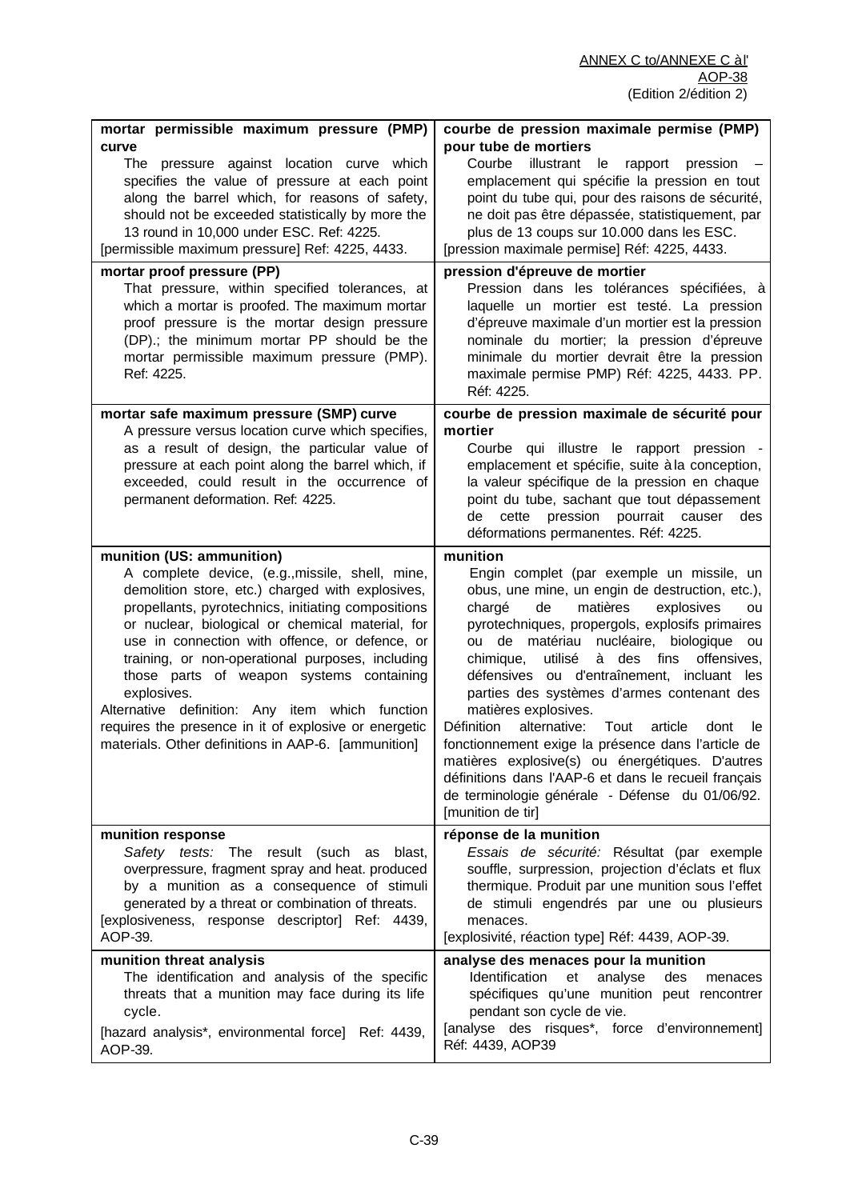| | |
|---|---|
| **mortar permissible maximum pressure (PMP) curve**<br>The pressure against location curve which specifies the value of pressure at each point along the barrel which, for reasons of safety, should not be exceeded statistically by more the 13 round in 10,000 under ESC. Ref: 4225.<br>[permissible maximum pressure] Ref: 4225, 4433. | **courbe de pression maximale permise (PMP) pour tube de mortiers**<br>Courbe illustrant le rapport pression – emplacement qui spécifie la pression en tout point du tube qui, pour des raisons de sécurité, ne doit pas être dépassée, statistiquement, par plus de 13 coups sur 10.000 dans les ESC.<br>[pression maximale permise] Réf: 4225, 4433. |
| **mortar proof pressure (PP)**<br>That pressure, within specified tolerances, at which a mortar is proofed. The maximum mortar proof pressure is the mortar design pressure (DP).; the minimum mortar PP should be the mortar permissible maximum pressure (PMP). Ref: 4225. | **pression d'épreuve de mortier**<br>Pression dans les tolérances spécifiées, à laquelle un mortier est testé. La pression d'épreuve maximale d'un mortier est la pression nominale du mortier; la pression d'épreuve minimale du mortier devrait être la pression maximale permise PMP) Réf: 4225, 4433. PP. Réf: 4225. |
| **mortar safe maximum pressure (SMP) curve**<br>A pressure versus location curve which specifies, as a result of design, the particular value of pressure at each point along the barrel which, if exceeded, could result in the occurrence of permanent deformation. Ref: 4225. | **courbe de pression maximale de sécurité pour mortier**<br>Courbe qui illustre le rapport pression - emplacement et spécifie, suite à la conception, la valeur spécifique de la pression en chaque point du tube, sachant que tout dépassement de cette pression pourrait causer des déformations permanentes. Réf: 4225. |
| **munition (US: ammunition)**<br>A complete device, (e.g.,missile, shell, mine, demolition store, etc.) charged with explosives, propellants, pyrotechnics, initiating compositions or nuclear, biological or chemical material, for use in connection with offence, or defence, or training, or non-operational purposes, including those parts of weapon systems containing explosives.<br>Alternative definition: Any item which function requires the presence in it of explosive or energetic materials. Other definitions in AAP-6. [ammunition] | **munition**<br>Engin complet (par exemple un missile, un obus, une mine, un engin de destruction, etc.), chargé de matières explosives ou pyrotechniques, propergols, explosifs primaires ou de matériau nucléaire, biologique ou chimique, utilisé à des fins offensives, défensives ou d'entraînement, incluant les parties des systèmes d'armes contenant des matières explosives.<br>Définition alternative: Tout article dont le fonctionnement exige la présence dans l'article de matières explosive(s) ou énergétiques. D'autres définitions dans l'AAP-6 et dans le recueil français de terminologie générale - Défense du 01/06/92. [munition de tir] |
| **munition response**<br>*Safety tests:* The result (such as blast, overpressure, fragment spray and heat. produced by a munition as a consequence of stimuli generated by a threat or combination of threats.<br>[explosiveness, response descriptor] Ref: 4439, AOP-39. | **réponse de la munition**<br>*Essais de sécurité:* Résultat (par exemple souffle, surpression, projection d'éclats et flux thermique. Produit par une munition sous l'effet de stimuli engendrés par une ou plusieurs menaces.<br>[explosivité, réaction type] Réf: 4439, AOP-39. |
| **munition threat analysis**<br>The identification and analysis of the specific threats that a munition may face during its life cycle.<br>[hazard analysis*, environmental force] Ref: 4439, AOP-39. | **analyse des menaces pour la munition**<br>Identification et analyse des menaces spécifiques qu'une munition peut rencontrer pendant son cycle de vie.<br>[analyse des risques*, force d'environnement] Réf: 4439, AOP39 |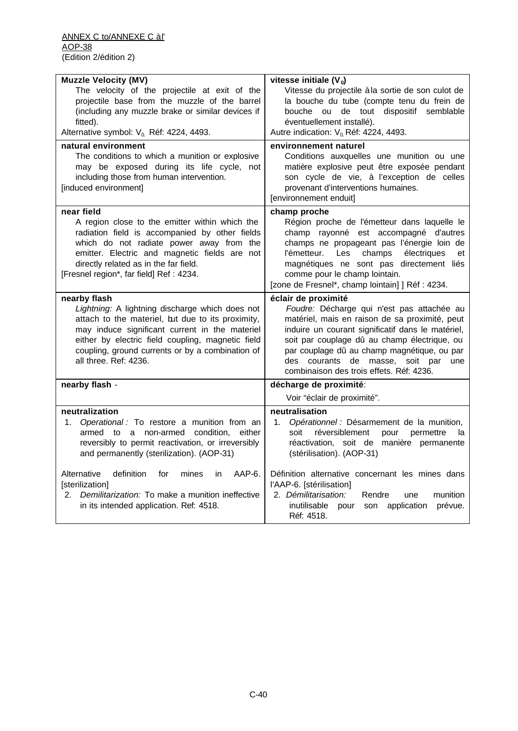| **Muzzle Velocity (MV)**<br>The velocity of the projectile at exit of the projectile base from the muzzle of the barrel (including any muzzle brake or similar devices if fitted).<br>Alternative symbol: $V_0$. Réf: 4224, 4493. | **vitesse initiale ($V_0$)**<br>Vitesse du projectile à la sortie de son culot de la bouche du tube (compte tenu du frein de bouche ou de tout dispositif semblable éventuellement installé).<br>Autre indication: $V_0$ Réf: 4224, 4493. |
|---|---|
| **natural environment**<br>The conditions to which a munition or explosive may be exposed during its life cycle, not including those from human intervention.<br>[induced environment] | **environnement naturel**<br>Conditions auxquelles une munition ou une matière explosive peut être exposée pendant son cycle de vie, à l'exception de celles provenant d'interventions humaines.<br>[environnement enduit] |
| **near field**<br>A region close to the emitter within which the radiation field is accompanied by other fields which do not radiate power away from the emitter. Electric and magnetic fields are not directly related as in the far field.<br>[Fresnel region*, far field] Ref : 4234. | **champ proche**<br>Région proche de l'émetteur dans laquelle le champ rayonné est accompagné d'autres champs ne propageant pas l'énergie loin de l'émetteur. Les champs électriques et magnétiques ne sont pas directement liés comme pour le champ lointain.<br>[zone de Fresnel*, champ lointain] ] Réf : 4234. |
| **nearby flash**<br>*Lightning:* A lightning discharge which does not attach to the materiel, but due to its proximity, may induce significant current in the materiel either by electric field coupling, magnetic field coupling, ground currents or by a combination of all three. Ref: 4236. | **éclair de proximité**<br>*Foudre:* Décharge qui n'est pas attachée au matériel, mais en raison de sa proximité, peut induire un courant significatif dans le matériel, soit par couplage dû au champ électrique, ou par couplage dû au champ magnétique, ou par des courants de masse, soit par une combinaison des trois effets. Réf: 4236. |
| **nearby flash** - | **décharge de proximité**:<br>Voir "éclair de proximité". |
| **neutralization**<br>1. *Operational :* To restore a munition from an armed to a non-armed condition, either reversibly to permit reactivation, or irreversibly and permanently (sterilization). (AOP-31)<br><br>Alternative definition for mines in AAP-6. [sterilization]<br>2. *Demilitarization:* To make a munition ineffective in its intended application. Ref: 4518. | **neutralisation**<br>1. *Opérationnel :* Désarmement de la munition, soit réversiblement pour permettre la réactivation, soit de manière permanente (stérilisation). (AOP-31)<br><br>Définition alternative concernant les mines dans l'AAP-6. [stérilisation]<br>2. *Démilitarisation:* Rendre une munition inutilisable pour son application prévue. Réf: 4518. |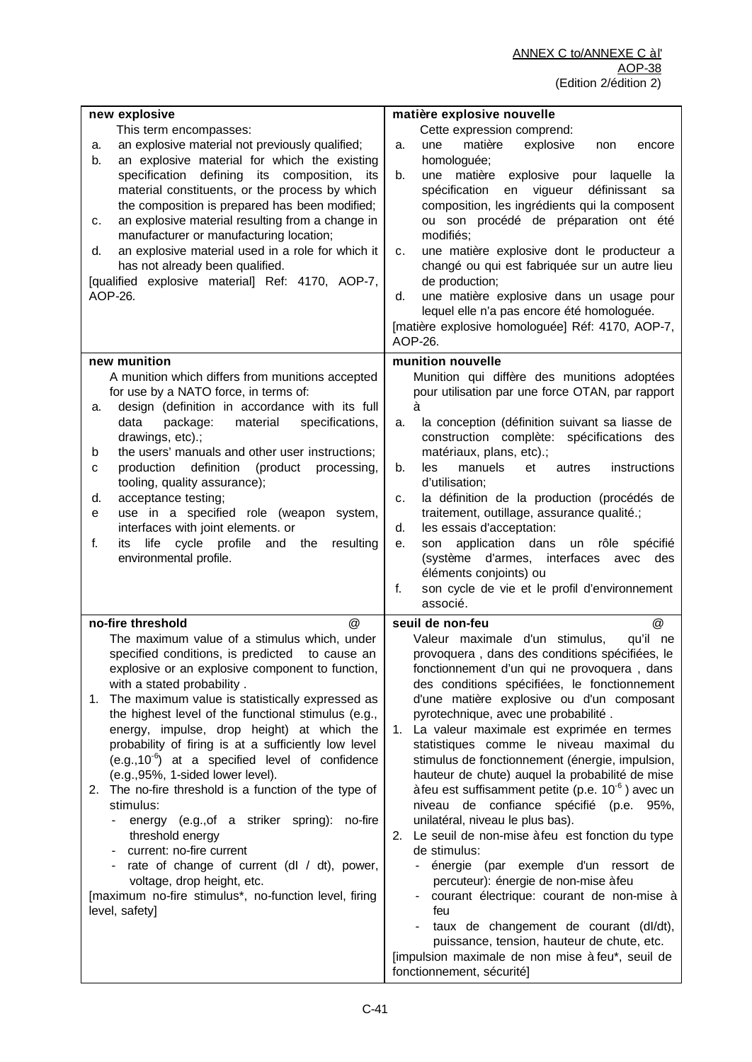| new explosive | matière explosive nouvelle |
|---|---|
| This term encompasses:<br>a. an explosive material not previously qualified;<br>b. an explosive material for which the existing specification defining its composition, its material constituents, or the process by which the composition is prepared has been modified;<br>c. an explosive material resulting from a change in manufacturer or manufacturing location;<br>d. an explosive material used in a role for which it has not already been qualified.<br>[qualified explosive material] Ref: 4170, AOP-7, AOP-26. | Cette expression comprend:<br>a. une matière explosive non encore homologuée;<br>b. une matière explosive pour laquelle la spécification en vigueur définissant sa composition, les ingrédients qui la composent ou son procédé de préparation ont été modifiés;<br>c. une matière explosive dont le producteur a changé ou qui est fabriquée sur un autre lieu de production;<br>d. une matière explosive dans un usage pour lequel elle n'a pas encore été homologuée.<br>[matière explosive homologuée] Réf: 4170, AOP-7, AOP-26. |
| **new munition** | **munition nouvelle** |
| A munition which differs from munitions accepted for use by a NATO force, in terms of:<br>a. design (definition in accordance with its full data package: material specifications, drawings, etc).;<br>b the users' manuals and other user instructions;<br>c production definition (product processing, tooling, quality assurance);<br>d. acceptance testing;<br>e use in a specified role (weapon system, interfaces with joint elements. or<br>f. its life cycle profile and the resulting environmental profile. | Munition qui diffère des munitions adoptées pour utilisation par une force OTAN, par rapport à<br>a. la conception (définition suivant sa liasse de construction complète: spécifications des matériaux, plans, etc).;<br>b. les manuels et autres instructions d'utilisation;<br>c. la définition de la production (procédés de traitement, outillage, assurance qualité.;<br>d. les essais d'acceptation:<br>e. son application dans un rôle spécifié (système d'armes, interfaces avec des éléments conjoints) ou<br>f. son cycle de vie et le profil d'environnement associé. |
| **no-fire threshold** @ | **seuil de non-feu** @ |
| The maximum value of a stimulus which, under specified conditions, is predicted to cause an explosive or an explosive component to function, with a stated probability .<br>1. The maximum value is statistically expressed as the highest level of the functional stimulus (e.g., energy, impulse, drop height) at which the probability of firing is at a sufficiently low level (e.g.,$10^{-6}$) at a specified level of confidence (e.g.,95%, 1-sided lower level).<br>2. The no-fire threshold is a function of the type of stimulus:<br>- energy (e.g.,of a striker spring): no-fire threshold energy<br>- current: no-fire current<br>- rate of change of current (dI / dt), power, voltage, drop height, etc.<br>[maximum no-fire stimulus*, no-function level, firing level, safety] | Valeur maximale d'un stimulus, qu'il ne provoquera , dans des conditions spécifiées, le fonctionnement d'un qui ne provoquera , dans des conditions spécifiées, le fonctionnement d'une matière explosive ou d'un composant pyrotechnique, avec une probabilité .<br>1. La valeur maximale est exprimée en termes statistiques comme le niveau maximal du stimulus de fonctionnement (énergie, impulsion, hauteur de chute) auquel la probabilité de mise à feu est suffisamment petite (p.e. $10^{-6}$ ) avec un niveau de confiance spécifié (p.e. 95%, unilatéral, niveau le plus bas).<br>2. Le seuil de non-mise à feu est fonction du type de stimulus:<br>- énergie (par exemple d'un ressort de percuteur): énergie de non-mise à feu<br>- courant électrique: courant de non-mise à feu<br>- taux de changement de courant (dI/dt), puissance, tension, hauteur de chute, etc.<br>[impulsion maximale de non mise à feu*, seuil de fonctionnement, sécurité] |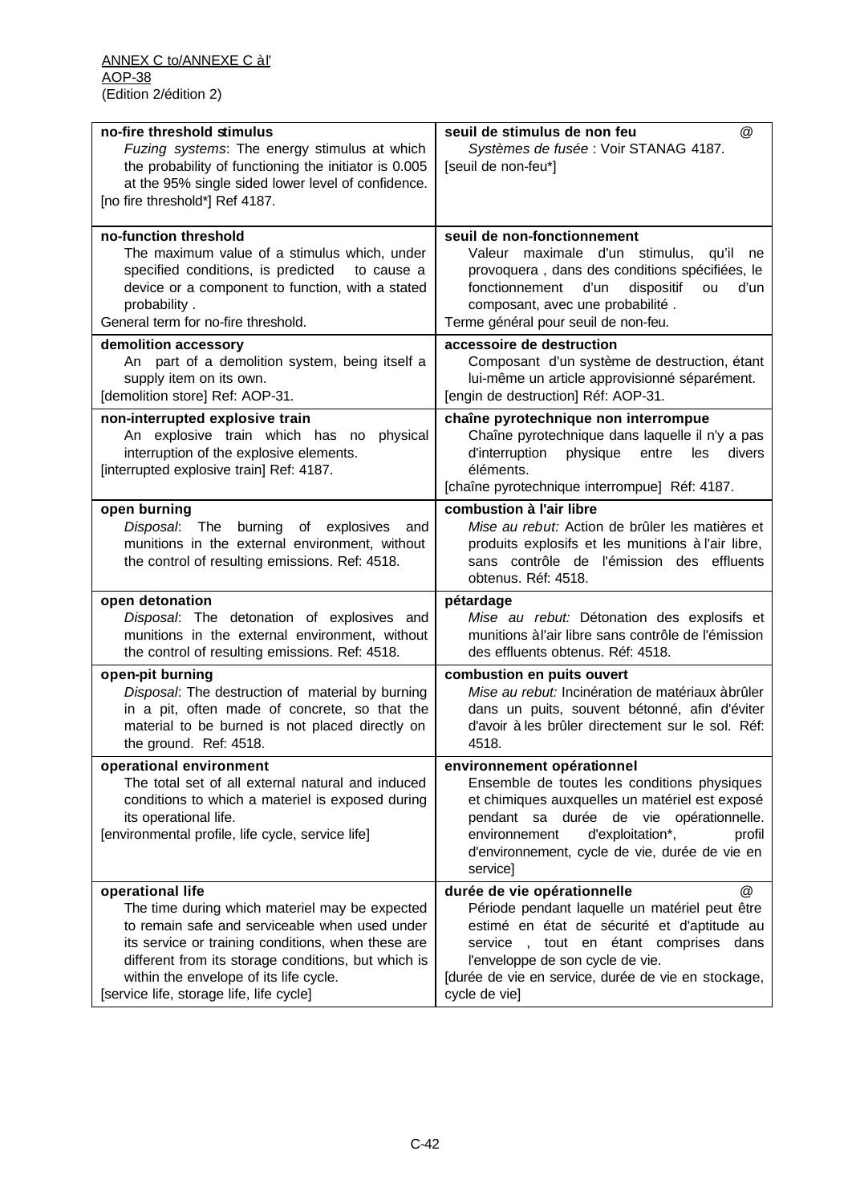ANNEX C to/ANNEXE C à l'
AOP-38
(Edition 2/édition 2)

| English | French |
|---|---|
| **no-fire threshold stimulus**<br>*Fuzing systems*: The energy stimulus at which the probability of functioning the initiator is 0.005 at the 95% single sided lower level of confidence.<br>[no fire threshold*] Ref 4187. | **seuil de stimulus de non feu** @<br>*Systèmes de fusée* : Voir STANAG 4187.<br>[seuil de non-feu*] |
| **no-function threshold**<br>The maximum value of a stimulus which, under specified conditions, is predicted to cause a device or a component to function, with a stated probability .<br>General term for no-fire threshold. | **seuil de non-fonctionnement**<br>Valeur maximale d'un stimulus, qu'il ne provoquera , dans des conditions spécifiées, le fonctionnement d'un dispositif ou d'un composant, avec une probabilité .<br>Terme général pour seuil de non-feu. |
| **demolition accessory**<br>An part of a demolition system, being itself a supply item on its own.<br>[demolition store] Ref: AOP-31. | **accessoire de destruction**<br>Composant d'un système de destruction, étant lui-même un article approvisionné séparément.<br>[engin de destruction] Réf: AOP-31. |
| **non-interrupted explosive train**<br>An explosive train which has no physical interruption of the explosive elements.<br>[interrupted explosive train] Ref: 4187. | **chaîne pyrotechnique non interrompue**<br>Chaîne pyrotechnique dans laquelle il n'y a pas d'interruption physique entre les divers éléments.<br>[chaîne pyrotechnique interrompue] Réf: 4187. |
| **open burning**<br>*Disposal*: The burning of explosives and munitions in the external environment, without the control of resulting emissions. Ref: 4518. | **combustion à l'air libre**<br>*Mise au rebut:* Action de brûler les matières et produits explosifs et les munitions à l'air libre, sans contrôle de l'émission des effluents obtenus. Réf: 4518. |
| **open detonation**<br>*Disposal*: The detonation of explosives and munitions in the external environment, without the control of resulting emissions. Ref: 4518. | **pétardage**<br>*Mise au rebut:* Détonation des explosifs et munitions à l'air libre sans contrôle de l'émission des effluents obtenus. Réf: 4518. |
| **open-pit burning**<br>*Disposal*: The destruction of material by burning in a pit, often made of concrete, so that the material to be burned is not placed directly on the ground. Ref: 4518. | **combustion en puits ouvert**<br>*Mise au rebut:* Incinération de matériaux à brûler dans un puits, souvent bétonné, afin d'éviter d'avoir à les brûler directement sur le sol. Réf: 4518. |
| **operational environment**<br>The total set of all external natural and induced conditions to which a materiel is exposed during its operational life.<br>[environmental profile, life cycle, service life] | **environnement opérationnel**<br>Ensemble de toutes les conditions physiques et chimiques auxquelles un matériel est exposé pendant sa durée de vie opérationnelle.<br>environnement d'exploitation*, profil d'environnement, cycle de vie, durée de vie en service] |
| **operational life**<br>The time during which materiel may be expected to remain safe and serviceable when used under its service or training conditions, when these are different from its storage conditions, but which is within the envelope of its life cycle.<br>[service life, storage life, life cycle] | **durée de vie opérationnelle** @<br>Période pendant laquelle un matériel peut être estimé en état de sécurité et d'aptitude au service , tout en étant comprises dans l'enveloppe de son cycle de vie.<br>[durée de vie en service, durée de vie en stockage, cycle de vie] |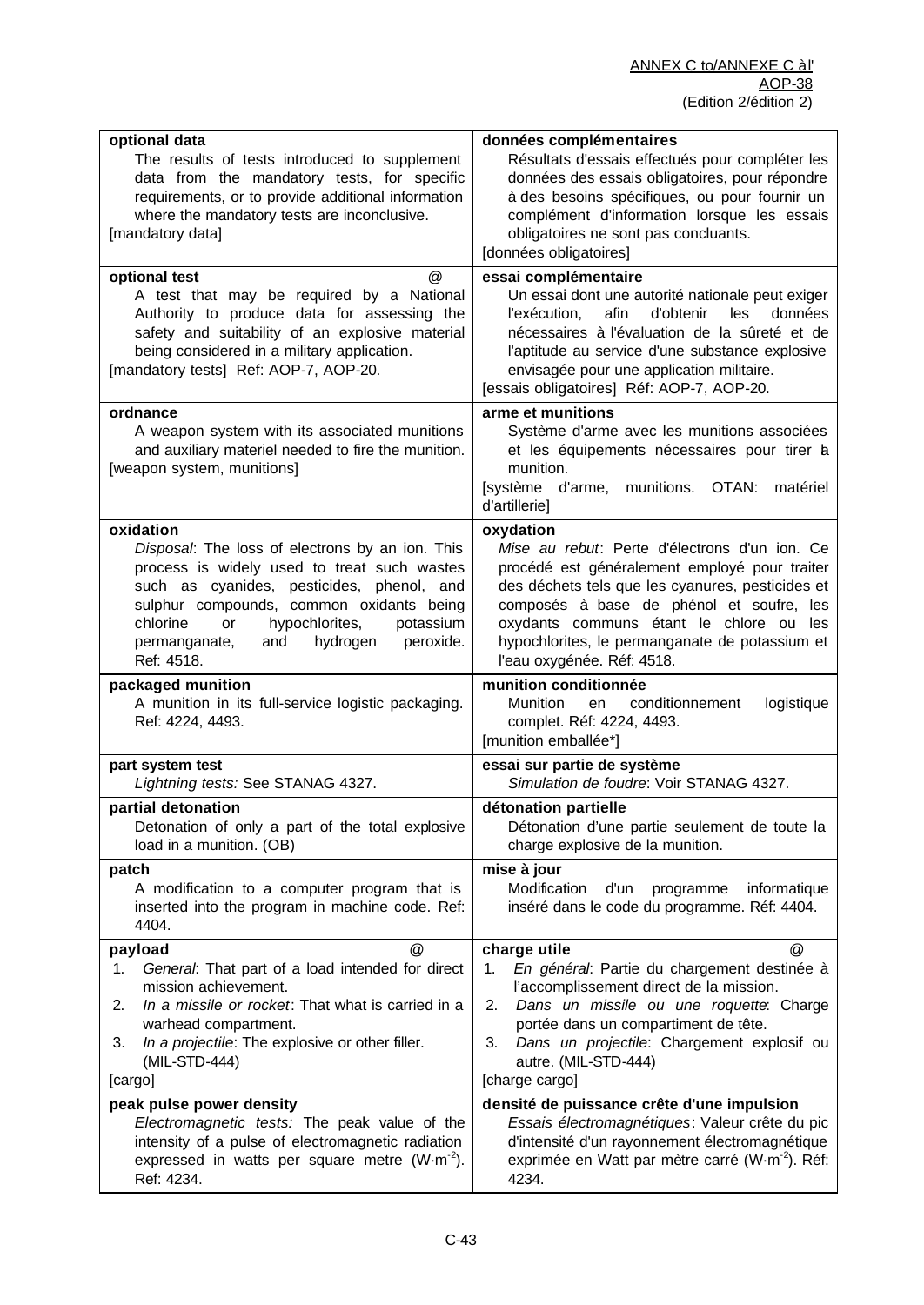| optional data | données complémentaires |
|---|---|
| The results of tests introduced to supplement data from the mandatory tests, for specific requirements, or to provide additional information where the mandatory tests are inconclusive.<br>[mandatory data] | Résultats d'essais effectués pour compléter les données des essais obligatoires, pour répondre à des besoins spécifiques, ou pour fournir un complément d'information lorsque les essais obligatoires ne sont pas concluants.<br>[données obligatoires] |
| **optional test** @<br>A test that may be required by a National Authority to produce data for assessing the safety and suitability of an explosive material being considered in a military application.<br>[mandatory tests] Ref: AOP-7, AOP-20. | **essai complémentaire**<br>Un essai dont une autorité nationale peut exiger l'exécution, afin d'obtenir les données nécessaires à l'évaluation de la sûreté et de l'aptitude au service d'une substance explosive envisagée pour une application militaire.<br>[essais obligatoires] Réf: AOP-7, AOP-20. |
| **ordnance**<br>A weapon system with its associated munitions and auxiliary materiel needed to fire the munition.<br>[weapon system, munitions] | **arme et munitions**<br>Système d'arme avec les munitions associées et les équipements nécessaires pour tirer la munition.<br>[système d'arme, munitions. OTAN: matériel d'artillerie] |
| **oxidation**<br>*Disposal*: The loss of electrons by an ion. This process is widely used to treat such wastes such as cyanides, pesticides, phenol, and sulphur compounds, common oxidants being chlorine or hypochlorites, potassium permanganate, and hydrogen peroxide. Ref: 4518. | **oxydation**<br>*Mise au rebut*: Perte d'électrons d'un ion. Ce procédé est généralement employé pour traiter des déchets tels que les cyanures, pesticides et composés à base de phénol et soufre, les oxydants communs étant le chlore ou les hypochlorites, le permanganate de potassium et l'eau oxygénée. Réf: 4518. |
| **packaged munition**<br>A munition in its full-service logistic packaging. Ref: 4224, 4493. | **munition conditionnée**<br>Munition en conditionnement logistique complet. Réf: 4224, 4493.<br>[munition emballée*] |
| **part system test**<br>*Lightning tests:* See STANAG 4327. | **essai sur partie de système**<br>*Simulation de foudre*: Voir STANAG 4327. |
| **partial detonation**<br>Detonation of only a part of the total explosive load in a munition. (OB) | **détonation partielle**<br>Détonation d'une partie seulement de toute la charge explosive de la munition. |
| **patch**<br>A modification to a computer program that is inserted into the program in machine code. Ref: 4404. | **mise à jour**<br>Modification d'un programme informatique inséré dans le code du programme. Réf: 4404. |
| **payload** @<br>1. *General*: That part of a load intended for direct mission achievement.<br>2. *In a missile or rocket*: That what is carried in a warhead compartment.<br>3. *In a projectile*: The explosive or other filler. (MIL-STD-444)<br>[cargo] | **charge utile** @<br>1. *En général*: Partie du chargement destinée à l'accomplissement direct de la mission.<br>2. *Dans un missile ou une roquette*: Charge portée dans un compartiment de tête.<br>3. *Dans un projectile*: Chargement explosif ou autre. (MIL-STD-444)<br>[charge cargo] |
| **peak pulse power density**<br>*Electromagnetic tests:* The peak value of the intensity of a pulse of electromagnetic radiation expressed in watts per square metre ($W{\cdot}m^{-2}$). Ref: 4234. | **densité de puissance crête d'une impulsion**<br>*Essais électromagnétiques*: Valeur crête du pic d'intensité d'un rayonnement électromagnétique exprimée en Watt par mètre carré ($W{\cdot}m^{-2}$). Réf: 4234. |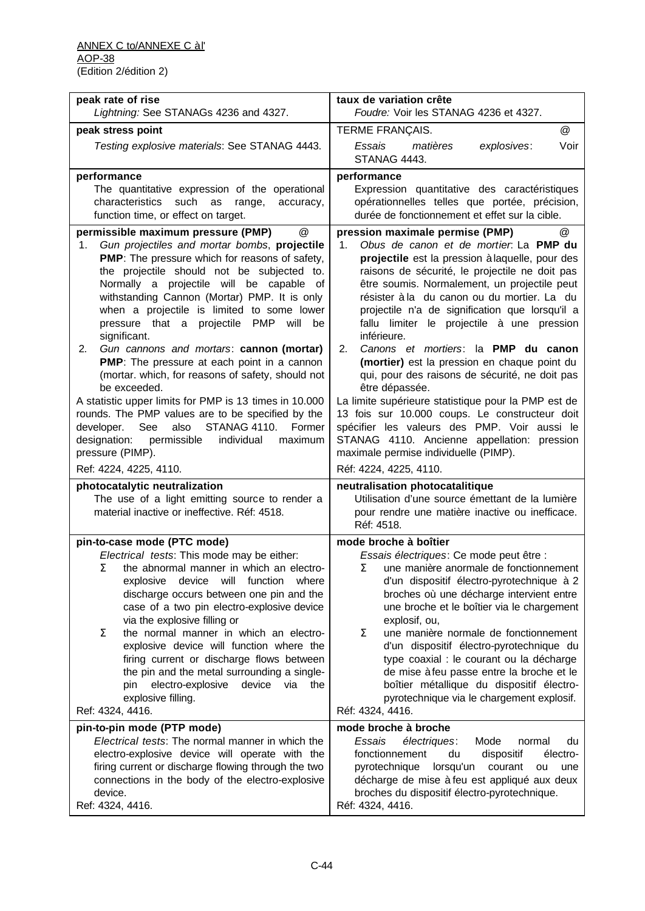| | |
|---|---|
| **peak rate of rise**<br>*Lightning:* See STANAGs 4236 and 4327. | **taux de variation crête**<br>*Foudre:* Voir les STANAG 4236 et 4327. |
| **peak stress point**<br>*Testing explosive materials*: See STANAG 4443. | TERME FRANÇAIS. @<br>*Essais matières explosives*: Voir STANAG 4443. |
| **performance**<br>The quantitative expression of the operational characteristics such as range, accuracy, function time, or effect on target. | **performance**<br>Expression quantitative des caractéristiques opérationnelles telles que portée, précision, durée de fonctionnement et effet sur la cible. |
| **permissible maximum pressure (PMP)** @<br>1. *Gun projectiles and mortar bombs*, **projectile PMP**: The pressure which for reasons of safety, the projectile should not be subjected to. Normally a projectile will be capable of withstanding Cannon (Mortar) PMP. It is only when a projectile is limited to some lower pressure that a projectile PMP will be significant.<br>2. *Gun cannons and mortars*: **cannon (mortar) PMP**: The pressure at each point in a cannon (mortar. which, for reasons of safety, should not be exceeded.<br>A statistic upper limits for PMP is 13 times in 10.000 rounds. The PMP values are to be specified by the developer. See also STANAG 4110. Former designation: permissible individual maximum pressure (PIMP).<br>Ref: 4224, 4225, 4110. | **pression maximale permise (PMP)** @<br>1. *Obus de canon et de mortier*: La **PMP du projectile** est la pression à laquelle, pour des raisons de sécurité, le projectile ne doit pas être soumis. Normalement, un projectile peut résister à la du canon ou du mortier. La du projectile n'a de signification que lorsqu'il a fallu limiter le projectile à une pression inférieure.<br>2. *Canons et mortiers*: la **PMP du canon (mortier)** est la pression en chaque point du qui, pour des raisons de sécurité, ne doit pas être dépassée.<br>La limite supérieure statistique pour la PMP est de 13 fois sur 10.000 coups. Le constructeur doit spécifier les valeurs des PMP. Voir aussi le STANAG 4110. Ancienne appellation: pression maximale permise individuelle (PIMP).<br>Réf: 4224, 4225, 4110. |
| **photocatalytic neutralization**<br>The use of a light emitting source to render a material inactive or ineffective. Réf: 4518. | **neutralisation photocatalitique**<br>Utilisation d'une source émettant de la lumière pour rendre une matière inactive ou inefficace. Réf: 4518. |
| **pin-to-case mode (PTC mode)**<br>*Electrical tests*: This mode may be either:<br>Σ the abnormal manner in which an electro-explosive device will function where discharge occurs between one pin and the case of a two pin electro-explosive device via the explosive filling or<br>Σ the normal manner in which an electro-explosive device will function where the firing current or discharge flows between the pin and the metal surrounding a single-pin electro-explosive device via the explosive filling.<br>Ref: 4324, 4416. | **mode broche à boîtier**<br>*Essais électriques*: Ce mode peut être :<br>Σ une manière anormale de fonctionnement d'un dispositif électro-pyrotechnique à 2 broches où une décharge intervient entre une broche et le boîtier via le chargement explosif, ou,<br>Σ une manière normale de fonctionnement d'un dispositif électro-pyrotechnique du type coaxial : le courant ou la décharge de mise à feu passe entre la broche et le boîtier métallique du dispositif électro-pyrotechnique via le chargement explosif.<br>Réf: 4324, 4416. |
| **pin-to-pin mode (PTP mode)**<br>*Electrical tests*: The normal manner in which the electro-explosive device will operate with the firing current or discharge flowing through the two connections in the body of the electro-explosive device.<br>Ref: 4324, 4416. | **mode broche à broche**<br>*Essais électriques*: Mode normal du fonctionnement du dispositif électro-pyrotechnique lorsqu'un courant ou une décharge de mise à feu est appliqué aux deux broches du dispositif électro-pyrotechnique.<br>Réf: 4324, 4416. |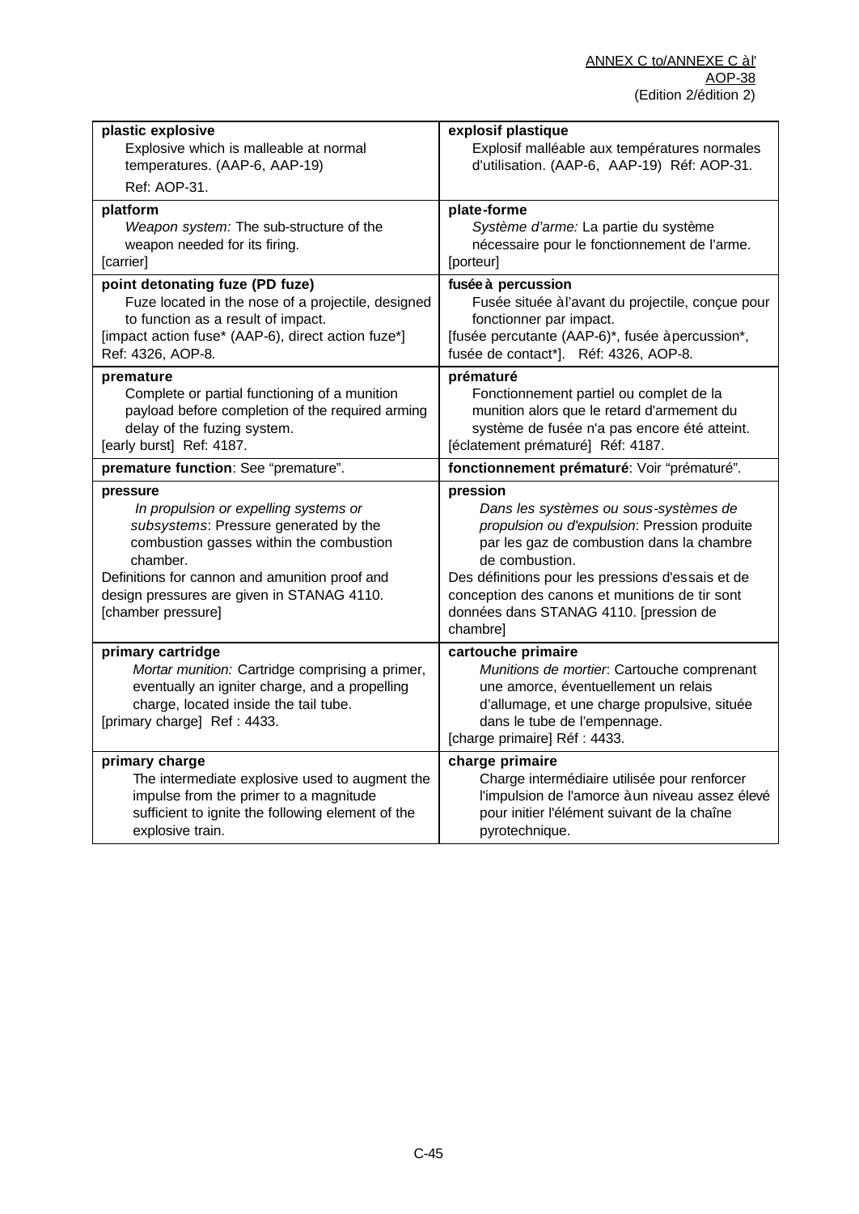| English | Français |
| --- | --- |
| **plastic explosive**<br>Explosive which is malleable at normal temperatures. (AAP-6, AAP-19)<br>Ref: AOP-31. | **explosif plastique**<br>Explosif malléable aux températures normales d'utilisation. (AAP-6, AAP-19) Réf: AOP-31. |
| **platform**<br>*Weapon system:* The sub-structure of the weapon needed for its firing.<br>[carrier] | **plate-forme**<br>*Système d'arme:* La partie du système nécessaire pour le fonctionnement de l'arme.<br>[porteur] |
| **point detonating fuze (PD fuze)**<br>Fuze located in the nose of a projectile, designed to function as a result of impact.<br>[impact action fuse* (AAP-6), direct action fuze*]<br>Ref: 4326, AOP-8. | **fusée à percussion**<br>Fusée située à l'avant du projectile, conçue pour fonctionner par impact.<br>[fusée percutante (AAP-6)*, fusée à percussion*, fusée de contact*]. Réf: 4326, AOP-8. |
| **premature**<br>Complete or partial functioning of a munition payload before completion of the required arming delay of the fuzing system.<br>[early burst] Ref: 4187. | **prématuré**<br>Fonctionnement partiel ou complet de la munition alors que le retard d'armement du système de fusée n'a pas encore été atteint.<br>[éclatement prématuré] Réf: 4187. |
| **premature function**: See "premature". | **fonctionnement prématuré**: Voir "prématuré". |
| **pressure**<br>*In propulsion or expelling systems or subsystems*: Pressure generated by the combustion gasses within the combustion chamber.<br>Definitions for cannon and amunition proof and design pressures are given in STANAG 4110.<br>[chamber pressure] | **pression**<br>*Dans les systèmes ou sous-systèmes de propulsion ou d'expulsion*: Pression produite par les gaz de combustion dans la chambre de combustion.<br>Des définitions pour les pressions d'essais et de conception des canons et munitions de tir sont données dans STANAG 4110. [pression de chambre] |
| **primary cartridge**<br>*Mortar munition:* Cartridge comprising a primer, eventually an igniter charge, and a propelling charge, located inside the tail tube.<br>[primary charge] Ref : 4433. | **cartouche primaire**<br>*Munitions de mortier*: Cartouche comprenant une amorce, éventuellement un relais d'allumage, et une charge propulsive, située dans le tube de l'empennage.<br>[charge primaire] Réf : 4433. |
| **primary charge**<br>The intermediate explosive used to augment the impulse from the primer to a magnitude sufficient to ignite the following element of the explosive train. | **charge primaire**<br>Charge intermédiaire utilisée pour renforcer l'impulsion de l'amorce à un niveau assez élevé pour initier l'élément suivant de la chaîne pyrotechnique. |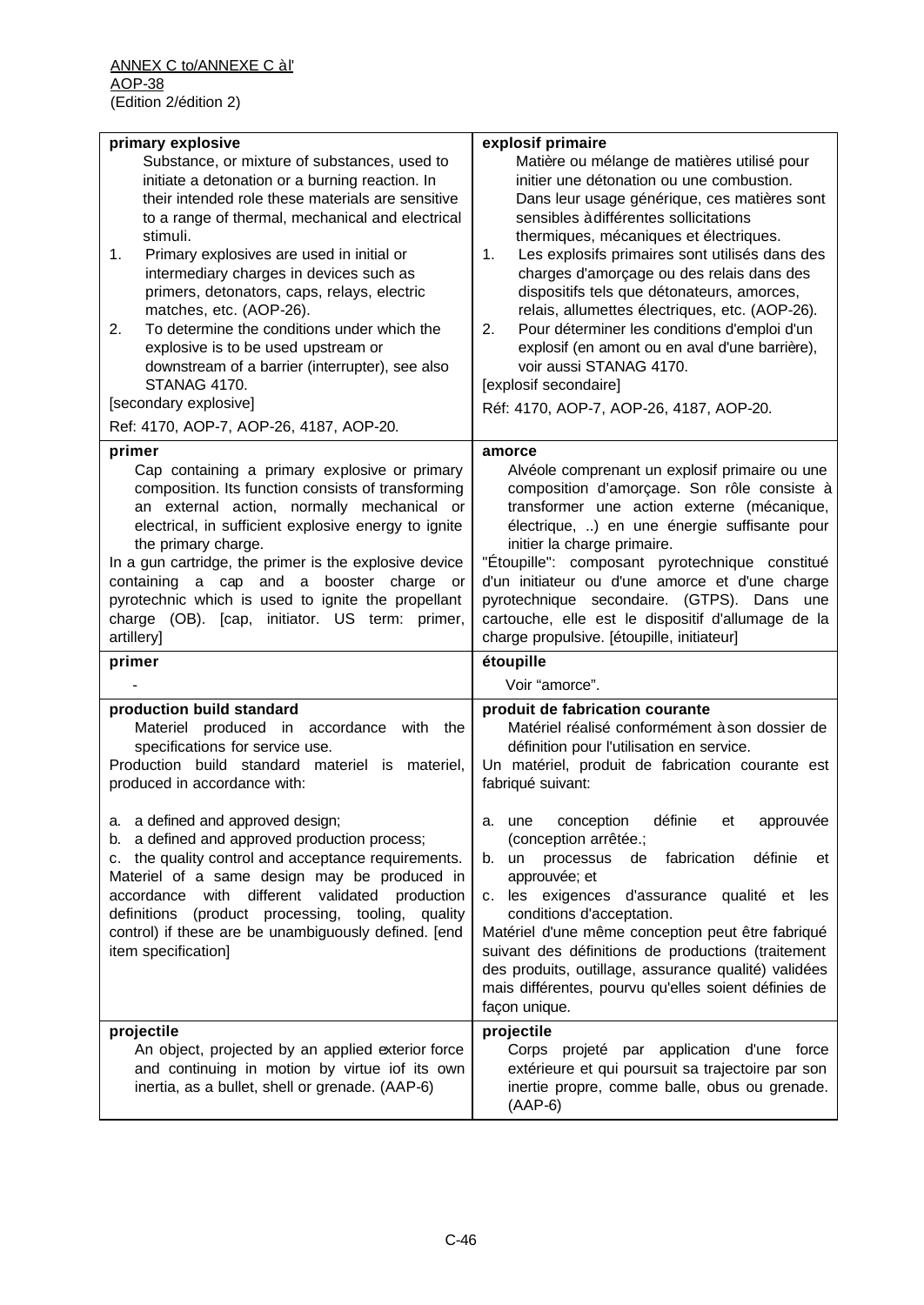| **primary explosive**<br>Substance, or mixture of substances, used to initiate a detonation or a burning reaction. In their intended role these materials are sensitive to a range of thermal, mechanical and electrical stimuli.<br>1. Primary explosives are used in initial or intermediary charges in devices such as primers, detonators, caps, relays, electric matches, etc. (AOP-26).<br>2. To determine the conditions under which the explosive is to be used upstream or downstream of a barrier (interrupter), see also STANAG 4170.<br>[secondary explosive]<br>Ref: 4170, AOP-7, AOP-26, 4187, AOP-20. | **explosif primaire**<br>Matière ou mélange de matières utilisé pour initier une détonation ou une combustion. Dans leur usage générique, ces matières sont sensibles à différentes sollicitations thermiques, mécaniques et électriques.<br>1. Les explosifs primaires sont utilisés dans des charges d'amorçage ou des relais dans des dispositifs tels que détonateurs, amorces, relais, allumettes électriques, etc. (AOP-26).<br>2. Pour déterminer les conditions d'emploi d'un explosif (en amont ou en aval d'une barrière), voir aussi STANAG 4170.<br>[explosif secondaire]<br>Réf: 4170, AOP-7, AOP-26, 4187, AOP-20. |
|---|---|
| **primer**<br>Cap containing a primary explosive or primary composition. Its function consists of transforming an external action, normally mechanical or electrical, in sufficient explosive energy to ignite the primary charge.<br>In a gun cartridge, the primer is the explosive device containing a cap and a booster charge or pyrotechnic which is used to ignite the propellant charge (OB). [cap, initiator. US term: primer, artillery] | **amorce**<br>Alvéole comprenant un explosif primaire ou une composition d'amorçage. Son rôle consiste à transformer une action externe (mécanique, électrique, ..) en une énergie suffisante pour initier la charge primaire.<br>"Étoupille": composant pyrotechnique constitué d'un initiateur ou d'une amorce et d'une charge pyrotechnique secondaire. (GTPS). Dans une cartouche, elle est le dispositif d'allumage de la charge propulsive. [étoupille, initiateur] |
| **primer**<br>- | **étoupille**<br>Voir "amorce". |
| **production build standard**<br>Materiel produced in accordance with the specifications for service use.<br>Production build standard materiel is materiel, produced in accordance with:<br><br>a. a defined and approved design;<br>b. a defined and approved production process;<br>c. the quality control and acceptance requirements.<br>Materiel of a same design may be produced in accordance with different validated production definitions (product processing, tooling, quality control) if these are be unambiguously defined. [end item specification] | **produit de fabrication courante**<br>Matériel réalisé conformément à son dossier de définition pour l'utilisation en service.<br>Un matériel, produit de fabrication courante est fabriqué suivant:<br><br>a. une conception définie et approuvée (conception arrêtée.;<br>b. un processus de fabrication définie et approuvée; et<br>c. les exigences d'assurance qualité et les conditions d'acceptation.<br>Matériel d'une même conception peut être fabriqué suivant des définitions de productions (traitement des produits, outillage, assurance qualité) validées mais différentes, pourvu qu'elles soient définies de façon unique. |
| **projectile**<br>An object, projected by an applied exterior force and continuing in motion by virtue iof its own inertia, as a bullet, shell or grenade. (AAP-6) | **projectile**<br>Corps projeté par application d'une force extérieure et qui poursuit sa trajectoire par son inertie propre, comme balle, obus ou grenade. (AAP-6) |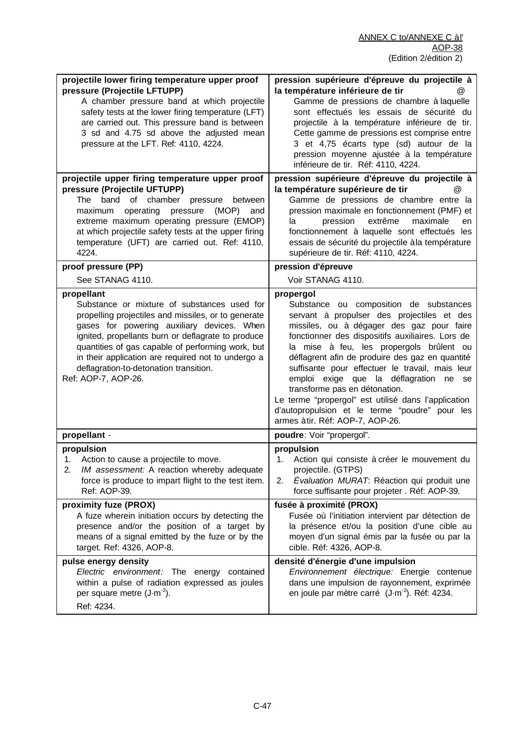| | |
|---|---|
| **projectile lower firing temperature upper proof pressure (Projectile LFTUPP)**<br>A chamber pressure band at which projectile safety tests at the lower firing temperature (LFT) are carried out. This pressure band is between 3 sd and 4.75 sd above the adjusted mean pressure at the LFT. Ref: 4110, 4224. | **pression supérieure d'épreuve du projectile à la température inférieure de tir** @<br>Gamme de pressions de chambre à laquelle sont effectués les essais de sécurité du projectile à la température inférieure de tir. Cette gamme de pressions est comprise entre 3 et 4,75 écarts type (sd) autour de la pression moyenne ajustée à la température inférieure de tir. Réf: 4110, 4224. |
| **projectile upper firing temperature upper proof pressure (Projectile UFTUPP)**<br>The band of chamber pressure between maximum operating pressure (MOP) and extreme maximum operating pressure (EMOP) at which projectile safety tests at the upper firing temperature (UFT) are carried out. Ref: 4110, 4224. | **pression supérieure d'épreuve du projectile à la température supérieure de tir** @<br>Gamme de pressions de chambre entre la pression maximale en fonctionnement (PMF) et la pression extrême maximale en fonctionnement à laquelle sont effectués les essais de sécurité du projectile à la température supérieure de tir. Réf: 4110, 4224. |
| **proof pressure (PP)**<br>See STANAG 4110. | **pression d'épreuve**<br>Voir STANAG 4110. |
| **propellant**<br>Substance or mixture of substances used for propelling projectiles and missiles, or to generate gases for powering auxiliary devices. When ignited, propellants burn or deflagrate to produce quantities of gas capable of performing work, but in their application are required not to undergo a deflagration-to-detonation transition.<br>Ref: AOP-7, AOP-26. | **propergol**<br>Substance ou composition de substances servant à propulser des projectiles et des missiles, ou à dégager des gaz pour faire fonctionner des dispositifs auxiliaires. Lors de la mise à feu, les propergols brûlent ou déflagrent afin de produire des gaz en quantité suffisante pour effectuer le travail, mais leur emploi exige que la déflagration ne se transforme pas en détonation.<br>Le terme "propergol" est utilisé dans l'application d'autopropulsion et le terme "poudre" pour les armes à tir. Réf: AOP-7, AOP-26. |
| **propellant** - | **poudre**: Voir "propergol". |
| **propulsion**<br>1. Action to cause a projectile to move.<br>2. *IM assessment:* A reaction whereby adequate force is produce to impart flight to the test item. Ref: AOP-39. | **propulsion**<br>1. Action qui consiste à créer le mouvement du projectile. (GTPS)<br>2. *Évaluation MURAT*: Réaction qui produit une force suffisante pour projeter . Réf: AOP-39. |
| **proximity fuze (PROX)**<br>A fuze wherein initiation occurs by detecting the presence and/or the position of a target by means of a signal emitted by the fuze or by the target. Ref: 4326, AOP-8. | **fusée à proximité (PROX)**<br>Fusée où l'initiation intervient par détection de la présence et/ou la position d'une cible au moyen d'un signal émis par la fusée ou par la cible. Réf: 4326, AOP-8. |
| **pulse energy density**<br>*Electric environment:* The energy contained within a pulse of radiation expressed as joules per square metre ($J{\cdot}m^{-2}$).<br>Ref: 4234. | **densité d'énergie d'une impulsion**<br>*Environnement électrique:* Energie contenue dans une impulsion de rayonnement, exprimée en joule par mètre carré ($J{\cdot}m^{-2}$). Réf: 4234. |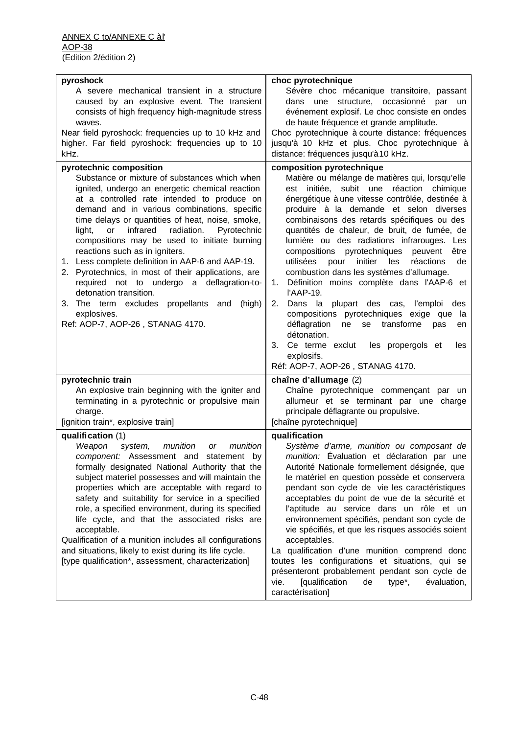| **pyroshock**<br>A severe mechanical transient in a structure caused by an explosive event. The transient consists of high frequency high-magnitude stress waves.<br>Near field pyroshock: frequencies up to 10 kHz and higher. Far field pyroshock: frequencies up to 10 kHz. | **choc pyrotechnique**<br>Sévère choc mécanique transitoire, passant dans une structure, occasionné par un événement explosif. Le choc consiste en ondes de haute fréquence et grande amplitude.<br>Choc pyrotechnique à courte distance: fréquences jusqu'à 10 kHz et plus. Choc pyrotechnique à distance: fréquences jusqu'à 10 kHz. |
|---|---|
| **pyrotechnic composition**<br>Substance or mixture of substances which when ignited, undergo an energetic chemical reaction at a controlled rate intended to produce on demand and in various combinations, specific time delays or quantities of heat, noise, smoke, light, or infrared radiation. Pyrotechnic compositions may be used to initiate burning reactions such as in igniters.<br>1. Less complete definition in AAP-6 and AAP-19.<br>2. Pyrotechnics, in most of their applications, are required not to undergo a deflagration-to-detonation transition.<br>3. The term excludes propellants and (high) explosives.<br>Ref: AOP-7, AOP-26 , STANAG 4170. | **composition pyrotechnique**<br>Matière ou mélange de matières qui, lorsqu'elle est initiée, subit une réaction chimique énergétique à une vitesse contrôlée, destinée à produire à la demande et selon diverses combinaisons des retards spécifiques ou des quantités de chaleur, de bruit, de fumée, de lumière ou des radiations infrarouges. Les compositions pyrotechniques peuvent être utilisées pour initier les réactions de combustion dans les systèmes d'allumage.<br>1. Définition moins complète dans l'AAP-6 et l'AAP-19.<br>2. Dans la plupart des cas, l'emploi des compositions pyrotechniques exige que la déflagration ne se transforme pas en détonation.<br>3. Ce terme exclut les propergols et les explosifs.<br>Réf: AOP-7, AOP-26 , STANAG 4170. |
| **pyrotechnic train**<br>An explosive train beginning with the igniter and terminating in a pyrotechnic or propulsive main charge.<br>[ignition train*, explosive train] | **chaîne d'allumage** (2)<br>Chaîne pyrotechnique commençant par un allumeur et se terminant par une charge principale déflagrante ou propulsive.<br>[chaîne pyrotechnique] |
| **qualification** (1)<br>*Weapon system, munition or munition component:* Assessment and statement by formally designated National Authority that the subject materiel possesses and will maintain the properties which are acceptable with regard to safety and suitability for service in a specified role, a specified environment, during its specified life cycle, and that the associated risks are acceptable.<br>Qualification of a munition includes all configurations and situations, likely to exist during its life cycle.<br>[type qualification*, assessment, characterization] | **qualification**<br>*Système d'arme, munition ou composant de munition:* Évaluation et déclaration par une Autorité Nationale formellement désignée, que le matériel en question possède et conservera pendant son cycle de vie les caractéristiques acceptables du point de vue de la sécurité et l'aptitude au service dans un rôle et un environnement spécifiés, pendant son cycle de vie spécifiés, et que les risques associés soient acceptables.<br>La qualification d'une munition comprend donc toutes les configurations et situations, qui se présenteront probablement pendant son cycle de vie. [qualification de type*, évaluation, caractérisation] |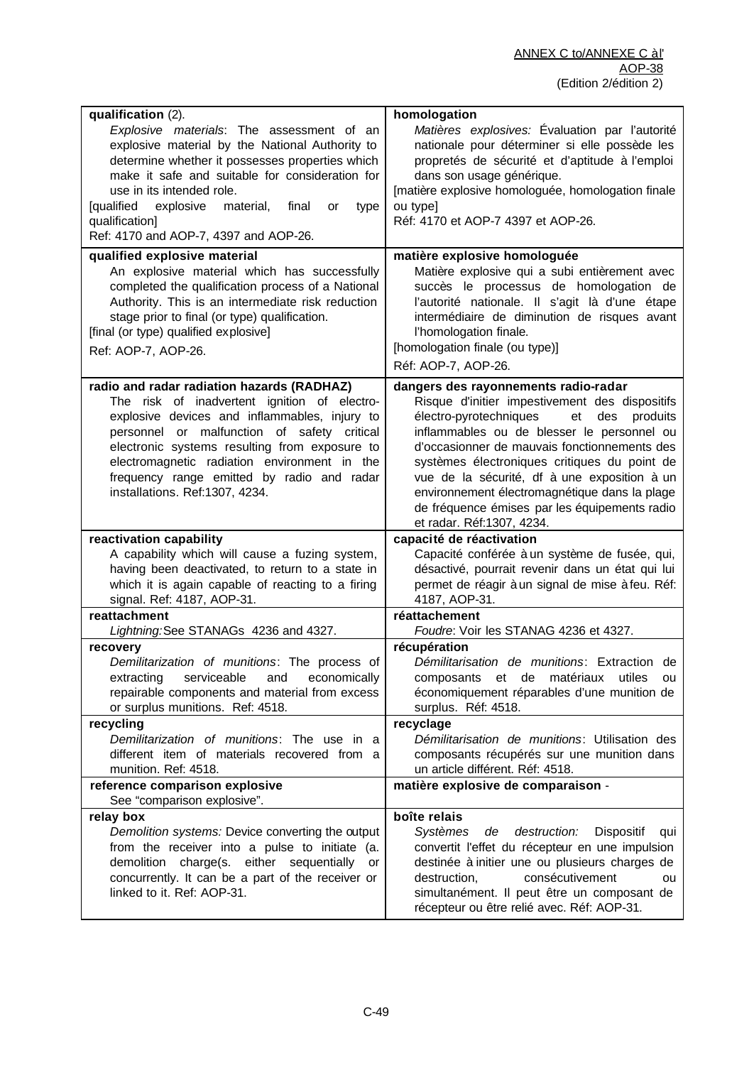| | |
|---|---|
| **qualification** (2).<br>*Explosive materials*: The assessment of an explosive material by the National Authority to determine whether it possesses properties which make it safe and suitable for consideration for use in its intended role.<br>[qualified explosive material, final or type qualification]<br>Ref: 4170 and AOP-7, 4397 and AOP-26. | **homologation**<br>*Matières explosives:* Évaluation par l'autorité nationale pour déterminer si elle possède les propretés de sécurité et d'aptitude à l'emploi dans son usage générique.<br>[matière explosive homologuée, homologation finale ou type]<br>Réf: 4170 et AOP-7 4397 et AOP-26. |
| **qualified explosive material**<br>An explosive material which has successfully completed the qualification process of a National Authority. This is an intermediate risk reduction stage prior to final (or type) qualification.<br>[final (or type) qualified explosive]<br>Ref: AOP-7, AOP-26. | **matière explosive homologuée**<br>Matière explosive qui a subi entièrement avec succès le processus de homologation de l'autorité nationale. Il s'agit là d'une étape intermédiaire de diminution de risques avant l'homologation finale.<br>[homologation finale (ou type)]<br>Réf: AOP-7, AOP-26. |
| **radio and radar radiation hazards (RADHAZ)**<br>The risk of inadvertent ignition of electro-explosive devices and inflammables, injury to personnel or malfunction of safety critical electronic systems resulting from exposure to electromagnetic radiation environment in the frequency range emitted by radio and radar installations. Ref:1307, 4234. | **dangers des rayonnements radio-radar**<br>Risque d'initier impestivement des dispositifs électro-pyrotechniques et des produits inflammables ou de blesser le personnel ou d'occasionner de mauvais fonctionnements des systèmes électroniques critiques du point de vue de la sécurité, df à une exposition à un environnement électromagnétique dans la plage de fréquence émises par les équipements radio et radar. Réf:1307, 4234. |
| **reactivation capability**<br>A capability which will cause a fuzing system, having been deactivated, to return to a state in which it is again capable of reacting to a firing signal. Ref: 4187, AOP-31. | **capacité de réactivation**<br>Capacité conférée à un système de fusée, qui, désactivé, pourrait revenir dans un état qui lui permet de réagir à un signal de mise à feu. Réf: 4187, AOP-31. |
| **reattachment**<br>*Lightning:* See STANAGs 4236 and 4327. | **réattachement**<br>*Foudre*: Voir les STANAG 4236 et 4327. |
| **recovery**<br>*Demilitarization of munitions*: The process of extracting serviceable and economically repairable components and material from excess or surplus munitions. Ref: 4518. | **récupération**<br>*Démilitarisation de munitions*: Extraction de composants et de matériaux utiles ou économiquement réparables d'une munition de surplus. Réf: 4518. |
| **recycling**<br>*Demilitarization of munitions*: The use in a different item of materials recovered from a munition. Ref: 4518. | **recyclage**<br>*Démilitarisation de munitions*: Utilisation des composants récupérés sur une munition dans un article différent. Réf: 4518. |
| **reference comparison explosive**<br>See "comparison explosive". | **matière explosive de comparaison** - |
| **relay box**<br>*Demolition systems:* Device converting the output from the receiver into a pulse to initiate (a. demolition charge(s. either sequentially or concurrently. It can be a part of the receiver or linked to it. Ref: AOP-31. | **boîte relais**<br>*Systèmes de destruction:* Dispositif qui convertit l'effet du récepteur en une impulsion destinée à initier une ou plusieurs charges de destruction, consécutivement ou simultanément. Il peut être un composant de récepteur ou être relié avec. Réf: AOP-31. |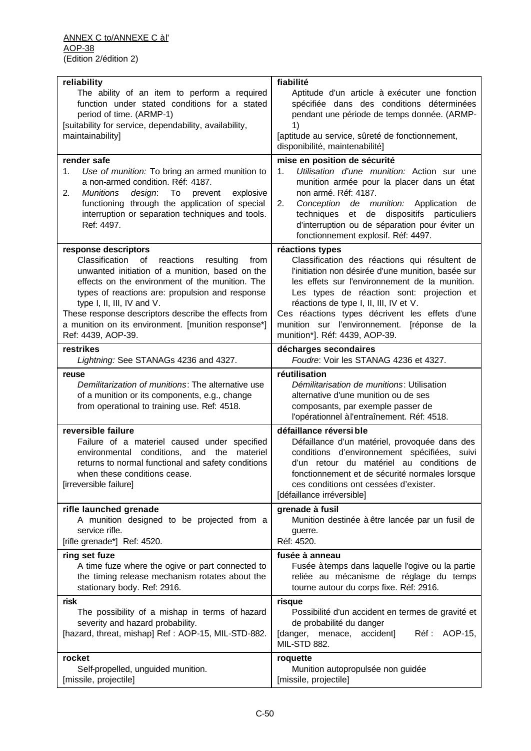ANNEX C to/ANNEXE C à l'
AOP-38
(Edition 2/édition 2)

| English | Français |
|---|---|
| **reliability**<br>The ability of an item to perform a required function under stated conditions for a stated period of time. (ARMP-1)<br>[suitability for service, dependability, availability, maintainability] | **fiabilité**<br>Aptitude d'un article à exécuter une fonction spécifiée dans des conditions déterminées pendant une période de temps donnée. (ARMP-1)<br>[aptitude au service, sûreté de fonctionnement, disponibilité, maintenabilité] |
| **render safe**<br>1. *Use of munition:* To bring an armed munition to a non-armed condition. Réf: 4187.<br>2. *Munitions design*: To prevent explosive functioning through the application of special interruption or separation techniques and tools. Ref: 4497. | **mise en position de sécurité**<br>1. *Utilisation d'une munition:* Action sur une munition armée pour la placer dans un état non armé. Réf: 4187.<br>2. *Conception de munition:* Application de techniques et de dispositifs particuliers d'interruption ou de séparation pour éviter un fonctionnement explosif. Réf: 4497. |
| **response descriptors**<br>Classification of reactions resulting from unwanted initiation of a munition, based on the effects on the environment of the munition. The types of reactions are: propulsion and response type I, II, III, IV and V.<br>These response descriptors describe the effects from a munition on its environment. [munition response*] Ref: 4439, AOP-39. | **réactions types**<br>Classification des réactions qui résultent de l'initiation non désirée d'une munition, basée sur les effets sur l'environnement de la munition. Les types de réaction sont: projection et réactions de type I, II, III, IV et V.<br>Ces réactions types décrivent les effets d'une munition sur l'environnement. [réponse de la munition*]. Réf: 4439, AOP-39. |
| **restrikes**<br>*Lightning:* See STANAGs 4236 and 4327. | **décharges secondaires**<br>*Foudre*: Voir les STANAG 4236 et 4327. |
| **reuse**<br>*Demilitarization of munitions*: The alternative use of a munition or its components, e.g., change from operational to training use. Ref: 4518. | **réutilisation**<br>*Démilitarisation de munitions*: Utilisation alternative d'une munition ou de ses composants, par exemple passer de l'opérationnel à l'entraînement. Réf: 4518. |
| **reversible failure**<br>Failure of a materiel caused under specified environmental conditions, and the materiel returns to normal functional and safety conditions when these conditions cease.<br>[irreversible failure] | **défaillance réversible**<br>Défaillance d'un matériel, provoquée dans des conditions d'environnement spécifiées, suivi d'un retour du matériel au conditions de fonctionnement et de sécurité normales lorsque ces conditions ont cessées d'exister.<br>[défaillance irréversible] |
| **rifle launched grenade**<br>A munition designed to be projected from a service rifle.<br>[rifle grenade*] Ref: 4520. | **grenade à fusil**<br>Munition destinée à être lancée par un fusil de guerre.<br>Réf: 4520. |
| **ring set fuze**<br>A time fuze where the ogive or part connected to the timing release mechanism rotates about the stationary body. Ref: 2916. | **fusée à anneau**<br>Fusée à temps dans laquelle l'ogive ou la partie reliée au mécanisme de réglage du temps tourne autour du corps fixe. Réf: 2916. |
| **risk**<br>The possibility of a mishap in terms of hazard severity and hazard probability.<br>[hazard, threat, mishap] Ref : AOP-15, MIL-STD-882. | **risque**<br>Possibilité d'un accident en termes de gravité et de probabilité du danger<br>[danger, menace, accident] Réf : AOP-15, MIL-STD 882. |
| **rocket**<br>Self-propelled, unguided munition.<br>[missile, projectile] | **roquette**<br>Munition autopropulsée non guidée<br>[missile, projectile] |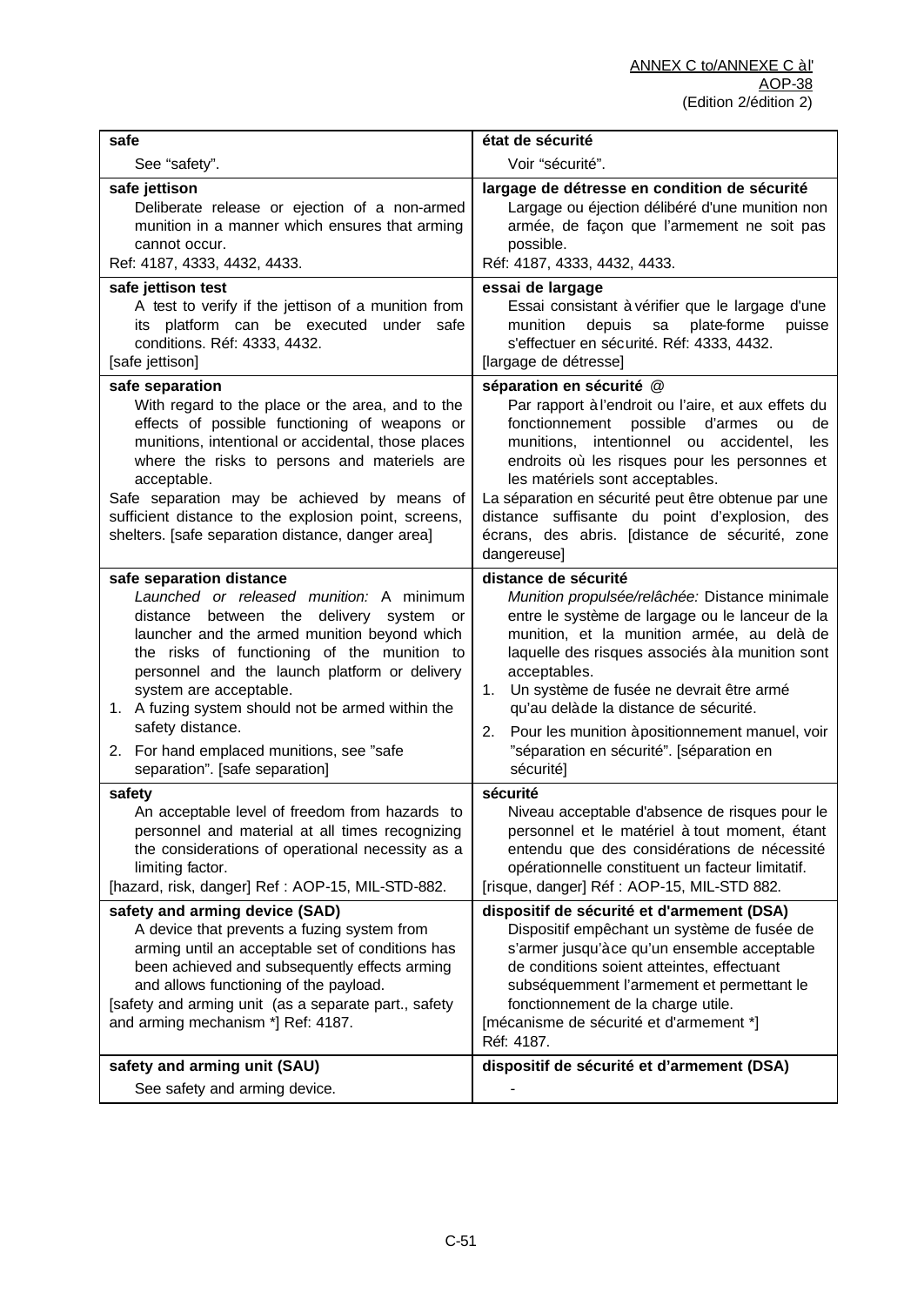| | |
|---|---|
| **safe**<br>See "safety". | **état de sécurité**<br>Voir "sécurité". |
| **safe jettison**<br>Deliberate release or ejection of a non-armed munition in a manner which ensures that arming cannot occur.<br>Ref: 4187, 4333, 4432, 4433. | **largage de détresse en condition de sécurité**<br>Largage ou éjection délibéré d'une munition non armée, de façon que l'armement ne soit pas possible.<br>Réf: 4187, 4333, 4432, 4433. |
| **safe jettison test**<br>A test to verify if the jettison of a munition from its platform can be executed under safe conditions. Réf: 4333, 4432.<br>[safe jettison] | **essai de largage**<br>Essai consistant à vérifier que le largage d'une munition depuis sa plate-forme puisse s'effectuer en sécurité. Réf: 4333, 4432.<br>[largage de détresse] |
| **safe separation**<br>With regard to the place or the area, and to the effects of possible functioning of weapons or munitions, intentional or accidental, those places where the risks to persons and materiels are acceptable.<br>Safe separation may be achieved by means of sufficient distance to the explosion point, screens, shelters. [safe separation distance, danger area] | **séparation en sécurité @**<br>Par rapport à l'endroit ou l'aire, et aux effets du fonctionnement possible d'armes ou de munitions, intentionnel ou accidentel, les endroits où les risques pour les personnes et les matériels sont acceptables.<br>La séparation en sécurité peut être obtenue par une distance suffisante du point d'explosion, des écrans, des abris. [distance de sécurité, zone dangereuse] |
| **safe separation distance**<br>*Launched or released munition:* A minimum distance between the delivery system or launcher and the armed munition beyond which the risks of functioning of the munition to personnel and the launch platform or delivery system are acceptable.<br>1. A fuzing system should not be armed within the safety distance.<br>2. For hand emplaced munitions, see "safe separation". [safe separation] | **distance de sécurité**<br>*Munition propulsée/relâchée:* Distance minimale entre le système de largage ou le lanceur de la munition, et la munition armée, au delà de laquelle des risques associés à la munition sont acceptables.<br>1. Un système de fusée ne devrait être armé qu'au delà de la distance de sécurité.<br>2. Pour les munition à positionnement manuel, voir "séparation en sécurité". [séparation en sécurité] |
| **safety**<br>An acceptable level of freedom from hazards to personnel and material at all times recognizing the considerations of operational necessity as a limiting factor.<br>[hazard, risk, danger] Ref : AOP-15, MIL-STD-882. | **sécurité**<br>Niveau acceptable d'absence de risques pour le personnel et le matériel à tout moment, étant entendu que des considérations de nécessité opérationnelle constituent un facteur limitatif.<br>[risque, danger] Réf : AOP-15, MIL-STD 882. |
| **safety and arming device (SAD)**<br>A device that prevents a fuzing system from arming until an acceptable set of conditions has been achieved and subsequently effects arming and allows functioning of the payload.<br>[safety and arming unit (as a separate part., safety and arming mechanism *] Ref: 4187. | **dispositif de sécurité et d'armement (DSA)**<br>Dispositif empêchant un système de fusée de s'armer jusqu'à ce qu'un ensemble acceptable de conditions soient atteintes, effectuant subséquemment l'armement et permettant le fonctionnement de la charge utile.<br>[mécanisme de sécurité et d'armement *]<br>Réf: 4187. |
| **safety and arming unit (SAU)**<br>See safety and arming device. | **dispositif de sécurité et d'armement (DSA)**<br>- |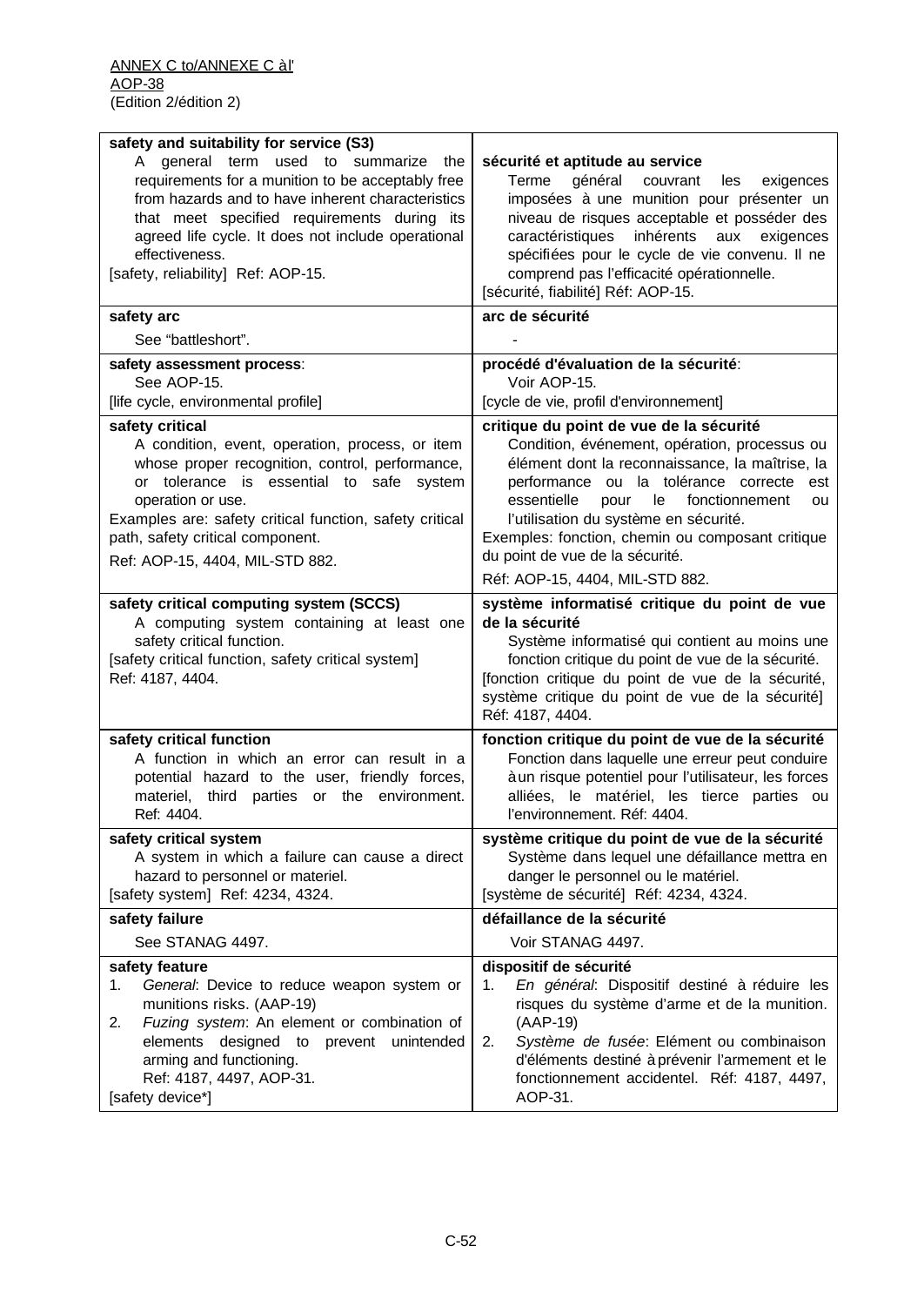ANNEX C to/ANNEXE C àl'
AOP-38
(Edition 2/édition 2)

| | |
|---|---|
| **safety and suitability for service (S3)**<br>A general term used to summarize the requirements for a munition to be acceptably free from hazards and to have inherent characteristics that meet specified requirements during its agreed life cycle. It does not include operational effectiveness.<br>[safety, reliability] Ref: AOP-15. | **sécurité et aptitude au service**<br>Terme général couvrant les exigences imposées à une munition pour présenter un niveau de risques acceptable et posséder des caractéristiques inhérents aux exigences spécifiées pour le cycle de vie convenu. Il ne comprend pas l'efficacité opérationnelle.<br>[sécurité, fiabilité] Réf: AOP-15. |
| **safety arc**<br>See "battleshort". | **arc de sécurité**<br>- |
| **safety assessment process**:<br>See AOP-15.<br>[life cycle, environmental profile] | **procédé d'évaluation de la sécurité**:<br>Voir AOP-15.<br>[cycle de vie, profil d'environnement] |
| **safety critical**<br>A condition, event, operation, process, or item whose proper recognition, control, performance, or tolerance is essential to safe system operation or use.<br>Examples are: safety critical function, safety critical path, safety critical component.<br>Ref: AOP-15, 4404, MIL-STD 882. | **critique du point de vue de la sécurité**<br>Condition, événement, opération, processus ou élément dont la reconnaissance, la maîtrise, la performance ou la tolérance correcte est essentielle pour le fonctionnement ou l'utilisation du système en sécurité.<br>Exemples: fonction, chemin ou composant critique du point de vue de la sécurité.<br>Réf: AOP-15, 4404, MIL-STD 882. |
| **safety critical computing system (SCCS)**<br>A computing system containing at least one safety critical function.<br>[safety critical function, safety critical system]<br>Ref: 4187, 4404. | **système informatisé critique du point de vue de la sécurité**<br>Système informatisé qui contient au moins une fonction critique du point de vue de la sécurité.<br>[fonction critique du point de vue de la sécurité, système critique du point de vue de la sécurité]<br>Réf: 4187, 4404. |
| **safety critical function**<br>A function in which an error can result in a potential hazard to the user, friendly forces, materiel, third parties or the environment. Ref: 4404. | **fonction critique du point de vue de la sécurité**<br>Fonction dans laquelle une erreur peut conduire à un risque potentiel pour l'utilisateur, les forces alliées, le matériel, les tierce parties ou l'environnement. Réf: 4404. |
| **safety critical system**<br>A system in which a failure can cause a direct hazard to personnel or materiel.<br>[safety system] Ref: 4234, 4324. | **système critique du point de vue de la sécurité**<br>Système dans lequel une défaillance mettra en danger le personnel ou le matériel.<br>[système de sécurité] Réf: 4234, 4324. |
| **safety failure**<br>See STANAG 4497. | **défaillance de la sécurité**<br>Voir STANAG 4497. |
| **safety feature**<br>1. *General*: Device to reduce weapon system or munitions risks. (AAP-19)<br>2. *Fuzing system*: An element or combination of elements designed to prevent unintended arming and functioning.<br>Ref: 4187, 4497, AOP-31.<br>[safety device*] | **dispositif de sécurité**<br>1. *En général*: Dispositif destiné à réduire les risques du système d'arme et de la munition. (AAP-19)<br>2. *Système de fusée*: Elément ou combinaison d'éléments destiné à prévenir l'armement et le fonctionnement accidentel. Réf: 4187, 4497, AOP-31. |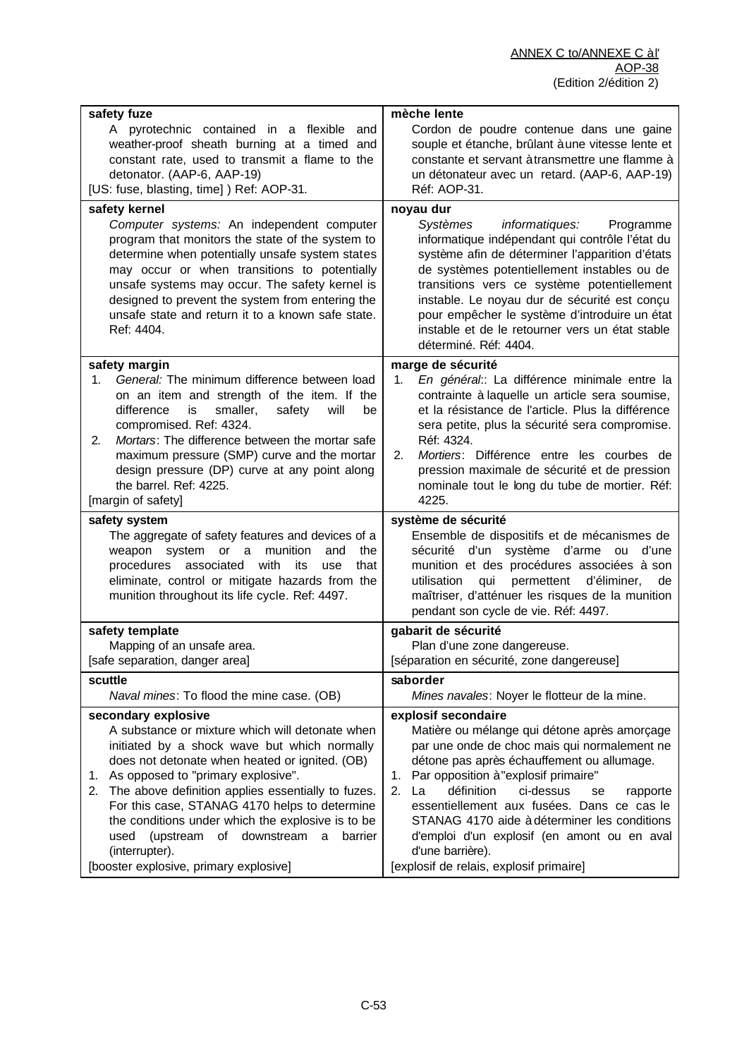| safety fuze | mèche lente |
| --- | --- |
| A pyrotechnic contained in a flexible and weather-proof sheath burning at a timed and constant rate, used to transmit a flame to the detonator. (AAP-6, AAP-19)<br>[US: fuse, blasting, time] ) Ref: AOP-31. | Cordon de poudre contenue dans une gaine souple et étanche, brûlant à une vitesse lente et constante et servant à transmettre une flamme à un détonateur avec un retard. (AAP-6, AAP-19) Réf: AOP-31. |
| **safety kernel**<br>*Computer systems:* An independent computer program that monitors the state of the system to determine when potentially unsafe system states may occur or when transitions to potentially unsafe systems may occur. The safety kernel is designed to prevent the system from entering the unsafe state and return it to a known safe state. Ref: 4404. | **noyau dur**<br>*Systèmes informatiques:* Programme informatique indépendant qui contrôle l'état du système afin de déterminer l'apparition d'états de systèmes potentiellement instables ou de transitions vers ce système potentiellement instable. Le noyau dur de sécurité est conçu pour empêcher le système d'introduire un état instable et de le retourner vers un état stable déterminé. Réf: 4404. |
| **safety margin**<br>1. *General:* The minimum difference between load on an item and strength of the item. If the difference is smaller, safety will be compromised. Ref: 4324.<br>2. *Mortars*: The difference between the mortar safe maximum pressure (SMP) curve and the mortar design pressure (DP) curve at any point along the barrel. Ref: 4225.<br>[margin of safety] | **marge de sécurité**<br>1. *En général*:: La différence minimale entre la contrainte à laquelle un article sera soumise, et la résistance de l'article. Plus la différence sera petite, plus la sécurité sera compromise. Réf: 4324.<br>2. *Mortiers*: Différence entre les courbes de pression maximale de sécurité et de pression nominale tout le long du tube de mortier. Réf: 4225. |
| **safety system**<br>The aggregate of safety features and devices of a weapon system or a munition and the procedures associated with its use that eliminate, control or mitigate hazards from the munition throughout its life cycle. Ref: 4497. | **système de sécurité**<br>Ensemble de dispositifs et de mécanismes de sécurité d'un système d'arme ou d'une munition et des procédures associées à son utilisation qui permettent d'éliminer, de maîtriser, d'atténuer les risques de la munition pendant son cycle de vie. Réf: 4497. |
| **safety template**<br>Mapping of an unsafe area.<br>[safe separation, danger area] | **gabarit de sécurité**<br>Plan d'une zone dangereuse.<br>[séparation en sécurité, zone dangereuse] |
| **scuttle**<br>*Naval mines*: To flood the mine case. (OB) | **saborder**<br>*Mines navales*: Noyer le flotteur de la mine. |
| **secondary explosive**<br>A substance or mixture which will detonate when initiated by a shock wave but which normally does not detonate when heated or ignited. (OB)<br>1. As opposed to "primary explosive".<br>2. The above definition applies essentially to fuzes. For this case, STANAG 4170 helps to determine the conditions under which the explosive is to be used (upstream of downstream a barrier (interrupter).<br>[booster explosive, primary explosive] | **explosif secondaire**<br>Matière ou mélange qui détone après amorçage par une onde de choc mais qui normalement ne détone pas après échauffement ou allumage.<br>1. Par opposition à "explosif primaire"<br>2. La définition ci-dessus se rapporte essentiellement aux fusées. Dans ce cas le STANAG 4170 aide à déterminer les conditions d'emploi d'un explosif (en amont ou en aval d'une barrière).<br>[explosif de relais, explosif primaire] |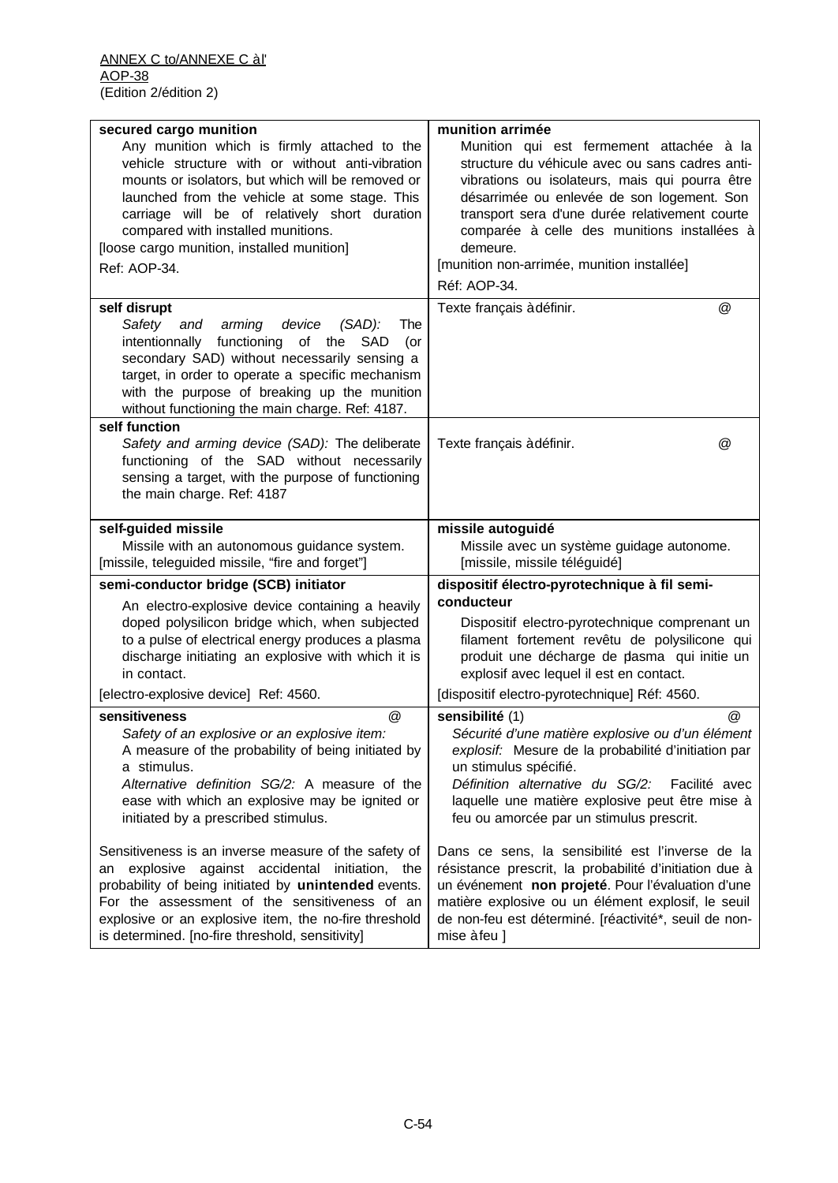| | |
|---|---|
| **secured cargo munition**<br>Any munition which is firmly attached to the vehicle structure with or without anti-vibration mounts or isolators, but which will be removed or launched from the vehicle at some stage. This carriage will be of relatively short duration compared with installed munitions.<br>[loose cargo munition, installed munition]<br>Ref: AOP-34. | **munition arrimée**<br>Munition qui est fermement attachée à la structure du véhicule avec ou sans cadres anti-vibrations ou isolateurs, mais qui pourra être désarrimée ou enlevée de son logement. Son transport sera d'une durée relativement courte comparée à celle des munitions installées à demeure.<br>[munition non-arrimée, munition installée]<br>Réf: AOP-34. |
| **self disrupt**<br>*Safety and arming device (SAD):* The intentionnally functioning of the SAD (or secondary SAD) without necessarily sensing a target, in order to operate a specific mechanism with the purpose of breaking up the munition without functioning the main charge. Ref: 4187. | Texte français à définir. @ |
| **self function**<br>*Safety and arming device (SAD):* The deliberate functioning of the SAD without necessarily sensing a target, with the purpose of functioning the main charge. Ref: 4187 | Texte français à définir. @ |
| **self-guided missile**<br>Missile with an autonomous guidance system.<br>[missile, teleguided missile, "fire and forget"] | **missile autoguidé**<br>Missile avec un système guidage autonome.<br>[missile, missile téléguidé] |
| **semi-conductor bridge (SCB) initiator**<br>An electro-explosive device containing a heavily doped polysilicon bridge which, when subjected to a pulse of electrical energy produces a plasma discharge initiating an explosive with which it is in contact.<br>[electro-explosive device] Ref: 4560. | **dispositif électro-pyrotechnique à fil semi-conducteur**<br>Dispositif electro-pyrotechnique comprenant un filament fortement revêtu de polysilicone qui produit une décharge de plasma qui initie un explosif avec lequel il est en contact.<br>[dispositif electro-pyrotechnique] Réf: 4560. |
| **sensitiveness** @<br>*Safety of an explosive or an explosive item:*<br>A measure of the probability of being initiated by a stimulus.<br>*Alternative definition SG/2:* A measure of the ease with which an explosive may be ignited or initiated by a prescribed stimulus.<br><br>Sensitiveness is an inverse measure of the safety of an explosive against accidental initiation, the probability of being initiated by **unintended** events. For the assessment of the sensitiveness of an explosive or an explosive item, the no-fire threshold is determined. [no-fire threshold, sensitivity] | **sensibilité** (1) @<br>*Sécurité d'une matière explosive ou d'un élément explosif:* Mesure de la probabilité d'initiation par un stimulus spécifié.<br>*Définition alternative du SG/2:* Facilité avec laquelle une matière explosive peut être mise à feu ou amorcée par un stimulus prescrit.<br><br>Dans ce sens, la sensibilité est l'inverse de la résistance prescrit, la probabilité d'initiation due à un événement **non projeté**. Pour l'évaluation d'une matière explosive ou un élément explosif, le seuil de non-feu est déterminé. [réactivité*, seuil de non-mise à feu ] |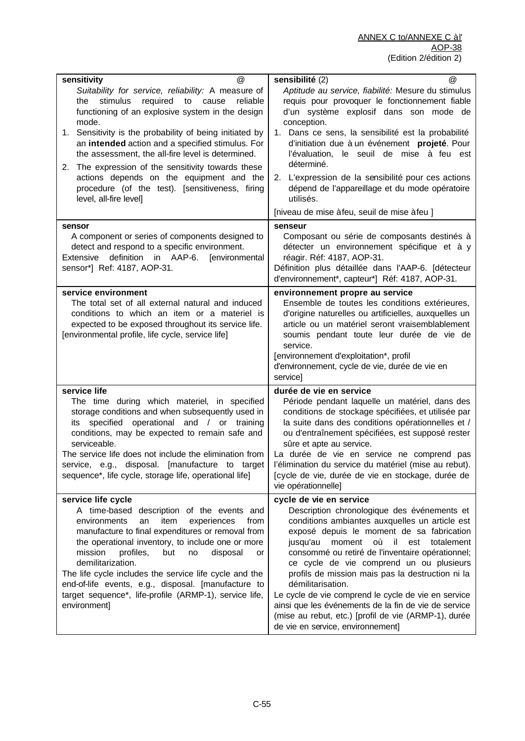| | |
|---|---|
| **sensitivity** @<br>*Suitability for service, reliability:* A measure of the stimulus required to cause reliable functioning of an explosive system in the design mode.<br>1. Sensitivity is the probability of being initiated by an **intended** action and a specified stimulus. For the assessment, the all-fire level is determined.<br>2. The expression of the sensitivity towards these actions depends on the equipment and the procedure (of the test). [sensitiveness, firing level, all-fire level] | **sensibilité** (2) @<br>*Aptitude au service, fiabilité:* Mesure du stimulus requis pour provoquer le fonctionnement fiable d'un système explosif dans son mode de conception.<br>1. Dans ce sens, la sensibilité est la probabilité d'initiation due à un événement **projeté**. Pour l'évaluation, le seuil de mise à feu est déterminé.<br>2. L'expression de la sensibilité pour ces actions dépend de l'appareillage et du mode opératoire utilisés.<br>[niveau de mise à feu, seuil de mise à feu ] |
| **sensor**<br>A component or series of components designed to detect and respond to a specific environment.<br>Extensive definition in AAP-6. [environmental sensor*] Ref: 4187, AOP-31. | **senseur**<br>Composant ou série de composants destinés à détecter un environnement spécifique et à y réagir. Réf: 4187, AOP-31.<br>Définition plus détaillée dans l'AAP-6. [détecteur d'environnement*, capteur*] Réf: 4187, AOP-31. |
| **service environment**<br>The total set of all external natural and induced conditions to which an item or a materiel is expected to be exposed throughout its service life.<br>[environmental profile, life cycle, service life] | **environnement propre au service**<br>Ensemble de toutes les conditions extérieures, d'origine naturelles ou artificielles, auxquelles un article ou un matériel seront vraisemblablement soumis pendant toute leur durée de vie de service.<br>[environnement d'exploitation*, profil d'environnement, cycle de vie, durée de vie en service] |
| **service life**<br>The time during which materiel, in specified storage conditions and when subsequently used in its specified operational and / or training conditions, may be expected to remain safe and serviceable.<br>The service life does not include the elimination from service, e.g., disposal. [manufacture to target sequence*, life cycle, storage life, operational life] | **durée de vie en service**<br>Période pendant laquelle un matériel, dans des conditions de stockage spécifiées, et utilisée par la suite dans des conditions opérationnelles et / ou d'entraînement spécifiées, est supposé rester sûre et apte au service.<br>La durée de vie en service ne comprend pas l'élimination du service du matériel (mise au rebut). [cycle de vie, durée de vie en stockage, durée de vie opérationnelle] |
| **service life cycle**<br>A time-based description of the events and environments an item experiences from manufacture to final expenditures or removal from the operational inventory, to include one or more mission profiles, but no disposal or demilitarization.<br>The life cycle includes the service life cycle and the end-of-life events, e.g., disposal. [manufacture to target sequence*, life-profile (ARMP-1), service life, environment] | **cycle de vie en service**<br>Description chronologique des événements et conditions ambiantes auxquelles un article est exposé depuis le moment de sa fabrication jusqu'au moment où il est totalement consommé ou retiré de l'inventaire opérationnel; ce cycle de vie comprend un ou plusieurs profils de mission mais pas la destruction ni la démilitarisation.<br>Le cycle de vie comprend le cycle de vie en service ainsi que les événements de la fin de vie de service (mise au rebut, etc.) [profil de vie (ARMP-1), durée de vie en service, environnement] |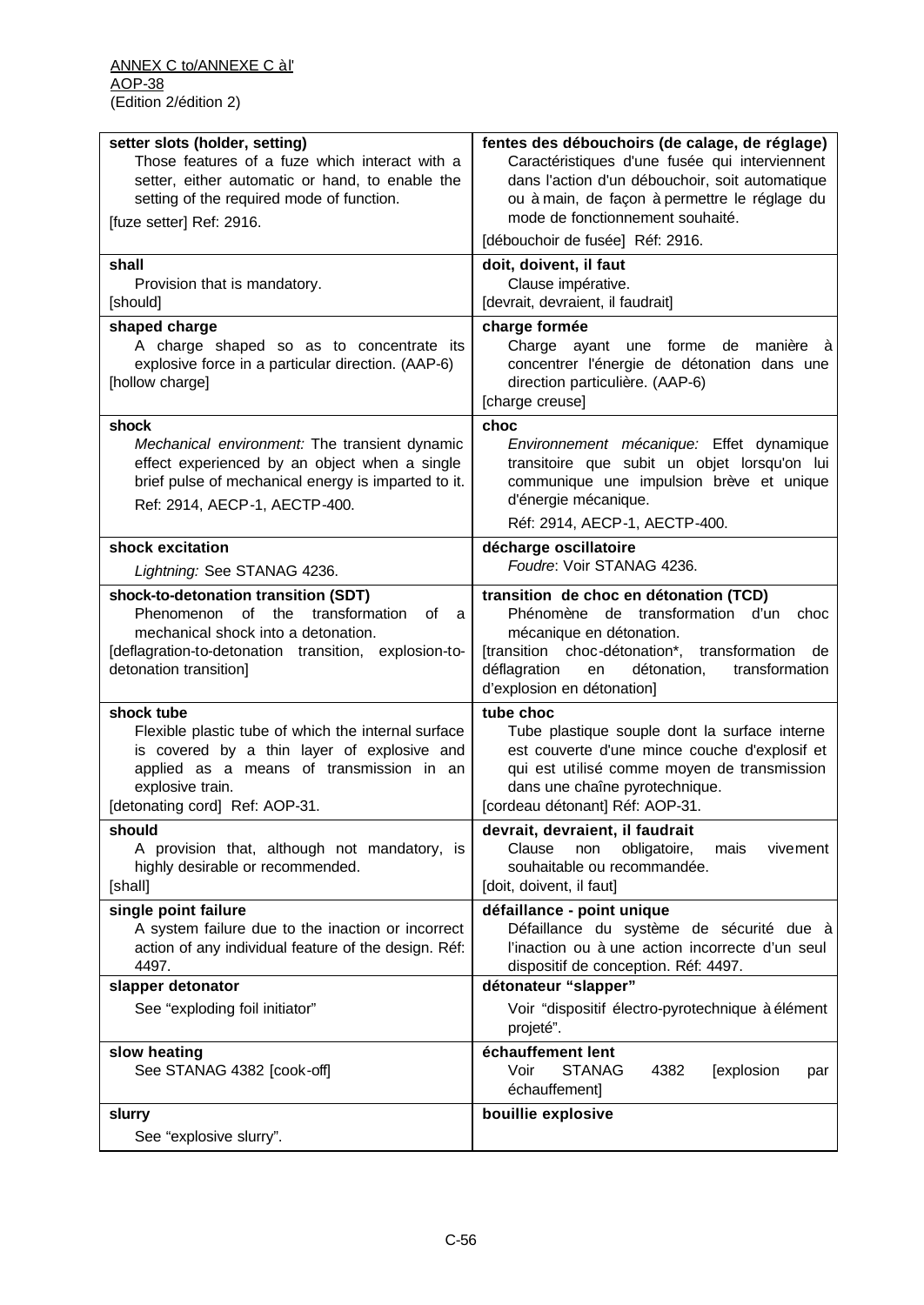| setter slots (holder, setting) Those features of a fuze which interact with a setter, either automatic or hand, to enable the setting of the required mode of function. [fuze setter] Ref: 2916. | fentes des débouchoirs (de calage, de réglage) Caractéristiques d'une fusée qui interviennent dans l'action d'un débouchoir, soit automatique ou à main, de façon à permettre le réglage du mode de fonctionnement souhaité. [débouchoir de fusée] Réf: 2916. |
|---|---|
| **shall** Provision that is mandatory. [should] | **doit, doivent, il faut** Clause impérative. [devrait, devraient, il faudrait] |
| **shaped charge** A charge shaped so as to concentrate its explosive force in a particular direction. (AAP-6) [hollow charge] | **charge formée** Charge ayant une forme de manière à concentrer l'énergie de détonation dans une direction particulière. (AAP-6) [charge creuse] |
| **shock** *Mechanical environment:* The transient dynamic effect experienced by an object when a single brief pulse of mechanical energy is imparted to it. Ref: 2914, AECP-1, AECTP-400. | **choc** *Environnement mécanique:* Effet dynamique transitoire que subit un objet lorsqu'on lui communique une impulsion brève et unique d'énergie mécanique. Réf: 2914, AECP-1, AECTP-400. |
| **shock excitation** *Lightning:* See STANAG 4236. | **décharge oscillatoire** *Foudre*: Voir STANAG 4236. |
| **shock-to-detonation transition (SDT)** Phenomenon of the transformation of a mechanical shock into a detonation. [deflagration-to-detonation transition, explosion-to-detonation transition] | **transition de choc en détonation (TCD)** Phénomène de transformation d'un choc mécanique en détonation. [transition choc-détonation*, transformation de déflagration en détonation, transformation d'explosion en détonation] |
| **shock tube** Flexible plastic tube of which the internal surface is covered by a thin layer of explosive and applied as a means of transmission in an explosive train. [detonating cord] Ref: AOP-31. | **tube choc** Tube plastique souple dont la surface interne est couverte d'une mince couche d'explosif et qui est utilisé comme moyen de transmission dans une chaîne pyrotechnique. [cordeau détonant] Réf: AOP-31. |
| **should** A provision that, although not mandatory, is highly desirable or recommended. [shall] | **devrait, devraient, il faudrait** Clause non obligatoire, mais vivement souhaitable ou recommandée. [doit, doivent, il faut] |
| **single point failure** A system failure due to the inaction or incorrect action of any individual feature of the design. Réf: 4497. | **défaillance - point unique** Défaillance du système de sécurité due à l'inaction ou à une action incorrecte d'un seul dispositif de conception. Réf: 4497. |
| **slapper detonator** See "exploding foil initiator" | **détonateur "slapper"** Voir "dispositif électro-pyrotechnique à élément projeté". |
| **slow heating** See STANAG 4382 [cook-off] | **échauffement lent** Voir STANAG 4382 [explosion par échauffement] |
| **slurry** See "explosive slurry". | **bouillie explosive** |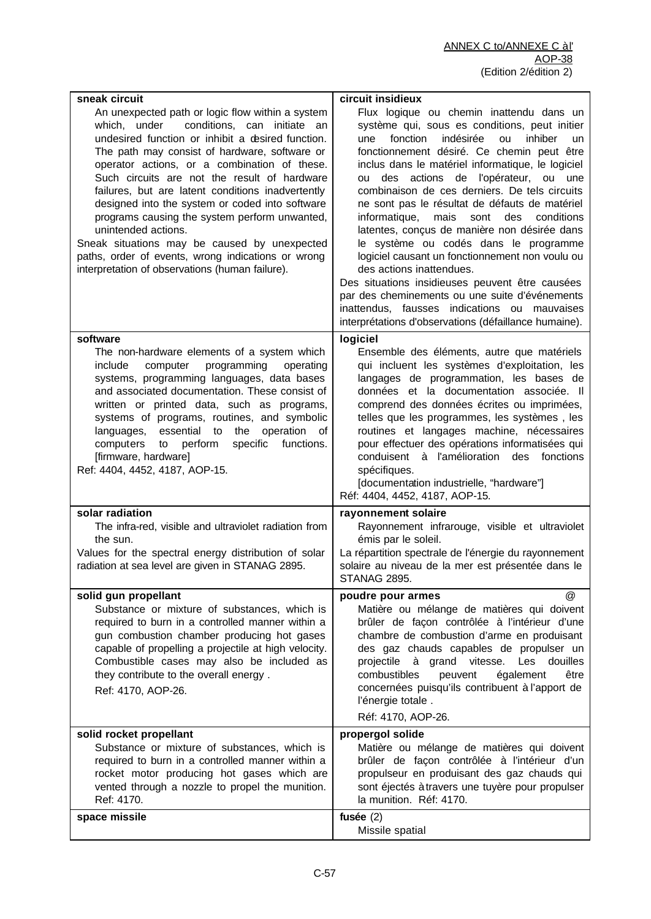| English | Français |
|---|---|
| **sneak circuit**<br>An unexpected path or logic flow within a system which, under conditions, can initiate an undesired function or inhibit a desired function. The path may consist of hardware, software or operator actions, or a combination of these. Such circuits are not the result of hardware failures, but are latent conditions inadvertently designed into the system or coded into software programs causing the system perform unwanted, unintended actions.<br>Sneak situations may be caused by unexpected paths, order of events, wrong indications or wrong interpretation of observations (human failure). | **circuit insidieux**<br>Flux logique ou chemin inattendu dans un système qui, sous es conditions, peut initier une fonction indésirée ou inhiber un fonctionnement désiré. Ce chemin peut être inclus dans le matériel informatique, le logiciel ou des actions de l'opérateur, ou une combinaison de ces derniers. De tels circuits ne sont pas le résultat de défauts de matériel informatique, mais sont des conditions latentes, conçus de manière non désirée dans le système ou codés dans le programme logiciel causant un fonctionnement non voulu ou des actions inattendues.<br>Des situations insidieuses peuvent être causées par des cheminements ou une suite d'événements inattendus, fausses indications ou mauvaises interprétations d'observations (défaillance humaine). |
| **software**<br>The non-hardware elements of a system which include computer programming operating systems, programming languages, data bases and associated documentation. These consist of written or printed data, such as programs, systems of programs, routines, and symbolic languages, essential to the operation of computers to perform specific functions. [firmware, hardware]<br>Ref: 4404, 4452, 4187, AOP-15. | **logiciel**<br>Ensemble des éléments, autre que matériels qui incluent les systèmes d'exploitation, les langages de programmation, les bases de données et la documentation associée. Il comprend des données écrites ou imprimées, telles que les programmes, les systèmes , les routines et langages machine, nécessaires pour effectuer des opérations informatisées qui conduisent à l'amélioration des fonctions spécifiques.<br>[documentation industrielle, "hardware"]<br>Réf: 4404, 4452, 4187, AOP-15. |
| **solar radiation**<br>The infra-red, visible and ultraviolet radiation from the sun.<br>Values for the spectral energy distribution of solar radiation at sea level are given in STANAG 2895. | **rayonnement solaire**<br>Rayonnement infrarouge, visible et ultraviolet émis par le soleil.<br>La répartition spectrale de l'énergie du rayonnement solaire au niveau de la mer est présentée dans le STANAG 2895. |
| **solid gun propellant**<br>Substance or mixture of substances, which is required to burn in a controlled manner within a gun combustion chamber producing hot gases capable of propelling a projectile at high velocity. Combustible cases may also be included as they contribute to the overall energy .<br>Ref: 4170, AOP-26. | **poudre pour armes** @<br>Matière ou mélange de matières qui doivent brûler de façon contrôlée à l'intérieur d'une chambre de combustion d'arme en produisant des gaz chauds capables de propulser un projectile à grand vitesse. Les douilles combustibles peuvent également être concernées puisqu'ils contribuent à l'apport de l'énergie totale .<br>Réf: 4170, AOP-26. |
| **solid rocket propellant**<br>Substance or mixture of substances, which is required to burn in a controlled manner within a rocket motor producing hot gases which are vented through a nozzle to propel the munition.<br>Ref: 4170. | **propergol solide**<br>Matière ou mélange de matières qui doivent brûler de façon contrôlée à l'intérieur d'un propulseur en produisant des gaz chauds qui sont éjectés à travers une tuyère pour propulser la munition. Réf: 4170. |
| **space missile** | **fusée** (2)<br>Missile spatial |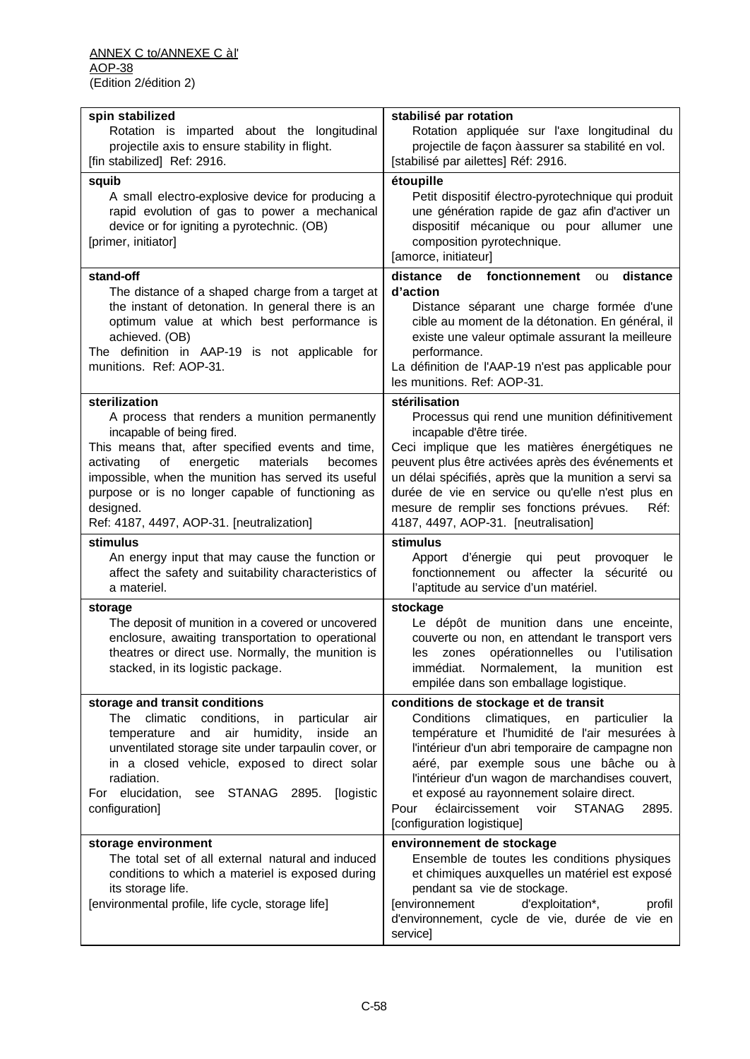| | |
|---|---|
| **spin stabilized**<br>Rotation is imparted about the longitudinal projectile axis to ensure stability in flight.<br>[fin stabilized] Ref: 2916. | **stabilisé par rotation**<br>Rotation appliquée sur l'axe longitudinal du projectile de façon à assurer sa stabilité en vol.<br>[stabilisé par ailettes] Réf: 2916. |
| **squib**<br>A small electro-explosive device for producing a rapid evolution of gas to power a mechanical device or for igniting a pyrotechnic. (OB)<br>[primer, initiator] | **étoupille**<br>Petit dispositif électro-pyrotechnique qui produit une génération rapide de gaz afin d'activer un dispositif mécanique ou pour allumer une composition pyrotechnique.<br>[amorce, initiateur] |
| **stand-off**<br>The distance of a shaped charge from a target at the instant of detonation. In general there is an optimum value at which best performance is achieved. (OB)<br>The definition in AAP-19 is not applicable for munitions. Ref: AOP-31. | **distance de fonctionnement** ou **distance d'action**<br>Distance séparant une charge formée d'une cible au moment de la détonation. En général, il existe une valeur optimale assurant la meilleure performance.<br>La définition de l'AAP-19 n'est pas applicable pour les munitions. Ref: AOP-31. |
| **sterilization**<br>A process that renders a munition permanently incapable of being fired.<br>This means that, after specified events and time, activating of energetic materials becomes impossible, when the munition has served its useful purpose or is no longer capable of functioning as designed.<br>Ref: 4187, 4497, AOP-31. [neutralization] | **stérilisation**<br>Processus qui rend une munition définitivement incapable d'être tirée.<br>Ceci implique que les matières énergétiques ne peuvent plus être activées après des événements et un délai spécifiés, après que la munition a servi sa durée de vie en service ou qu'elle n'est plus en mesure de remplir ses fonctions prévues. Réf: 4187, 4497, AOP-31. [neutralisation] |
| **stimulus**<br>An energy input that may cause the function or affect the safety and suitability characteristics of a materiel. | **stimulus**<br>Apport d'énergie qui peut provoquer le fonctionnement ou affecter la sécurité ou l'aptitude au service d'un matériel. |
| **storage**<br>The deposit of munition in a covered or uncovered enclosure, awaiting transportation to operational theatres or direct use. Normally, the munition is stacked, in its logistic package. | **stockage**<br>Le dépôt de munition dans une enceinte, couverte ou non, en attendant le transport vers les zones opérationnelles ou l'utilisation immédiat. Normalement, la munition est empilée dans son emballage logistique. |
| **storage and transit conditions**<br>The climatic conditions, in particular air temperature and air humidity, inside an unventilated storage site under tarpaulin cover, or in a closed vehicle, exposed to direct solar radiation.<br>For elucidation, see STANAG 2895. [logistic configuration] | **conditions de stockage et de transit**<br>Conditions climatiques, en particulier la température et l'humidité de l'air mesurées à l'intérieur d'un abri temporaire de campagne non aéré, par exemple sous une bâche ou à l'intérieur d'un wagon de marchandises couvert, et exposé au rayonnement solaire direct.<br>Pour éclaircissement voir STANAG 2895. [configuration logistique] |
| **storage environment**<br>The total set of all external natural and induced conditions to which a materiel is exposed during its storage life.<br>[environmental profile, life cycle, storage life] | **environnement de stockage**<br>Ensemble de toutes les conditions physiques et chimiques auxquelles un matériel est exposé pendant sa vie de stockage.<br>[environnement d'exploitation*, profil d'environnement, cycle de vie, durée de vie en service] |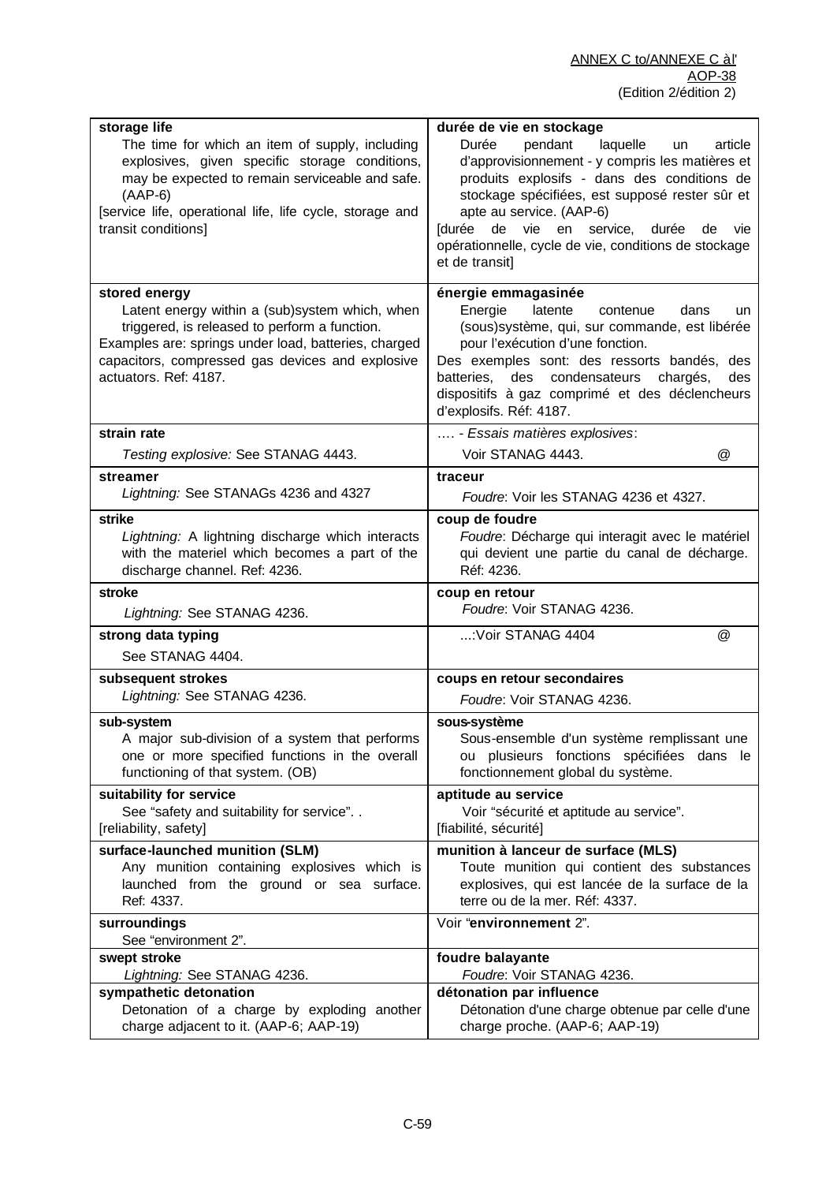| | |
|---|---|
| **storage life**<br>The time for which an item of supply, including explosives, given specific storage conditions, may be expected to remain serviceable and safe. (AAP-6)<br>[service life, operational life, life cycle, storage and transit conditions] | **durée de vie en stockage**<br>Durée pendant laquelle un article d'approvisionnement - y compris les matières et produits explosifs - dans des conditions de stockage spécifiées, est supposé rester sûr et apte au service. (AAP-6)<br>[durée de vie en service, durée de vie opérationnelle, cycle de vie, conditions de stockage et de transit] |
| **stored energy**<br>Latent energy within a (sub)system which, when triggered, is released to perform a function.<br>Examples are: springs under load, batteries, charged capacitors, compressed gas devices and explosive actuators. Ref: 4187. | **énergie emmagasinée**<br>Energie latente contenue dans un (sous)système, qui, sur commande, est libérée pour l'exécution d'une fonction.<br>Des exemples sont: des ressorts bandés, des batteries, des condensateurs chargés, des dispositifs à gaz comprimé et des déclencheurs d'explosifs. Réf: 4187. |
| **strain rate**<br>*Testing explosive:* See STANAG 4443. | …. - *Essais matières explosives*:<br>Voir STANAG 4443. @ |
| **streamer**<br>*Lightning:* See STANAGs 4236 and 4327 | **traceur**<br>*Foudre*: Voir les STANAG 4236 et 4327. |
| **strike**<br>*Lightning:* A lightning discharge which interacts with the materiel which becomes a part of the discharge channel. Ref: 4236. | **coup de foudre**<br>*Foudre*: Décharge qui interagit avec le matériel qui devient une partie du canal de décharge. Réf: 4236. |
| **stroke**<br>*Lightning:* See STANAG 4236. | **coup en retour**<br>*Foudre*: Voir STANAG 4236. |
| **strong data typing**<br>See STANAG 4404. | ...:Voir STANAG 4404 @ |
| **subsequent strokes**<br>*Lightning:* See STANAG 4236. | **coups en retour secondaires**<br>*Foudre*: Voir STANAG 4236. |
| **sub-system**<br>A major sub-division of a system that performs one or more specified functions in the overall functioning of that system. (OB) | **sous-système**<br>Sous-ensemble d'un système remplissant une ou plusieurs fonctions spécifiées dans le fonctionnement global du système. |
| **suitability for service**<br>See "safety and suitability for service". .<br>[reliability, safety] | **aptitude au service**<br>Voir "sécurité et aptitude au service".<br>[fiabilité, sécurité] |
| **surface-launched munition (SLM)**<br>Any munition containing explosives which is launched from the ground or sea surface. Ref: 4337. | **munition à lanceur de surface (MLS)**<br>Toute munition qui contient des substances explosives, qui est lancée de la surface de la terre ou de la mer. Réf: 4337. |
| **surroundings**<br>See "environment 2". | Voir "**environnement** 2". |
| **swept stroke**<br>*Lightning:* See STANAG 4236. | **foudre balayante**<br>*Foudre*: Voir STANAG 4236. |
| **sympathetic detonation**<br>Detonation of a charge by exploding another charge adjacent to it. (AAP-6; AAP-19) | **détonation par influence**<br>Détonation d'une charge obtenue par celle d'une charge proche. (AAP-6; AAP-19) |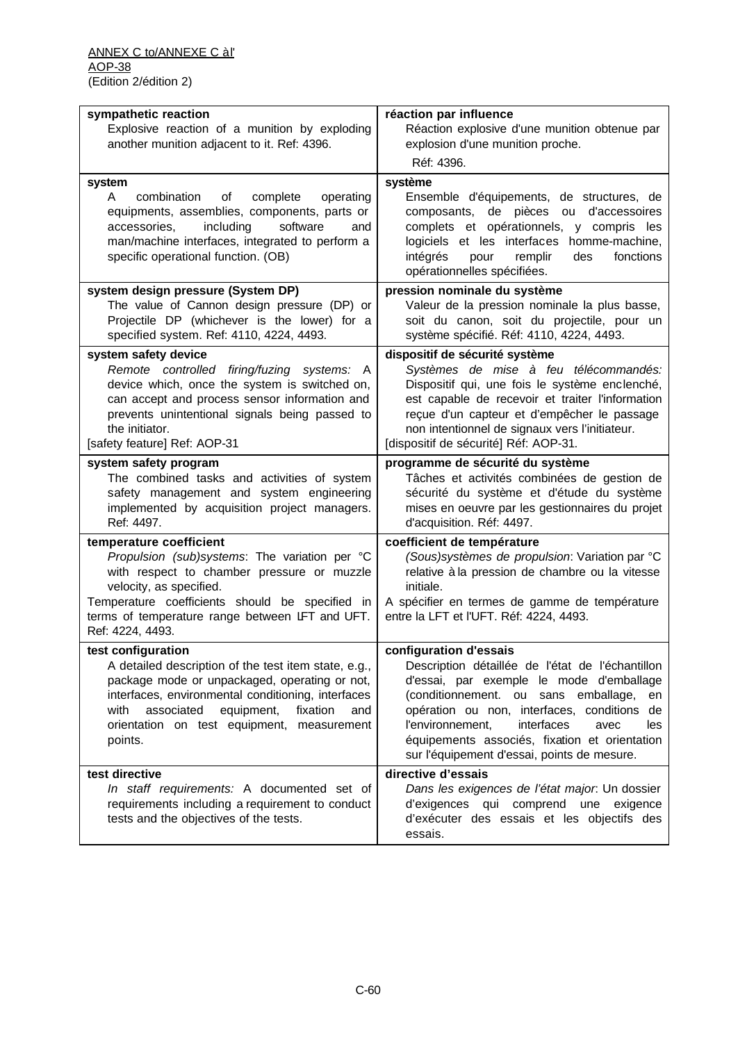| | |
|---|---|
| **sympathetic reaction**<br>Explosive reaction of a munition by exploding another munition adjacent to it. Ref: 4396. | **réaction par influence**<br>Réaction explosive d'une munition obtenue par explosion d'une munition proche.<br>Réf: 4396. |
| **system**<br>A combination of complete operating equipments, assemblies, components, parts or accessories, including software and man/machine interfaces, integrated to perform a specific operational function. (OB) | **système**<br>Ensemble d'équipements, de structures, de composants, de pièces ou d'accessoires complets et opérationnels, y compris les logiciels et les interfaces homme-machine, intégrés pour remplir des fonctions opérationnelles spécifiées. |
| **system design pressure (System DP)**<br>The value of Cannon design pressure (DP) or Projectile DP (whichever is the lower) for a specified system. Ref: 4110, 4224, 4493. | **pression nominale du système**<br>Valeur de la pression nominale la plus basse, soit du canon, soit du projectile, pour un système spécifié. Réf: 4110, 4224, 4493. |
| **system safety device**<br>*Remote controlled firing/fuzing systems:* A device which, once the system is switched on, can accept and process sensor information and prevents unintentional signals being passed to the initiator.<br>[safety feature] Ref: AOP-31 | **dispositif de sécurité système**<br>*Systèmes de mise à feu télécommandés:* Dispositif qui, une fois le système enclenché, est capable de recevoir et traiter l'information reçue d'un capteur et d'empêcher le passage non intentionnel de signaux vers l'initiateur.<br>[dispositif de sécurité] Réf: AOP-31. |
| **system safety program**<br>The combined tasks and activities of system safety management and system engineering implemented by acquisition project managers. Ref: 4497. | **programme de sécurité du système**<br>Tâches et activités combinées de gestion de sécurité du système et d'étude du système mises en oeuvre par les gestionnaires du projet d'acquisition. Réf: 4497. |
| **temperature coefficient**<br>*Propulsion (sub)systems*: The variation per °C with respect to chamber pressure or muzzle velocity, as specified.<br>Temperature coefficients should be specified in terms of temperature range between LFT and UFT. Ref: 4224, 4493. | **coefficient de température**<br>*(Sous)systèmes de propulsion*: Variation par °C relative à la pression de chambre ou la vitesse initiale.<br>A spécifier en termes de gamme de température entre la LFT et l'UFT. Réf: 4224, 4493. |
| **test configuration**<br>A detailed description of the test item state, e.g., package mode or unpackaged, operating or not, interfaces, environmental conditioning, interfaces with associated equipment, fixation and orientation on test equipment, measurement points. | **configuration d'essais**<br>Description détaillée de l'état de l'échantillon d'essai, par exemple le mode d'emballage (conditionnement. ou sans emballage, en opération ou non, interfaces, conditions de l'environnement, interfaces avec les équipements associés, fixation et orientation sur l'équipement d'essai, points de mesure. |
| **test directive**<br>*In staff requirements:* A documented set of requirements including a requirement to conduct tests and the objectives of the tests. | **directive d'essais**<br>*Dans les exigences de l'état major*: Un dossier d'exigences qui comprend une exigence d'exécuter des essais et les objectifs des essais. |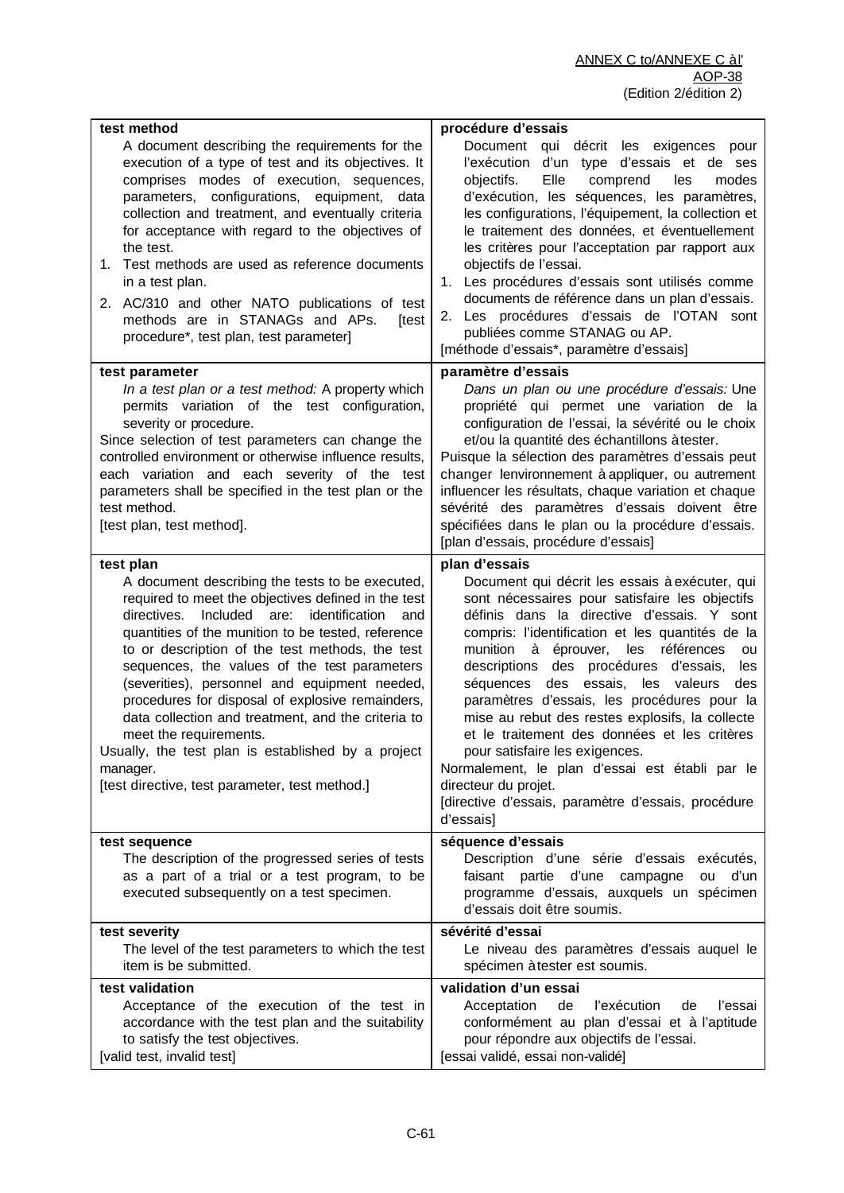| | |
|---|---|
| **test method**<br>A document describing the requirements for the execution of a type of test and its objectives. It comprises modes of execution, sequences, parameters, configurations, equipment, data collection and treatment, and eventually criteria for acceptance with regard to the objectives of the test.<br>1. Test methods are used as reference documents in a test plan.<br>2. AC/310 and other NATO publications of test methods are in STANAGs and APs. [test procedure*, test plan, test parameter] | **procédure d'essais**<br>Document qui décrit les exigences pour l'exécution d'un type d'essais et de ses objectifs. Elle comprend les modes d'exécution, les séquences, les paramètres, les configurations, l'équipement, la collection et le traitement des données, et éventuellement les critères pour l'acceptation par rapport aux objectifs de l'essai.<br>1. Les procédures d'essais sont utilisés comme documents de référence dans un plan d'essais.<br>2. Les procédures d'essais de l'OTAN sont publiées comme STANAG ou AP.<br>[méthode d'essais*, paramètre d'essais] |
| **test parameter**<br>*In a test plan or a test method:* A property which permits variation of the test configuration, severity or procedure.<br>Since selection of test parameters can change the controlled environment or otherwise influence results, each variation and each severity of the test parameters shall be specified in the test plan or the test method.<br>[test plan, test method]. | **paramètre d'essais**<br>*Dans un plan ou une procédure d'essais:* Une propriété qui permet une variation de la configuration de l'essai, la sévérité ou le choix et/ou la quantité des échantillons à tester.<br>Puisque la sélection des paramètres d'essais peut changer lenvironnement à appliquer, ou autrement influencer les résultats, chaque variation et chaque sévérité des paramètres d'essais doivent être spécifiées dans le plan ou la procédure d'essais.<br>[plan d'essais, procédure d'essais] |
| **test plan**<br>A document describing the tests to be executed, required to meet the objectives defined in the test directives. Included are: identification and quantities of the munition to be tested, reference to or description of the test methods, the test sequences, the values of the test parameters (severities), personnel and equipment needed, procedures for disposal of explosive remainders, data collection and treatment, and the criteria to meet the requirements.<br>Usually, the test plan is established by a project manager.<br>[test directive, test parameter, test method.] | **plan d'essais**<br>Document qui décrit les essais à exécuter, qui sont nécessaires pour satisfaire les objectifs définis dans la directive d'essais. Y sont compris: l'identification et les quantités de la munition à éprouver, les références ou descriptions des procédures d'essais, les séquences des essais, les valeurs des paramètres d'essais, les procédures pour la mise au rebut des restes explosifs, la collecte et le traitement des données et les critères pour satisfaire les exigences.<br>Normalement, le plan d'essai est établi par le directeur du projet.<br>[directive d'essais, paramètre d'essais, procédure d'essais] |
| **test sequence**<br>The description of the progressed series of tests as a part of a trial or a test program, to be executed subsequently on a test specimen. | **séquence d'essais**<br>Description d'une série d'essais exécutés, faisant partie d'une campagne ou d'un programme d'essais, auxquels un spécimen d'essais doit être soumis. |
| **test severity**<br>The level of the test parameters to which the test item is be submitted. | **sévérité d'essai**<br>Le niveau des paramètres d'essais auquel le spécimen à tester est soumis. |
| **test validation**<br>Acceptance of the execution of the test in accordance with the test plan and the suitability to satisfy the test objectives.<br>[valid test, invalid test] | **validation d'un essai**<br>Acceptation de l'exécution de l'essai conformément au plan d'essai et à l'aptitude pour répondre aux objectifs de l'essai.<br>[essai validé, essai non-validé] |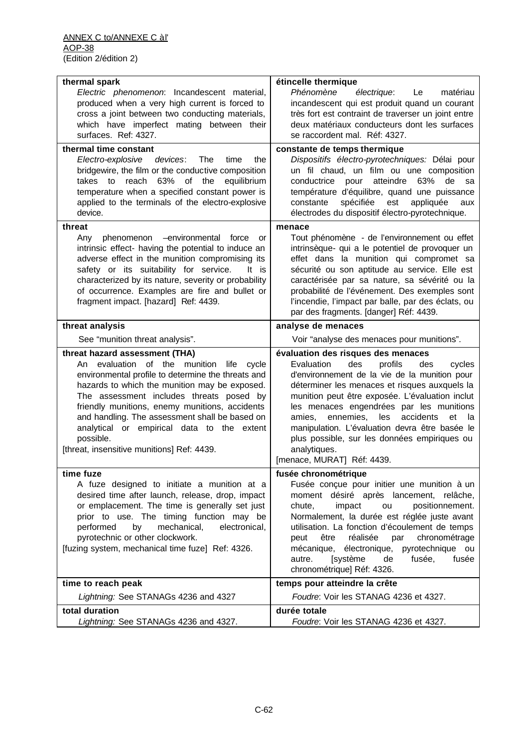| thermal spark | étincelle thermique |
|---|---|
| *Electric phenomenon*: Incandescent material, produced when a very high current is forced to cross a joint between two conducting materials, which have imperfect mating between their surfaces. Ref: 4327. | *Phénomène électrique*: Le matériau incandescent qui est produit quand un courant très fort est contraint de traverser un joint entre deux matériaux conducteurs dont les surfaces se raccordent mal. Réf: 4327. |
| **thermal time constant** | **constante de temps thermique** |
| *Electro-explosive devices*: The time the bridgewire, the film or the conductive composition takes to reach 63% of the equilibrium temperature when a specified constant power is applied to the terminals of the electro-explosive device. | *Dispositifs électro-pyrotechniques:* Délai pour un fil chaud, un film ou une composition conductrice pour atteindre 63% de sa température d'équilibre, quand une puissance constante spécifiée est appliquée aux électrodes du dispositif électro-pyrotechnique. |
| **threat** | **menace** |
| Any phenomenon –environmental force or intrinsic effect- having the potential to induce an adverse effect in the munition compromising its safety or its suitability for service. It is characterized by its nature, severity or probability of occurrence. Examples are fire and bullet or fragment impact. [hazard] Ref: 4439. | Tout phénomène - de l'environnement ou effet intrinsèque- qui a le potentiel de provoquer un effet dans la munition qui compromet sa sécurité ou son aptitude au service. Elle est caractérisée par sa nature, sa sévérité ou la probabilité de l'événement. Des exemples sont l'incendie, l'impact par balle, par des éclats, ou par des fragments. [danger] Réf: 4439. |
| **threat analysis** | **analyse de menaces** |
| See "munition threat analysis". | Voir "analyse des menaces pour munitions". |
| **threat hazard assessment (THA)** | **évaluation des risques des menaces** |
| An evaluation of the munition life cycle environmental profile to determine the threats and hazards to which the munition may be exposed. The assessment includes threats posed by friendly munitions, enemy munitions, accidents and handling. The assessment shall be based on analytical or empirical data to the extent possible.<br>[threat, insensitive munitions] Ref: 4439. | Evaluation des profils des cycles d'environnement de la vie de la munition pour déterminer les menaces et risques auxquels la munition peut être exposée. L'évaluation inclut les menaces engendrées par les munitions amies, ennemies, les accidents et la manipulation. L'évaluation devra être basée le plus possible, sur les données empiriques ou analytiques.<br>[menace, MURAT] Réf: 4439. |
| **time fuze** | **fusée chronométrique** |
| A fuze designed to initiate a munition at a desired time after launch, release, drop, impact or emplacement. The time is generally set just prior to use. The timing function may be performed by mechanical, electronical, pyrotechnic or other clockwork.<br>[fuzing system, mechanical time fuze] Ref: 4326. | Fusée conçue pour initier une munition à un moment désiré après lancement, relâche, chute, impact ou positionnement. Normalement, la durée est réglée juste avant utilisation. La fonction d'écoulement de temps peut être réalisée par chronométrage mécanique, électronique, pyrotechnique ou autre. [système de fusée, fusée chronométrique] Réf: 4326. |
| **time to reach peak** | **temps pour atteindre la crête** |
| *Lightning:* See STANAGs 4236 and 4327 | *Foudre*: Voir les STANAG 4236 et 4327. |
| **total duration** | **durée totale** |
| *Lightning:* See STANAGs 4236 and 4327. | *Foudre*: Voir les STANAG 4236 et 4327. |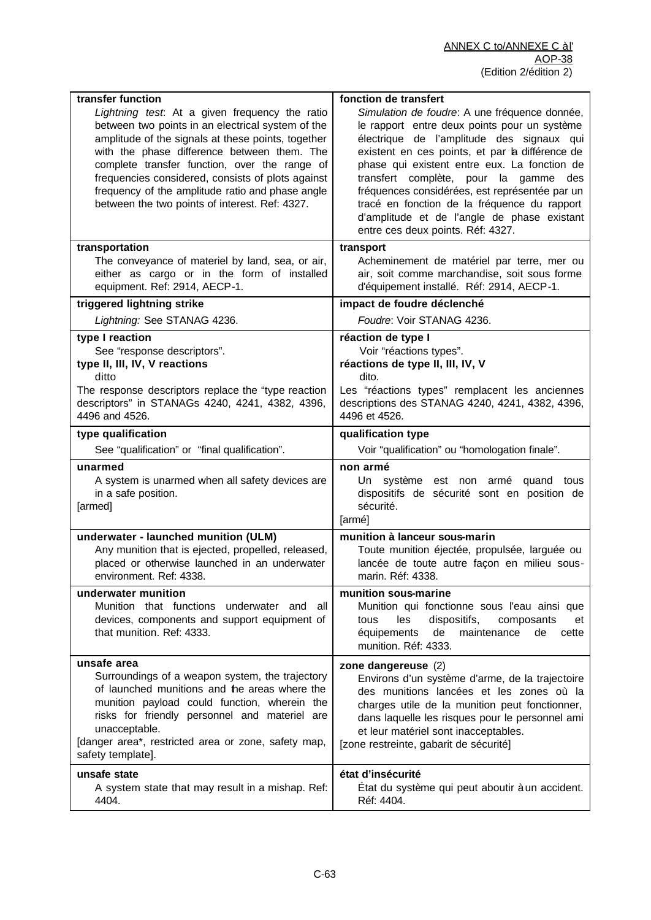| transfer function | fonction de transfert |
| --- | --- |
| *Lightning test*: At a given frequency the ratio between two points in an electrical system of the amplitude of the signals at these points, together with the phase difference between them. The complete transfer function, over the range of frequencies considered, consists of plots against frequency of the amplitude ratio and phase angle between the two points of interest. Ref: 4327. | *Simulation de foudre*: A une fréquence donnée, le rapport entre deux points pour un système électrique de l'amplitude des signaux qui existent en ces points, et par la différence de phase qui existent entre eux. La fonction de transfert complète, pour la gamme des fréquences considérées, est représentée par un tracé en fonction de la fréquence du rapport d'amplitude et de l'angle de phase existant entre ces deux points. Réf: 4327. |
| **transportation**<br>The conveyance of materiel by land, sea, or air, either as cargo or in the form of installed equipment. Ref: 2914, AECP-1. | **transport**<br>Acheminement de matériel par terre, mer ou air, soit comme marchandise, soit sous forme d'équipement installé. Réf: 2914, AECP-1. |
| **triggered lightning strike**<br>*Lightning:* See STANAG 4236. | **impact de foudre déclenché**<br>*Foudre*: Voir STANAG 4236. |
| **type I reaction**<br>See "response descriptors".<br>**type II, III, IV, V reactions**<br>ditto<br>The response descriptors replace the "type reaction descriptors" in STANAGs 4240, 4241, 4382, 4396, 4496 and 4526. | **réaction de type I**<br>Voir "réactions types".<br>**réactions de type II, III, IV, V**<br>dito.<br>Les "réactions types" remplacent les anciennes descriptions des STANAG 4240, 4241, 4382, 4396, 4496 et 4526. |
| **type qualification**<br>See "qualification" or "final qualification". | **qualification type**<br>Voir "qualification" ou "homologation finale". |
| **unarmed**<br>A system is unarmed when all safety devices are in a safe position.<br>[armed] | **non armé**<br>Un système est non armé quand tous dispositifs de sécurité sont en position de sécurité.<br>[armé] |
| **underwater - launched munition (ULM)**<br>Any munition that is ejected, propelled, released, placed or otherwise launched in an underwater environment. Ref: 4338. | **munition à lanceur sous-marin**<br>Toute munition éjectée, propulsée, larguée ou lancée de toute autre façon en milieu sous-marin. Réf: 4338. |
| **underwater munition**<br>Munition that functions underwater and all devices, components and support equipment of that munition. Ref: 4333. | **munition sous-marine**<br>Munition qui fonctionne sous l'eau ainsi que tous les dispositifs, composants et équipements de maintenance de cette munition. Réf: 4333. |
| **unsafe area**<br>Surroundings of a weapon system, the trajectory of launched munitions and the areas where the munition payload could function, wherein the risks for friendly personnel and materiel are unacceptable.<br>[danger area*, restricted area or zone, safety map, safety template]. | **zone dangereuse** (2)<br>Environs d'un système d'arme, de la trajectoire des munitions lancées et les zones où la charges utile de la munition peut fonctionner, dans laquelle les risques pour le personnel ami et leur matériel sont inacceptables.<br>[zone restreinte, gabarit de sécurité] |
| **unsafe state**<br>A system state that may result in a mishap. Ref: 4404. | **état d'insécurité**<br>État du système qui peut aboutir à un accident. Réf: 4404. |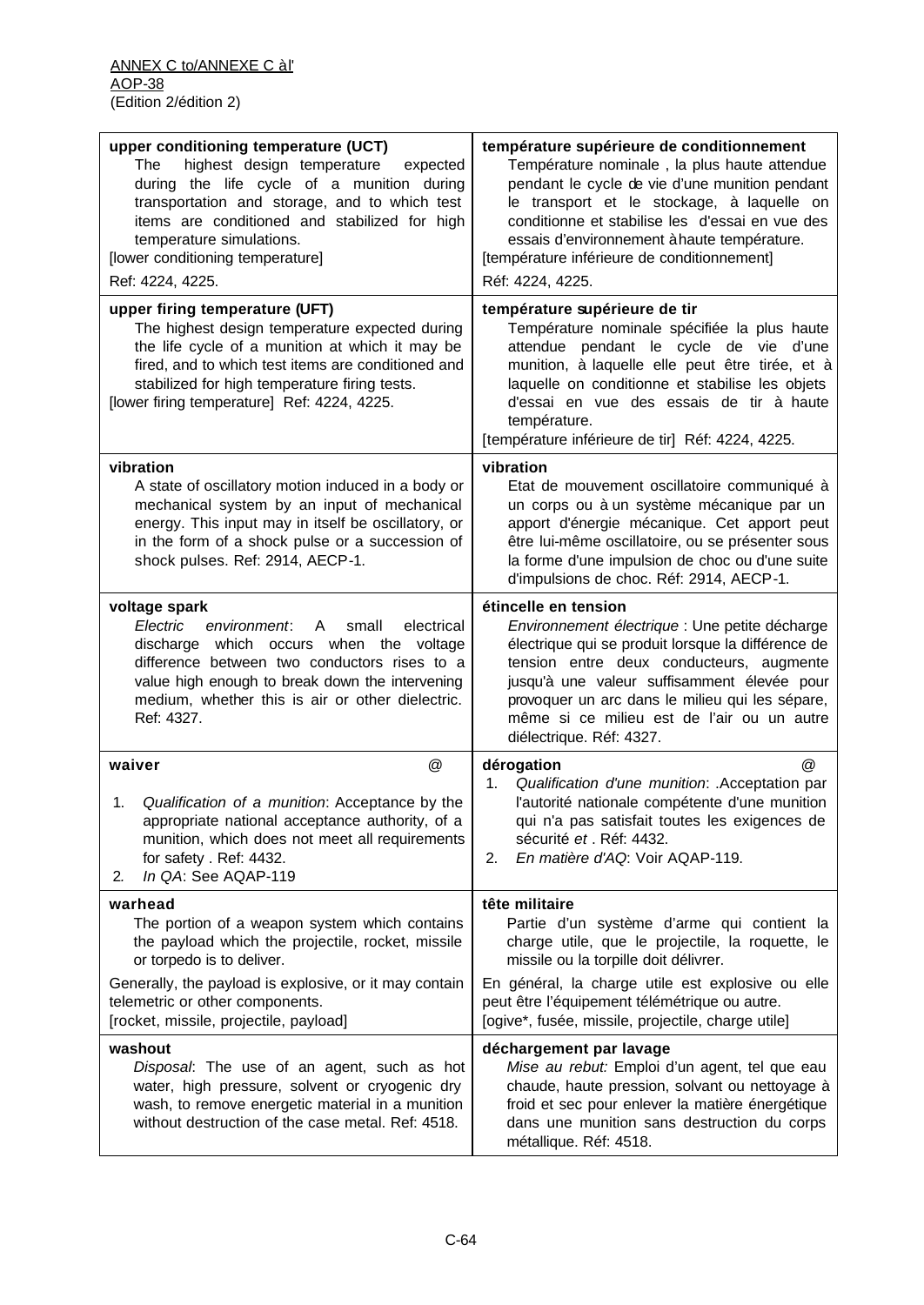| | |
|---|---|
| **upper conditioning temperature (UCT)**<br>The highest design temperature expected during the life cycle of a munition during transportation and storage, and to which test items are conditioned and stabilized for high temperature simulations.<br>[lower conditioning temperature]<br>Ref: 4224, 4225. | **température supérieure de conditionnement**<br>Température nominale , la plus haute attendue pendant le cycle de vie d'une munition pendant le transport et le stockage, à laquelle on conditionne et stabilise les d'essai en vue des essais d'environnement à haute température.<br>[température inférieure de conditionnement]<br>Réf: 4224, 4225. |
| **upper firing temperature (UFT)**<br>The highest design temperature expected during the life cycle of a munition at which it may be fired, and to which test items are conditioned and stabilized for high temperature firing tests.<br>[lower firing temperature] Ref: 4224, 4225. | **température supérieure de tir**<br>Température nominale spécifiée la plus haute attendue pendant le cycle de vie d'une munition, à laquelle elle peut être tirée, et à laquelle on conditionne et stabilise les objets d'essai en vue des essais de tir à haute température.<br>[température inférieure de tir] Réf: 4224, 4225. |
| **vibration**<br>A state of oscillatory motion induced in a body or mechanical system by an input of mechanical energy. This input may in itself be oscillatory, or in the form of a shock pulse or a succession of shock pulses. Ref: 2914, AECP-1. | **vibration**<br>Etat de mouvement oscillatoire communiqué à un corps ou à un système mécanique par un apport d'énergie mécanique. Cet apport peut être lui-même oscillatoire, ou se présenter sous la forme d'une impulsion de choc ou d'une suite d'impulsions de choc. Réf: 2914, AECP-1. |
| **voltage spark**<br>*Electric environment*: A small electrical discharge which occurs when the voltage difference between two conductors rises to a value high enough to break down the intervening medium, whether this is air or other dielectric. Ref: 4327. | **étincelle en tension**<br>*Environnement électrique* : Une petite décharge électrique qui se produit lorsque la différence de tension entre deux conducteurs, augmente jusqu'à une valeur suffisamment élevée pour provoquer un arc dans le milieu qui les sépare, même si ce milieu est de l'air ou un autre diélectrique. Réf: 4327. |
| **waiver** @<br>1. *Qualification of a munition*: Acceptance by the appropriate national acceptance authority, of a munition, which does not meet all requirements for safety . Ref: 4432.<br>2. *In QA*: See AQAP-119 | **dérogation** @<br>1. *Qualification d'une munition*: .Acceptation par l'autorité nationale compétente d'une munition qui n'a pas satisfait toutes les exigences de sécurité *et* . Réf: 4432.<br>2. *En matière d'AQ*: Voir AQAP-119. |
| **warhead**<br>The portion of a weapon system which contains the payload which the projectile, rocket, missile or torpedo is to deliver.<br>Generally, the payload is explosive, or it may contain telemetric or other components.<br>[rocket, missile, projectile, payload] | **tête militaire**<br>Partie d'un système d'arme qui contient la charge utile, que le projectile, la roquette, le missile ou la torpille doit délivrer.<br>En général, la charge utile est explosive ou elle peut être l'équipement télémétrique ou autre.<br>[ogive*, fusée, missile, projectile, charge utile] |
| **washout**<br>*Disposal*: The use of an agent, such as hot water, high pressure, solvent or cryogenic dry wash, to remove energetic material in a munition without destruction of the case metal. Ref: 4518. | **déchargement par lavage**<br>*Mise au rebut:* Emploi d'un agent, tel que eau chaude, haute pression, solvant ou nettoyage à froid et sec pour enlever la matière énergétique dans une munition sans destruction du corps métallique. Réf: 4518. |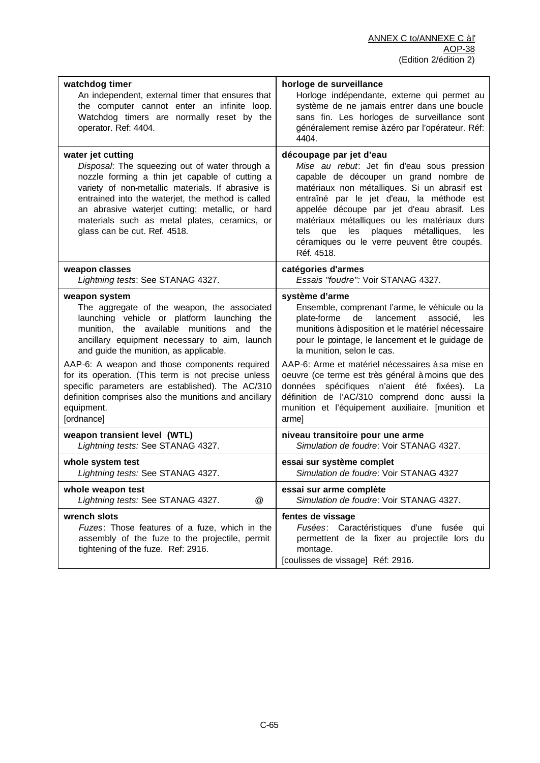| watchdog timer | horloge de surveillance |
|---|---|
| **watchdog timer**<br>An independent, external timer that ensures that the computer cannot enter an infinite loop. Watchdog timers are normally reset by the operator. Ref: 4404. | **horloge de surveillance**<br>Horloge indépendante, externe qui permet au système de ne jamais entrer dans une boucle sans fin. Les horloges de surveillance sont généralement remise à zéro par l'opérateur. Réf: 4404. |
| **water jet cutting**<br>*Disposal*: The squeezing out of water through a nozzle forming a thin jet capable of cutting a variety of non-metallic materials. If abrasive is entrained into the waterjet, the method is called an abrasive waterjet cutting; metallic, or hard materials such as metal plates, ceramics, or glass can be cut. Ref. 4518. | **découpage par jet d'eau**<br>*Mise au rebut*: Jet fin d'eau sous pression capable de découper un grand nombre de matériaux non métalliques. Si un abrasif est entraîné par le jet d'eau, la méthode est appelée découpe par jet d'eau abrasif. Les matériaux métalliques ou les matériaux durs tels que les plaques métalliques, les céramiques ou le verre peuvent être coupés. Réf. 4518. |
| **weapon classes**<br>*Lightning tests*: See STANAG 4327. | **catégories d'armes**<br>*Essais "foudre"*: Voir STANAG 4327. |
| **weapon system**<br>The aggregate of the weapon, the associated launching vehicle or platform launching the munition, the available munitions and the ancillary equipment necessary to aim, launch and guide the munition, as applicable.<br>AAP-6: A weapon and those components required for its operation. (This term is not precise unless specific parameters are established). The AC/310 definition comprises also the munitions and ancillary equipment.<br>[ordnance] | **système d'arme**<br>Ensemble, comprenant l'arme, le véhicule ou la plate-forme de lancement associé, les munitions à disposition et le matériel nécessaire pour le pointage, le lancement et le guidage de la munition, selon le cas.<br>AAP-6: Arme et matériel nécessaires à sa mise en oeuvre (ce terme est très général à moins que des données spécifiques n'aient été fixées). La définition de l'AC/310 comprend donc aussi la munition et l'équipement auxiliaire. [munition et arme] |
| **weapon transient level (WTL)**<br>*Lightning tests:* See STANAG 4327. | **niveau transitoire pour une arme**<br>*Simulation de foudre*: Voir STANAG 4327. |
| **whole system test**<br>*Lightning tests:* See STANAG 4327. | **essai sur système complet**<br>*Simulation de foudre*: Voir STANAG 4327 |
| **whole weapon test**<br>*Lightning tests:* See STANAG 4327. @ | **essai sur arme complète**<br>*Simulation de foudre*: Voir STANAG 4327. |
| **wrench slots**<br>*Fuzes*: Those features of a fuze, which in the assembly of the fuze to the projectile, permit tightening of the fuze. Ref: 2916. | **fentes de vissage**<br>*Fusées*: Caractéristiques d'une fusée qui permettent de la fixer au projectile lors du montage.<br>[coulisses de vissage] Réf: 2916. |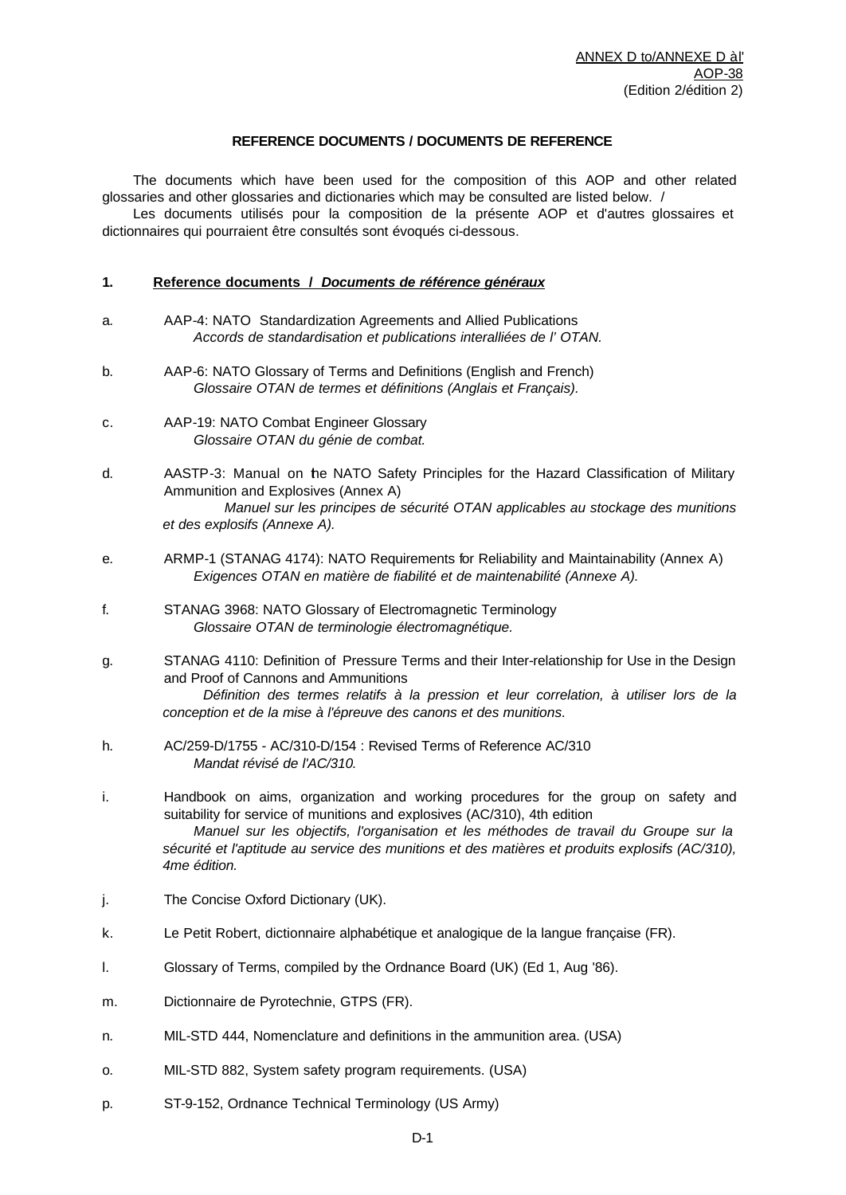ANNEX D to/ANNEXE D àl'
AOP-38
(Edition 2/édition 2)

**REFERENCE DOCUMENTS / DOCUMENTS DE REFERENCE**

The documents which have been used for the composition of this AOP and other related glossaries and other glossaries and dictionaries which may be consulted are listed below. /
Les documents utilisés pour la composition de la présente AOP et d'autres glossaires et dictionnaires qui pourraient être consultés sont évoqués ci-dessous.

**1. Reference documents / *Documents de référence généraux***

a. AAP-4: NATO Standardization Agreements and Allied Publications
*Accords de standardisation et publications interalliées de l' OTAN.*

b. AAP-6: NATO Glossary of Terms and Definitions (English and French)
*Glossaire OTAN de termes et définitions (Anglais et Français).*

c. AAP-19: NATO Combat Engineer Glossary
*Glossaire OTAN du génie de combat.*

d. AASTP-3: Manual on the NATO Safety Principles for the Hazard Classification of Military Ammunition and Explosives (Annex A)
*Manuel sur les principes de sécurité OTAN applicables au stockage des munitions et des explosifs (Annexe A).*

e. ARMP-1 (STANAG 4174): NATO Requirements for Reliability and Maintainability (Annex A)
*Exigences OTAN en matière de fiabilité et de maintenabilité (Annexe A).*

f. STANAG 3968: NATO Glossary of Electromagnetic Terminology
*Glossaire OTAN de terminologie électromagnétique.*

g. STANAG 4110: Definition of Pressure Terms and their Inter-relationship for Use in the Design and Proof of Cannons and Ammunitions
*Définition des termes relatifs à la pression et leur correlation, à utiliser lors de la conception et de la mise à l'épreuve des canons et des munitions.*

h. AC/259-D/1755 - AC/310-D/154 : Revised Terms of Reference AC/310
*Mandat révisé de l'AC/310.*

i. Handbook on aims, organization and working procedures for the group on safety and suitability for service of munitions and explosives (AC/310), 4th edition
*Manuel sur les objectifs, l'organisation et les méthodes de travail du Groupe sur la sécurité et l'aptitude au service des munitions et des matières et produits explosifs (AC/310), 4me édition.*

j. The Concise Oxford Dictionary (UK).

k. Le Petit Robert, dictionnaire alphabétique et analogique de la langue française (FR).

l. Glossary of Terms, compiled by the Ordnance Board (UK) (Ed 1, Aug '86).

m. Dictionnaire de Pyrotechnie, GTPS (FR).

n. MIL-STD 444, Nomenclature and definitions in the ammunition area. (USA)

o. MIL-STD 882, System safety program requirements. (USA)

p. ST-9-152, Ordnance Technical Terminology (US Army)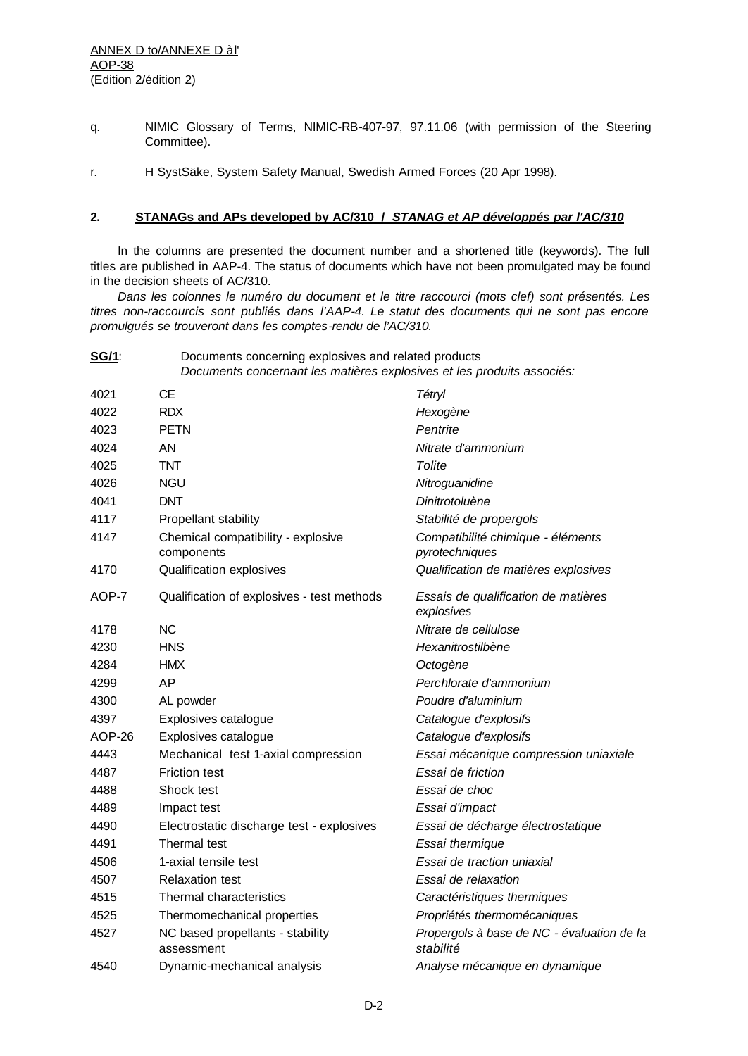q. NIMIC Glossary of Terms, NIMIC-RB-407-97, 97.11.06 (with permission of the Steering Committee).

r. H SystSäke, System Safety Manual, Swedish Armed Forces (20 Apr 1998).

## 2. STANAGs and APs developed by AC/310 / *STANAG et AP développés par l'AC/310*

In the columns are presented the document number and a shortened title (keywords). The full titles are published in AAP-4. The status of documents which have not been promulgated may be found in the decision sheets of AC/310.

*Dans les colonnes le numéro du document et le titre raccourci (mots clef) sont présentés. Les titres non-raccourcis sont publiés dans l'AAP-4. Le statut des documents qui ne sont pas encore promulgués se trouveront dans les comptes-rendu de l'AC/310.*

**SG/1**: Documents concerning explosives and related products
*Documents concernant les matières explosives et les produits associés:*

| | | |
|---|---|---|
| 4021 | CE | *Tétryl* |
| 4022 | RDX | *Hexogène* |
| 4023 | PETN | *Pentrite* |
| 4024 | AN | *Nitrate d'ammonium* |
| 4025 | TNT | *Tolite* |
| 4026 | NGU | *Nitroguanidine* |
| 4041 | DNT | *Dinitrotoluène* |
| 4117 | Propellant stability | *Stabilité de propergols* |
| 4147 | Chemical compatibility - explosive components | *Compatibilité chimique - éléments pyrotechniques* |
| 4170 | Qualification explosives | *Qualification de matières explosives* |
| AOP-7 | Qualification of explosives - test methods | *Essais de qualification de matières explosives* |
| 4178 | NC | *Nitrate de cellulose* |
| 4230 | HNS | *Hexanitrostilbène* |
| 4284 | HMX | *Octogène* |
| 4299 | AP | *Perchlorate d'ammonium* |
| 4300 | AL powder | *Poudre d'aluminium* |
| 4397 | Explosives catalogue | *Catalogue d'explosifs* |
| AOP-26 | Explosives catalogue | *Catalogue d'explosifs* |
| 4443 | Mechanical test 1-axial compression | *Essai mécanique compression uniaxiale* |
| 4487 | Friction test | *Essai de friction* |
| 4488 | Shock test | *Essai de choc* |
| 4489 | Impact test | *Essai d'impact* |
| 4490 | Electrostatic discharge test - explosives | *Essai de décharge électrostatique* |
| 4491 | Thermal test | *Essai thermique* |
| 4506 | 1-axial tensile test | *Essai de traction uniaxial* |
| 4507 | Relaxation test | *Essai de relaxation* |
| 4515 | Thermal characteristics | *Caractéristiques thermiques* |
| 4525 | Thermomechanical properties | *Propriétés thermomécaniques* |
| 4527 | NC based propellants - stability assessment | *Propergols à base de NC - évaluation de la stabilité* |
| 4540 | Dynamic-mechanical analysis | *Analyse mécanique en dynamique* |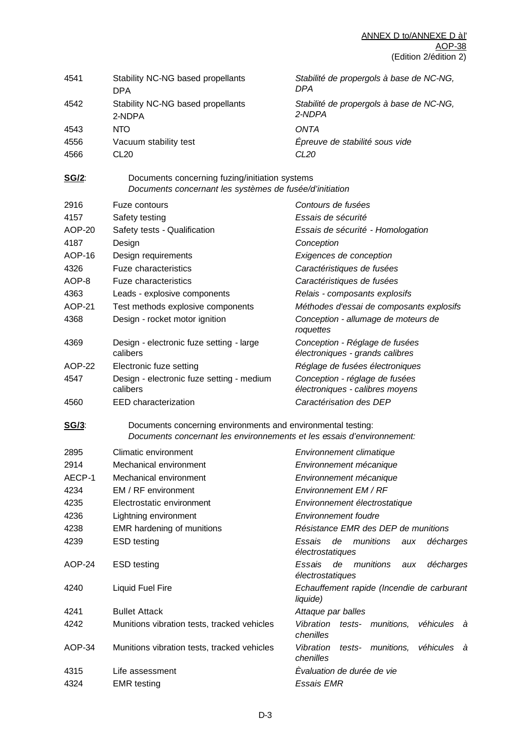| | | |
|---|---|---|
| 4541 | Stability NC-NG based propellants DPA | *Stabilité de propergols à base de NC-NG, DPA* |
| 4542 | Stability NC-NG based propellants 2-NDPA | *Stabilité de propergols à base de NC-NG, 2-NDPA* |
| 4543 | NTO | *ONTA* |
| 4556 | Vacuum stability test | *Épreuve de stabilité sous vide* |
| 4566 | CL20 | *CL20* |

**SG/2**: Documents concerning fuzing/initiation systems
*Documents concernant les systèmes de fusée/d'initiation*

| | | |
|---|---|---|
| 2916 | Fuze contours | *Contours de fusées* |
| 4157 | Safety testing | *Essais de sécurité* |
| AOP-20 | Safety tests - Qualification | *Essais de sécurité - Homologation* |
| 4187 | Design | *Conception* |
| AOP-16 | Design requirements | *Exigences de conception* |
| 4326 | Fuze characteristics | *Caractéristiques de fusées* |
| AOP-8 | Fuze characteristics | *Caractéristiques de fusées* |
| 4363 | Leads - explosive components | *Relais - composants explosifs* |
| AOP-21 | Test methods explosive components | *Méthodes d'essai de composants explosifs* |
| 4368 | Design - rocket motor ignition | *Conception - allumage de moteurs de roquettes* |
| 4369 | Design - electronic fuze setting - large calibers | *Conception - Réglage de fusées électroniques - grands calibres* |
| AOP-22 | Electronic fuze setting | *Réglage de fusées électroniques* |
| 4547 | Design - electronic fuze setting - medium calibers | *Conception - réglage de fusées électroniques - calibres moyens* |
| 4560 | EED characterization | *Caractérisation des DEP* |

**SG/3**: Documents concerning environments and environmental testing:
*Documents concernant les environnements et les essais d'environnement:*

| | | |
|---|---|---|
| 2895 | Climatic environment | *Environnement climatique* |
| 2914 | Mechanical environment | *Environnement mécanique* |
| AECP-1 | Mechanical environment | *Environnement mécanique* |
| 4234 | EM / RF environment | *Environnement EM / RF* |
| 4235 | Electrostatic environment | *Environnement électrostatique* |
| 4236 | Lightning environment | *Environnement foudre* |
| 4238 | EMR hardening of munitions | *Résistance EMR des DEP de munitions* |
| 4239 | ESD testing | *Essais de munitions aux décharges électrostatiques* |
| AOP-24 | ESD testing | *Essais de munitions aux décharges électrostatiques* |
| 4240 | Liquid Fuel Fire | *Echauffement rapide (Incendie de carburant liquide)* |
| 4241 | Bullet Attack | *Attaque par balles* |
| 4242 | Munitions vibration tests, tracked vehicles | *Vibration tests- munitions, véhicules à chenilles* |
| AOP-34 | Munitions vibration tests, tracked vehicles | *Vibration tests- munitions, véhicules à chenilles* |
| 4315 | Life assessment | *Èvaluation de durée de vie* |
| 4324 | EMR testing | *Essais EMR* |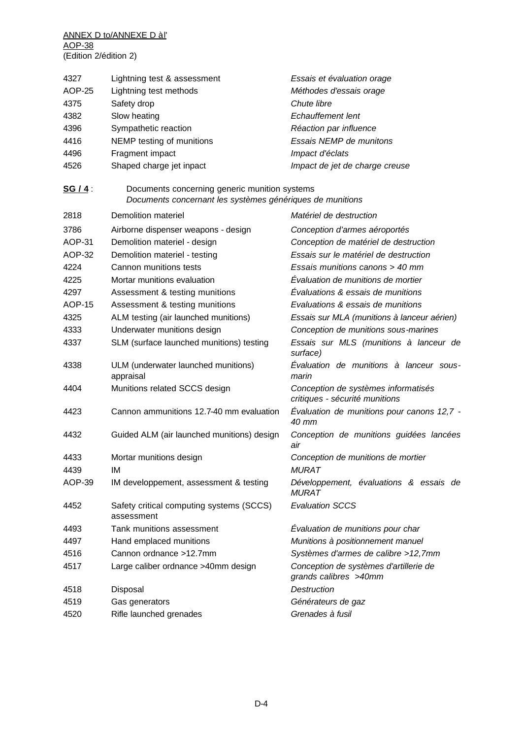| | | |
|---|---|---|
| 4327 | Lightning test & assessment | *Essais et évaluation orage* |
| AOP-25 | Lightning test methods | *Méthodes d'essais orage* |
| 4375 | Safety drop | *Chute libre* |
| 4382 | Slow heating | *Echauffement lent* |
| 4396 | Sympathetic reaction | *Réaction par influence* |
| 4416 | NEMP testing of munitions | *Essais NEMP de munitons* |
| 4496 | Fragment impact | *Impact d'éclats* |
| 4526 | Shaped charge jet inpact | *Impact de jet de charge creuse* |

**SG / 4** : Documents concerning generic munition systems
*Documents concernant les systèmes génériques de munitions*

| | | |
|---|---|---|
| 2818 | Demolition materiel | *Matériel de destruction* |
| 3786 | Airborne dispenser weapons - design | *Conception d'armes aéroportés* |
| AOP-31 | Demolition materiel - design | *Conception de matériel de destruction* |
| AOP-32 | Demolition materiel - testing | *Essais sur le matériel de destruction* |
| 4224 | Cannon munitions tests | *Essais munitions canons > 40 mm* |
| 4225 | Mortar munitions evaluation | *Évaluation de munitions de mortier* |
| 4297 | Assessment & testing munitions | *Évaluations & essais de munitions* |
| AOP-15 | Assessment & testing munitions | *Evaluations & essais de munitions* |
| 4325 | ALM testing (air launched munitions) | *Essais sur MLA (munitions à lanceur aérien)* |
| 4333 | Underwater munitions design | *Conception de munitions sous-marines* |
| 4337 | SLM (surface launched munitions) testing | *Essais sur MLS (munitions à lanceur de surface)* |
| 4338 | ULM (underwater launched munitions) appraisal | *Évaluation de munitions à lanceur sous-marin* |
| 4404 | Munitions related SCCS design | *Conception de systèmes informatisés critiques - sécurité munitions* |
| 4423 | Cannon ammunitions 12.7-40 mm evaluation | *Évaluation de munitions pour canons 12,7 - 40 mm* |
| 4432 | Guided ALM (air launched munitions) design | *Conception de munitions guidées lancées air* |
| 4433 | Mortar munitions design | *Conception de munitions de mortier* |
| 4439 | IM | *MURAT* |
| AOP-39 | IM developpement, assessment & testing | *Développement, évaluations & essais de MURAT* |
| 4452 | Safety critical computing systems (SCCS) assessment | *Evaluation SCCS* |
| 4493 | Tank munitions assessment | *Évaluation de munitions pour char* |
| 4497 | Hand emplaced munitions | *Munitions à positionnement manuel* |
| 4516 | Cannon ordnance >12.7mm | *Systèmes d'armes de calibre >12,7mm* |
| 4517 | Large caliber ordnance >40mm design | *Conception de systèmes d'artillerie de grands calibres >40mm* |
| 4518 | Disposal | *Destruction* |
| 4519 | Gas generators | *Générateurs de gaz* |
| 4520 | Rifle launched grenades | *Grenades à fusil* |